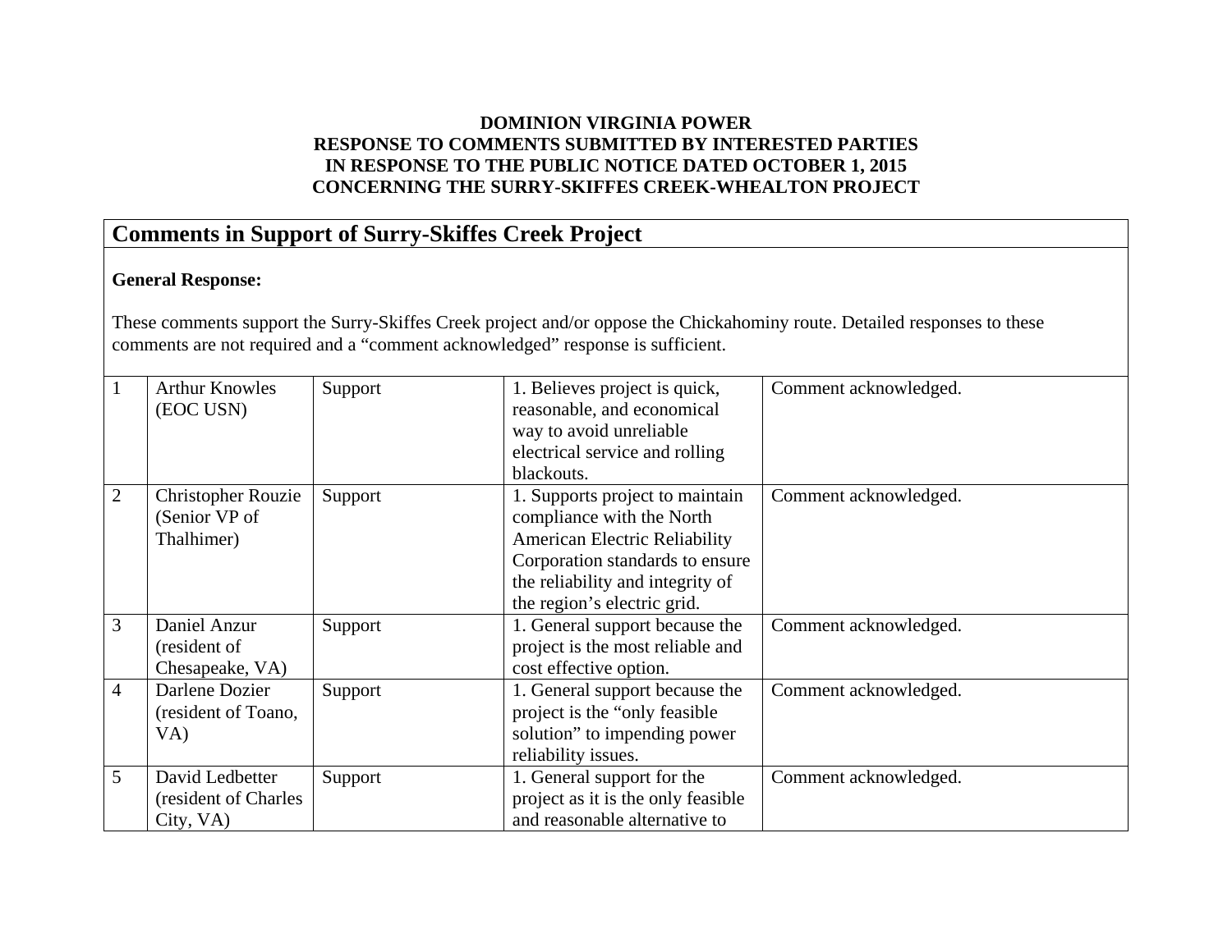**DOMINION VIRGINIA POWER**
**RESPONSE TO COMMENTS SUBMITTED BY INTERESTED PARTIES**
**IN RESPONSE TO THE PUBLIC NOTICE DATED OCTOBER 1, 2015**
**CONCERNING THE SURRY-SKIFFES CREEK-WHEALTON PROJECT**

## Comments in Support of Surry-Skiffes Creek Project

**General Response:**

These comments support the Surry-Skiffes Creek project and/or oppose the Chickahominy route. Detailed responses to these comments are not required and a "comment acknowledged" response is sufficient.

| | | | | |
|---|---|---|---|---|
| 1 | Arthur Knowles (EOC USN) | Support | 1. Believes project is quick, reasonable, and economical way to avoid unreliable electrical service and rolling blackouts. | Comment acknowledged. |
| 2 | Christopher Rouzie (Senior VP of Thalhimer) | Support | 1. Supports project to maintain compliance with the North American Electric Reliability Corporation standards to ensure the reliability and integrity of the region's electric grid. | Comment acknowledged. |
| 3 | Daniel Anzur (resident of Chesapeake, VA) | Support | 1. General support because the project is the most reliable and cost effective option. | Comment acknowledged. |
| 4 | Darlene Dozier (resident of Toano, VA) | Support | 1. General support because the project is the "only feasible solution" to impending power reliability issues. | Comment acknowledged. |
| 5 | David Ledbetter (resident of Charles City, VA) | Support | 1. General support for the project as it is the only feasible and reasonable alternative to | Comment acknowledged. |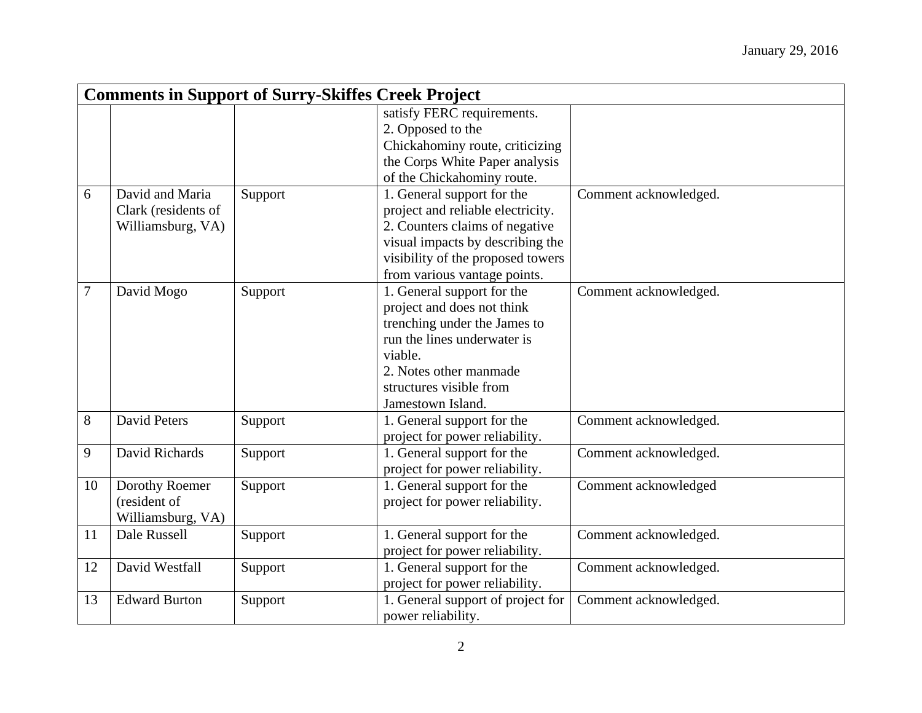January 29, 2016

| Comments in Support of Surry-Skiffes Creek Project | | | | |
|---|---|---|---|---|
| | | | satisfy FERC requirements.<br>2. Opposed to the Chickahominy route, criticizing the Corps White Paper analysis of the Chickahominy route. | |
| 6 | David and Maria Clark (residents of Williamsburg, VA) | Support | 1. General support for the project and reliable electricity.<br>2. Counters claims of negative visual impacts by describing the visibility of the proposed towers from various vantage points. | Comment acknowledged. |
| 7 | David Mogo | Support | 1. General support for the project and does not think trenching under the James to run the lines underwater is viable.<br>2. Notes other manmade structures visible from Jamestown Island. | Comment acknowledged. |
| 8 | David Peters | Support | 1. General support for the project for power reliability. | Comment acknowledged. |
| 9 | David Richards | Support | 1. General support for the project for power reliability. | Comment acknowledged. |
| 10 | Dorothy Roemer (resident of Williamsburg, VA) | Support | 1. General support for the project for power reliability. | Comment acknowledged |
| 11 | Dale Russell | Support | 1. General support for the project for power reliability. | Comment acknowledged. |
| 12 | David Westfall | Support | 1. General support for the project for power reliability. | Comment acknowledged. |
| 13 | Edward Burton | Support | 1. General support of project for power reliability. | Comment acknowledged. |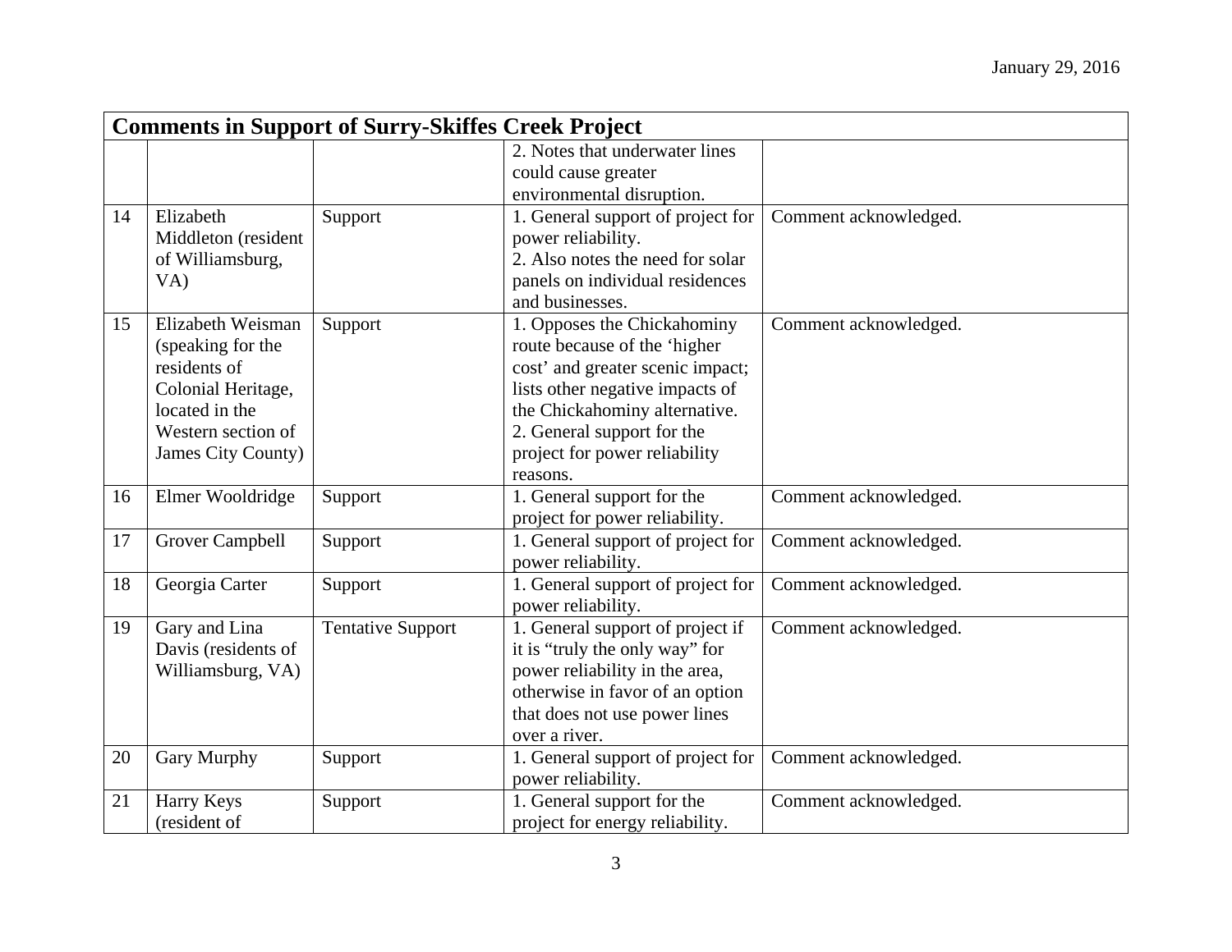| Comments in Support of Surry-Skiffes Creek Project | | | | |
|---|---|---|---|---|
| | | | 2. Notes that underwater lines could cause greater environmental disruption. | |
| 14 | Elizabeth Middleton (resident of Williamsburg, VA) | Support | 1. General support of project for power reliability. 2. Also notes the need for solar panels on individual residences and businesses. | Comment acknowledged. |
| 15 | Elizabeth Weisman (speaking for the residents of Colonial Heritage, located in the Western section of James City County) | Support | 1. Opposes the Chickahominy route because of the 'higher cost' and greater scenic impact; lists other negative impacts of the Chickahominy alternative. 2. General support for the project for power reliability reasons. | Comment acknowledged. |
| 16 | Elmer Wooldridge | Support | 1. General support for the project for power reliability. | Comment acknowledged. |
| 17 | Grover Campbell | Support | 1. General support of project for power reliability. | Comment acknowledged. |
| 18 | Georgia Carter | Support | 1. General support of project for power reliability. | Comment acknowledged. |
| 19 | Gary and Lina Davis (residents of Williamsburg, VA) | Tentative Support | 1. General support of project if it is "truly the only way" for power reliability in the area, otherwise in favor of an option that does not use power lines over a river. | Comment acknowledged. |
| 20 | Gary Murphy | Support | 1. General support of project for power reliability. | Comment acknowledged. |
| 21 | Harry Keys (resident of | Support | 1. General support for the project for energy reliability. | Comment acknowledged. |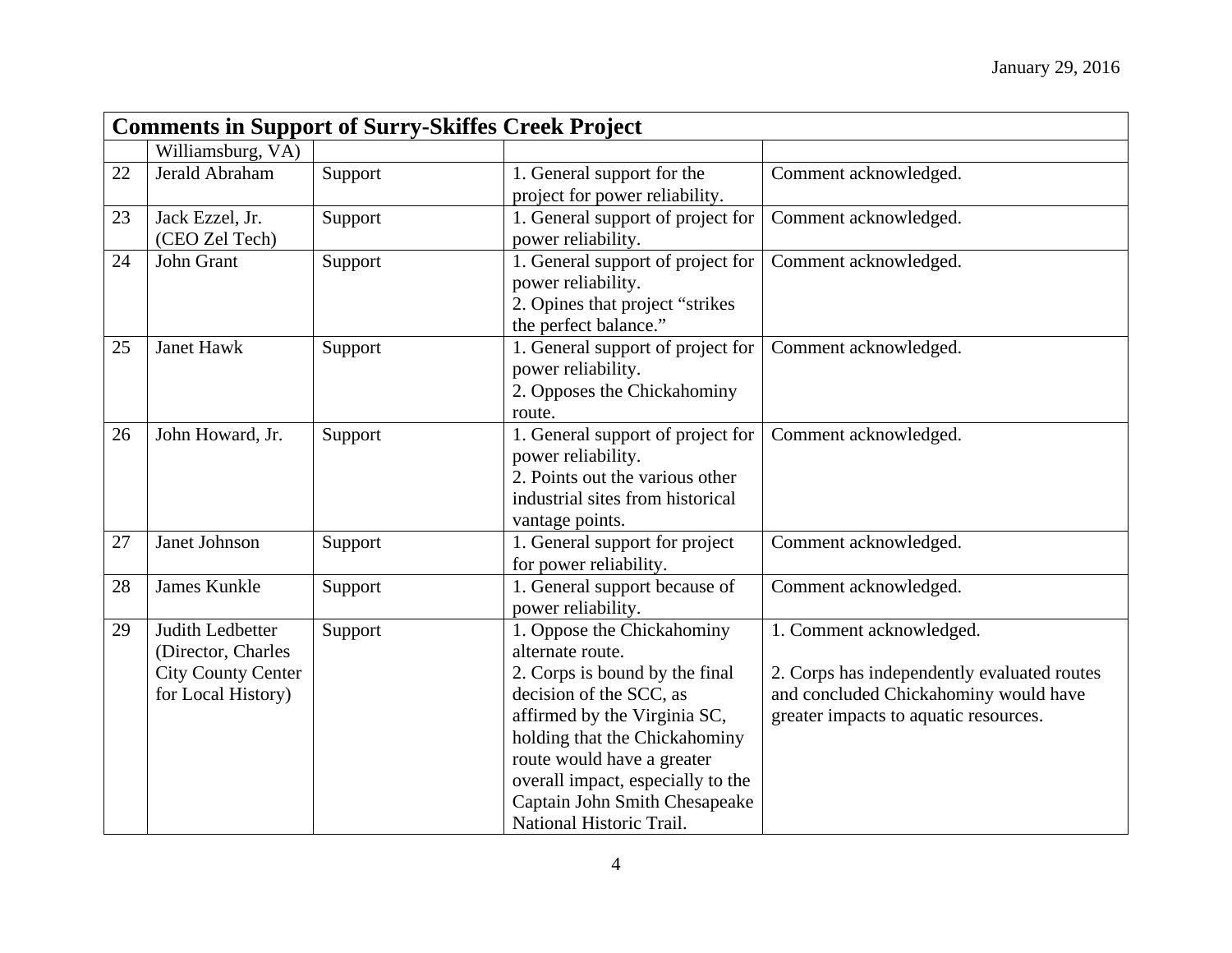| Comments in Support of Surry-Skiffes Creek Project | | | | |
|---|---|---|---|---|
| | Williamsburg, VA) | | | |
| 22 | Jerald Abraham | Support | 1. General support for the project for power reliability. | Comment acknowledged. |
| 23 | Jack Ezzel, Jr. (CEO Zel Tech) | Support | 1. General support of project for power reliability. | Comment acknowledged. |
| 24 | John Grant | Support | 1. General support of project for power reliability.<br>2. Opines that project "strikes the perfect balance." | Comment acknowledged. |
| 25 | Janet Hawk | Support | 1. General support of project for power reliability.<br>2. Opposes the Chickahominy route. | Comment acknowledged. |
| 26 | John Howard, Jr. | Support | 1. General support of project for power reliability.<br>2. Points out the various other industrial sites from historical vantage points. | Comment acknowledged. |
| 27 | Janet Johnson | Support | 1. General support for project for power reliability. | Comment acknowledged. |
| 28 | James Kunkle | Support | 1. General support because of power reliability. | Comment acknowledged. |
| 29 | Judith Ledbetter (Director, Charles City County Center for Local History) | Support | 1. Oppose the Chickahominy alternate route.<br>2. Corps is bound by the final decision of the SCC, as affirmed by the Virginia SC, holding that the Chickahominy route would have a greater overall impact, especially to the Captain John Smith Chesapeake National Historic Trail. | 1. Comment acknowledged.<br><br>2. Corps has independently evaluated routes and concluded Chickahominy would have greater impacts to aquatic resources. |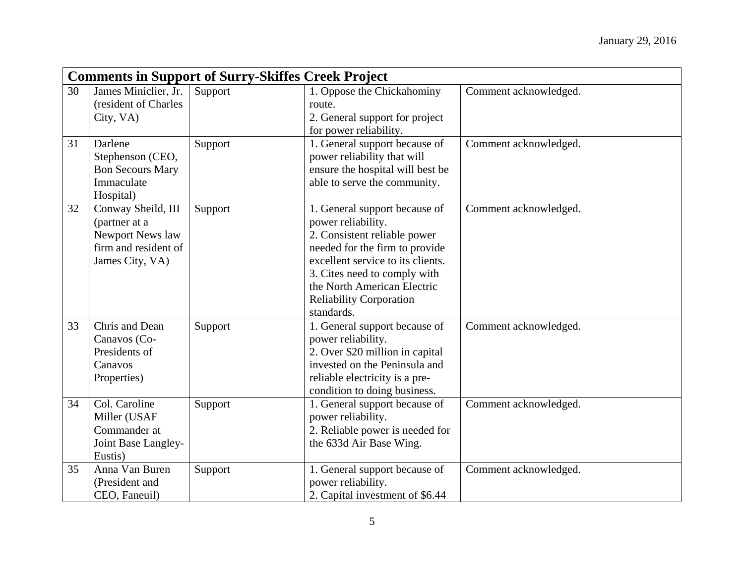January 29, 2016

| Comments in Support of Surry-Skiffes Creek Project | | | | |
|---|---|---|---|---|
| 30 | James Miniclier, Jr. (resident of Charles City, VA) | Support | 1. Oppose the Chickahominy route.<br>2. General support for project for power reliability. | Comment acknowledged. |
| 31 | Darlene Stephenson (CEO, Bon Secours Mary Immaculate Hospital) | Support | 1. General support because of power reliability that will ensure the hospital will best be able to serve the community. | Comment acknowledged. |
| 32 | Conway Sheild, III (partner at a Newport News law firm and resident of James City, VA) | Support | 1. General support because of power reliability.<br>2. Consistent reliable power needed for the firm to provide excellent service to its clients.<br>3. Cites need to comply with the North American Electric Reliability Corporation standards. | Comment acknowledged. |
| 33 | Chris and Dean Canavos (Co-Presidents of Canavos Properties) | Support | 1. General support because of power reliability.<br>2. Over $20 million in capital invested on the Peninsula and reliable electricity is a pre-condition to doing business. | Comment acknowledged. |
| 34 | Col. Caroline Miller (USAF Commander at Joint Base Langley-Eustis) | Support | 1. General support because of power reliability.<br>2. Reliable power is needed for the 633d Air Base Wing. | Comment acknowledged. |
| 35 | Anna Van Buren (President and CEO, Faneuil) | Support | 1. General support because of power reliability.<br>2. Capital investment of $6.44 | Comment acknowledged. |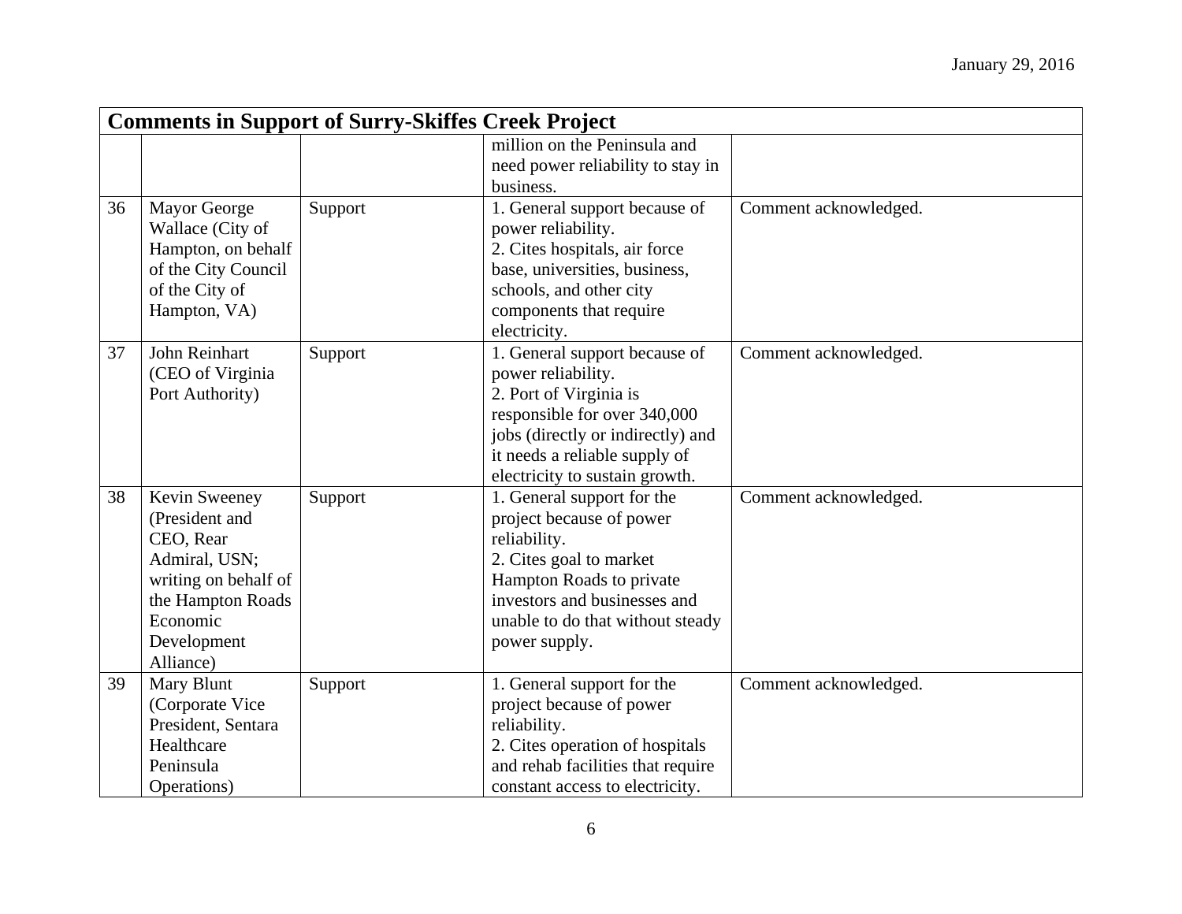| Comments in Support of Surry-Skiffes Creek Project | | | | |
|---|---|---|---|---|
| | | | million on the Peninsula and need power reliability to stay in business. | |
| 36 | Mayor George Wallace (City of Hampton, on behalf of the City Council of the City of Hampton, VA) | Support | 1. General support because of power reliability.<br>2. Cites hospitals, air force base, universities, business, schools, and other city components that require electricity. | Comment acknowledged. |
| 37 | John Reinhart (CEO of Virginia Port Authority) | Support | 1. General support because of power reliability.<br>2. Port of Virginia is responsible for over 340,000 jobs (directly or indirectly) and it needs a reliable supply of electricity to sustain growth. | Comment acknowledged. |
| 38 | Kevin Sweeney (President and CEO, Rear Admiral, USN; writing on behalf of the Hampton Roads Economic Development Alliance) | Support | 1. General support for the project because of power reliability.<br>2. Cites goal to market Hampton Roads to private investors and businesses and unable to do that without steady power supply. | Comment acknowledged. |
| 39 | Mary Blunt (Corporate Vice President, Sentara Healthcare Peninsula Operations) | Support | 1. General support for the project because of power reliability.<br>2. Cites operation of hospitals and rehab facilities that require constant access to electricity. | Comment acknowledged. |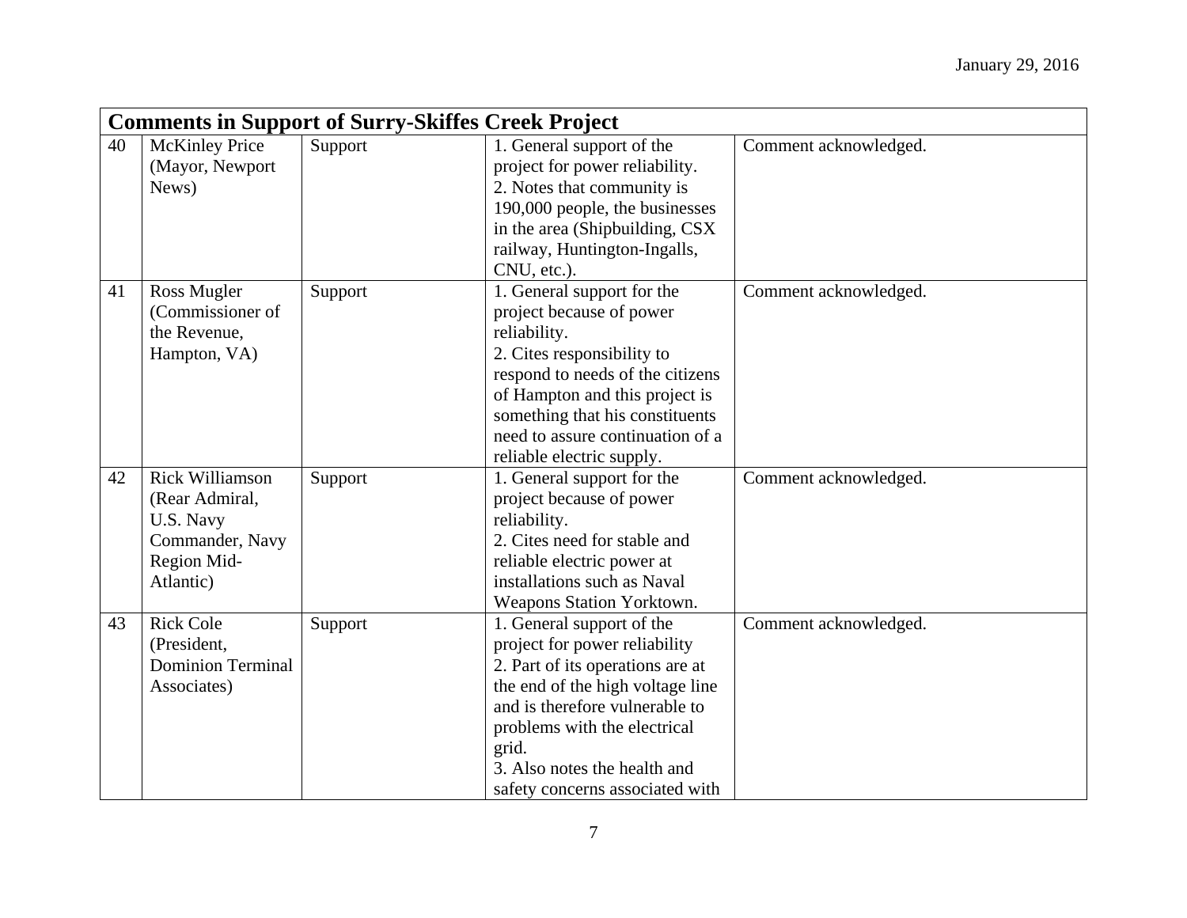| Comments in Support of Surry-Skiffes Creek Project | | | | |
|---|---|---|---|---|
| 40 | McKinley Price (Mayor, Newport News) | Support | 1. General support of the project for power reliability.<br>2. Notes that community is 190,000 people, the businesses in the area (Shipbuilding, CSX railway, Huntington-Ingalls, CNU, etc.). | Comment acknowledged. |
| 41 | Ross Mugler (Commissioner of the Revenue, Hampton, VA) | Support | 1. General support for the project because of power reliability.<br>2. Cites responsibility to respond to needs of the citizens of Hampton and this project is something that his constituents need to assure continuation of a reliable electric supply. | Comment acknowledged. |
| 42 | Rick Williamson (Rear Admiral, U.S. Navy Commander, Navy Region Mid-Atlantic) | Support | 1. General support for the project because of power reliability.<br>2. Cites need for stable and reliable electric power at installations such as Naval Weapons Station Yorktown. | Comment acknowledged. |
| 43 | Rick Cole (President, Dominion Terminal Associates) | Support | 1. General support of the project for power reliability<br>2. Part of its operations are at the end of the high voltage line and is therefore vulnerable to problems with the electrical grid.<br>3. Also notes the health and safety concerns associated with | Comment acknowledged. |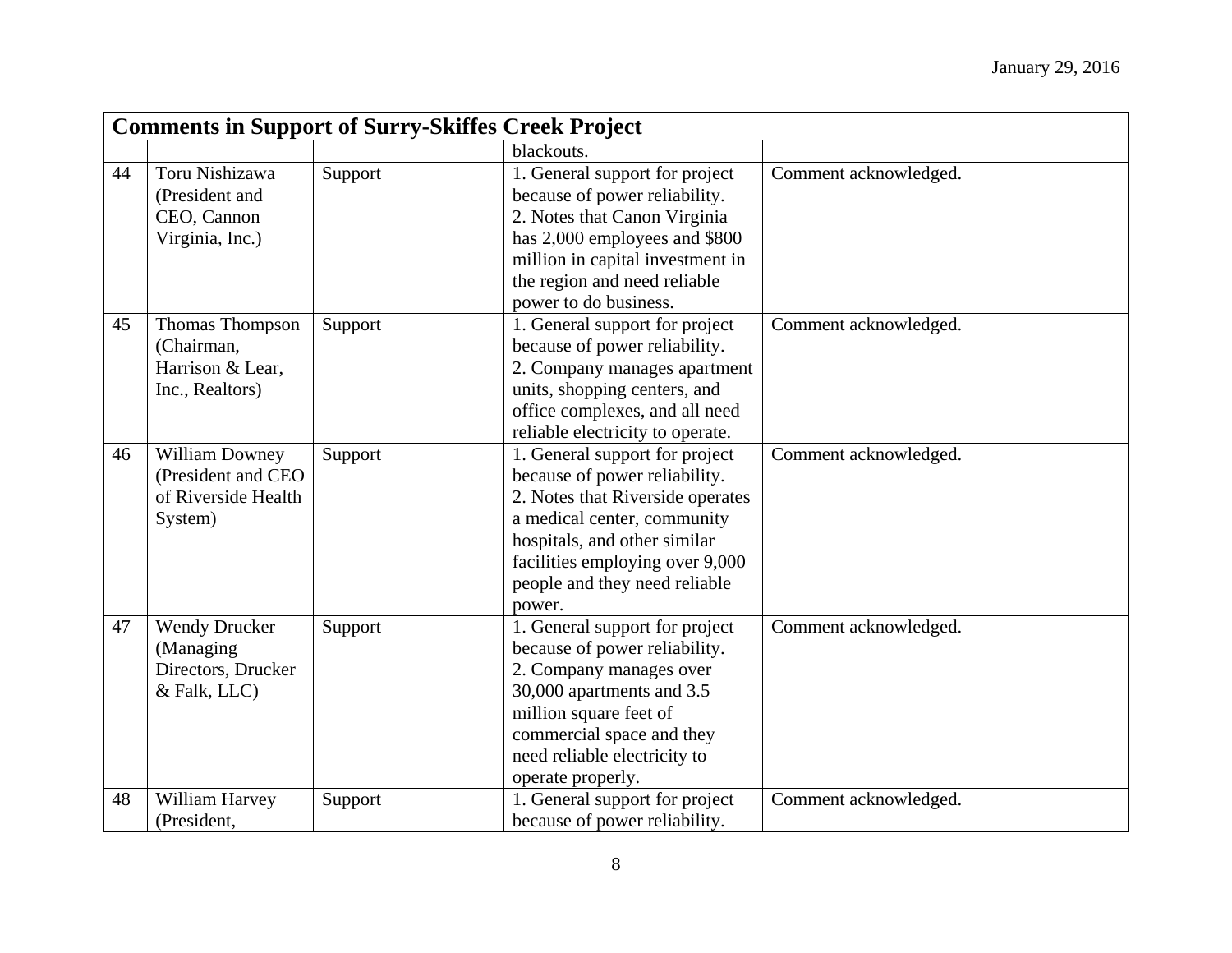| Comments in Support of Surry-Skiffes Creek Project | | | | |
|---|---|---|---|---|
| | | | blackouts. | |
| 44 | Toru Nishizawa (President and CEO, Cannon Virginia, Inc.) | Support | 1. General support for project because of power reliability. 2. Notes that Canon Virginia has 2,000 employees and $800 million in capital investment in the region and need reliable power to do business. | Comment acknowledged. |
| 45 | Thomas Thompson (Chairman, Harrison & Lear, Inc., Realtors) | Support | 1. General support for project because of power reliability. 2. Company manages apartment units, shopping centers, and office complexes, and all need reliable electricity to operate. | Comment acknowledged. |
| 46 | William Downey (President and CEO of Riverside Health System) | Support | 1. General support for project because of power reliability. 2. Notes that Riverside operates a medical center, community hospitals, and other similar facilities employing over 9,000 people and they need reliable power. | Comment acknowledged. |
| 47 | Wendy Drucker (Managing Directors, Drucker & Falk, LLC) | Support | 1. General support for project because of power reliability. 2. Company manages over 30,000 apartments and 3.5 million square feet of commercial space and they need reliable electricity to operate properly. | Comment acknowledged. |
| 48 | William Harvey (President, | Support | 1. General support for project because of power reliability. | Comment acknowledged. |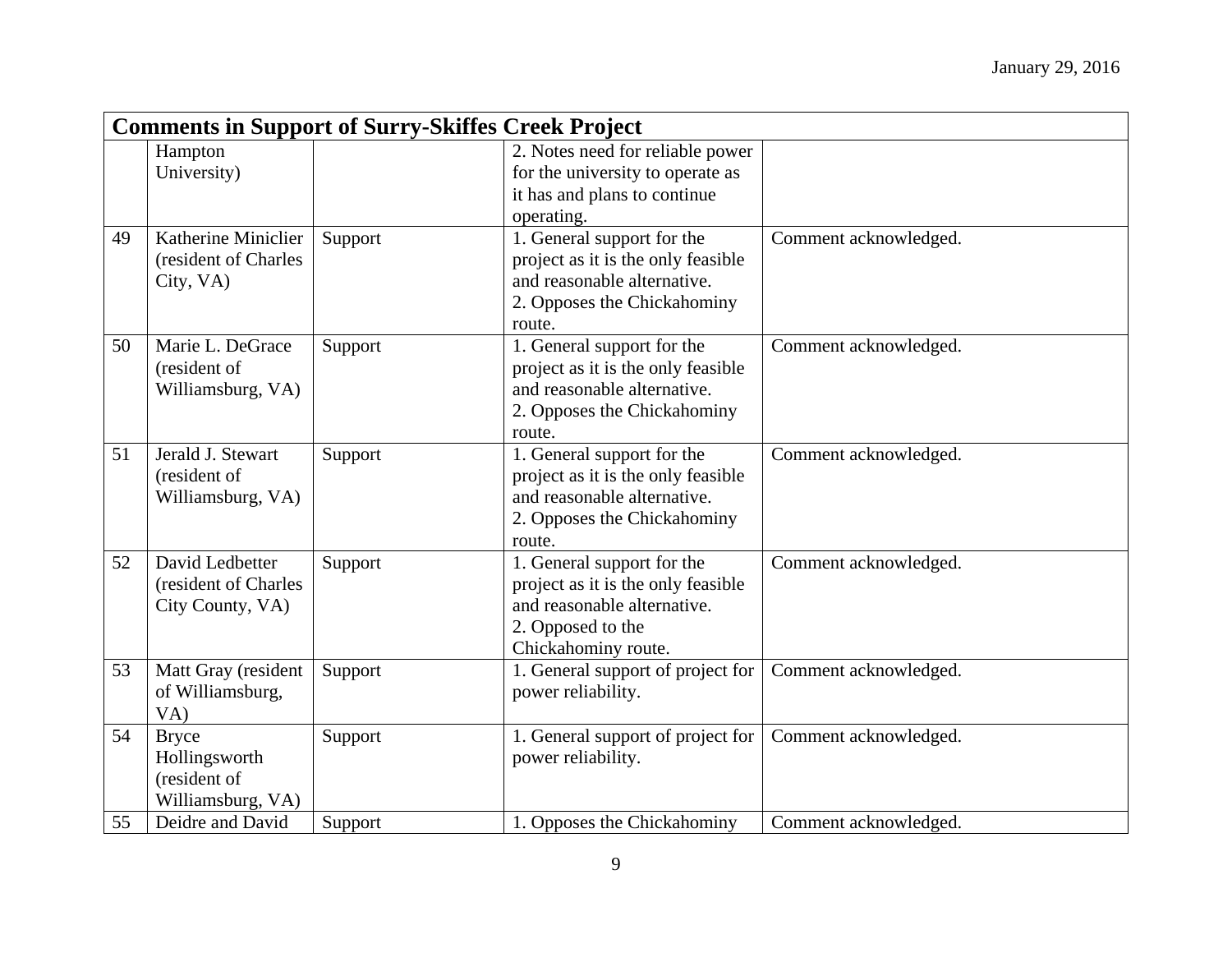January 29, 2016

| Comments in Support of Surry-Skiffes Creek Project | | | | |
|---|---|---|---|---|
| | Hampton University) | | 2. Notes need for reliable power for the university to operate as it has and plans to continue operating. | |
| 49 | Katherine Miniclier (resident of Charles City, VA) | Support | 1. General support for the project as it is the only feasible and reasonable alternative.<br>2. Opposes the Chickahominy route. | Comment acknowledged. |
| 50 | Marie L. DeGrace (resident of Williamsburg, VA) | Support | 1. General support for the project as it is the only feasible and reasonable alternative.<br>2. Opposes the Chickahominy route. | Comment acknowledged. |
| 51 | Jerald J. Stewart (resident of Williamsburg, VA) | Support | 1. General support for the project as it is the only feasible and reasonable alternative.<br>2. Opposes the Chickahominy route. | Comment acknowledged. |
| 52 | David Ledbetter (resident of Charles City County, VA) | Support | 1. General support for the project as it is the only feasible and reasonable alternative.<br>2. Opposed to the Chickahominy route. | Comment acknowledged. |
| 53 | Matt Gray (resident of Williamsburg, VA) | Support | 1. General support of project for power reliability. | Comment acknowledged. |
| 54 | Bryce Hollingsworth (resident of Williamsburg, VA) | Support | 1. General support of project for power reliability. | Comment acknowledged. |
| 55 | Deidre and David | Support | 1. Opposes the Chickahominy | Comment acknowledged. |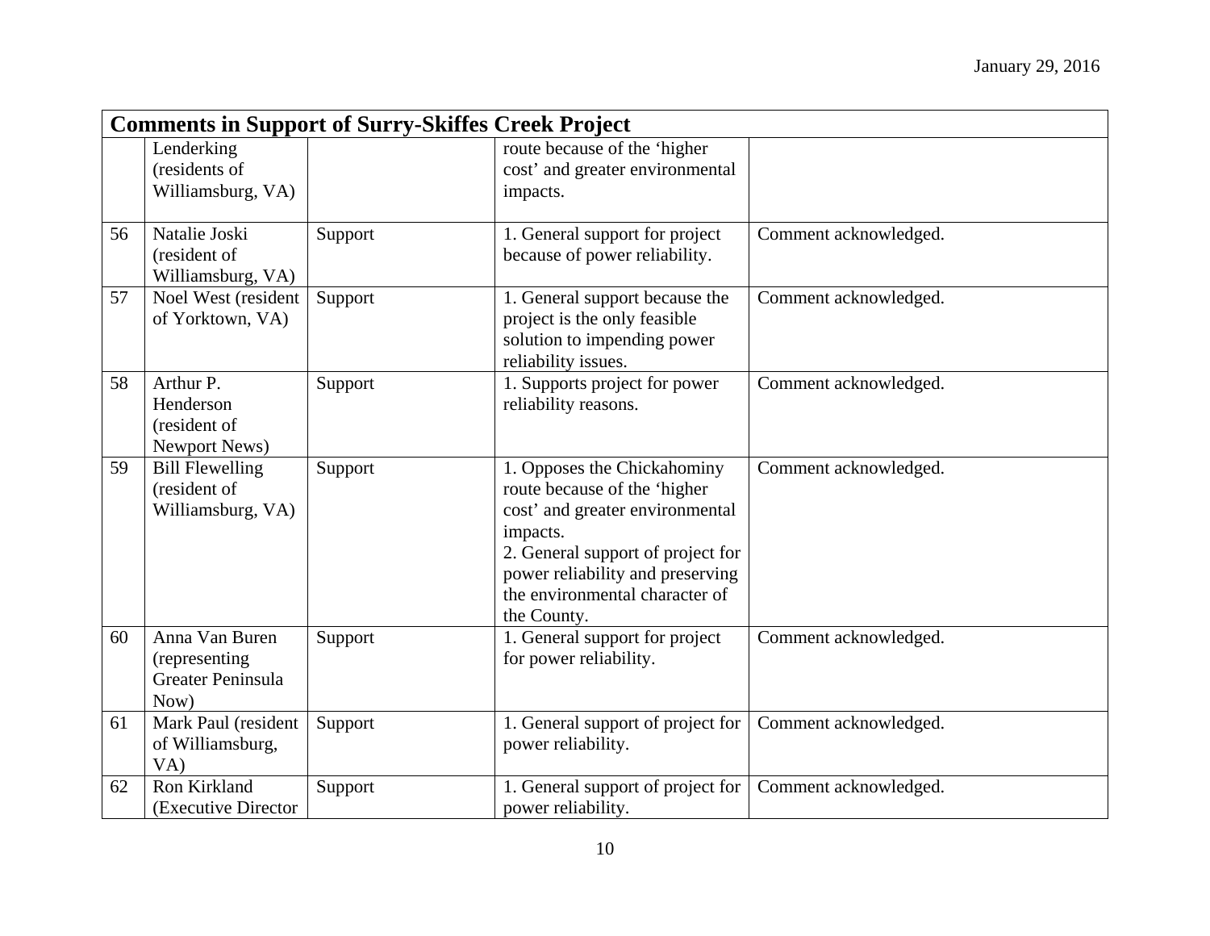| Comments in Support of Surry-Skiffes Creek Project | | | | |
|---|---|---|---|---|
| | Lenderking (residents of Williamsburg, VA) | | route because of the 'higher cost' and greater environmental impacts. | |
| 56 | Natalie Joski (resident of Williamsburg, VA) | Support | 1. General support for project because of power reliability. | Comment acknowledged. |
| 57 | Noel West (resident of Yorktown, VA) | Support | 1. General support because the project is the only feasible solution to impending power reliability issues. | Comment acknowledged. |
| 58 | Arthur P. Henderson (resident of Newport News) | Support | 1. Supports project for power reliability reasons. | Comment acknowledged. |
| 59 | Bill Flewelling (resident of Williamsburg, VA) | Support | 1. Opposes the Chickahominy route because of the 'higher cost' and greater environmental impacts.<br>2. General support of project for power reliability and preserving the environmental character of the County. | Comment acknowledged. |
| 60 | Anna Van Buren (representing Greater Peninsula Now) | Support | 1. General support for project for power reliability. | Comment acknowledged. |
| 61 | Mark Paul (resident of Williamsburg, VA) | Support | 1. General support of project for power reliability. | Comment acknowledged. |
| 62 | Ron Kirkland (Executive Director | Support | 1. General support of project for power reliability. | Comment acknowledged. |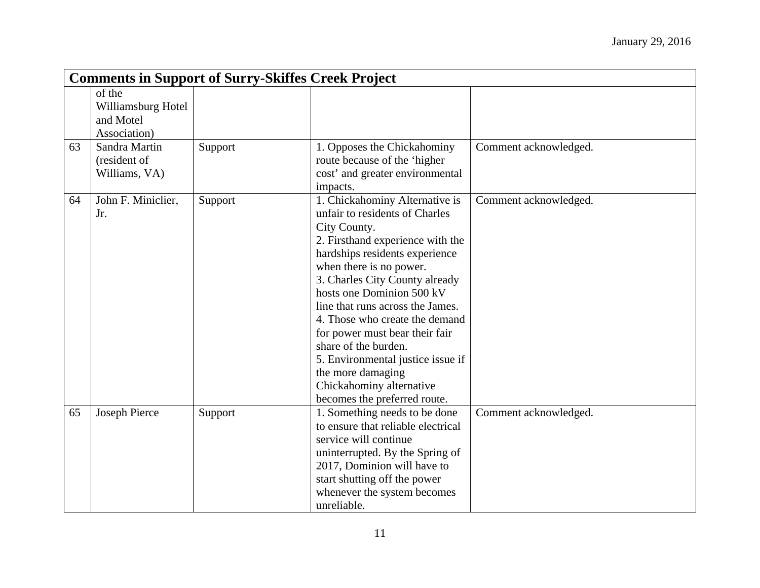| Comments in Support of Surry-Skiffes Creek Project | | | | |
|---|---|---|---|---|
| | of the Williamsburg Hotel and Motel Association) | | | |
| 63 | Sandra Martin (resident of Williams, VA) | Support | 1. Opposes the Chickahominy route because of the 'higher cost' and greater environmental impacts. | Comment acknowledged. |
| 64 | John F. Miniclier, Jr. | Support | 1. Chickahominy Alternative is unfair to residents of Charles City County.<br>2. Firsthand experience with the hardships residents experience when there is no power.<br>3. Charles City County already hosts one Dominion 500 kV line that runs across the James.<br>4. Those who create the demand for power must bear their fair share of the burden.<br>5. Environmental justice issue if the more damaging Chickahominy alternative becomes the preferred route. | Comment acknowledged. |
| 65 | Joseph Pierce | Support | 1. Something needs to be done to ensure that reliable electrical service will continue uninterrupted. By the Spring of 2017, Dominion will have to start shutting off the power whenever the system becomes unreliable. | Comment acknowledged. |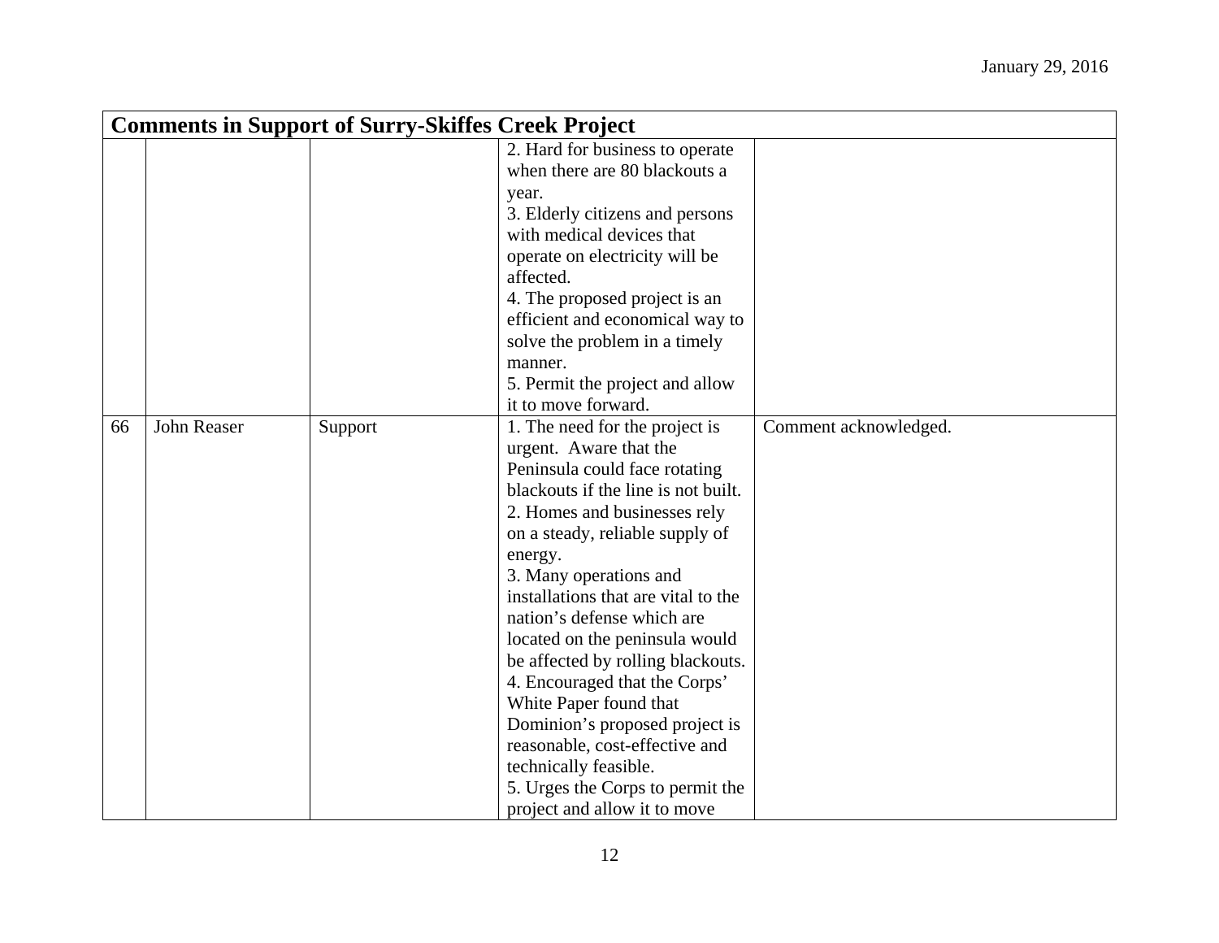| Comments in Support of Surry-Skiffes Creek Project | | | | |
|---|---|---|---|---|
| | | | 2. Hard for business to operate when there are 80 blackouts a year.<br>3. Elderly citizens and persons with medical devices that operate on electricity will be affected.<br>4. The proposed project is an efficient and economical way to solve the problem in a timely manner.<br>5. Permit the project and allow it to move forward. | |
| 66 | John Reaser | Support | 1. The need for the project is urgent. Aware that the Peninsula could face rotating blackouts if the line is not built.<br>2. Homes and businesses rely on a steady, reliable supply of energy.<br>3. Many operations and installations that are vital to the nation's defense which are located on the peninsula would be affected by rolling blackouts.<br>4. Encouraged that the Corps' White Paper found that Dominion's proposed project is reasonable, cost-effective and technically feasible.<br>5. Urges the Corps to permit the project and allow it to move | Comment acknowledged. |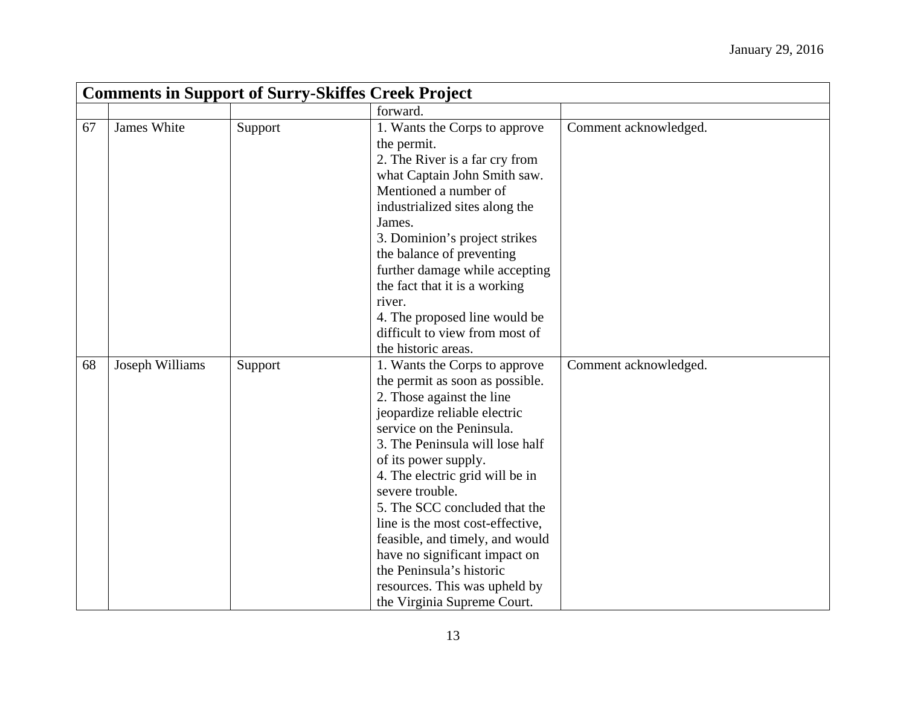| Comments in Support of Surry-Skiffes Creek Project | | | | |
|---|---|---|---|---|
| | | | forward. | |
| 67 | James White | Support | 1. Wants the Corps to approve the permit.<br>2. The River is a far cry from what Captain John Smith saw. Mentioned a number of industrialized sites along the James.<br>3. Dominion's project strikes the balance of preventing further damage while accepting the fact that it is a working river.<br>4. The proposed line would be difficult to view from most of the historic areas. | Comment acknowledged. |
| 68 | Joseph Williams | Support | 1. Wants the Corps to approve the permit as soon as possible.<br>2. Those against the line jeopardize reliable electric service on the Peninsula.<br>3. The Peninsula will lose half of its power supply.<br>4. The electric grid will be in severe trouble.<br>5. The SCC concluded that the line is the most cost-effective, feasible, and timely, and would have no significant impact on the Peninsula's historic resources. This was upheld by the Virginia Supreme Court. | Comment acknowledged. |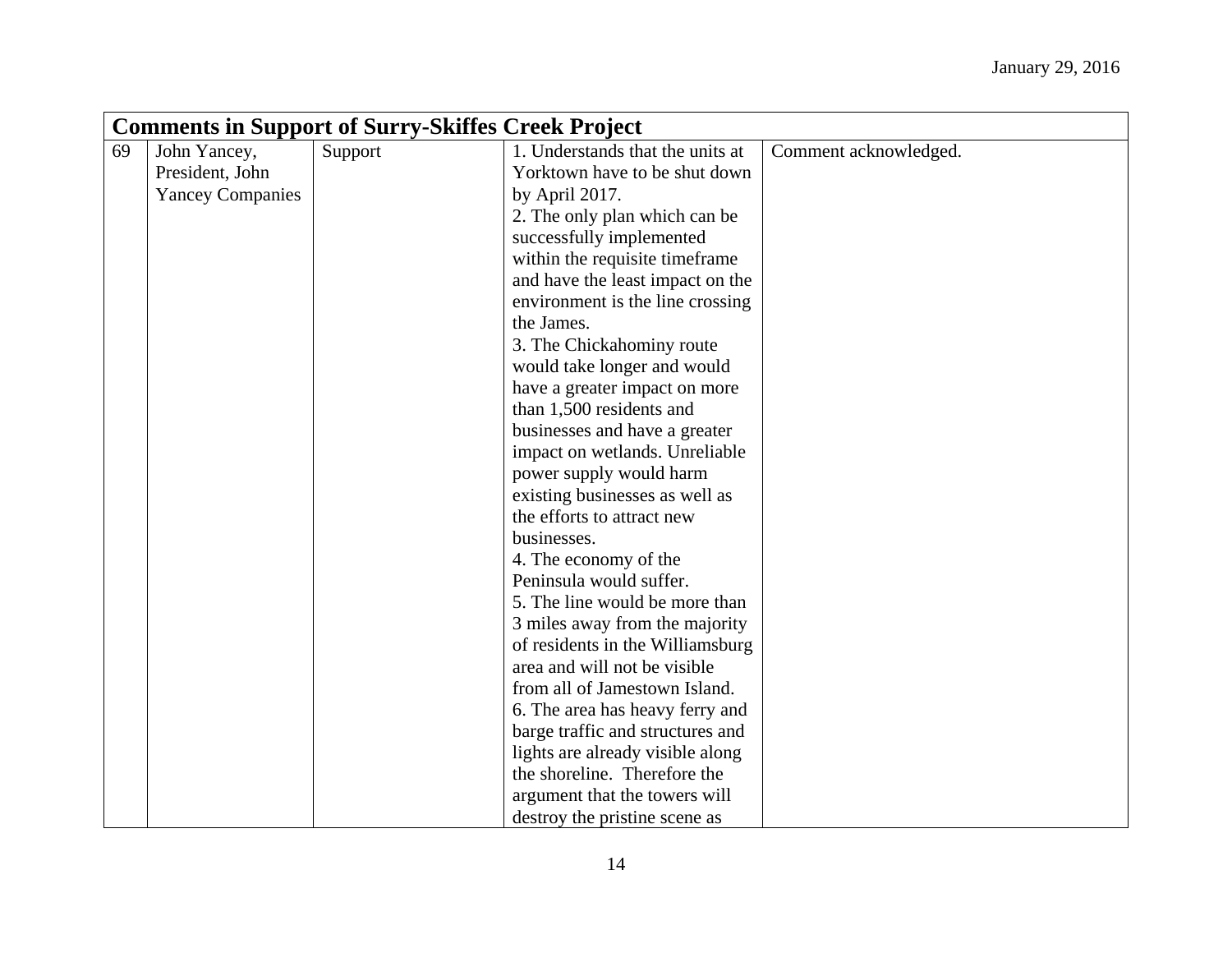January 29, 2016

| Comments in Support of Surry-Skiffes Creek Project | | | | |
|---|---|---|---|---|
| 69 | John Yancey, President, John Yancey Companies | Support | 1. Understands that the units at Yorktown have to be shut down by April 2017.<br>2. The only plan which can be successfully implemented within the requisite timeframe and have the least impact on the environment is the line crossing the James.<br>3. The Chickahominy route would take longer and would have a greater impact on more than 1,500 residents and businesses and have a greater impact on wetlands. Unreliable power supply would harm existing businesses as well as the efforts to attract new businesses.<br>4. The economy of the Peninsula would suffer.<br>5. The line would be more than 3 miles away from the majority of residents in the Williamsburg area and will not be visible from all of Jamestown Island.<br>6. The area has heavy ferry and barge traffic and structures and lights are already visible along the shoreline. Therefore the argument that the towers will destroy the pristine scene as | Comment acknowledged. |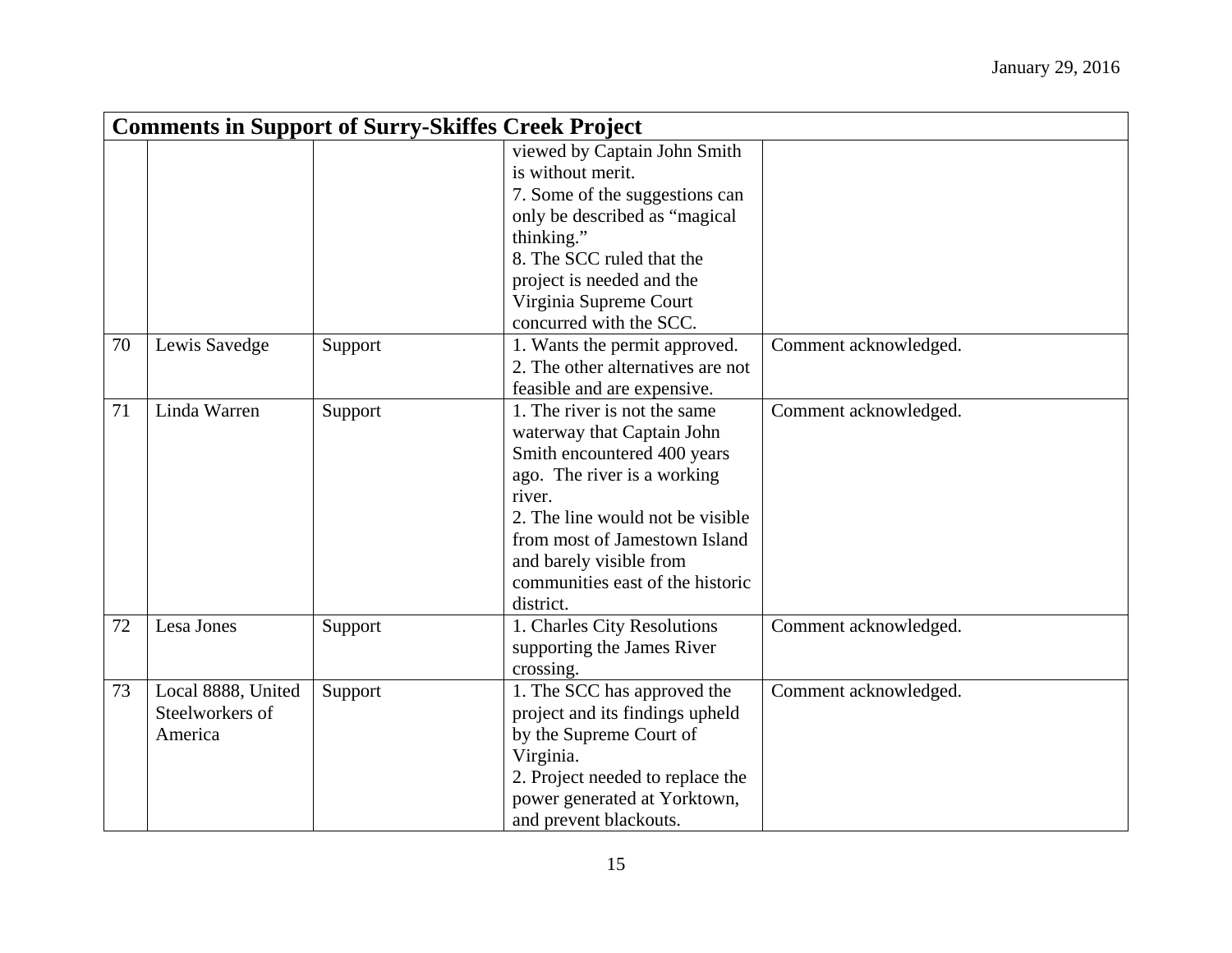| Comments in Support of Surry-Skiffes Creek Project | | | | |
|---|---|---|---|---|
| | | | viewed by Captain John Smith is without merit.<br>7. Some of the suggestions can only be described as "magical thinking."<br>8. The SCC ruled that the project is needed and the Virginia Supreme Court concurred with the SCC. | |
| 70 | Lewis Savedge | Support | 1. Wants the permit approved.<br>2. The other alternatives are not feasible and are expensive. | Comment acknowledged. |
| 71 | Linda Warren | Support | 1. The river is not the same waterway that Captain John Smith encountered 400 years ago. The river is a working river.<br>2. The line would not be visible from most of Jamestown Island and barely visible from communities east of the historic district. | Comment acknowledged. |
| 72 | Lesa Jones | Support | 1. Charles City Resolutions supporting the James River crossing. | Comment acknowledged. |
| 73 | Local 8888, United Steelworkers of America | Support | 1. The SCC has approved the project and its findings upheld by the Supreme Court of Virginia.<br>2. Project needed to replace the power generated at Yorktown, and prevent blackouts. | Comment acknowledged. |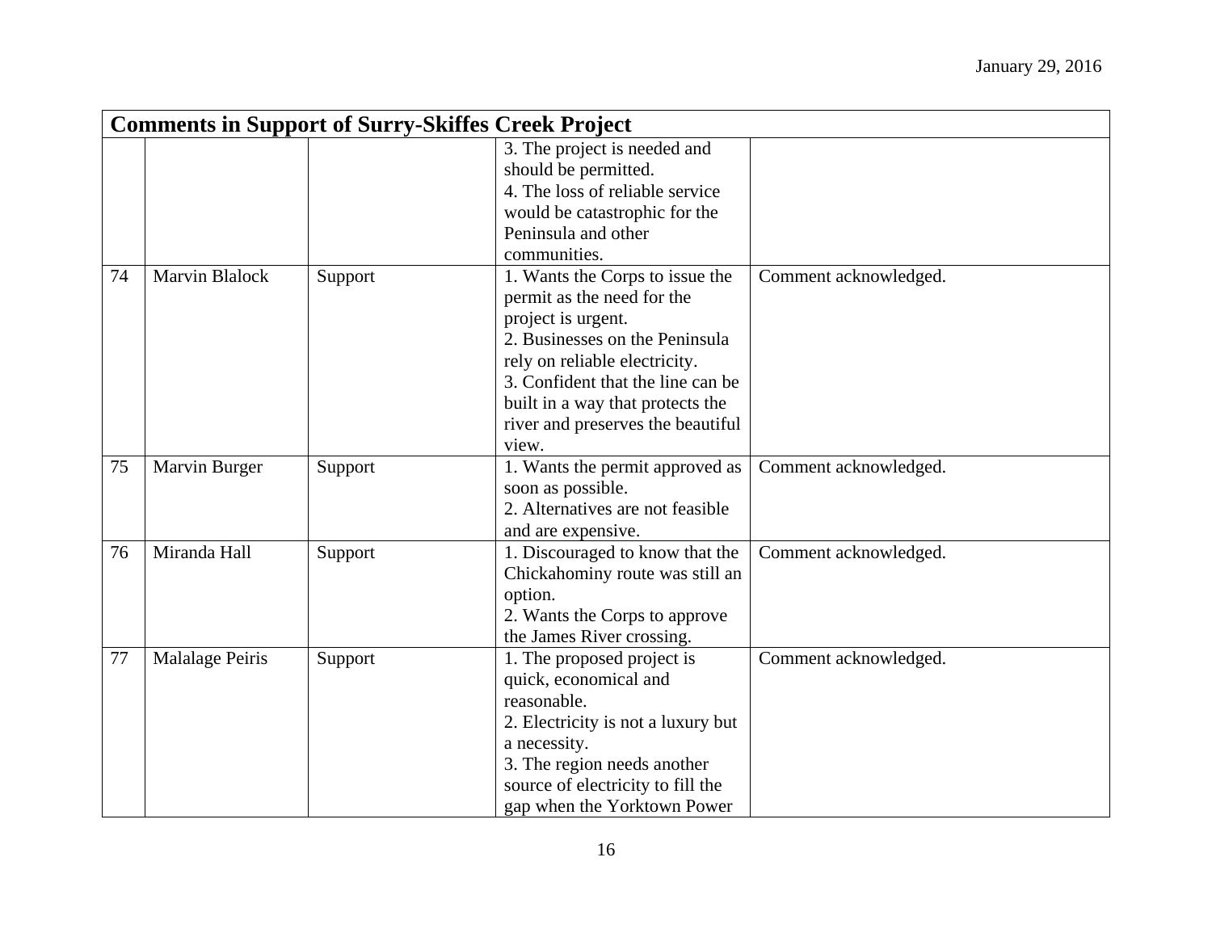| Comments in Support of Surry-Skiffes Creek Project | | | | |
|---|---|---|---|---|
| | | | 3. The project is needed and should be permitted.<br>4. The loss of reliable service would be catastrophic for the Peninsula and other communities. | |
| 74 | Marvin Blalock | Support | 1. Wants the Corps to issue the permit as the need for the project is urgent.<br>2. Businesses on the Peninsula rely on reliable electricity.<br>3. Confident that the line can be built in a way that protects the river and preserves the beautiful view. | Comment acknowledged. |
| 75 | Marvin Burger | Support | 1. Wants the permit approved as soon as possible.<br>2. Alternatives are not feasible and are expensive. | Comment acknowledged. |
| 76 | Miranda Hall | Support | 1. Discouraged to know that the Chickahominy route was still an option.<br>2. Wants the Corps to approve the James River crossing. | Comment acknowledged. |
| 77 | Malalage Peiris | Support | 1. The proposed project is quick, economical and reasonable.<br>2. Electricity is not a luxury but a necessity.<br>3. The region needs another source of electricity to fill the gap when the Yorktown Power | Comment acknowledged. |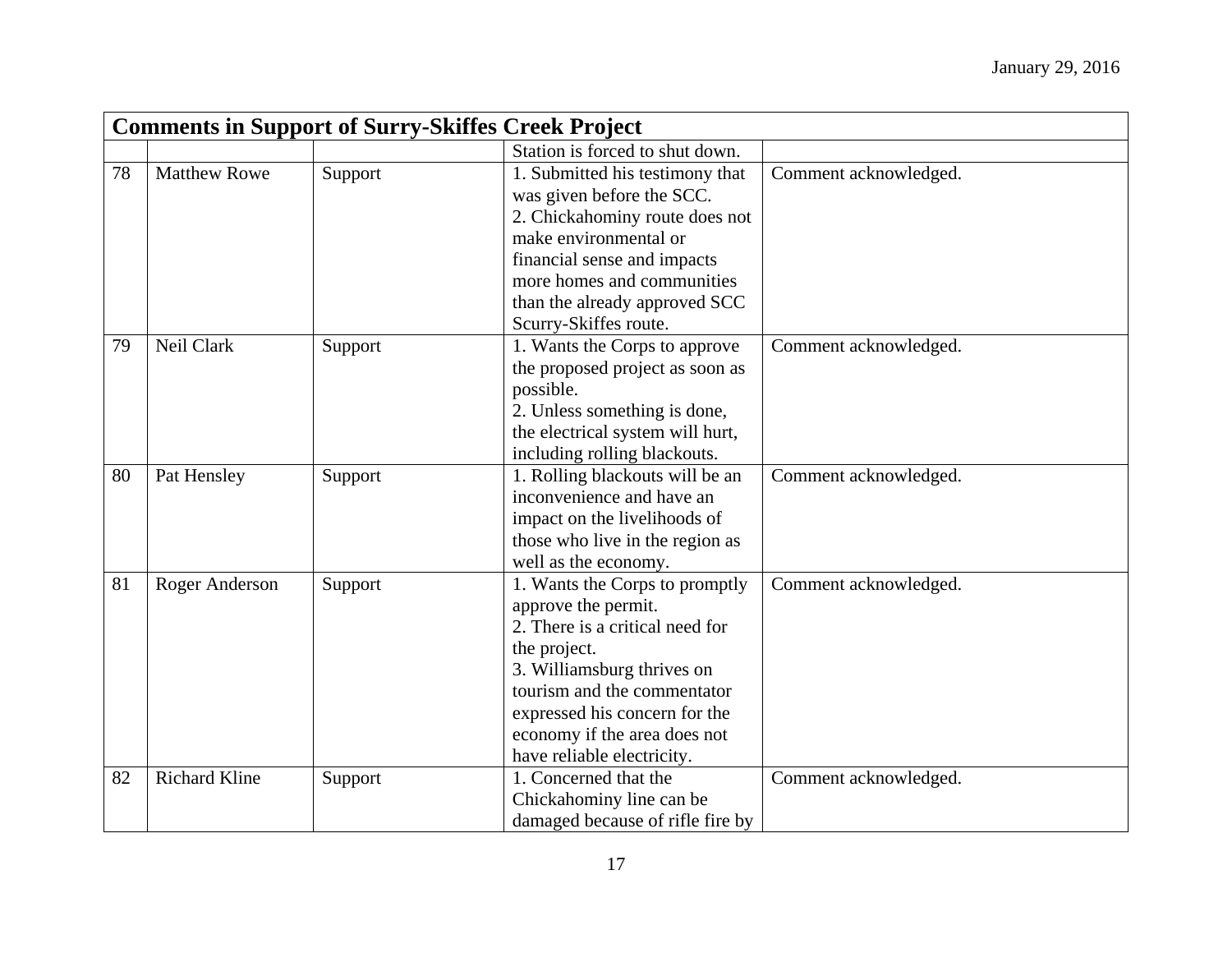| Comments in Support of Surry-Skiffes Creek Project | | | | |
|---|---|---|---|---|
| | | | Station is forced to shut down. | |
| 78 | Matthew Rowe | Support | 1. Submitted his testimony that was given before the SCC.<br>2. Chickahominy route does not make environmental or financial sense and impacts more homes and communities than the already approved SCC Scurry-Skiffes route. | Comment acknowledged. |
| 79 | Neil Clark | Support | 1. Wants the Corps to approve the proposed project as soon as possible.<br>2. Unless something is done, the electrical system will hurt, including rolling blackouts. | Comment acknowledged. |
| 80 | Pat Hensley | Support | 1. Rolling blackouts will be an inconvenience and have an impact on the livelihoods of those who live in the region as well as the economy. | Comment acknowledged. |
| 81 | Roger Anderson | Support | 1. Wants the Corps to promptly approve the permit.<br>2. There is a critical need for the project.<br>3. Williamsburg thrives on tourism and the commentator expressed his concern for the economy if the area does not have reliable electricity. | Comment acknowledged. |
| 82 | Richard Kline | Support | 1. Concerned that the Chickahominy line can be damaged because of rifle fire by | Comment acknowledged. |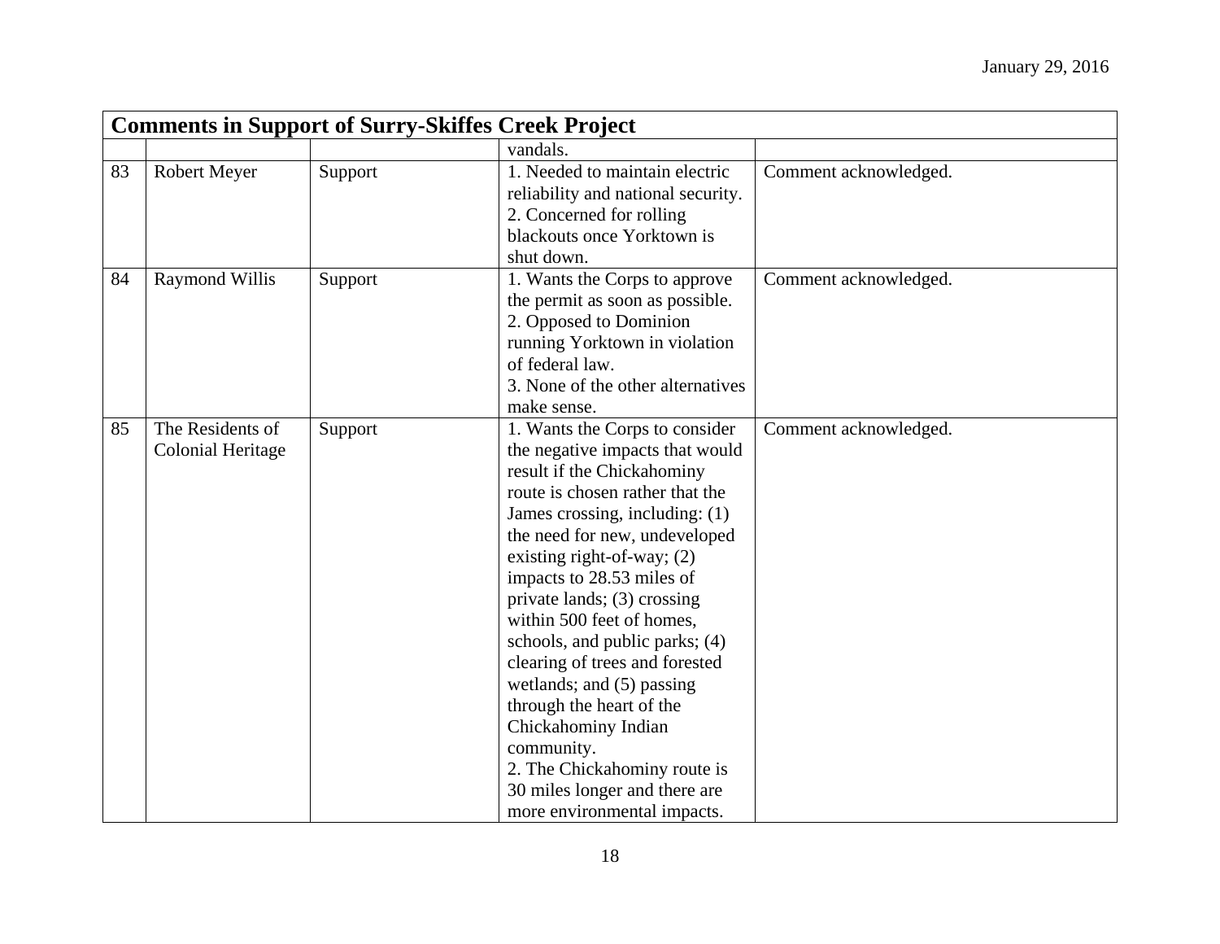| Comments in Support of Surry-Skiffes Creek Project | | | | |
|---|---|---|---|---|
| | | | vandals. | |
| 83 | Robert Meyer | Support | 1. Needed to maintain electric reliability and national security.<br>2. Concerned for rolling blackouts once Yorktown is shut down. | Comment acknowledged. |
| 84 | Raymond Willis | Support | 1. Wants the Corps to approve the permit as soon as possible.<br>2. Opposed to Dominion running Yorktown in violation of federal law.<br>3. None of the other alternatives make sense. | Comment acknowledged. |
| 85 | The Residents of Colonial Heritage | Support | 1. Wants the Corps to consider the negative impacts that would result if the Chickahominy route is chosen rather that the James crossing, including: (1) the need for new, undeveloped existing right-of-way; (2) impacts to 28.53 miles of private lands; (3) crossing within 500 feet of homes, schools, and public parks; (4) clearing of trees and forested wetlands; and (5) passing through the heart of the Chickahominy Indian community.<br>2. The Chickahominy route is 30 miles longer and there are more environmental impacts. | Comment acknowledged. |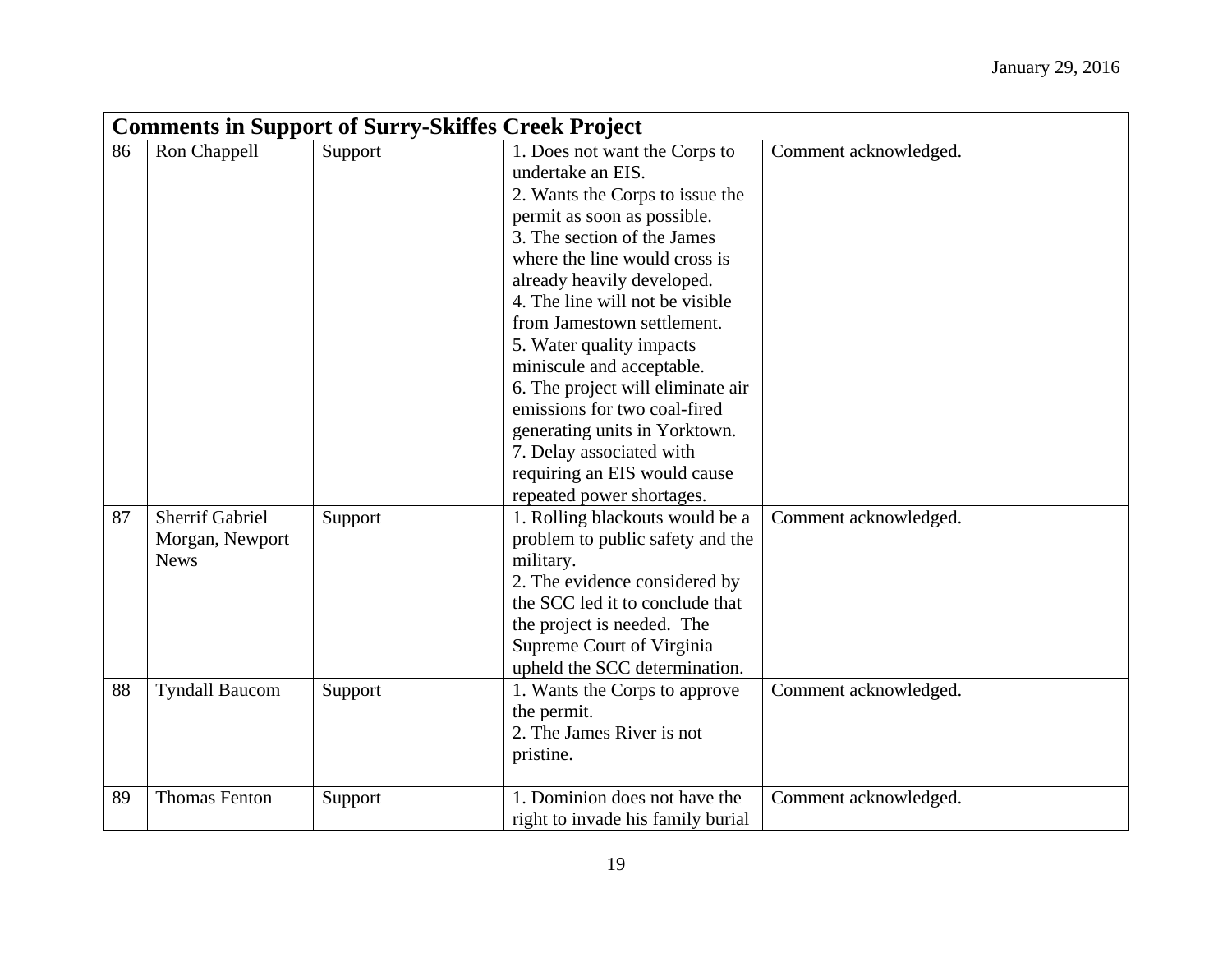| Comments in Support of Surry-Skiffes Creek Project | | | | |
|---|---|---|---|---|
| 86 | Ron Chappell | Support | 1. Does not want the Corps to undertake an EIS.<br>2. Wants the Corps to issue the permit as soon as possible.<br>3. The section of the James where the line would cross is already heavily developed.<br>4. The line will not be visible from Jamestown settlement.<br>5. Water quality impacts miniscule and acceptable.<br>6. The project will eliminate air emissions for two coal-fired generating units in Yorktown.<br>7. Delay associated with requiring an EIS would cause repeated power shortages. | Comment acknowledged. |
| 87 | Sherrif Gabriel Morgan, Newport News | Support | 1. Rolling blackouts would be a problem to public safety and the military.<br>2. The evidence considered by the SCC led it to conclude that the project is needed. The Supreme Court of Virginia upheld the SCC determination. | Comment acknowledged. |
| 88 | Tyndall Baucom | Support | 1. Wants the Corps to approve the permit.<br>2. The James River is not pristine. | Comment acknowledged. |
| 89 | Thomas Fenton | Support | 1. Dominion does not have the right to invade his family burial | Comment acknowledged. |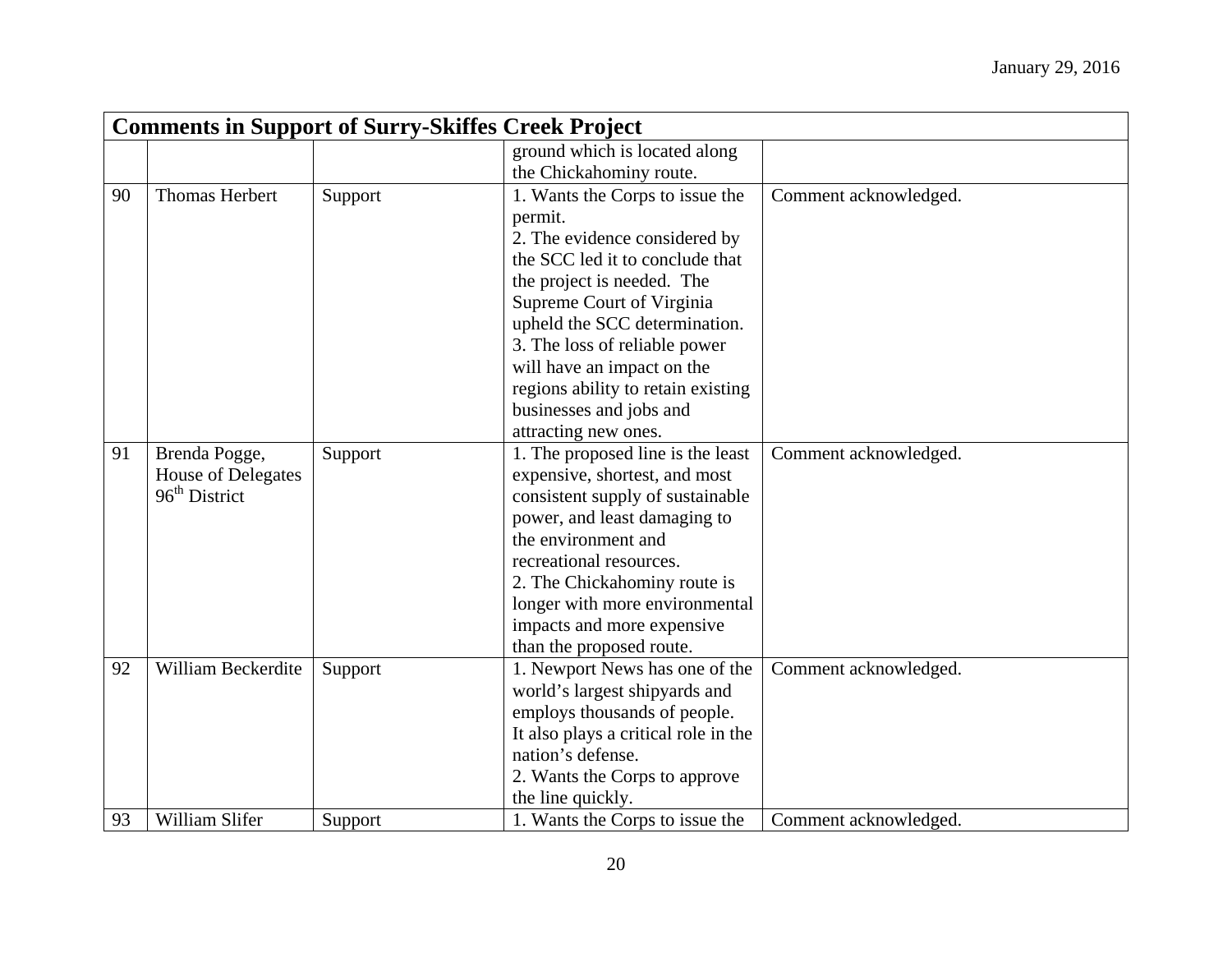| Comments in Support of Surry-Skiffes Creek Project | | | | |
|---|---|---|---|---|
| | | | ground which is located along the Chickahominy route. | |
| 90 | Thomas Herbert | Support | 1. Wants the Corps to issue the permit.<br>2. The evidence considered by the SCC led it to conclude that the project is needed. The Supreme Court of Virginia upheld the SCC determination.<br>3. The loss of reliable power will have an impact on the regions ability to retain existing businesses and jobs and attracting new ones. | Comment acknowledged. |
| 91 | Brenda Pogge, House of Delegates 96th District | Support | 1. The proposed line is the least expensive, shortest, and most consistent supply of sustainable power, and least damaging to the environment and recreational resources.<br>2. The Chickahominy route is longer with more environmental impacts and more expensive than the proposed route. | Comment acknowledged. |
| 92 | William Beckerdite | Support | 1. Newport News has one of the world's largest shipyards and employs thousands of people. It also plays a critical role in the nation's defense.<br>2. Wants the Corps to approve the line quickly. | Comment acknowledged. |
| 93 | William Slifer | Support | 1. Wants the Corps to issue the | Comment acknowledged. |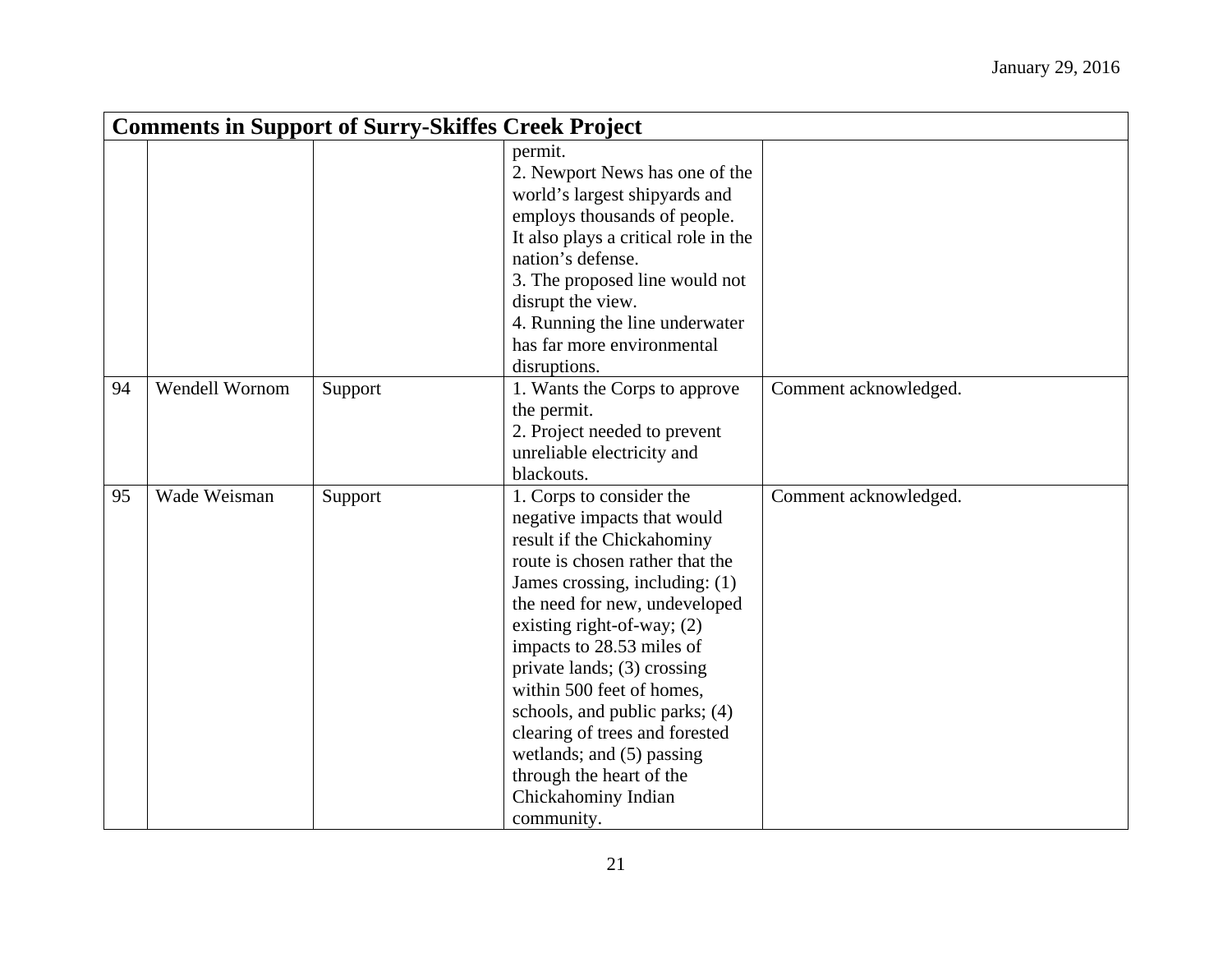| Comments in Support of Surry-Skiffes Creek Project | | | | |
|---|---|---|---|---|
| | | | permit.<br>2. Newport News has one of the world's largest shipyards and employs thousands of people. It also plays a critical role in the nation's defense.<br>3. The proposed line would not disrupt the view.<br>4. Running the line underwater has far more environmental disruptions. | |
| 94 | Wendell Wornom | Support | 1. Wants the Corps to approve the permit.<br>2. Project needed to prevent unreliable electricity and blackouts. | Comment acknowledged. |
| 95 | Wade Weisman | Support | 1. Corps to consider the negative impacts that would result if the Chickahominy route is chosen rather that the James crossing, including: (1) the need for new, undeveloped existing right-of-way; (2) impacts to 28.53 miles of private lands; (3) crossing within 500 feet of homes, schools, and public parks; (4) clearing of trees and forested wetlands; and (5) passing through the heart of the Chickahominy Indian community. | Comment acknowledged. |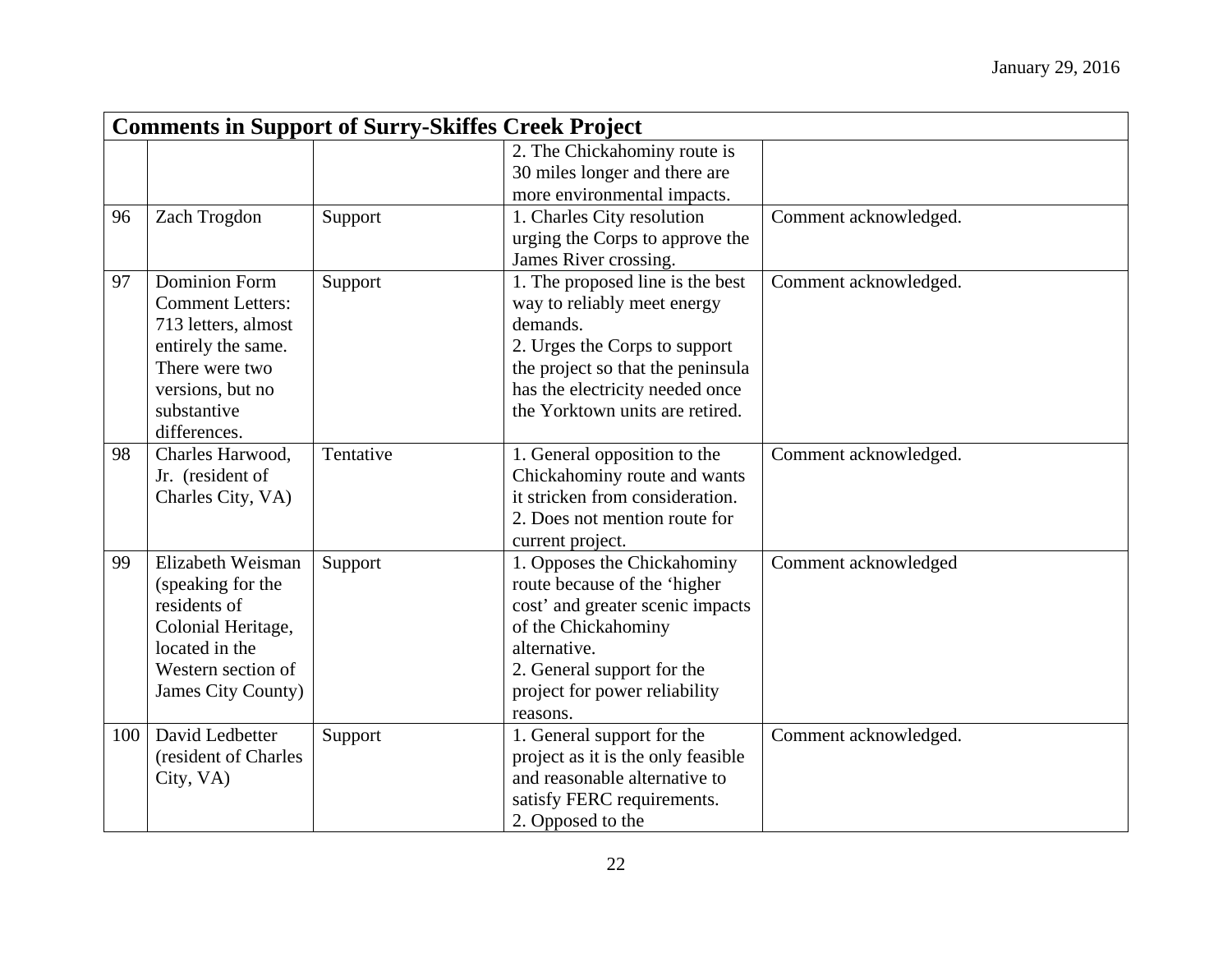| Comments in Support of Surry-Skiffes Creek Project | | | | |
|---|---|---|---|---|
| | | | 2. The Chickahominy route is 30 miles longer and there are more environmental impacts. | |
| 96 | Zach Trogdon | Support | 1. Charles City resolution urging the Corps to approve the James River crossing. | Comment acknowledged. |
| 97 | Dominion Form Comment Letters: 713 letters, almost entirely the same. There were two versions, but no substantive differences. | Support | 1. The proposed line is the best way to reliably meet energy demands.<br>2. Urges the Corps to support the project so that the peninsula has the electricity needed once the Yorktown units are retired. | Comment acknowledged. |
| 98 | Charles Harwood, Jr. (resident of Charles City, VA) | Tentative | 1. General opposition to the Chickahominy route and wants it stricken from consideration.<br>2. Does not mention route for current project. | Comment acknowledged. |
| 99 | Elizabeth Weisman (speaking for the residents of Colonial Heritage, located in the Western section of James City County) | Support | 1. Opposes the Chickahominy route because of the 'higher cost' and greater scenic impacts of the Chickahominy alternative.<br>2. General support for the project for power reliability reasons. | Comment acknowledged |
| 100 | David Ledbetter (resident of Charles City, VA) | Support | 1. General support for the project as it is the only feasible and reasonable alternative to satisfy FERC requirements.<br>2. Opposed to the | Comment acknowledged. |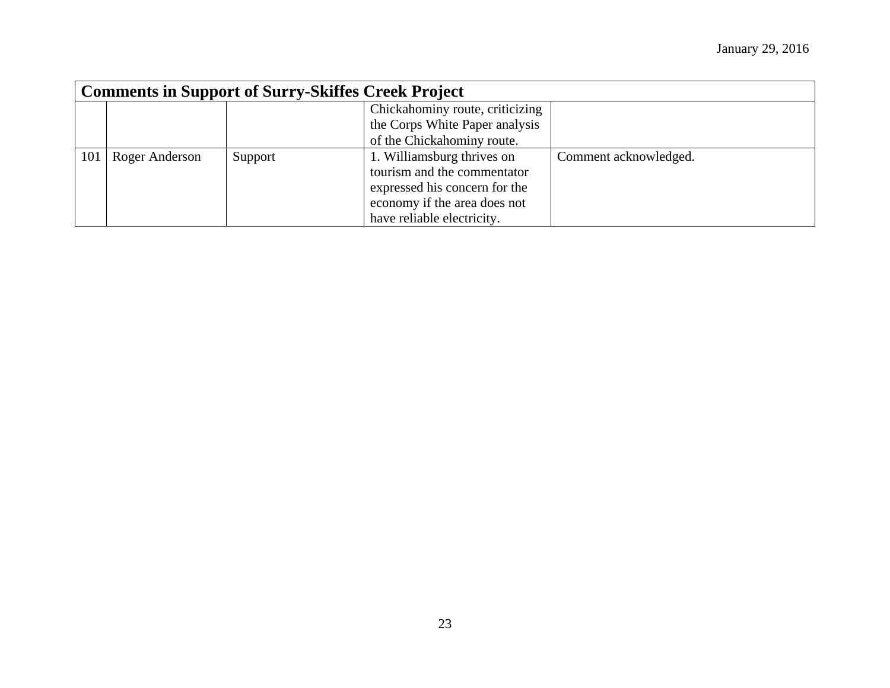| Comments in Support of Surry-Skiffes Creek Project | | | | |
|---|---|---|---|---|
| | | | Chickahominy route, criticizing the Corps White Paper analysis of the Chickahominy route. | |
| 101 | Roger Anderson | Support | 1. Williamsburg thrives on tourism and the commentator expressed his concern for the economy if the area does not have reliable electricity. | Comment acknowledged. |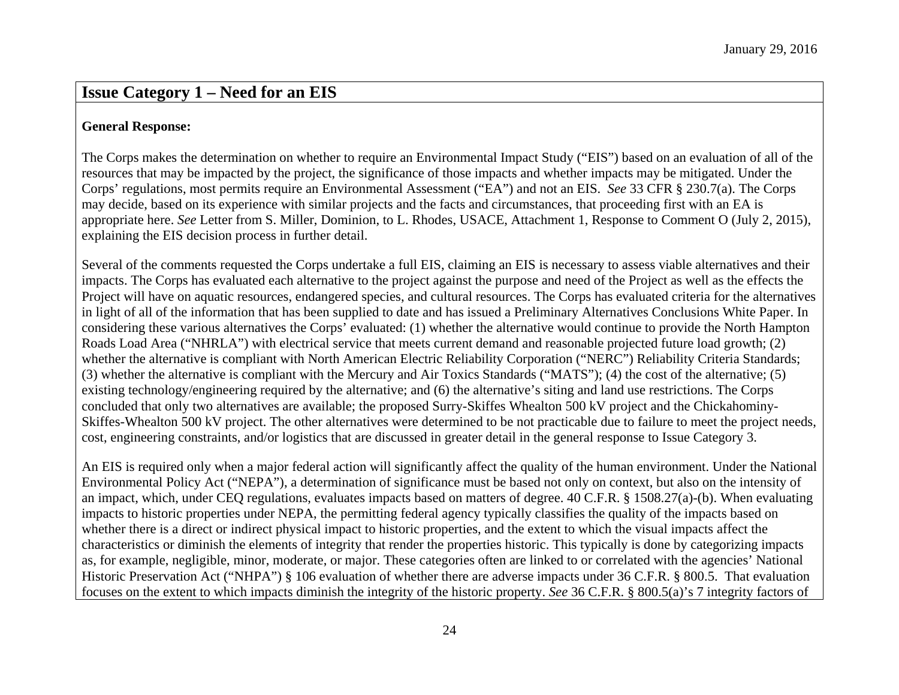## Issue Category 1 – Need for an EIS

**General Response:**

The Corps makes the determination on whether to require an Environmental Impact Study ("EIS") based on an evaluation of all of the resources that may be impacted by the project, the significance of those impacts and whether impacts may be mitigated. Under the Corps' regulations, most permits require an Environmental Assessment ("EA") and not an EIS. *See* 33 CFR § 230.7(a). The Corps may decide, based on its experience with similar projects and the facts and circumstances, that proceeding first with an EA is appropriate here. *See* Letter from S. Miller, Dominion, to L. Rhodes, USACE, Attachment 1, Response to Comment O (July 2, 2015), explaining the EIS decision process in further detail.

Several of the comments requested the Corps undertake a full EIS, claiming an EIS is necessary to assess viable alternatives and their impacts. The Corps has evaluated each alternative to the project against the purpose and need of the Project as well as the effects the Project will have on aquatic resources, endangered species, and cultural resources. The Corps has evaluated criteria for the alternatives in light of all of the information that has been supplied to date and has issued a Preliminary Alternatives Conclusions White Paper. In considering these various alternatives the Corps' evaluated: (1) whether the alternative would continue to provide the North Hampton Roads Load Area ("NHRLA") with electrical service that meets current demand and reasonable projected future load growth; (2) whether the alternative is compliant with North American Electric Reliability Corporation ("NERC") Reliability Criteria Standards; (3) whether the alternative is compliant with the Mercury and Air Toxics Standards ("MATS"); (4) the cost of the alternative; (5) existing technology/engineering required by the alternative; and (6) the alternative's siting and land use restrictions. The Corps concluded that only two alternatives are available; the proposed Surry-Skiffes Whealton 500 kV project and the Chickahominy-Skiffes-Whealton 500 kV project. The other alternatives were determined to be not practicable due to failure to meet the project needs, cost, engineering constraints, and/or logistics that are discussed in greater detail in the general response to Issue Category 3.

An EIS is required only when a major federal action will significantly affect the quality of the human environment. Under the National Environmental Policy Act ("NEPA"), a determination of significance must be based not only on context, but also on the intensity of an impact, which, under CEQ regulations, evaluates impacts based on matters of degree. 40 C.F.R. § 1508.27(a)-(b). When evaluating impacts to historic properties under NEPA, the permitting federal agency typically classifies the quality of the impacts based on whether there is a direct or indirect physical impact to historic properties, and the extent to which the visual impacts affect the characteristics or diminish the elements of integrity that render the properties historic. This typically is done by categorizing impacts as, for example, negligible, minor, moderate, or major. These categories often are linked to or correlated with the agencies' National Historic Preservation Act ("NHPA") § 106 evaluation of whether there are adverse impacts under 36 C.F.R. § 800.5. That evaluation focuses on the extent to which impacts diminish the integrity of the historic property. *See* 36 C.F.R. § 800.5(a)'s 7 integrity factors of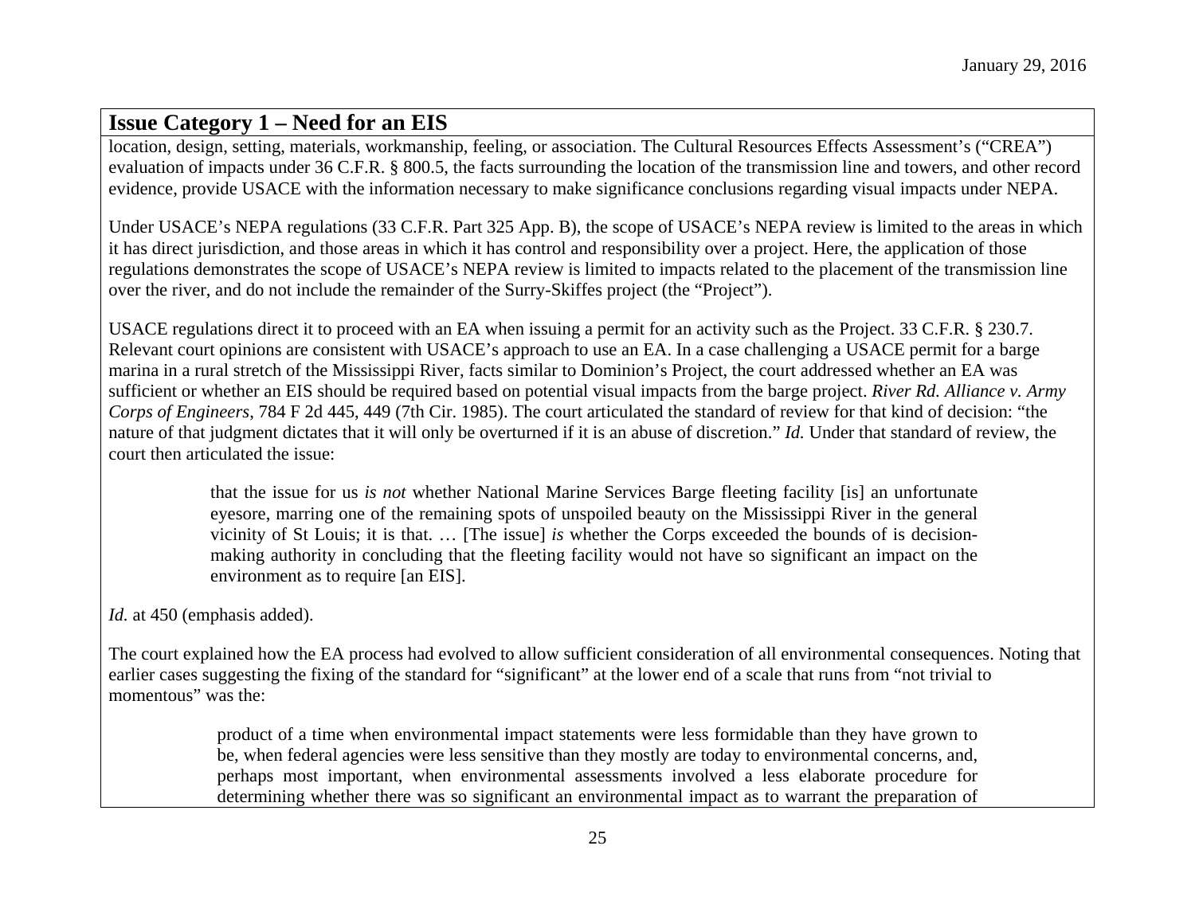## Issue Category 1 – Need for an EIS

location, design, setting, materials, workmanship, feeling, or association. The Cultural Resources Effects Assessment's ("CREA") evaluation of impacts under 36 C.F.R. § 800.5, the facts surrounding the location of the transmission line and towers, and other record evidence, provide USACE with the information necessary to make significance conclusions regarding visual impacts under NEPA.

Under USACE's NEPA regulations (33 C.F.R. Part 325 App. B), the scope of USACE's NEPA review is limited to the areas in which it has direct jurisdiction, and those areas in which it has control and responsibility over a project. Here, the application of those regulations demonstrates the scope of USACE's NEPA review is limited to impacts related to the placement of the transmission line over the river, and do not include the remainder of the Surry-Skiffes project (the "Project").

USACE regulations direct it to proceed with an EA when issuing a permit for an activity such as the Project. 33 C.F.R. § 230.7. Relevant court opinions are consistent with USACE's approach to use an EA. In a case challenging a USACE permit for a barge marina in a rural stretch of the Mississippi River, facts similar to Dominion's Project, the court addressed whether an EA was sufficient or whether an EIS should be required based on potential visual impacts from the barge project. *River Rd. Alliance v. Army Corps of Engineers*, 784 F 2d 445, 449 (7th Cir. 1985). The court articulated the standard of review for that kind of decision: "the nature of that judgment dictates that it will only be overturned if it is an abuse of discretion." *Id.* Under that standard of review, the court then articulated the issue:

> that the issue for us *is not* whether National Marine Services Barge fleeting facility [is] an unfortunate eyesore, marring one of the remaining spots of unspoiled beauty on the Mississippi River in the general vicinity of St Louis; it is that. … [The issue] *is* whether the Corps exceeded the bounds of is decision-making authority in concluding that the fleeting facility would not have so significant an impact on the environment as to require [an EIS].

*Id.* at 450 (emphasis added).

The court explained how the EA process had evolved to allow sufficient consideration of all environmental consequences. Noting that earlier cases suggesting the fixing of the standard for "significant" at the lower end of a scale that runs from "not trivial to momentous" was the:

> product of a time when environmental impact statements were less formidable than they have grown to be, when federal agencies were less sensitive than they mostly are today to environmental concerns, and, perhaps most important, when environmental assessments involved a less elaborate procedure for determining whether there was so significant an environmental impact as to warrant the preparation of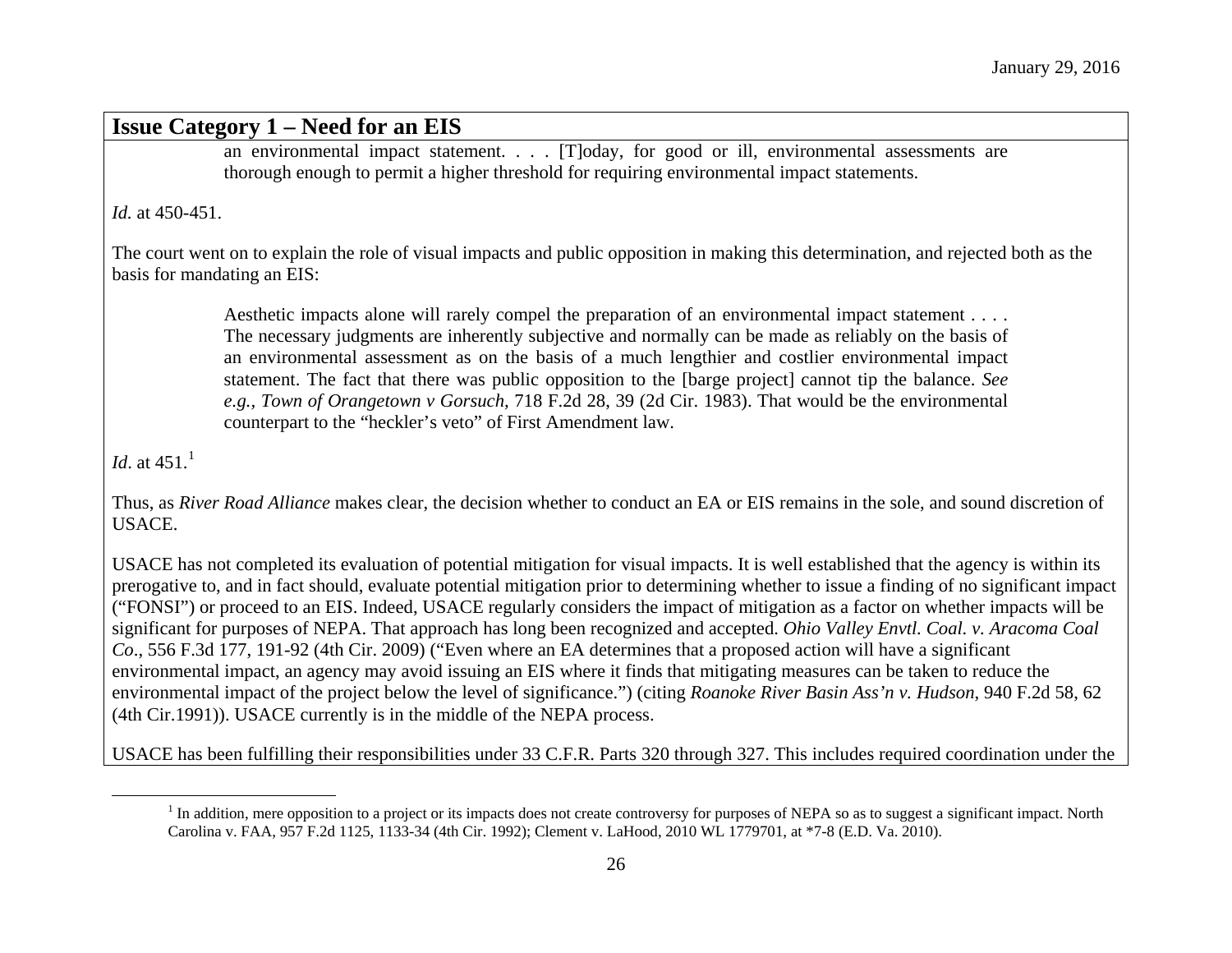## Issue Category 1 – Need for an EIS

> an environmental impact statement. . . . [T]oday, for good or ill, environmental assessments are thorough enough to permit a higher threshold for requiring environmental impact statements.

*Id.* at 450-451.

The court went on to explain the role of visual impacts and public opposition in making this determination, and rejected both as the basis for mandating an EIS:

> Aesthetic impacts alone will rarely compel the preparation of an environmental impact statement . . . . The necessary judgments are inherently subjective and normally can be made as reliably on the basis of an environmental assessment as on the basis of a much lengthier and costlier environmental impact statement. The fact that there was public opposition to the [barge project] cannot tip the balance. *See e.g., Town of Orangetown v Gorsuch*, 718 F.2d 28, 39 (2d Cir. 1983). That would be the environmental counterpart to the "heckler's veto" of First Amendment law.

*Id*. at 451.[1]

Thus, as *River Road Alliance* makes clear, the decision whether to conduct an EA or EIS remains in the sole, and sound discretion of USACE.

USACE has not completed its evaluation of potential mitigation for visual impacts. It is well established that the agency is within its prerogative to, and in fact should, evaluate potential mitigation prior to determining whether to issue a finding of no significant impact ("FONSI") or proceed to an EIS. Indeed, USACE regularly considers the impact of mitigation as a factor on whether impacts will be significant for purposes of NEPA. That approach has long been recognized and accepted. *Ohio Valley Envtl. Coal. v. Aracoma Coal Co*., 556 F.3d 177, 191-92 (4th Cir. 2009) ("Even where an EA determines that a proposed action will have a significant environmental impact, an agency may avoid issuing an EIS where it finds that mitigating measures can be taken to reduce the environmental impact of the project below the level of significance.") (citing *Roanoke River Basin Ass'n v. Hudson*, 940 F.2d 58, 62 (4th Cir.1991)). USACE currently is in the middle of the NEPA process.

USACE has been fulfilling their responsibilities under 33 C.F.R. Parts 320 through 327. This includes required coordination under the

---

[1] In addition, mere opposition to a project or its impacts does not create controversy for purposes of NEPA so as to suggest a significant impact. North Carolina v. FAA, 957 F.2d 1125, 1133-34 (4th Cir. 1992); Clement v. LaHood, 2010 WL 1779701, at *7-8 (E.D. Va. 2010).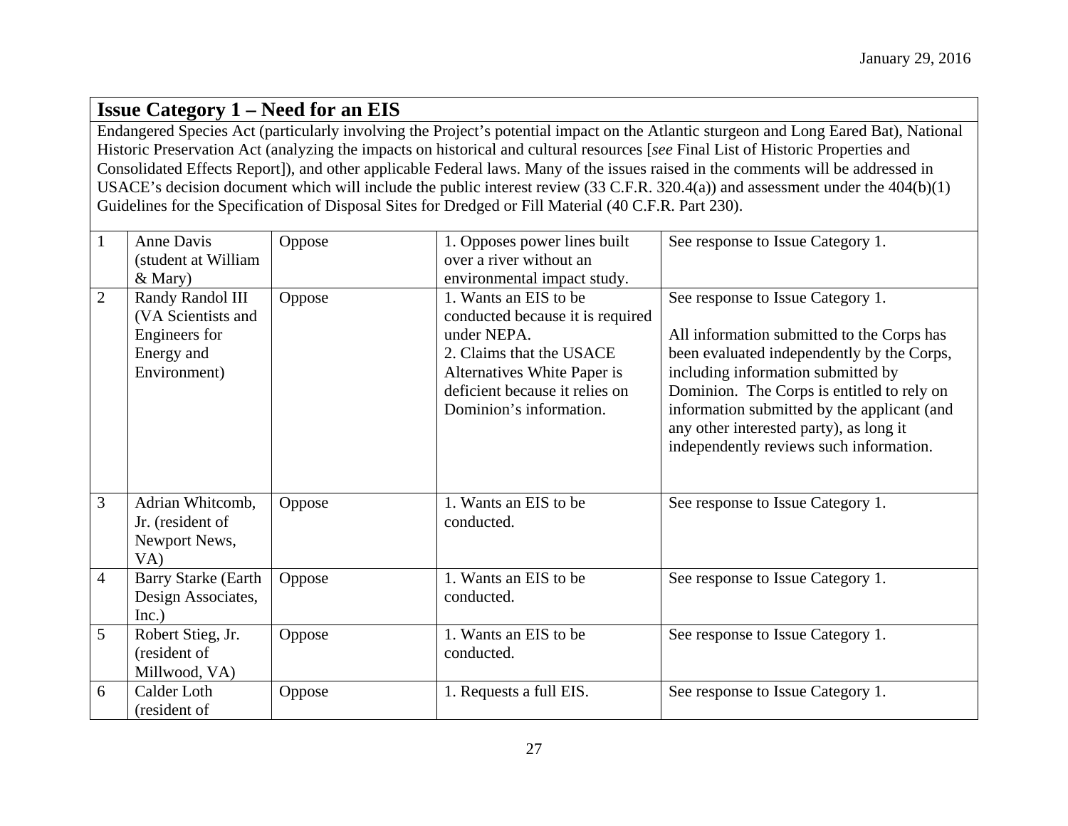## Issue Category 1 – Need for an EIS

Endangered Species Act (particularly involving the Project's potential impact on the Atlantic sturgeon and Long Eared Bat), National Historic Preservation Act (analyzing the impacts on historical and cultural resources [*see* Final List of Historic Properties and Consolidated Effects Report]), and other applicable Federal laws. Many of the issues raised in the comments will be addressed in USACE's decision document which will include the public interest review (33 C.F.R. 320.4(a)) and assessment under the 404(b)(1) Guidelines for the Specification of Disposal Sites for Dredged or Fill Material (40 C.F.R. Part 230).

| | | | | |
|---|---|---|---|---|
| 1 | Anne Davis (student at William & Mary) | Oppose | 1. Opposes power lines built over a river without an environmental impact study. | See response to Issue Category 1. |
| 2 | Randy Randol III (VA Scientists and Engineers for Energy and Environment) | Oppose | 1. Wants an EIS to be conducted because it is required under NEPA.<br>2. Claims that the USACE Alternatives White Paper is deficient because it relies on Dominion's information. | See response to Issue Category 1.<br><br>All information submitted to the Corps has been evaluated independently by the Corps, including information submitted by Dominion. The Corps is entitled to rely on information submitted by the applicant (and any other interested party), as long it independently reviews such information. |
| 3 | Adrian Whitcomb, Jr. (resident of Newport News, VA) | Oppose | 1. Wants an EIS to be conducted. | See response to Issue Category 1. |
| 4 | Barry Starke (Earth Design Associates, Inc.) | Oppose | 1. Wants an EIS to be conducted. | See response to Issue Category 1. |
| 5 | Robert Stieg, Jr. (resident of Millwood, VA) | Oppose | 1. Wants an EIS to be conducted. | See response to Issue Category 1. |
| 6 | Calder Loth (resident of | Oppose | 1. Requests a full EIS. | See response to Issue Category 1. |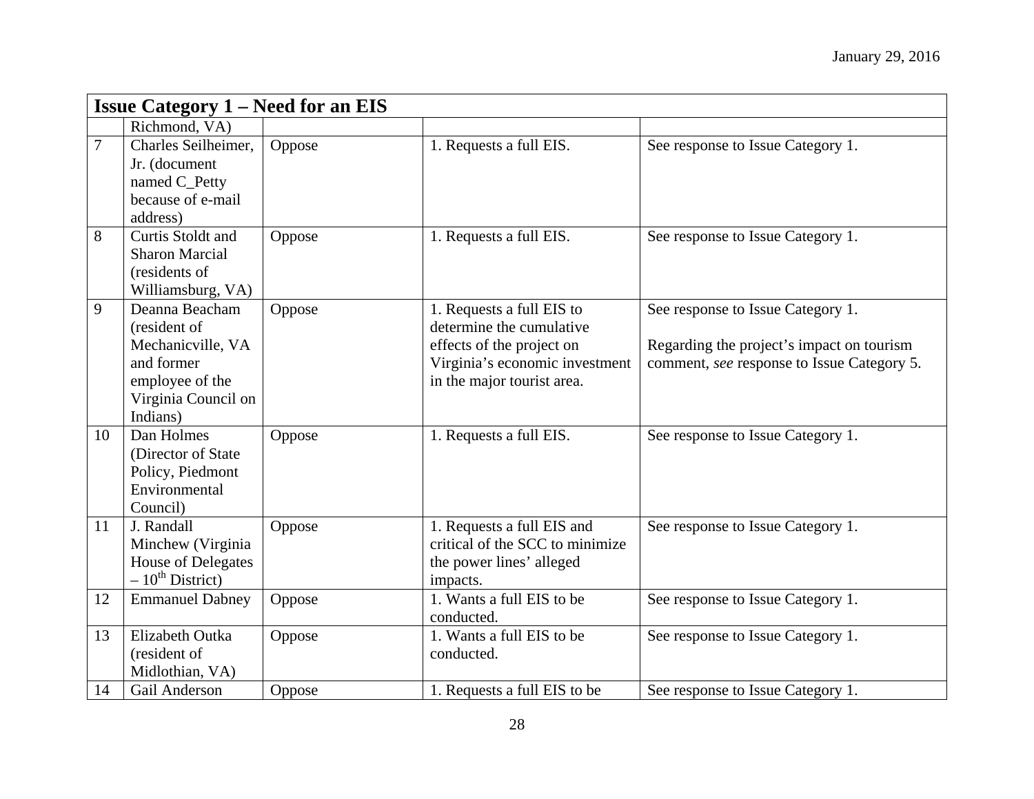| Issue Category 1 – Need for an EIS | | | | |
|---|---|---|---|---|
| | Richmond, VA) | | | |
| 7 | Charles Seilheimer, Jr. (document named C_Petty because of e-mail address) | Oppose | 1. Requests a full EIS. | See response to Issue Category 1. |
| 8 | Curtis Stoldt and Sharon Marcial (residents of Williamsburg, VA) | Oppose | 1. Requests a full EIS. | See response to Issue Category 1. |
| 9 | Deanna Beacham (resident of Mechanicville, VA and former employee of the Virginia Council on Indians) | Oppose | 1. Requests a full EIS to determine the cumulative effects of the project on Virginia's economic investment in the major tourist area. | See response to Issue Category 1.<br><br>Regarding the project's impact on tourism comment, *see* response to Issue Category 5. |
| 10 | Dan Holmes (Director of State Policy, Piedmont Environmental Council) | Oppose | 1. Requests a full EIS. | See response to Issue Category 1. |
| 11 | J. Randall Minchew (Virginia House of Delegates – 10th District) | Oppose | 1. Requests a full EIS and critical of the SCC to minimize the power lines' alleged impacts. | See response to Issue Category 1. |
| 12 | Emmanuel Dabney | Oppose | 1. Wants a full EIS to be conducted. | See response to Issue Category 1. |
| 13 | Elizabeth Outka (resident of Midlothian, VA) | Oppose | 1. Wants a full EIS to be conducted. | See response to Issue Category 1. |
| 14 | Gail Anderson | Oppose | 1. Requests a full EIS to be | See response to Issue Category 1. |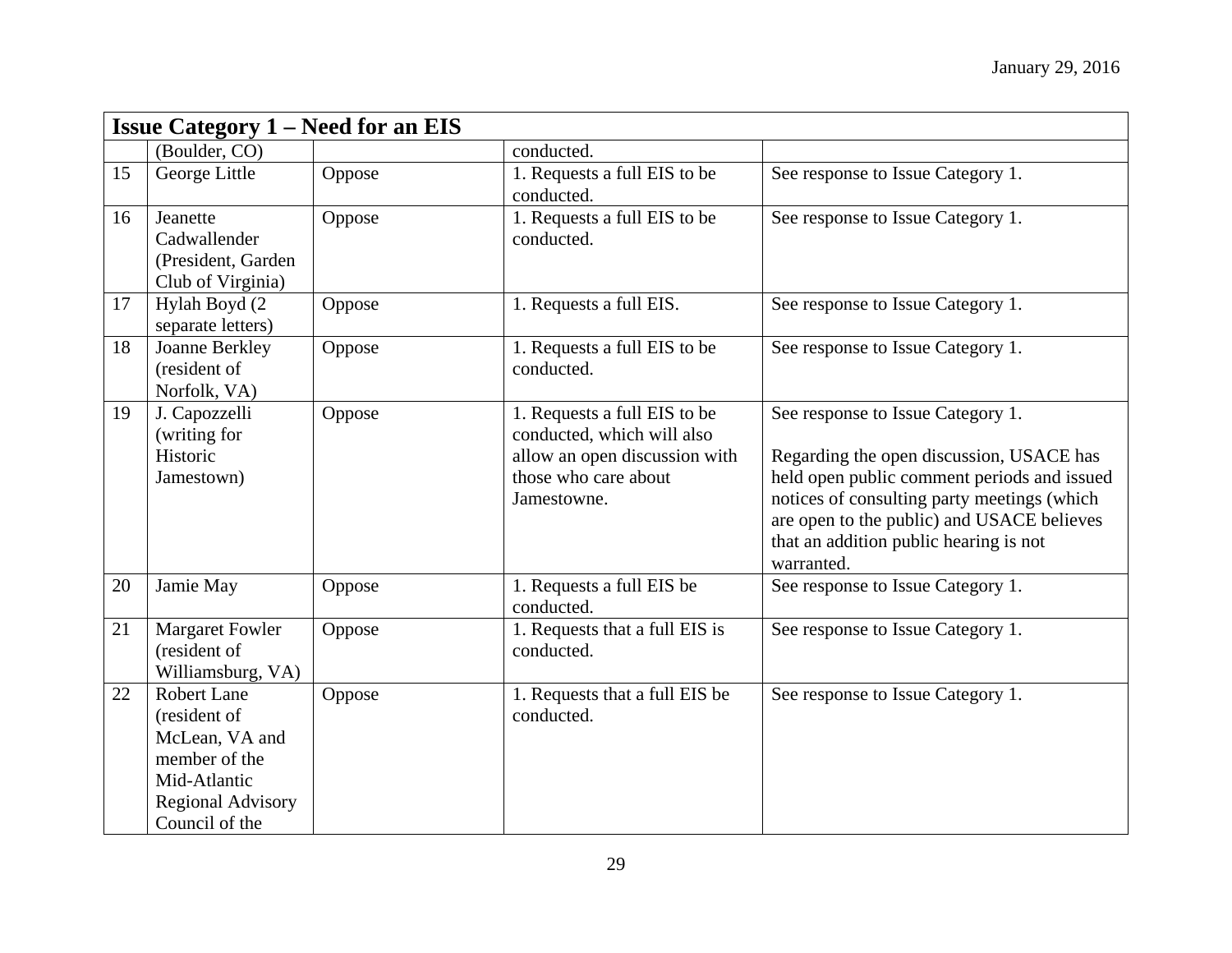| Issue Category 1 – Need for an EIS | | | | |
|---|---|---|---|---|
| | (Boulder, CO) | | conducted. | |
| 15 | George Little | Oppose | 1. Requests a full EIS to be conducted. | See response to Issue Category 1. |
| 16 | Jeanette Cadwallender (President, Garden Club of Virginia) | Oppose | 1. Requests a full EIS to be conducted. | See response to Issue Category 1. |
| 17 | Hylah Boyd (2 separate letters) | Oppose | 1. Requests a full EIS. | See response to Issue Category 1. |
| 18 | Joanne Berkley (resident of Norfolk, VA) | Oppose | 1. Requests a full EIS to be conducted. | See response to Issue Category 1. |
| 19 | J. Capozzelli (writing for Historic Jamestown) | Oppose | 1. Requests a full EIS to be conducted, which will also allow an open discussion with those who care about Jamestowne. | See response to Issue Category 1.<br><br>Regarding the open discussion, USACE has held open public comment periods and issued notices of consulting party meetings (which are open to the public) and USACE believes that an addition public hearing is not warranted. |
| 20 | Jamie May | Oppose | 1. Requests a full EIS be conducted. | See response to Issue Category 1. |
| 21 | Margaret Fowler (resident of Williamsburg, VA) | Oppose | 1. Requests that a full EIS is conducted. | See response to Issue Category 1. |
| 22 | Robert Lane (resident of McLean, VA and member of the Mid-Atlantic Regional Advisory Council of the | Oppose | 1. Requests that a full EIS be conducted. | See response to Issue Category 1. |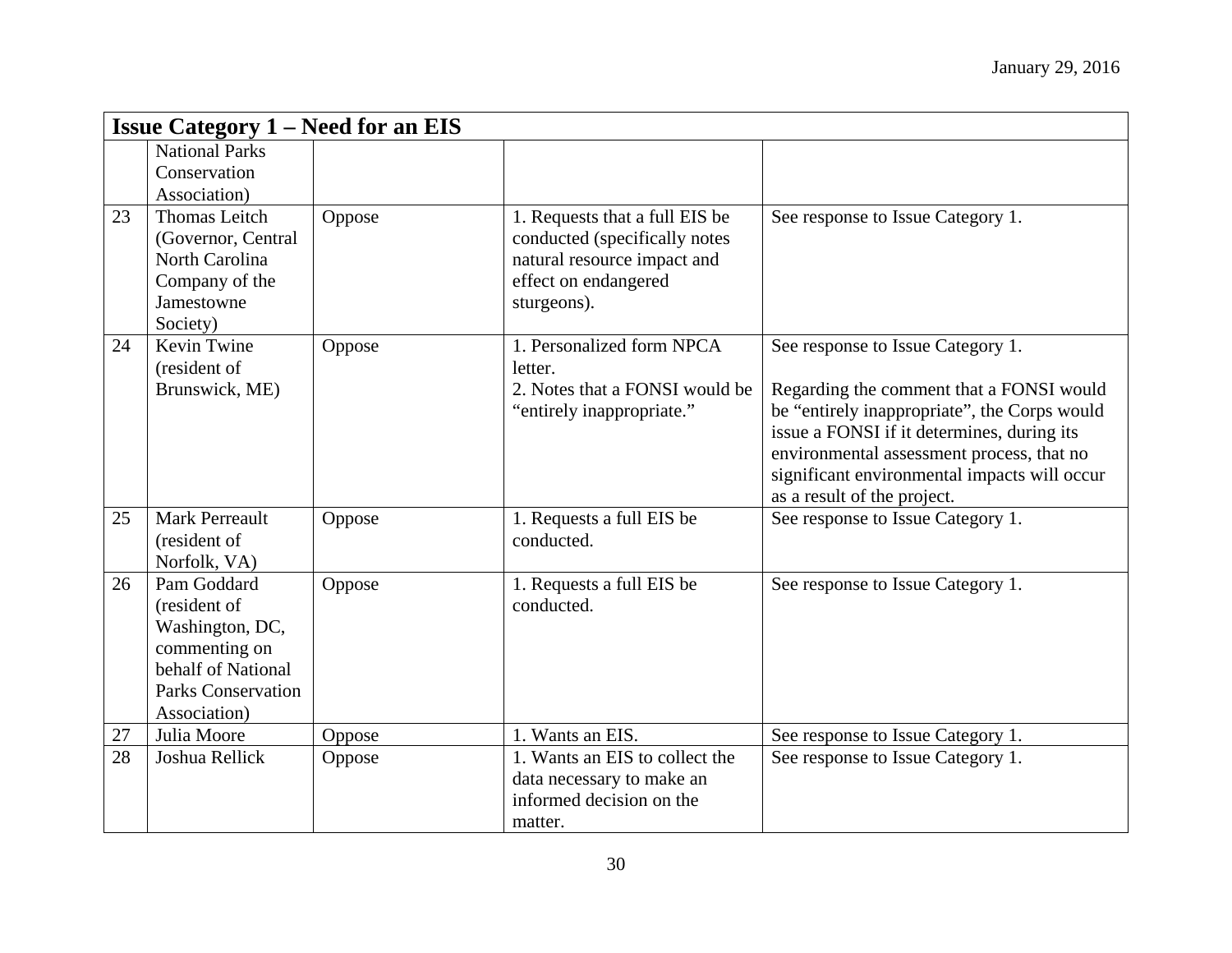| Issue Category 1 – Need for an EIS | | | | |
|---|---|---|---|---|
| | National Parks Conservation Association) | | | |
| 23 | Thomas Leitch (Governor, Central North Carolina Company of the Jamestowne Society) | Oppose | 1. Requests that a full EIS be conducted (specifically notes natural resource impact and effect on endangered sturgeons). | See response to Issue Category 1. |
| 24 | Kevin Twine (resident of Brunswick, ME) | Oppose | 1. Personalized form NPCA letter.<br>2. Notes that a FONSI would be "entirely inappropriate." | See response to Issue Category 1.<br><br>Regarding the comment that a FONSI would be "entirely inappropriate", the Corps would issue a FONSI if it determines, during its environmental assessment process, that no significant environmental impacts will occur as a result of the project. |
| 25 | Mark Perreault (resident of Norfolk, VA) | Oppose | 1. Requests a full EIS be conducted. | See response to Issue Category 1. |
| 26 | Pam Goddard (resident of Washington, DC, commenting on behalf of National Parks Conservation Association) | Oppose | 1. Requests a full EIS be conducted. | See response to Issue Category 1. |
| 27 | Julia Moore | Oppose | 1. Wants an EIS. | See response to Issue Category 1. |
| 28 | Joshua Rellick | Oppose | 1. Wants an EIS to collect the data necessary to make an informed decision on the matter. | See response to Issue Category 1. |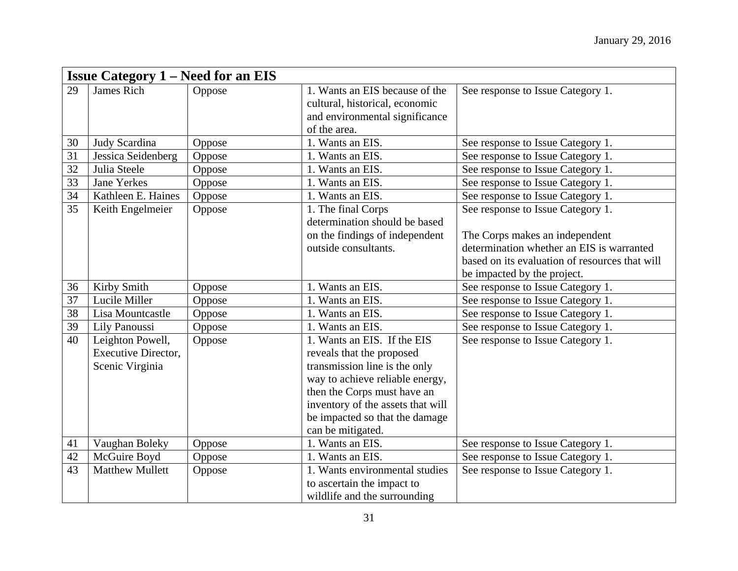| Issue Category 1 – Need for an EIS | | | | |
|---|---|---|---|---|
| 29 | James Rich | Oppose | 1. Wants an EIS because of the cultural, historical, economic and environmental significance of the area. | See response to Issue Category 1. |
| 30 | Judy Scardina | Oppose | 1. Wants an EIS. | See response to Issue Category 1. |
| 31 | Jessica Seidenberg | Oppose | 1. Wants an EIS. | See response to Issue Category 1. |
| 32 | Julia Steele | Oppose | 1. Wants an EIS. | See response to Issue Category 1. |
| 33 | Jane Yerkes | Oppose | 1. Wants an EIS. | See response to Issue Category 1. |
| 34 | Kathleen E. Haines | Oppose | 1. Wants an EIS. | See response to Issue Category 1. |
| 35 | Keith Engelmeier | Oppose | 1. The final Corps determination should be based on the findings of independent outside consultants. | See response to Issue Category 1.<br><br>The Corps makes an independent determination whether an EIS is warranted based on its evaluation of resources that will be impacted by the project. |
| 36 | Kirby Smith | Oppose | 1. Wants an EIS. | See response to Issue Category 1. |
| 37 | Lucile Miller | Oppose | 1. Wants an EIS. | See response to Issue Category 1. |
| 38 | Lisa Mountcastle | Oppose | 1. Wants an EIS. | See response to Issue Category 1. |
| 39 | Lily Panoussi | Oppose | 1. Wants an EIS. | See response to Issue Category 1. |
| 40 | Leighton Powell, Executive Director, Scenic Virginia | Oppose | 1. Wants an EIS. If the EIS reveals that the proposed transmission line is the only way to achieve reliable energy, then the Corps must have an inventory of the assets that will be impacted so that the damage can be mitigated. | See response to Issue Category 1. |
| 41 | Vaughan Boleky | Oppose | 1. Wants an EIS. | See response to Issue Category 1. |
| 42 | McGuire Boyd | Oppose | 1. Wants an EIS. | See response to Issue Category 1. |
| 43 | Matthew Mullett | Oppose | 1. Wants environmental studies to ascertain the impact to wildlife and the surrounding | See response to Issue Category 1. |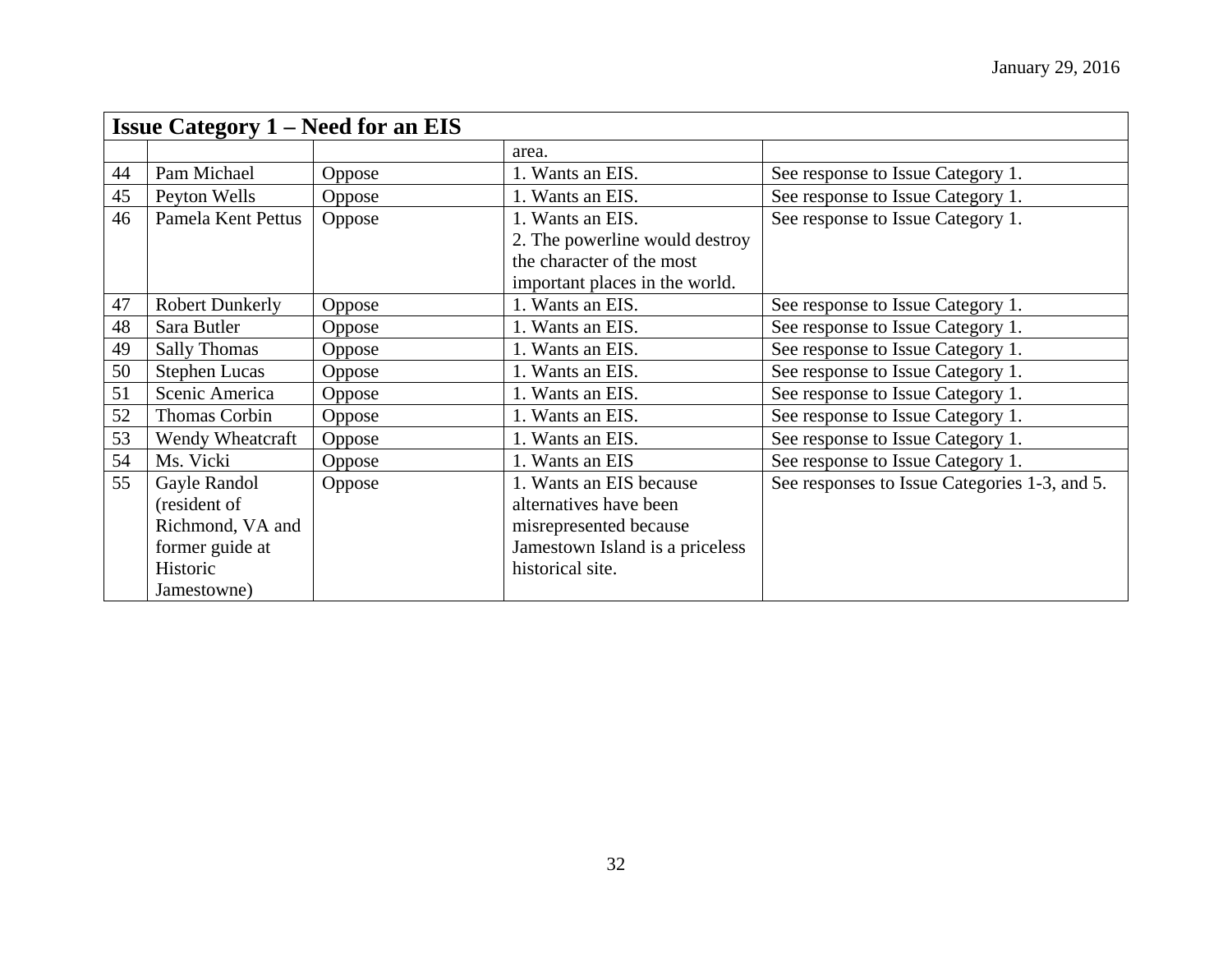| Issue Category 1 – Need for an EIS | | | | |
|---|---|---|---|---|
| | | | area. | |
| 44 | Pam Michael | Oppose | 1. Wants an EIS. | See response to Issue Category 1. |
| 45 | Peyton Wells | Oppose | 1. Wants an EIS. | See response to Issue Category 1. |
| 46 | Pamela Kent Pettus | Oppose | 1. Wants an EIS.<br>2. The powerline would destroy the character of the most important places in the world. | See response to Issue Category 1. |
| 47 | Robert Dunkerly | Oppose | 1. Wants an EIS. | See response to Issue Category 1. |
| 48 | Sara Butler | Oppose | 1. Wants an EIS. | See response to Issue Category 1. |
| 49 | Sally Thomas | Oppose | 1. Wants an EIS. | See response to Issue Category 1. |
| 50 | Stephen Lucas | Oppose | 1. Wants an EIS. | See response to Issue Category 1. |
| 51 | Scenic America | Oppose | 1. Wants an EIS. | See response to Issue Category 1. |
| 52 | Thomas Corbin | Oppose | 1. Wants an EIS. | See response to Issue Category 1. |
| 53 | Wendy Wheatcraft | Oppose | 1. Wants an EIS. | See response to Issue Category 1. |
| 54 | Ms. Vicki | Oppose | 1. Wants an EIS | See response to Issue Category 1. |
| 55 | Gayle Randol (resident of Richmond, VA and former guide at Historic Jamestowne) | Oppose | 1. Wants an EIS because alternatives have been misrepresented because Jamestown Island is a priceless historical site. | See responses to Issue Categories 1-3, and 5. |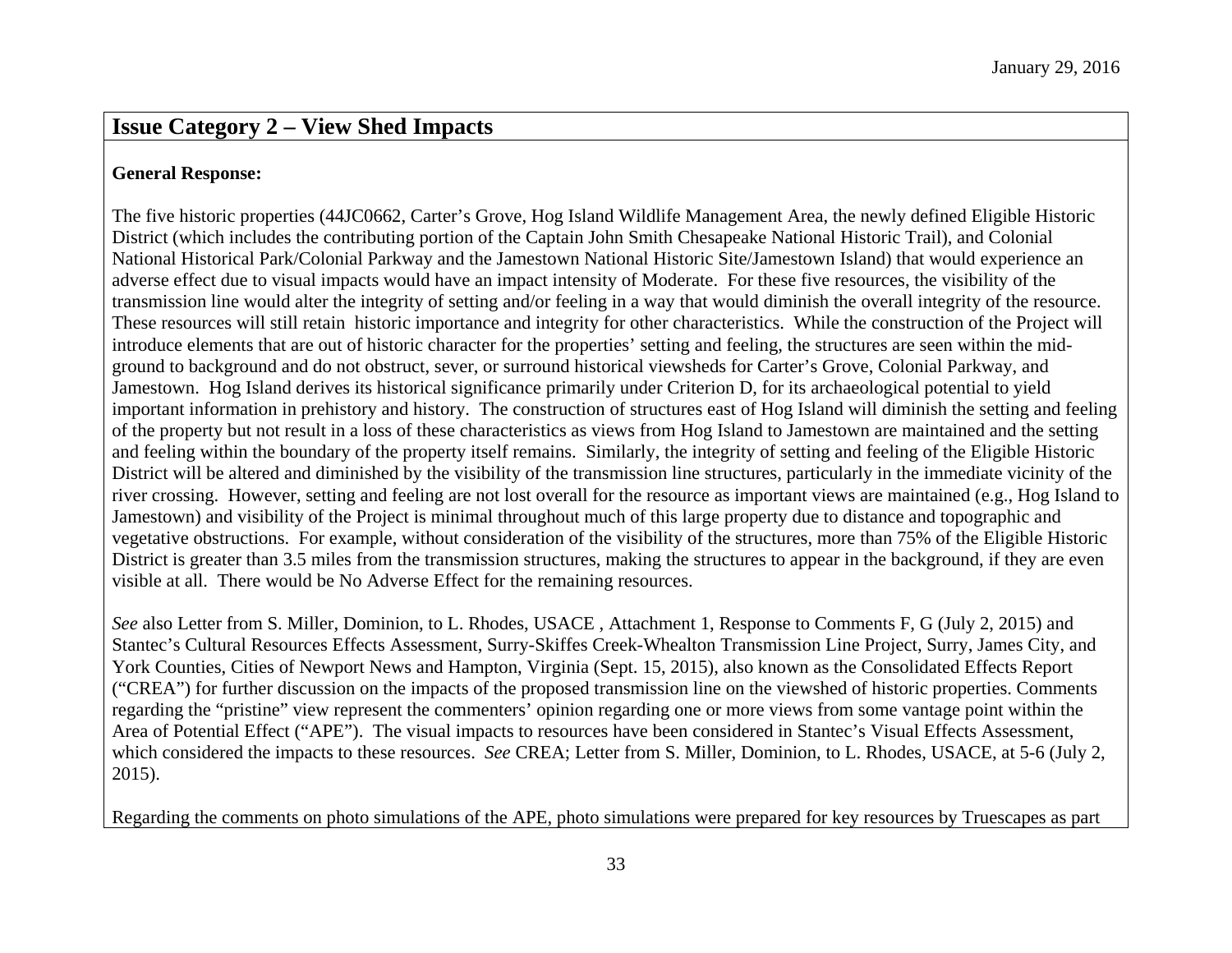## Issue Category 2 – View Shed Impacts

**General Response:**

The five historic properties (44JC0662, Carter's Grove, Hog Island Wildlife Management Area, the newly defined Eligible Historic District (which includes the contributing portion of the Captain John Smith Chesapeake National Historic Trail), and Colonial National Historical Park/Colonial Parkway and the Jamestown National Historic Site/Jamestown Island) that would experience an adverse effect due to visual impacts would have an impact intensity of Moderate. For these five resources, the visibility of the transmission line would alter the integrity of setting and/or feeling in a way that would diminish the overall integrity of the resource. These resources will still retain historic importance and integrity for other characteristics. While the construction of the Project will introduce elements that are out of historic character for the properties' setting and feeling, the structures are seen within the mid-ground to background and do not obstruct, sever, or surround historical viewsheds for Carter's Grove, Colonial Parkway, and Jamestown. Hog Island derives its historical significance primarily under Criterion D, for its archaeological potential to yield important information in prehistory and history. The construction of structures east of Hog Island will diminish the setting and feeling of the property but not result in a loss of these characteristics as views from Hog Island to Jamestown are maintained and the setting and feeling within the boundary of the property itself remains. Similarly, the integrity of setting and feeling of the Eligible Historic District will be altered and diminished by the visibility of the transmission line structures, particularly in the immediate vicinity of the river crossing. However, setting and feeling are not lost overall for the resource as important views are maintained (e.g., Hog Island to Jamestown) and visibility of the Project is minimal throughout much of this large property due to distance and topographic and vegetative obstructions. For example, without consideration of the visibility of the structures, more than 75% of the Eligible Historic District is greater than 3.5 miles from the transmission structures, making the structures to appear in the background, if they are even visible at all. There would be No Adverse Effect for the remaining resources.

*See* also Letter from S. Miller, Dominion, to L. Rhodes, USACE , Attachment 1, Response to Comments F, G (July 2, 2015) and Stantec's Cultural Resources Effects Assessment, Surry-Skiffes Creek-Whealton Transmission Line Project, Surry, James City, and York Counties, Cities of Newport News and Hampton, Virginia (Sept. 15, 2015), also known as the Consolidated Effects Report ("CREA") for further discussion on the impacts of the proposed transmission line on the viewshed of historic properties. Comments regarding the "pristine" view represent the commenters' opinion regarding one or more views from some vantage point within the Area of Potential Effect ("APE"). The visual impacts to resources have been considered in Stantec's Visual Effects Assessment, which considered the impacts to these resources. *See* CREA; Letter from S. Miller, Dominion, to L. Rhodes, USACE, at 5-6 (July 2, 2015).

Regarding the comments on photo simulations of the APE, photo simulations were prepared for key resources by Truescapes as part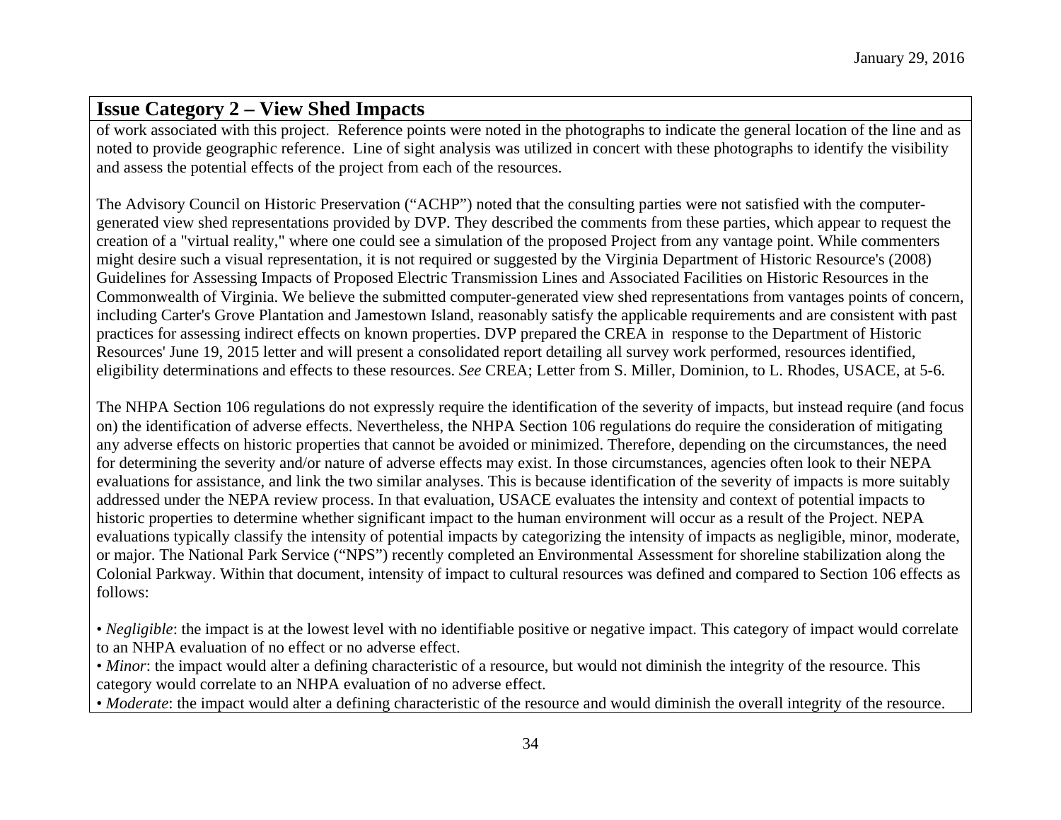## Issue Category 2 – View Shed Impacts

of work associated with this project. Reference points were noted in the photographs to indicate the general location of the line and as noted to provide geographic reference. Line of sight analysis was utilized in concert with these photographs to identify the visibility and assess the potential effects of the project from each of the resources.

The Advisory Council on Historic Preservation ("ACHP") noted that the consulting parties were not satisfied with the computer-generated view shed representations provided by DVP. They described the comments from these parties, which appear to request the creation of a "virtual reality," where one could see a simulation of the proposed Project from any vantage point. While commenters might desire such a visual representation, it is not required or suggested by the Virginia Department of Historic Resource's (2008) Guidelines for Assessing Impacts of Proposed Electric Transmission Lines and Associated Facilities on Historic Resources in the Commonwealth of Virginia. We believe the submitted computer-generated view shed representations from vantages points of concern, including Carter's Grove Plantation and Jamestown Island, reasonably satisfy the applicable requirements and are consistent with past practices for assessing indirect effects on known properties. DVP prepared the CREA in response to the Department of Historic Resources' June 19, 2015 letter and will present a consolidated report detailing all survey work performed, resources identified, eligibility determinations and effects to these resources. *See* CREA; Letter from S. Miller, Dominion, to L. Rhodes, USACE, at 5-6.

The NHPA Section 106 regulations do not expressly require the identification of the severity of impacts, but instead require (and focus on) the identification of adverse effects. Nevertheless, the NHPA Section 106 regulations do require the consideration of mitigating any adverse effects on historic properties that cannot be avoided or minimized. Therefore, depending on the circumstances, the need for determining the severity and/or nature of adverse effects may exist. In those circumstances, agencies often look to their NEPA evaluations for assistance, and link the two similar analyses. This is because identification of the severity of impacts is more suitably addressed under the NEPA review process. In that evaluation, USACE evaluates the intensity and context of potential impacts to historic properties to determine whether significant impact to the human environment will occur as a result of the Project. NEPA evaluations typically classify the intensity of potential impacts by categorizing the intensity of impacts as negligible, minor, moderate, or major. The National Park Service ("NPS") recently completed an Environmental Assessment for shoreline stabilization along the Colonial Parkway. Within that document, intensity of impact to cultural resources was defined and compared to Section 106 effects as follows:

- *Negligible*: the impact is at the lowest level with no identifiable positive or negative impact. This category of impact would correlate to an NHPA evaluation of no effect or no adverse effect.
- *Minor*: the impact would alter a defining characteristic of a resource, but would not diminish the integrity of the resource. This category would correlate to an NHPA evaluation of no adverse effect.
- *Moderate*: the impact would alter a defining characteristic of the resource and would diminish the overall integrity of the resource.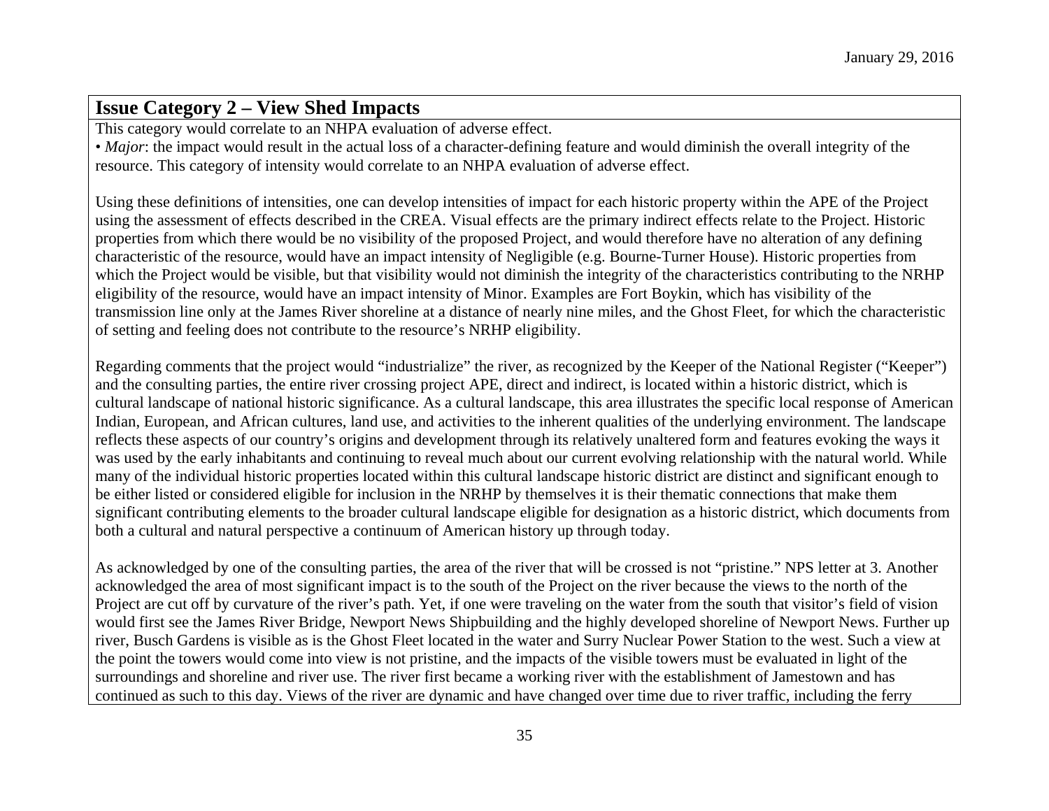## Issue Category 2 – View Shed Impacts

This category would correlate to an NHPA evaluation of adverse effect.

• *Major*: the impact would result in the actual loss of a character-defining feature and would diminish the overall integrity of the resource. This category of intensity would correlate to an NHPA evaluation of adverse effect.

Using these definitions of intensities, one can develop intensities of impact for each historic property within the APE of the Project using the assessment of effects described in the CREA. Visual effects are the primary indirect effects relate to the Project. Historic properties from which there would be no visibility of the proposed Project, and would therefore have no alteration of any defining characteristic of the resource, would have an impact intensity of Negligible (e.g. Bourne-Turner House). Historic properties from which the Project would be visible, but that visibility would not diminish the integrity of the characteristics contributing to the NRHP eligibility of the resource, would have an impact intensity of Minor. Examples are Fort Boykin, which has visibility of the transmission line only at the James River shoreline at a distance of nearly nine miles, and the Ghost Fleet, for which the characteristic of setting and feeling does not contribute to the resource's NRHP eligibility.

Regarding comments that the project would "industrialize" the river, as recognized by the Keeper of the National Register ("Keeper") and the consulting parties, the entire river crossing project APE, direct and indirect, is located within a historic district, which is cultural landscape of national historic significance. As a cultural landscape, this area illustrates the specific local response of American Indian, European, and African cultures, land use, and activities to the inherent qualities of the underlying environment. The landscape reflects these aspects of our country's origins and development through its relatively unaltered form and features evoking the ways it was used by the early inhabitants and continuing to reveal much about our current evolving relationship with the natural world. While many of the individual historic properties located within this cultural landscape historic district are distinct and significant enough to be either listed or considered eligible for inclusion in the NRHP by themselves it is their thematic connections that make them significant contributing elements to the broader cultural landscape eligible for designation as a historic district, which documents from both a cultural and natural perspective a continuum of American history up through today.

As acknowledged by one of the consulting parties, the area of the river that will be crossed is not "pristine." NPS letter at 3. Another acknowledged the area of most significant impact is to the south of the Project on the river because the views to the north of the Project are cut off by curvature of the river's path. Yet, if one were traveling on the water from the south that visitor's field of vision would first see the James River Bridge, Newport News Shipbuilding and the highly developed shoreline of Newport News. Further up river, Busch Gardens is visible as is the Ghost Fleet located in the water and Surry Nuclear Power Station to the west. Such a view at the point the towers would come into view is not pristine, and the impacts of the visible towers must be evaluated in light of the surroundings and shoreline and river use. The river first became a working river with the establishment of Jamestown and has continued as such to this day. Views of the river are dynamic and have changed over time due to river traffic, including the ferry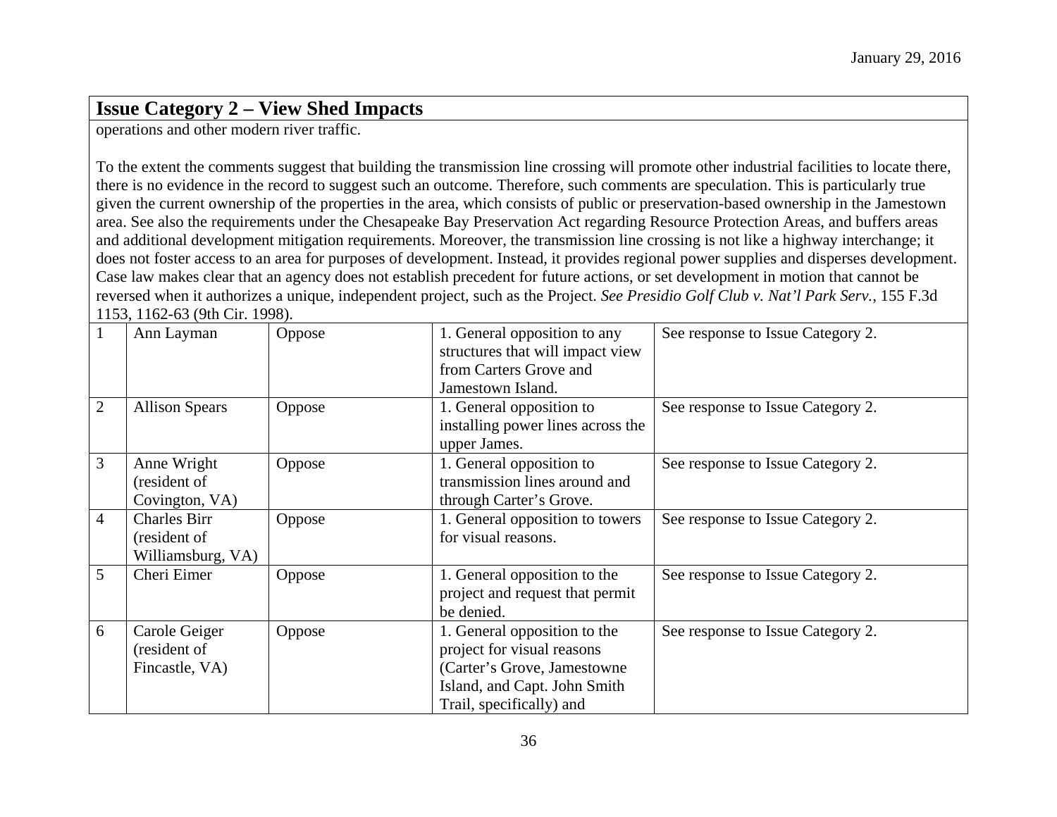## Issue Category 2 – View Shed Impacts

operations and other modern river traffic.

To the extent the comments suggest that building the transmission line crossing will promote other industrial facilities to locate there, there is no evidence in the record to suggest such an outcome. Therefore, such comments are speculation. This is particularly true given the current ownership of the properties in the area, which consists of public or preservation-based ownership in the Jamestown area. See also the requirements under the Chesapeake Bay Preservation Act regarding Resource Protection Areas, and buffers areas and additional development mitigation requirements. Moreover, the transmission line crossing is not like a highway interchange; it does not foster access to an area for purposes of development. Instead, it provides regional power supplies and disperses development. Case law makes clear that an agency does not establish precedent for future actions, or set development in motion that cannot be reversed when it authorizes a unique, independent project, such as the Project. *See Presidio Golf Club v. Nat'l Park Serv.*, 155 F.3d 1153, 1162-63 (9th Cir. 1998).

| | | | | |
|---|---|---|---|---|
| 1 | Ann Layman | Oppose | 1. General opposition to any structures that will impact view from Carters Grove and Jamestown Island. | See response to Issue Category 2. |
| 2 | Allison Spears | Oppose | 1. General opposition to installing power lines across the upper James. | See response to Issue Category 2. |
| 3 | Anne Wright (resident of Covington, VA) | Oppose | 1. General opposition to transmission lines around and through Carter's Grove. | See response to Issue Category 2. |
| 4 | Charles Birr (resident of Williamsburg, VA) | Oppose | 1. General opposition to towers for visual reasons. | See response to Issue Category 2. |
| 5 | Cheri Eimer | Oppose | 1. General opposition to the project and request that permit be denied. | See response to Issue Category 2. |
| 6 | Carole Geiger (resident of Fincastle, VA) | Oppose | 1. General opposition to the project for visual reasons (Carter's Grove, Jamestowne Island, and Capt. John Smith Trail, specifically) and | See response to Issue Category 2. |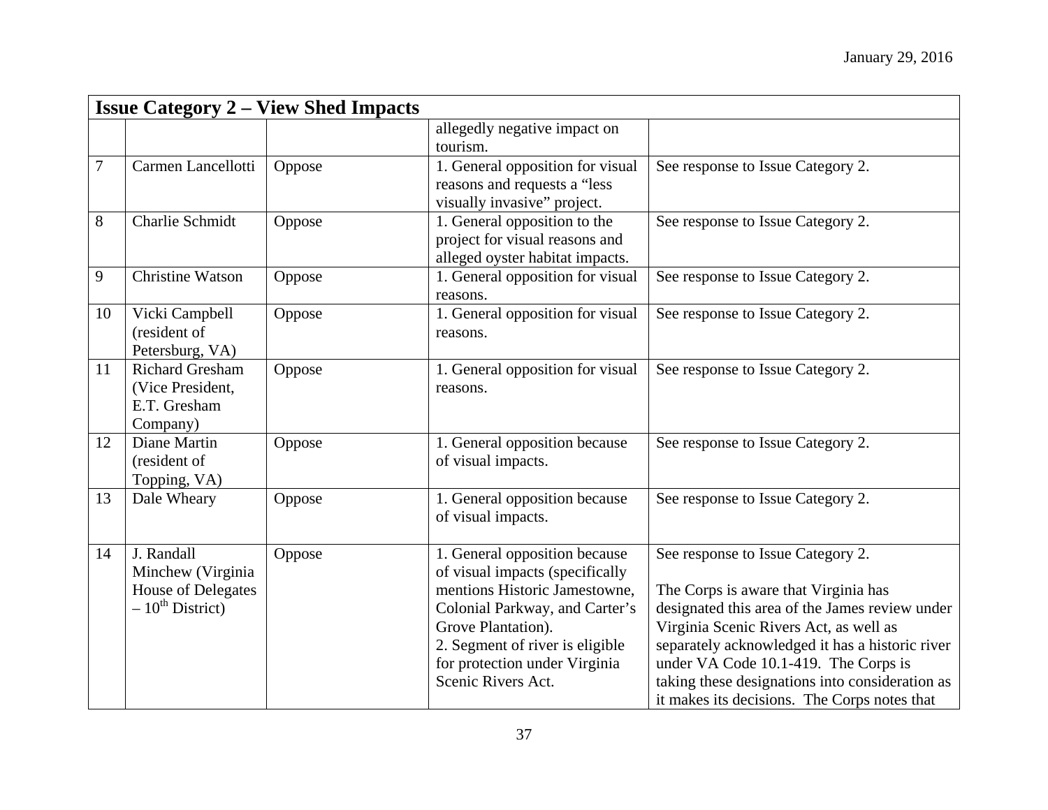| Issue Category 2 – View Shed Impacts | | | | |
|---|---|---|---|---|
| | | | allegedly negative impact on tourism. | |
| 7 | Carmen Lancellotti | Oppose | 1. General opposition for visual reasons and requests a "less visually invasive" project. | See response to Issue Category 2. |
| 8 | Charlie Schmidt | Oppose | 1. General opposition to the project for visual reasons and alleged oyster habitat impacts. | See response to Issue Category 2. |
| 9 | Christine Watson | Oppose | 1. General opposition for visual reasons. | See response to Issue Category 2. |
| 10 | Vicki Campbell (resident of Petersburg, VA) | Oppose | 1. General opposition for visual reasons. | See response to Issue Category 2. |
| 11 | Richard Gresham (Vice President, E.T. Gresham Company) | Oppose | 1. General opposition for visual reasons. | See response to Issue Category 2. |
| 12 | Diane Martin (resident of Topping, VA) | Oppose | 1. General opposition because of visual impacts. | See response to Issue Category 2. |
| 13 | Dale Wheary | Oppose | 1. General opposition because of visual impacts. | See response to Issue Category 2. |
| 14 | J. Randall Minchew (Virginia House of Delegates – 10th District) | Oppose | 1. General opposition because of visual impacts (specifically mentions Historic Jamestowne, Colonial Parkway, and Carter's Grove Plantation).<br>2. Segment of river is eligible for protection under Virginia Scenic Rivers Act. | See response to Issue Category 2.<br><br>The Corps is aware that Virginia has designated this area of the James review under Virginia Scenic Rivers Act, as well as separately acknowledged it has a historic river under VA Code 10.1-419. The Corps is taking these designations into consideration as it makes its decisions. The Corps notes that |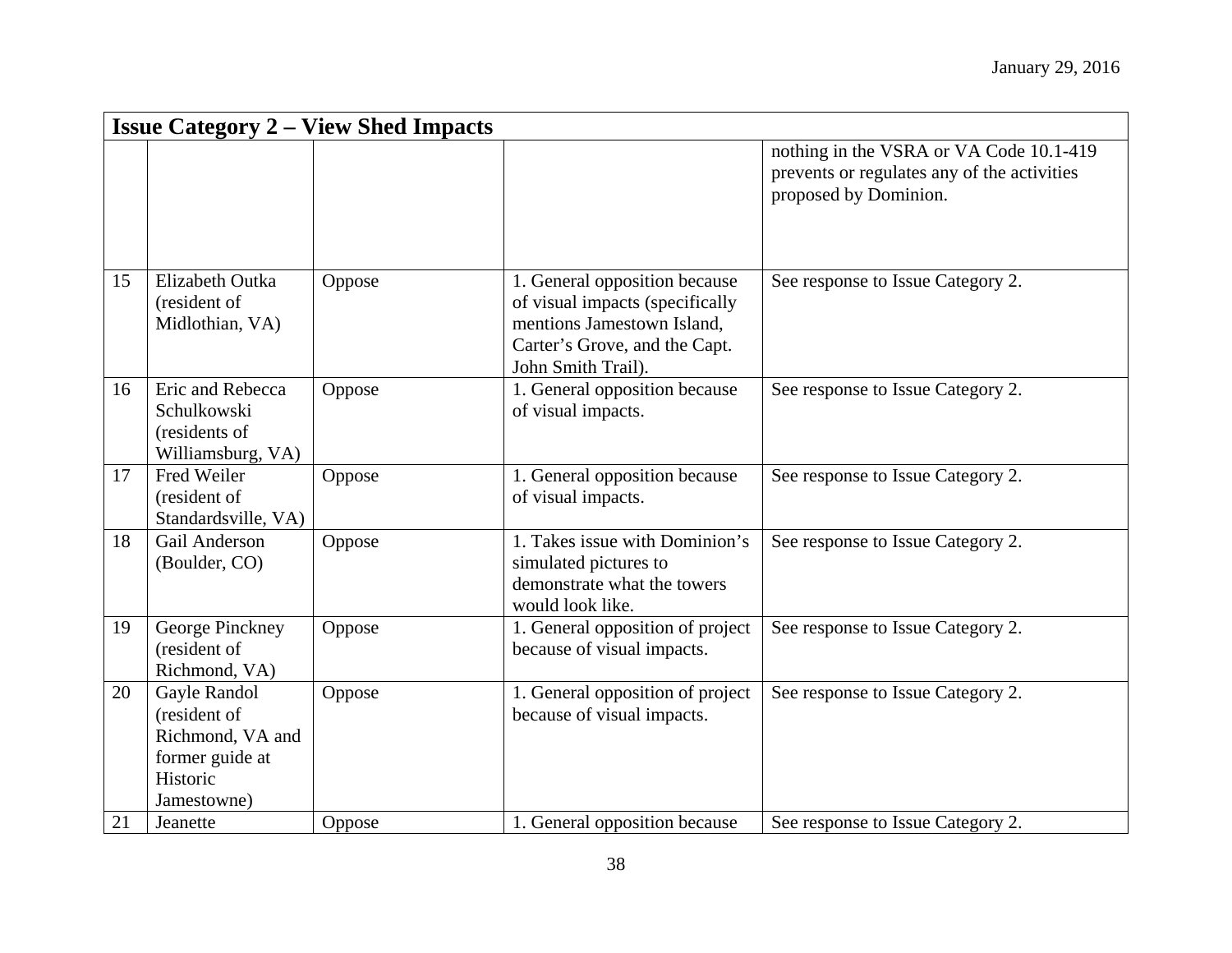| Issue Category 2 – View Shed Impacts | | | | |
|---|---|---|---|---|
| | | | | nothing in the VSRA or VA Code 10.1-419 prevents or regulates any of the activities proposed by Dominion. |
| 15 | Elizabeth Outka (resident of Midlothian, VA) | Oppose | 1. General opposition because of visual impacts (specifically mentions Jamestown Island, Carter's Grove, and the Capt. John Smith Trail). | See response to Issue Category 2. |
| 16 | Eric and Rebecca Schulkowski (residents of Williamsburg, VA) | Oppose | 1. General opposition because of visual impacts. | See response to Issue Category 2. |
| 17 | Fred Weiler (resident of Standardsville, VA) | Oppose | 1. General opposition because of visual impacts. | See response to Issue Category 2. |
| 18 | Gail Anderson (Boulder, CO) | Oppose | 1. Takes issue with Dominion's simulated pictures to demonstrate what the towers would look like. | See response to Issue Category 2. |
| 19 | George Pinckney (resident of Richmond, VA) | Oppose | 1. General opposition of project because of visual impacts. | See response to Issue Category 2. |
| 20 | Gayle Randol (resident of Richmond, VA and former guide at Historic Jamestowne) | Oppose | 1. General opposition of project because of visual impacts. | See response to Issue Category 2. |
| 21 | Jeanette | Oppose | 1. General opposition because | See response to Issue Category 2. |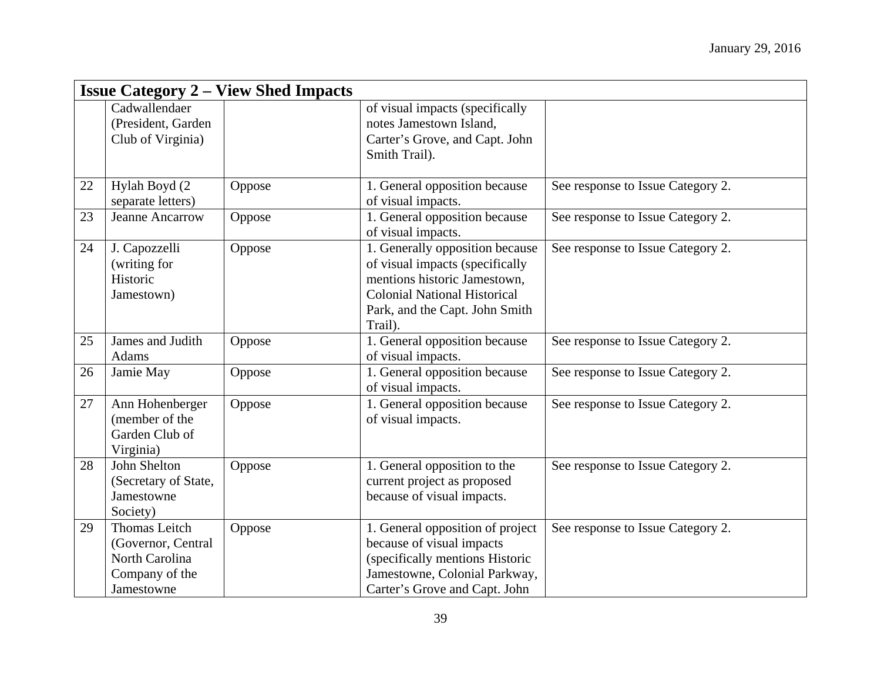| Issue Category 2 – View Shed Impacts | | | | |
|---|---|---|---|---|
| | Cadwallendaer (President, Garden Club of Virginia) | | of visual impacts (specifically notes Jamestown Island, Carter's Grove, and Capt. John Smith Trail). | |
| 22 | Hylah Boyd (2 separate letters) | Oppose | 1. General opposition because of visual impacts. | See response to Issue Category 2. |
| 23 | Jeanne Ancarrow | Oppose | 1. General opposition because of visual impacts. | See response to Issue Category 2. |
| 24 | J. Capozzelli (writing for Historic Jamestown) | Oppose | 1. Generally opposition because of visual impacts (specifically mentions historic Jamestown, Colonial National Historical Park, and the Capt. John Smith Trail). | See response to Issue Category 2. |
| 25 | James and Judith Adams | Oppose | 1. General opposition because of visual impacts. | See response to Issue Category 2. |
| 26 | Jamie May | Oppose | 1. General opposition because of visual impacts. | See response to Issue Category 2. |
| 27 | Ann Hohenberger (member of the Garden Club of Virginia) | Oppose | 1. General opposition because of visual impacts. | See response to Issue Category 2. |
| 28 | John Shelton (Secretary of State, Jamestowne Society) | Oppose | 1. General opposition to the current project as proposed because of visual impacts. | See response to Issue Category 2. |
| 29 | Thomas Leitch (Governor, Central North Carolina Company of the Jamestowne | Oppose | 1. General opposition of project because of visual impacts (specifically mentions Historic Jamestowne, Colonial Parkway, Carter's Grove and Capt. John | See response to Issue Category 2. |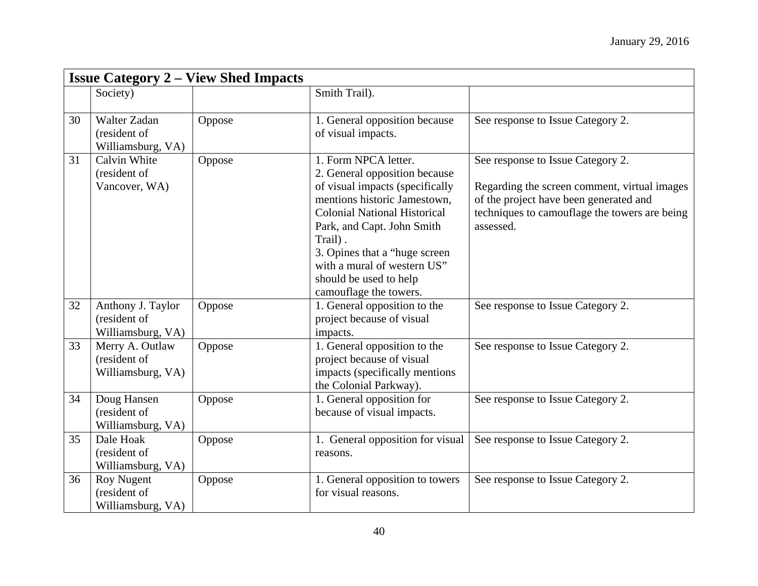| Issue Category 2 – View Shed Impacts | | | | |
|---|---|---|---|---|
| | Society) | | Smith Trail). | |
| 30 | Walter Zadan (resident of Williamsburg, VA) | Oppose | 1. General opposition because of visual impacts. | See response to Issue Category 2. |
| 31 | Calvin White (resident of Vancover, WA) | Oppose | 1. Form NPCA letter.<br>2. General opposition because of visual impacts (specifically mentions historic Jamestown, Colonial National Historical Park, and Capt. John Smith Trail) .<br>3. Opines that a “huge screen with a mural of western US” should be used to help camouflage the towers. | See response to Issue Category 2.<br><br>Regarding the screen comment, virtual images of the project have been generated and techniques to camouflage the towers are being assessed. |
| 32 | Anthony J. Taylor (resident of Williamsburg, VA) | Oppose | 1. General opposition to the project because of visual impacts. | See response to Issue Category 2. |
| 33 | Merry A. Outlaw (resident of Williamsburg, VA) | Oppose | 1. General opposition to the project because of visual impacts (specifically mentions the Colonial Parkway). | See response to Issue Category 2. |
| 34 | Doug Hansen (resident of Williamsburg, VA) | Oppose | 1. General opposition for because of visual impacts. | See response to Issue Category 2. |
| 35 | Dale Hoak (resident of Williamsburg, VA) | Oppose | 1. General opposition for visual reasons. | See response to Issue Category 2. |
| 36 | Roy Nugent (resident of Williamsburg, VA) | Oppose | 1. General opposition to towers for visual reasons. | See response to Issue Category 2. |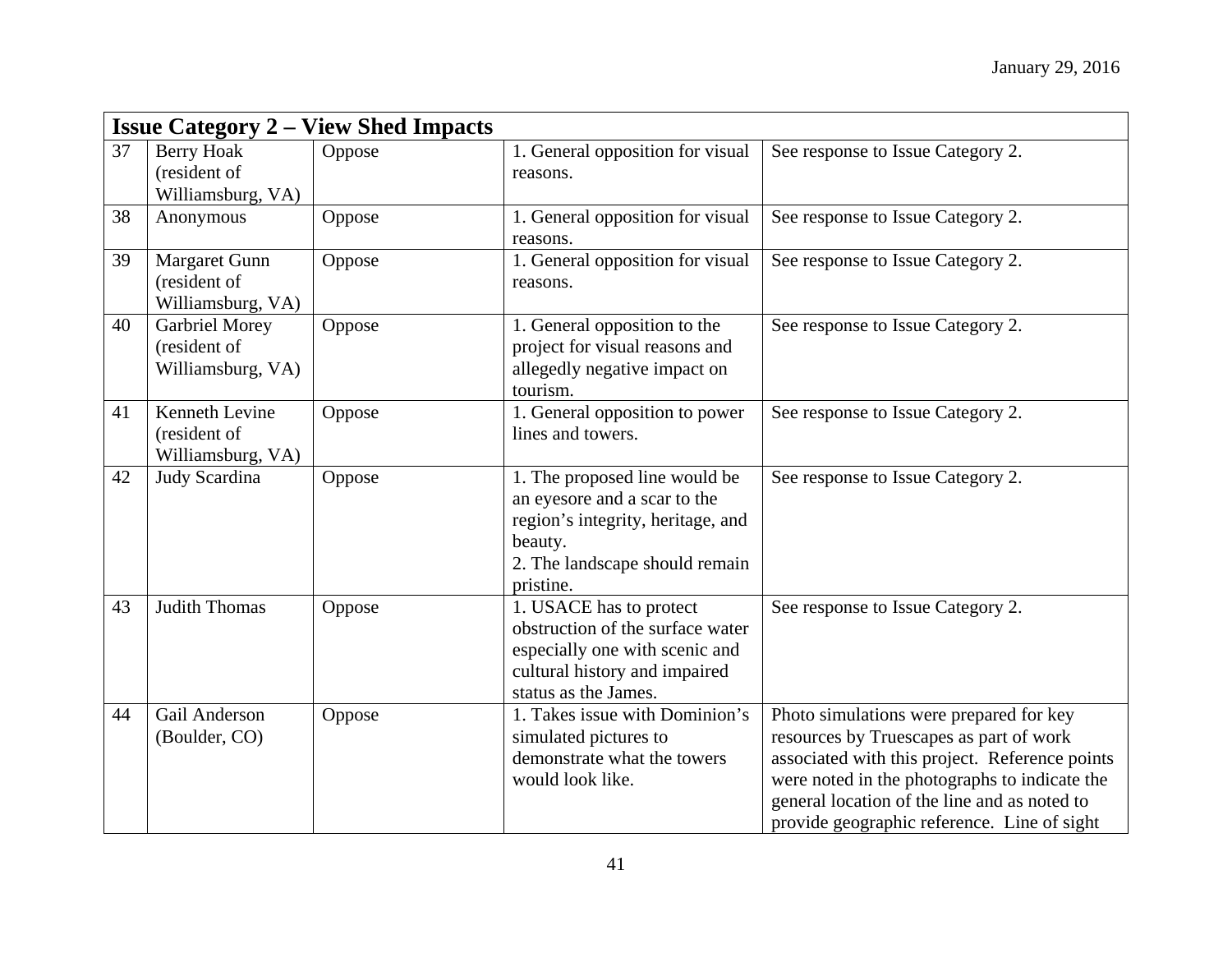| Issue Category 2 – View Shed Impacts | | | | |
|---|---|---|---|---|
| 37 | Berry Hoak (resident of Williamsburg, VA) | Oppose | 1. General opposition for visual reasons. | See response to Issue Category 2. |
| 38 | Anonymous | Oppose | 1. General opposition for visual reasons. | See response to Issue Category 2. |
| 39 | Margaret Gunn (resident of Williamsburg, VA) | Oppose | 1. General opposition for visual reasons. | See response to Issue Category 2. |
| 40 | Garbriel Morey (resident of Williamsburg, VA) | Oppose | 1. General opposition to the project for visual reasons and allegedly negative impact on tourism. | See response to Issue Category 2. |
| 41 | Kenneth Levine (resident of Williamsburg, VA) | Oppose | 1. General opposition to power lines and towers. | See response to Issue Category 2. |
| 42 | Judy Scardina | Oppose | 1. The proposed line would be an eyesore and a scar to the region's integrity, heritage, and beauty.<br>2. The landscape should remain pristine. | See response to Issue Category 2. |
| 43 | Judith Thomas | Oppose | 1. USACE has to protect obstruction of the surface water especially one with scenic and cultural history and impaired status as the James. | See response to Issue Category 2. |
| 44 | Gail Anderson (Boulder, CO) | Oppose | 1. Takes issue with Dominion's simulated pictures to demonstrate what the towers would look like. | Photo simulations were prepared for key resources by Truescapes as part of work associated with this project. Reference points were noted in the photographs to indicate the general location of the line and as noted to provide geographic reference. Line of sight |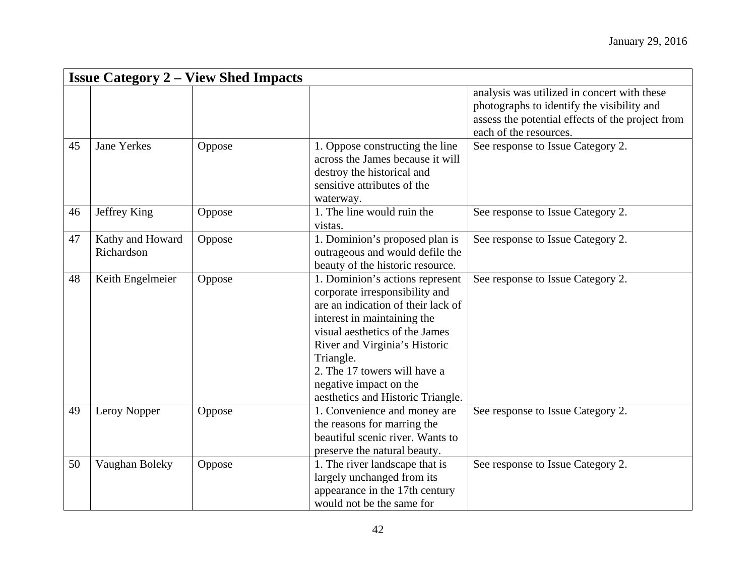| Issue Category 2 – View Shed Impacts | | | | |
|---|---|---|---|---|
| | | | | analysis was utilized in concert with these photographs to identify the visibility and assess the potential effects of the project from each of the resources. |
| 45 | Jane Yerkes | Oppose | 1. Oppose constructing the line across the James because it will destroy the historical and sensitive attributes of the waterway. | See response to Issue Category 2. |
| 46 | Jeffrey King | Oppose | 1. The line would ruin the vistas. | See response to Issue Category 2. |
| 47 | Kathy and Howard Richardson | Oppose | 1. Dominion's proposed plan is outrageous and would defile the beauty of the historic resource. | See response to Issue Category 2. |
| 48 | Keith Engelmeier | Oppose | 1. Dominion's actions represent corporate irresponsibility and are an indication of their lack of interest in maintaining the visual aesthetics of the James River and Virginia's Historic Triangle.<br>2. The 17 towers will have a negative impact on the aesthetics and Historic Triangle. | See response to Issue Category 2. |
| 49 | Leroy Nopper | Oppose | 1. Convenience and money are the reasons for marring the beautiful scenic river. Wants to preserve the natural beauty. | See response to Issue Category 2. |
| 50 | Vaughan Boleky | Oppose | 1. The river landscape that is largely unchanged from its appearance in the 17th century would not be the same for | See response to Issue Category 2. |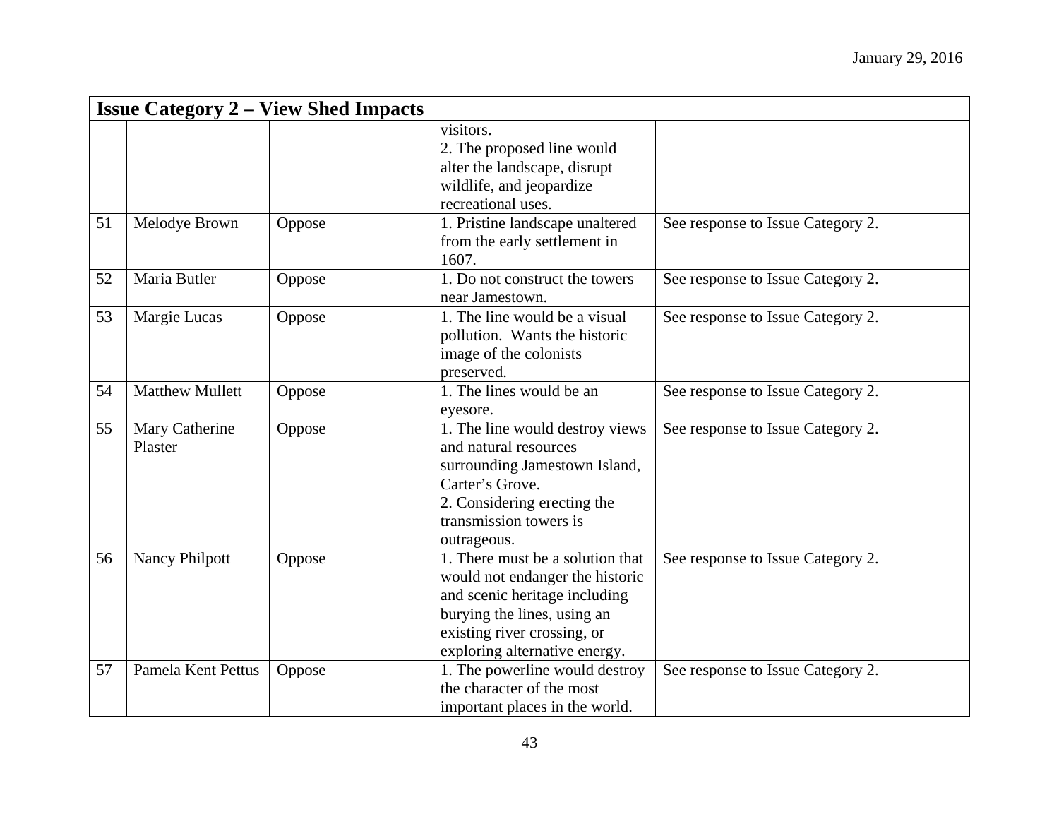| Issue Category 2 – View Shed Impacts | | | | |
|---|---|---|---|---|
| | | | visitors.<br>2. The proposed line would alter the landscape, disrupt wildlife, and jeopardize recreational uses. | |
| 51 | Melodye Brown | Oppose | 1. Pristine landscape unaltered from the early settlement in 1607. | See response to Issue Category 2. |
| 52 | Maria Butler | Oppose | 1. Do not construct the towers near Jamestown. | See response to Issue Category 2. |
| 53 | Margie Lucas | Oppose | 1. The line would be a visual pollution. Wants the historic image of the colonists preserved. | See response to Issue Category 2. |
| 54 | Matthew Mullett | Oppose | 1. The lines would be an eyesore. | See response to Issue Category 2. |
| 55 | Mary Catherine Plaster | Oppose | 1. The line would destroy views and natural resources surrounding Jamestown Island, Carter's Grove.<br>2. Considering erecting the transmission towers is outrageous. | See response to Issue Category 2. |
| 56 | Nancy Philpott | Oppose | 1. There must be a solution that would not endanger the historic and scenic heritage including burying the lines, using an existing river crossing, or exploring alternative energy. | See response to Issue Category 2. |
| 57 | Pamela Kent Pettus | Oppose | 1. The powerline would destroy the character of the most important places in the world. | See response to Issue Category 2. |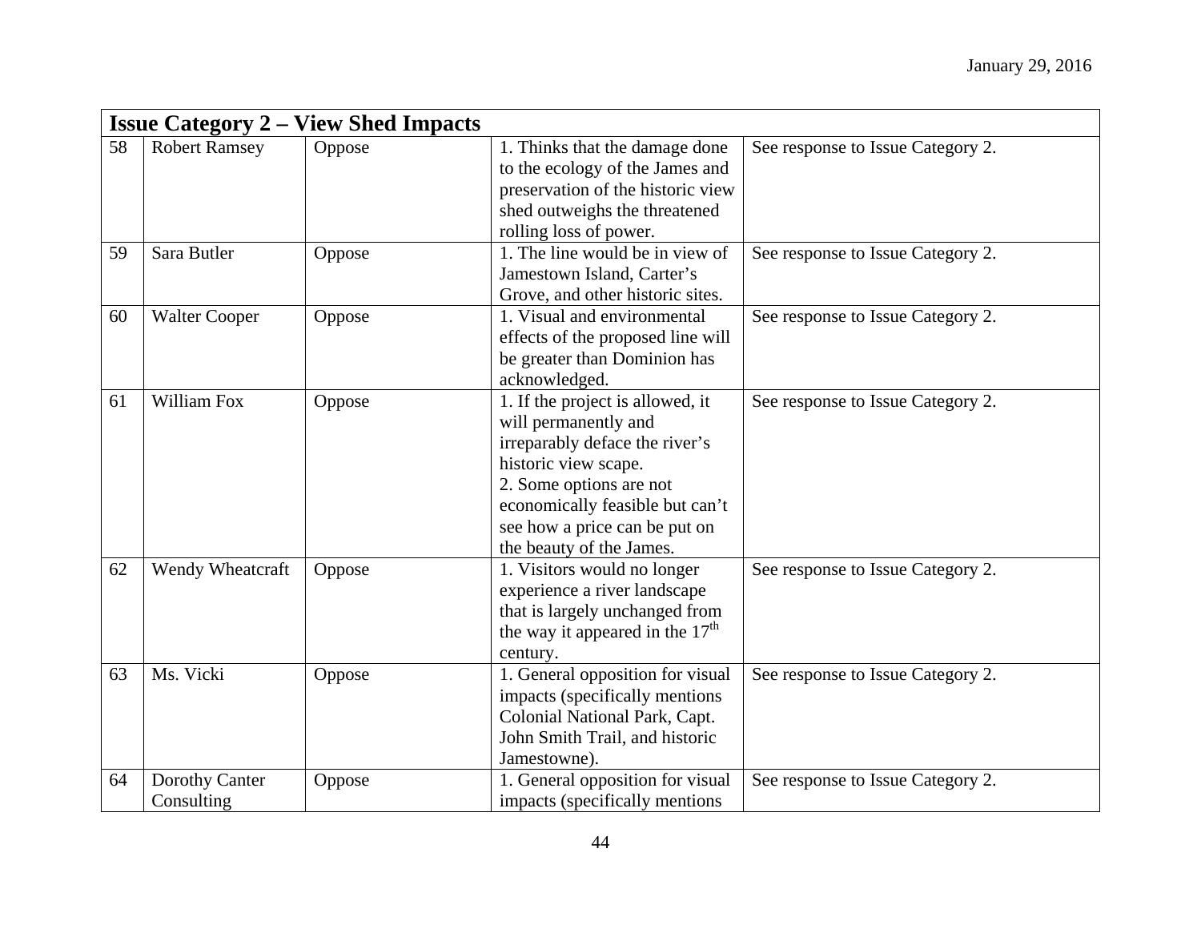| Issue Category 2 – View Shed Impacts | | | | |
|---|---|---|---|---|
| 58 | Robert Ramsey | Oppose | 1. Thinks that the damage done to the ecology of the James and preservation of the historic view shed outweighs the threatened rolling loss of power. | See response to Issue Category 2. |
| 59 | Sara Butler | Oppose | 1. The line would be in view of Jamestown Island, Carter's Grove, and other historic sites. | See response to Issue Category 2. |
| 60 | Walter Cooper | Oppose | 1. Visual and environmental effects of the proposed line will be greater than Dominion has acknowledged. | See response to Issue Category 2. |
| 61 | William Fox | Oppose | 1. If the project is allowed, it will permanently and irreparably deface the river's historic view scape.<br>2. Some options are not economically feasible but can't see how a price can be put on the beauty of the James. | See response to Issue Category 2. |
| 62 | Wendy Wheatcraft | Oppose | 1. Visitors would no longer experience a river landscape that is largely unchanged from the way it appeared in the 17th century. | See response to Issue Category 2. |
| 63 | Ms. Vicki | Oppose | 1. General opposition for visual impacts (specifically mentions Colonial National Park, Capt. John Smith Trail, and historic Jamestowne). | See response to Issue Category 2. |
| 64 | Dorothy Canter Consulting | Oppose | 1. General opposition for visual impacts (specifically mentions | See response to Issue Category 2. |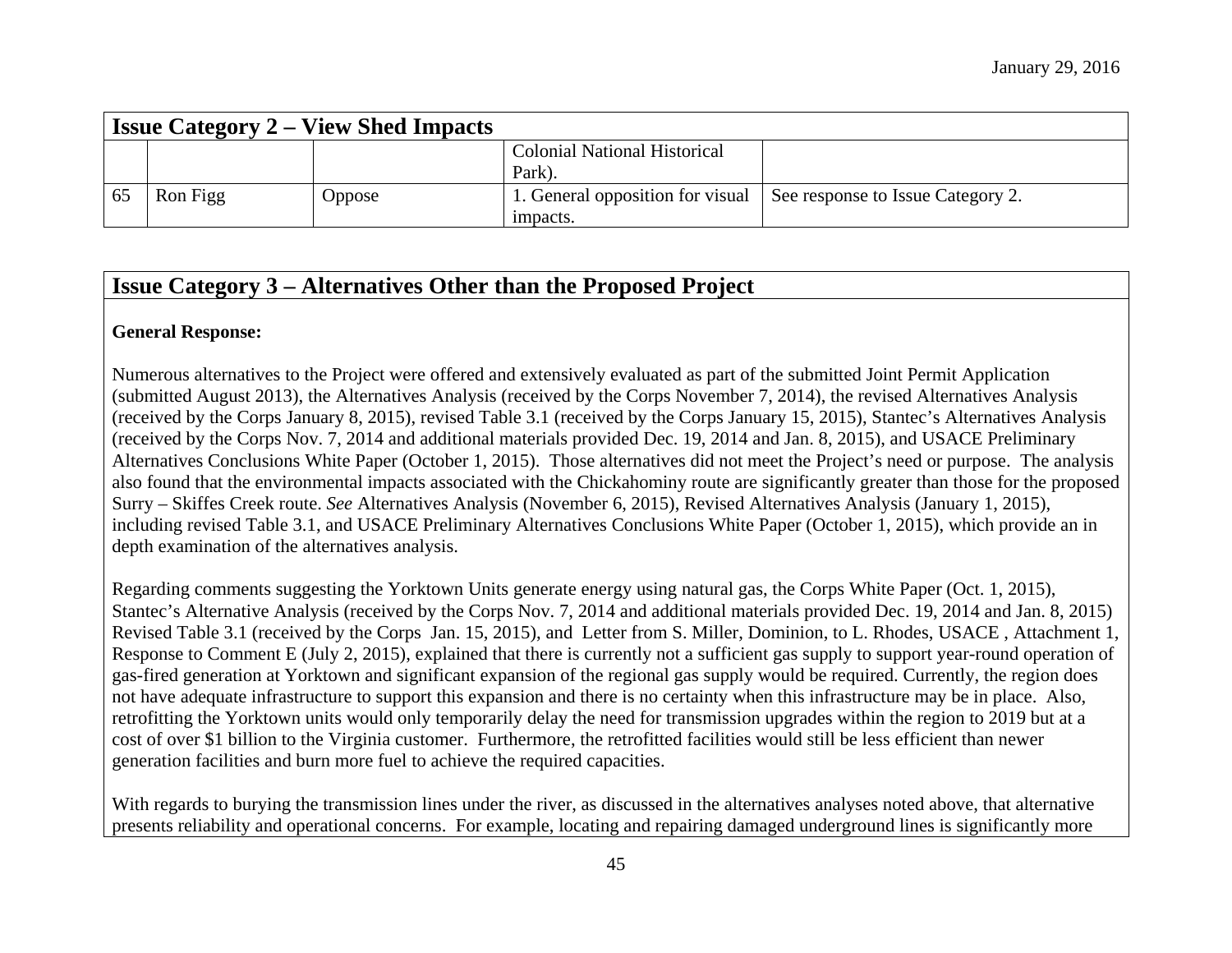| Issue Category 2 – View Shed Impacts | | | | |
|---|---|---|---|---|
| | | | Colonial National Historical Park). | |
| 65 | Ron Figg | Oppose | 1. General opposition for visual impacts. | See response to Issue Category 2. |

## Issue Category 3 – Alternatives Other than the Proposed Project

**General Response:**

Numerous alternatives to the Project were offered and extensively evaluated as part of the submitted Joint Permit Application (submitted August 2013), the Alternatives Analysis (received by the Corps November 7, 2014), the revised Alternatives Analysis (received by the Corps January 8, 2015), revised Table 3.1 (received by the Corps January 15, 2015), Stantec's Alternatives Analysis (received by the Corps Nov. 7, 2014 and additional materials provided Dec. 19, 2014 and Jan. 8, 2015), and USACE Preliminary Alternatives Conclusions White Paper (October 1, 2015). Those alternatives did not meet the Project's need or purpose. The analysis also found that the environmental impacts associated with the Chickahominy route are significantly greater than those for the proposed Surry – Skiffes Creek route. *See* Alternatives Analysis (November 6, 2015), Revised Alternatives Analysis (January 1, 2015), including revised Table 3.1, and USACE Preliminary Alternatives Conclusions White Paper (October 1, 2015), which provide an in depth examination of the alternatives analysis.

Regarding comments suggesting the Yorktown Units generate energy using natural gas, the Corps White Paper (Oct. 1, 2015), Stantec's Alternative Analysis (received by the Corps Nov. 7, 2014 and additional materials provided Dec. 19, 2014 and Jan. 8, 2015) Revised Table 3.1 (received by the Corps Jan. 15, 2015), and Letter from S. Miller, Dominion, to L. Rhodes, USACE , Attachment 1, Response to Comment E (July 2, 2015), explained that there is currently not a sufficient gas supply to support year-round operation of gas-fired generation at Yorktown and significant expansion of the regional gas supply would be required. Currently, the region does not have adequate infrastructure to support this expansion and there is no certainty when this infrastructure may be in place. Also, retrofitting the Yorktown units would only temporarily delay the need for transmission upgrades within the region to 2019 but at a cost of over $1 billion to the Virginia customer. Furthermore, the retrofitted facilities would still be less efficient than newer generation facilities and burn more fuel to achieve the required capacities.

With regards to burying the transmission lines under the river, as discussed in the alternatives analyses noted above, that alternative presents reliability and operational concerns. For example, locating and repairing damaged underground lines is significantly more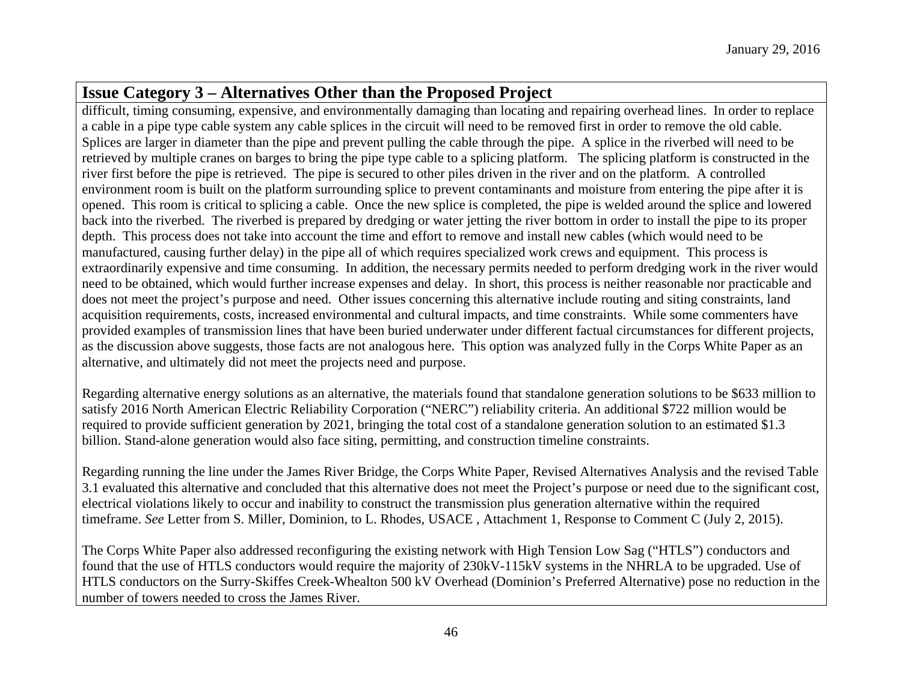## Issue Category 3 – Alternatives Other than the Proposed Project

difficult, timing consuming, expensive, and environmentally damaging than locating and repairing overhead lines. In order to replace a cable in a pipe type cable system any cable splices in the circuit will need to be removed first in order to remove the old cable. Splices are larger in diameter than the pipe and prevent pulling the cable through the pipe. A splice in the riverbed will need to be retrieved by multiple cranes on barges to bring the pipe type cable to a splicing platform. The splicing platform is constructed in the river first before the pipe is retrieved. The pipe is secured to other piles driven in the river and on the platform. A controlled environment room is built on the platform surrounding splice to prevent contaminants and moisture from entering the pipe after it is opened. This room is critical to splicing a cable. Once the new splice is completed, the pipe is welded around the splice and lowered back into the riverbed. The riverbed is prepared by dredging or water jetting the river bottom in order to install the pipe to its proper depth. This process does not take into account the time and effort to remove and install new cables (which would need to be manufactured, causing further delay) in the pipe all of which requires specialized work crews and equipment. This process is extraordinarily expensive and time consuming. In addition, the necessary permits needed to perform dredging work in the river would need to be obtained, which would further increase expenses and delay. In short, this process is neither reasonable nor practicable and does not meet the project's purpose and need. Other issues concerning this alternative include routing and siting constraints, land acquisition requirements, costs, increased environmental and cultural impacts, and time constraints. While some commenters have provided examples of transmission lines that have been buried underwater under different factual circumstances for different projects, as the discussion above suggests, those facts are not analogous here. This option was analyzed fully in the Corps White Paper as an alternative, and ultimately did not meet the projects need and purpose.

Regarding alternative energy solutions as an alternative, the materials found that standalone generation solutions to be $633 million to satisfy 2016 North American Electric Reliability Corporation ("NERC") reliability criteria. An additional $722 million would be required to provide sufficient generation by 2021, bringing the total cost of a standalone generation solution to an estimated $1.3 billion. Stand-alone generation would also face siting, permitting, and construction timeline constraints.

Regarding running the line under the James River Bridge, the Corps White Paper, Revised Alternatives Analysis and the revised Table 3.1 evaluated this alternative and concluded that this alternative does not meet the Project's purpose or need due to the significant cost, electrical violations likely to occur and inability to construct the transmission plus generation alternative within the required timeframe. *See* Letter from S. Miller, Dominion, to L. Rhodes, USACE , Attachment 1, Response to Comment C (July 2, 2015).

The Corps White Paper also addressed reconfiguring the existing network with High Tension Low Sag ("HTLS") conductors and found that the use of HTLS conductors would require the majority of 230kV-115kV systems in the NHRLA to be upgraded. Use of HTLS conductors on the Surry-Skiffes Creek-Whealton 500 kV Overhead (Dominion's Preferred Alternative) pose no reduction in the number of towers needed to cross the James River.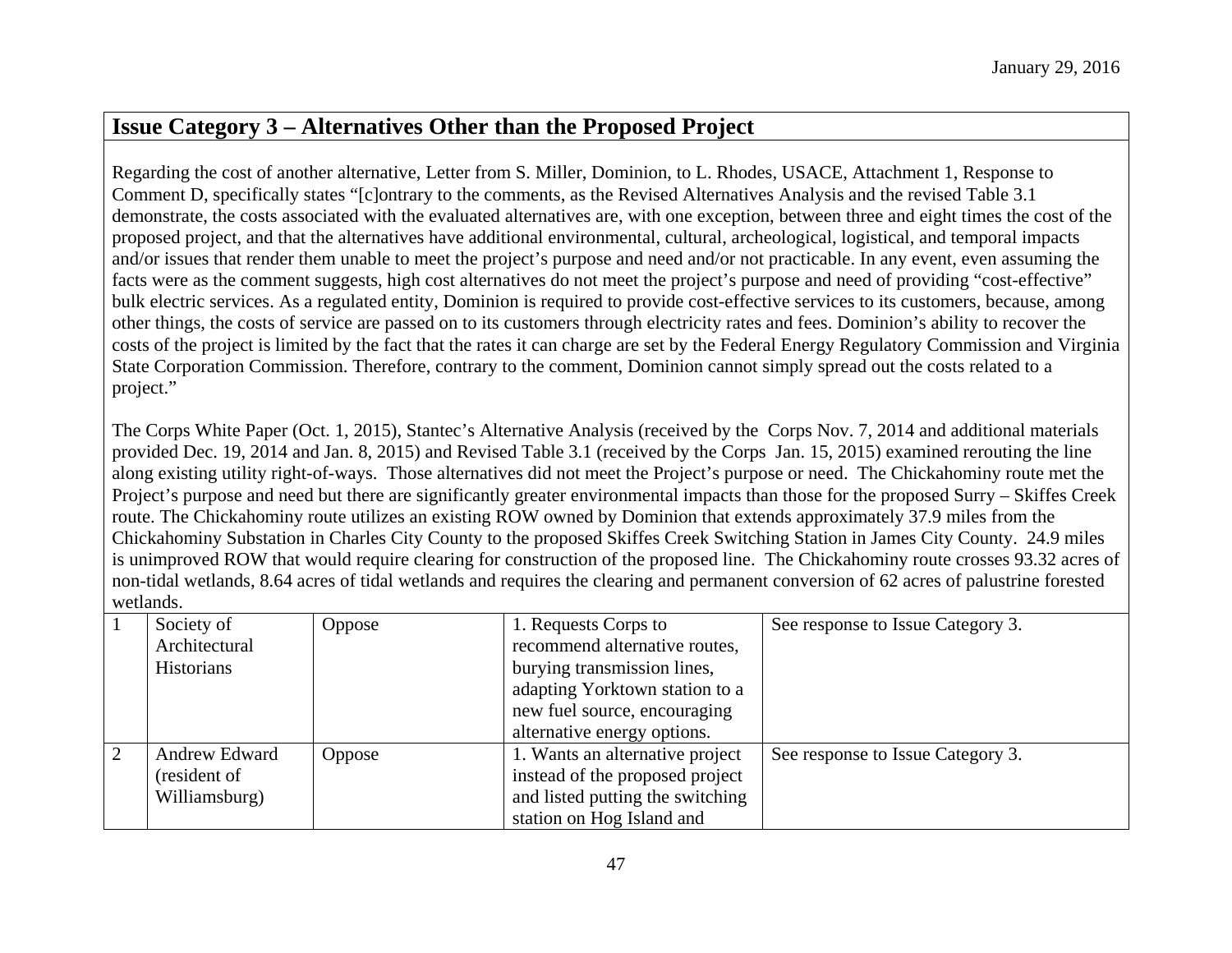January 29, 2016

## Issue Category 3 – Alternatives Other than the Proposed Project

Regarding the cost of another alternative, Letter from S. Miller, Dominion, to L. Rhodes, USACE, Attachment 1, Response to Comment D, specifically states "[c]ontrary to the comments, as the Revised Alternatives Analysis and the revised Table 3.1 demonstrate, the costs associated with the evaluated alternatives are, with one exception, between three and eight times the cost of the proposed project, and that the alternatives have additional environmental, cultural, archeological, logistical, and temporal impacts and/or issues that render them unable to meet the project's purpose and need and/or not practicable. In any event, even assuming the facts were as the comment suggests, high cost alternatives do not meet the project's purpose and need of providing "cost-effective" bulk electric services. As a regulated entity, Dominion is required to provide cost-effective services to its customers, because, among other things, the costs of service are passed on to its customers through electricity rates and fees. Dominion's ability to recover the costs of the project is limited by the fact that the rates it can charge are set by the Federal Energy Regulatory Commission and Virginia State Corporation Commission. Therefore, contrary to the comment, Dominion cannot simply spread out the costs related to a project."

The Corps White Paper (Oct. 1, 2015), Stantec's Alternative Analysis (received by the Corps Nov. 7, 2014 and additional materials provided Dec. 19, 2014 and Jan. 8, 2015) and Revised Table 3.1 (received by the Corps Jan. 15, 2015) examined rerouting the line along existing utility right-of-ways. Those alternatives did not meet the Project's purpose or need. The Chickahominy route met the Project's purpose and need but there are significantly greater environmental impacts than those for the proposed Surry – Skiffes Creek route. The Chickahominy route utilizes an existing ROW owned by Dominion that extends approximately 37.9 miles from the Chickahominy Substation in Charles City County to the proposed Skiffes Creek Switching Station in James City County. 24.9 miles is unimproved ROW that would require clearing for construction of the proposed line. The Chickahominy route crosses 93.32 acres of non-tidal wetlands, 8.64 acres of tidal wetlands and requires the clearing and permanent conversion of 62 acres of palustrine forested wetlands.

| | | | | |
|---|---|---|---|---|
| 1 | Society of Architectural Historians | Oppose | 1. Requests Corps to recommend alternative routes, burying transmission lines, adapting Yorktown station to a new fuel source, encouraging alternative energy options. | See response to Issue Category 3. |
| 2 | Andrew Edward (resident of Williamsburg) | Oppose | 1. Wants an alternative project instead of the proposed project and listed putting the switching station on Hog Island and | See response to Issue Category 3. |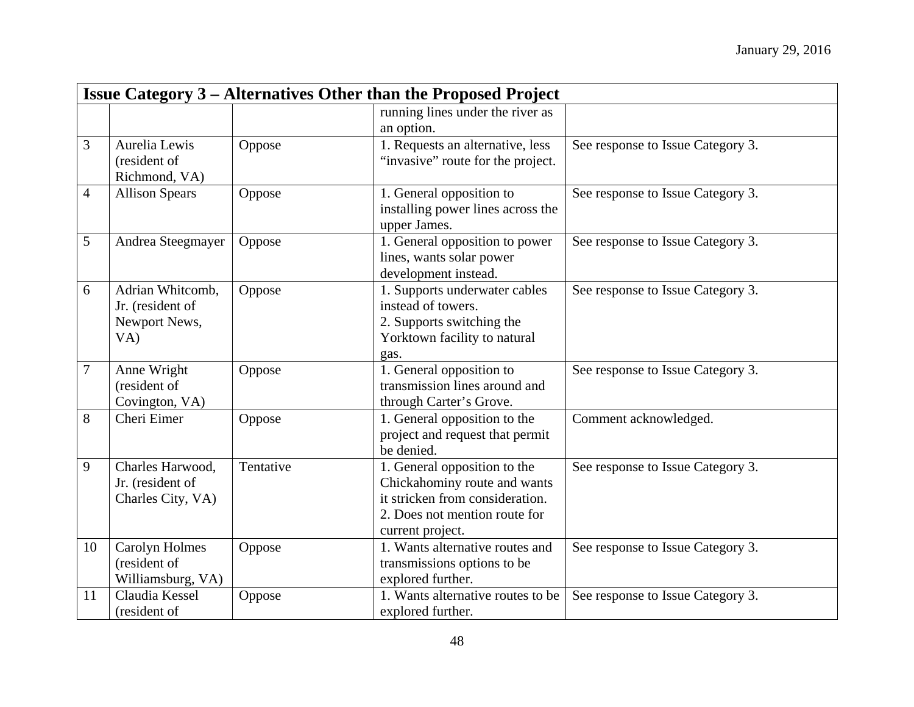| Issue Category 3 – Alternatives Other than the Proposed Project | | | | |
|---|---|---|---|---|
| | | | running lines under the river as an option. | |
| 3 | Aurelia Lewis (resident of Richmond, VA) | Oppose | 1. Requests an alternative, less "invasive" route for the project. | See response to Issue Category 3. |
| 4 | Allison Spears | Oppose | 1. General opposition to installing power lines across the upper James. | See response to Issue Category 3. |
| 5 | Andrea Steegmayer | Oppose | 1. General opposition to power lines, wants solar power development instead. | See response to Issue Category 3. |
| 6 | Adrian Whitcomb, Jr. (resident of Newport News, VA) | Oppose | 1. Supports underwater cables instead of towers.<br>2. Supports switching the Yorktown facility to natural gas. | See response to Issue Category 3. |
| 7 | Anne Wright (resident of Covington, VA) | Oppose | 1. General opposition to transmission lines around and through Carter's Grove. | See response to Issue Category 3. |
| 8 | Cheri Eimer | Oppose | 1. General opposition to the project and request that permit be denied. | Comment acknowledged. |
| 9 | Charles Harwood, Jr. (resident of Charles City, VA) | Tentative | 1. General opposition to the Chickahominy route and wants it stricken from consideration.<br>2. Does not mention route for current project. | See response to Issue Category 3. |
| 10 | Carolyn Holmes (resident of Williamsburg, VA) | Oppose | 1. Wants alternative routes and transmissions options to be explored further. | See response to Issue Category 3. |
| 11 | Claudia Kessel (resident of | Oppose | 1. Wants alternative routes to be explored further. | See response to Issue Category 3. |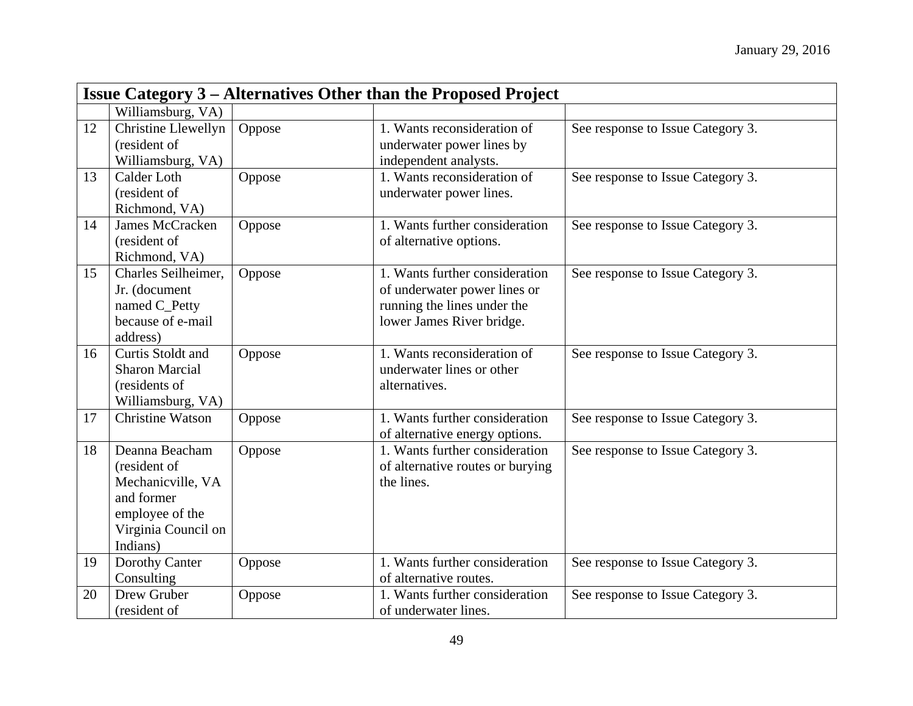| Issue Category 3 – Alternatives Other than the Proposed Project | | | | |
|---|---|---|---|---|
| | Williamsburg, VA) | | | |
| 12 | Christine Llewellyn (resident of Williamsburg, VA) | Oppose | 1. Wants reconsideration of underwater power lines by independent analysts. | See response to Issue Category 3. |
| 13 | Calder Loth (resident of Richmond, VA) | Oppose | 1. Wants reconsideration of underwater power lines. | See response to Issue Category 3. |
| 14 | James McCracken (resident of Richmond, VA) | Oppose | 1. Wants further consideration of alternative options. | See response to Issue Category 3. |
| 15 | Charles Seilheimer, Jr. (document named C_Petty because of e-mail address) | Oppose | 1. Wants further consideration of underwater power lines or running the lines under the lower James River bridge. | See response to Issue Category 3. |
| 16 | Curtis Stoldt and Sharon Marcial (residents of Williamsburg, VA) | Oppose | 1. Wants reconsideration of underwater lines or other alternatives. | See response to Issue Category 3. |
| 17 | Christine Watson | Oppose | 1. Wants further consideration of alternative energy options. | See response to Issue Category 3. |
| 18 | Deanna Beacham (resident of Mechanicville, VA and former employee of the Virginia Council on Indians) | Oppose | 1. Wants further consideration of alternative routes or burying the lines. | See response to Issue Category 3. |
| 19 | Dorothy Canter Consulting | Oppose | 1. Wants further consideration of alternative routes. | See response to Issue Category 3. |
| 20 | Drew Gruber (resident of | Oppose | 1. Wants further consideration of underwater lines. | See response to Issue Category 3. |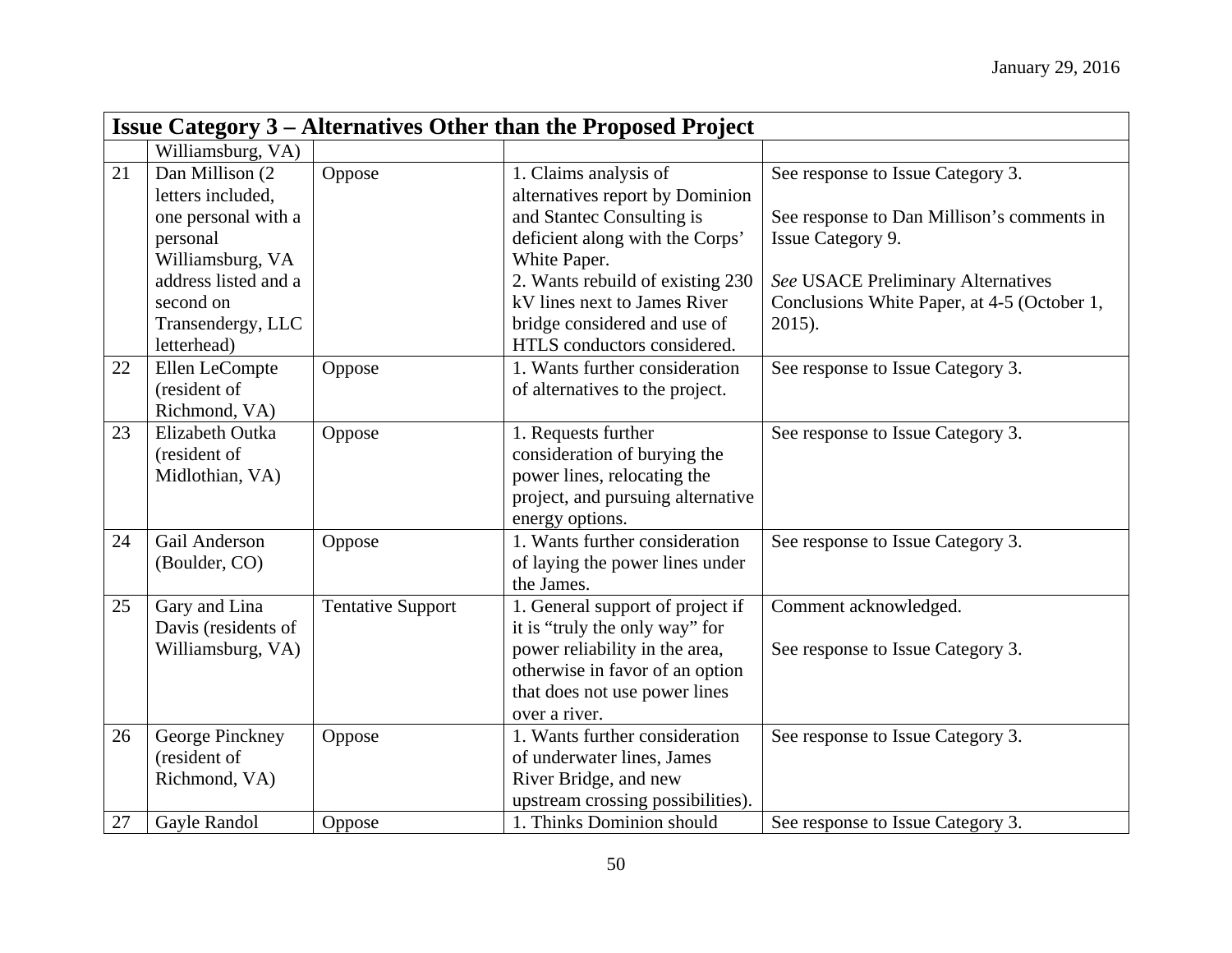| Issue Category 3 – Alternatives Other than the Proposed Project | | | | |
|---|---|---|---|---|
| | Williamsburg, VA) | | | |
| 21 | Dan Millison (2 letters included, one personal with a personal Williamsburg, VA address listed and a second on Transendergy, LLC letterhead) | Oppose | 1. Claims analysis of alternatives report by Dominion and Stantec Consulting is deficient along with the Corps' White Paper.<br>2. Wants rebuild of existing 230 kV lines next to James River bridge considered and use of HTLS conductors considered. | See response to Issue Category 3.<br><br>See response to Dan Millison's comments in Issue Category 9.<br><br>*See* USACE Preliminary Alternatives Conclusions White Paper, at 4-5 (October 1, 2015). |
| 22 | Ellen LeCompte (resident of Richmond, VA) | Oppose | 1. Wants further consideration of alternatives to the project. | See response to Issue Category 3. |
| 23 | Elizabeth Outka (resident of Midlothian, VA) | Oppose | 1. Requests further consideration of burying the power lines, relocating the project, and pursuing alternative energy options. | See response to Issue Category 3. |
| 24 | Gail Anderson (Boulder, CO) | Oppose | 1. Wants further consideration of laying the power lines under the James. | See response to Issue Category 3. |
| 25 | Gary and Lina Davis (residents of Williamsburg, VA) | Tentative Support | 1. General support of project if it is "truly the only way" for power reliability in the area, otherwise in favor of an option that does not use power lines over a river. | Comment acknowledged.<br><br>See response to Issue Category 3. |
| 26 | George Pinckney (resident of Richmond, VA) | Oppose | 1. Wants further consideration of underwater lines, James River Bridge, and new upstream crossing possibilities). | See response to Issue Category 3. |
| 27 | Gayle Randol | Oppose | 1. Thinks Dominion should | See response to Issue Category 3. |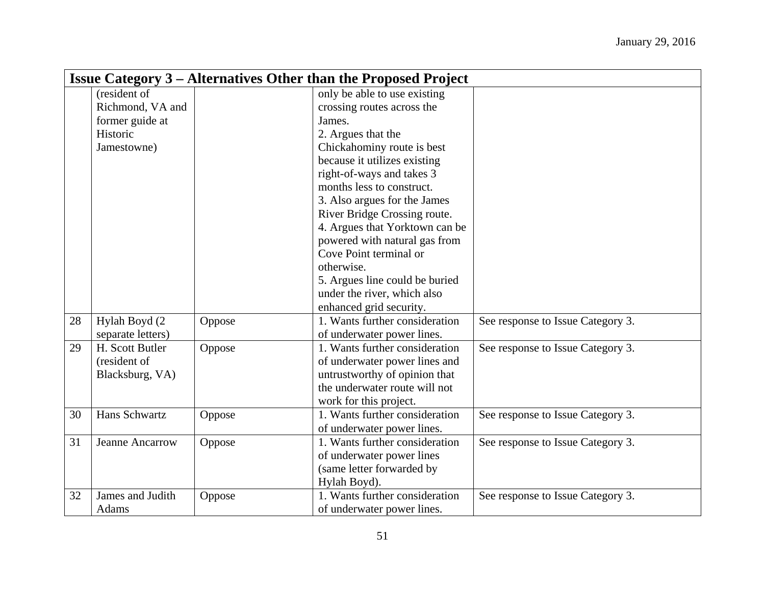| Issue Category 3 – Alternatives Other than the Proposed Project | | | | |
|---|---|---|---|---|
| | (resident of Richmond, VA and former guide at Historic Jamestowne) | | only be able to use existing crossing routes across the James.<br>2. Argues that the Chickahominy route is best because it utilizes existing right-of-ways and takes 3 months less to construct.<br>3. Also argues for the James River Bridge Crossing route.<br>4. Argues that Yorktown can be powered with natural gas from Cove Point terminal or otherwise.<br>5. Argues line could be buried under the river, which also enhanced grid security. | |
| 28 | Hylah Boyd (2 separate letters) | Oppose | 1. Wants further consideration of underwater power lines. | See response to Issue Category 3. |
| 29 | H. Scott Butler (resident of Blacksburg, VA) | Oppose | 1. Wants further consideration of underwater power lines and untrustworthy of opinion that the underwater route will not work for this project. | See response to Issue Category 3. |
| 30 | Hans Schwartz | Oppose | 1. Wants further consideration of underwater power lines. | See response to Issue Category 3. |
| 31 | Jeanne Ancarrow | Oppose | 1. Wants further consideration of underwater power lines (same letter forwarded by Hylah Boyd). | See response to Issue Category 3. |
| 32 | James and Judith Adams | Oppose | 1. Wants further consideration of underwater power lines. | See response to Issue Category 3. |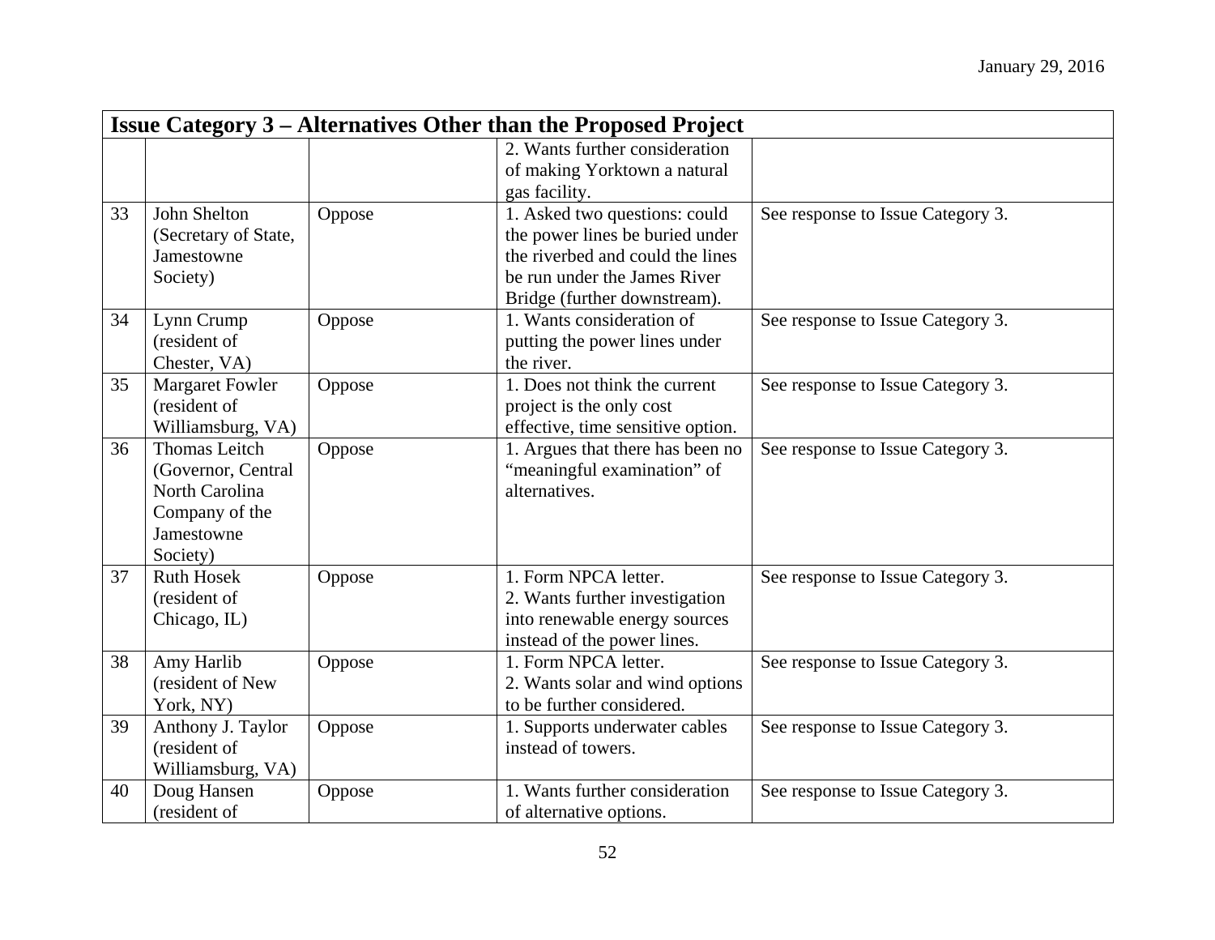| Issue Category 3 – Alternatives Other than the Proposed Project | | | | |
|---|---|---|---|---|
| | | | 2. Wants further consideration of making Yorktown a natural gas facility. | |
| 33 | John Shelton (Secretary of State, Jamestowne Society) | Oppose | 1. Asked two questions: could the power lines be buried under the riverbed and could the lines be run under the James River Bridge (further downstream). | See response to Issue Category 3. |
| 34 | Lynn Crump (resident of Chester, VA) | Oppose | 1. Wants consideration of putting the power lines under the river. | See response to Issue Category 3. |
| 35 | Margaret Fowler (resident of Williamsburg, VA) | Oppose | 1. Does not think the current project is the only cost effective, time sensitive option. | See response to Issue Category 3. |
| 36 | Thomas Leitch (Governor, Central North Carolina Company of the Jamestowne Society) | Oppose | 1. Argues that there has been no "meaningful examination" of alternatives. | See response to Issue Category 3. |
| 37 | Ruth Hosek (resident of Chicago, IL) | Oppose | 1. Form NPCA letter.<br>2. Wants further investigation into renewable energy sources instead of the power lines. | See response to Issue Category 3. |
| 38 | Amy Harlib (resident of New York, NY) | Oppose | 1. Form NPCA letter.<br>2. Wants solar and wind options to be further considered. | See response to Issue Category 3. |
| 39 | Anthony J. Taylor (resident of Williamsburg, VA) | Oppose | 1. Supports underwater cables instead of towers. | See response to Issue Category 3. |
| 40 | Doug Hansen (resident of | Oppose | 1. Wants further consideration of alternative options. | See response to Issue Category 3. |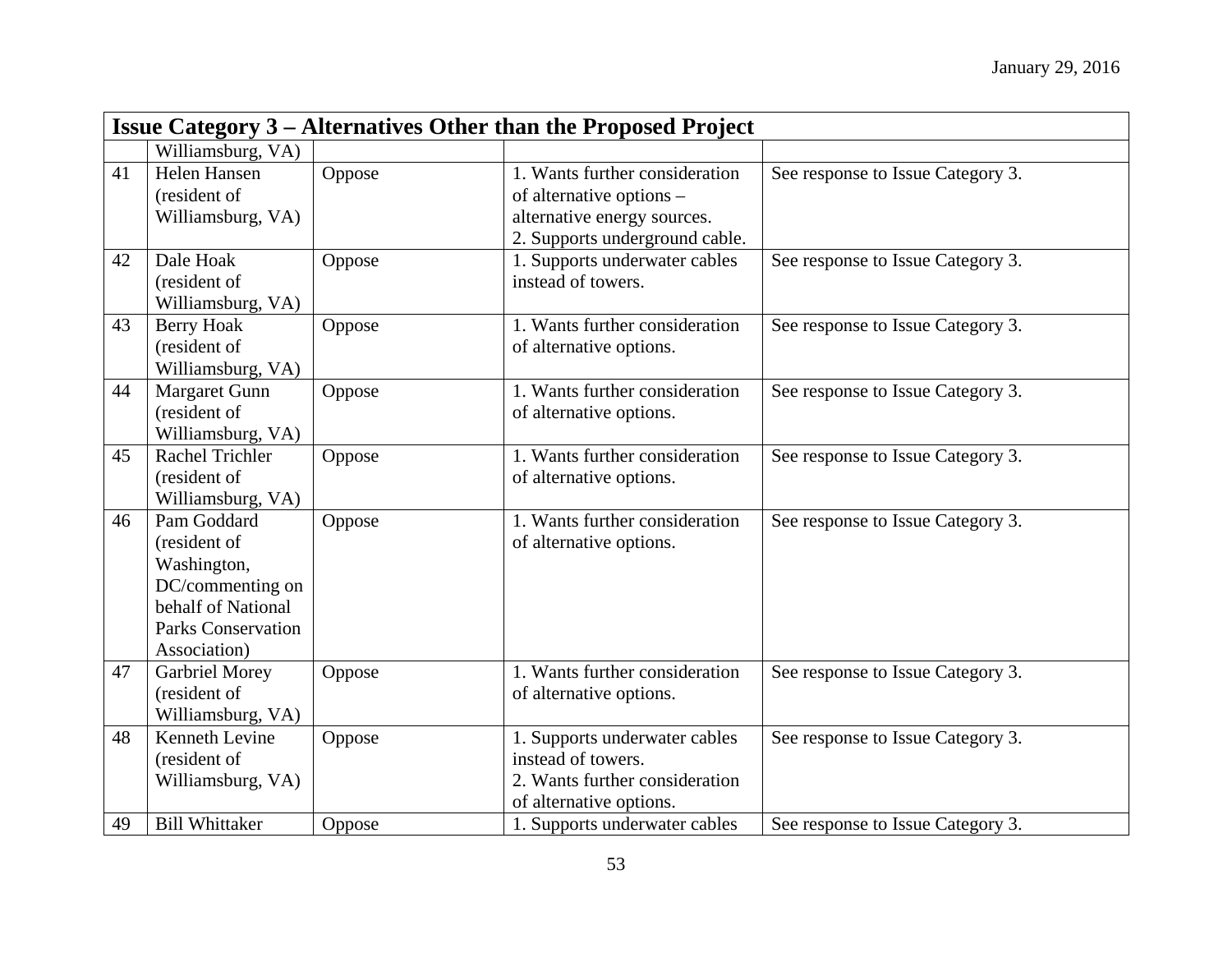| Issue Category 3 – Alternatives Other than the Proposed Project | | | | |
|---|---|---|---|---|
| | Williamsburg, VA) | | | |
| 41 | Helen Hansen (resident of Williamsburg, VA) | Oppose | 1. Wants further consideration of alternative options – alternative energy sources.<br>2. Supports underground cable. | See response to Issue Category 3. |
| 42 | Dale Hoak (resident of Williamsburg, VA) | Oppose | 1. Supports underwater cables instead of towers. | See response to Issue Category 3. |
| 43 | Berry Hoak (resident of Williamsburg, VA) | Oppose | 1. Wants further consideration of alternative options. | See response to Issue Category 3. |
| 44 | Margaret Gunn (resident of Williamsburg, VA) | Oppose | 1. Wants further consideration of alternative options. | See response to Issue Category 3. |
| 45 | Rachel Trichler (resident of Williamsburg, VA) | Oppose | 1. Wants further consideration of alternative options. | See response to Issue Category 3. |
| 46 | Pam Goddard (resident of Washington, DC/commenting on behalf of National Parks Conservation Association) | Oppose | 1. Wants further consideration of alternative options. | See response to Issue Category 3. |
| 47 | Garbriel Morey (resident of Williamsburg, VA) | Oppose | 1. Wants further consideration of alternative options. | See response to Issue Category 3. |
| 48 | Kenneth Levine (resident of Williamsburg, VA) | Oppose | 1. Supports underwater cables instead of towers.<br>2. Wants further consideration of alternative options. | See response to Issue Category 3. |
| 49 | Bill Whittaker | Oppose | 1. Supports underwater cables | See response to Issue Category 3. |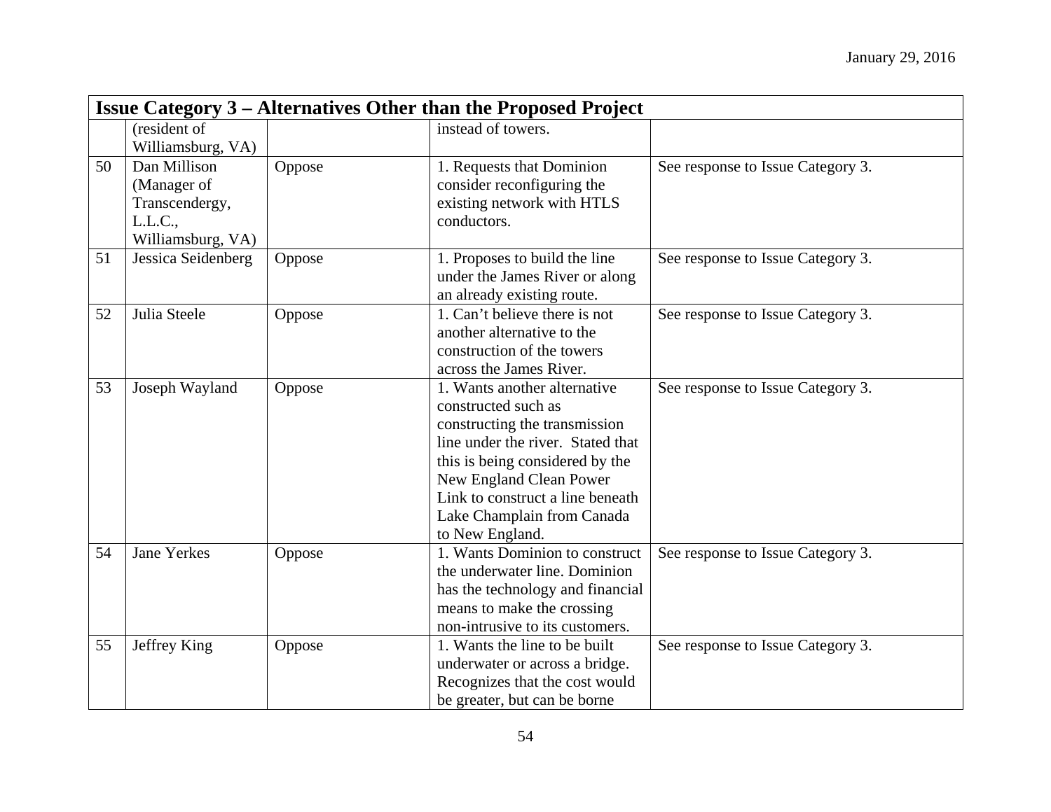| Issue Category 3 – Alternatives Other than the Proposed Project | | | | |
|---|---|---|---|---|
| | (resident of Williamsburg, VA) | | instead of towers. | |
| 50 | Dan Millison (Manager of Transcendergy, L.L.C., Williamsburg, VA) | Oppose | 1. Requests that Dominion consider reconfiguring the existing network with HTLS conductors. | See response to Issue Category 3. |
| 51 | Jessica Seidenberg | Oppose | 1. Proposes to build the line under the James River or along an already existing route. | See response to Issue Category 3. |
| 52 | Julia Steele | Oppose | 1. Can't believe there is not another alternative to the construction of the towers across the James River. | See response to Issue Category 3. |
| 53 | Joseph Wayland | Oppose | 1. Wants another alternative constructed such as constructing the transmission line under the river. Stated that this is being considered by the New England Clean Power Link to construct a line beneath Lake Champlain from Canada to New England. | See response to Issue Category 3. |
| 54 | Jane Yerkes | Oppose | 1. Wants Dominion to construct the underwater line. Dominion has the technology and financial means to make the crossing non-intrusive to its customers. | See response to Issue Category 3. |
| 55 | Jeffrey King | Oppose | 1. Wants the line to be built underwater or across a bridge. Recognizes that the cost would be greater, but can be borne | See response to Issue Category 3. |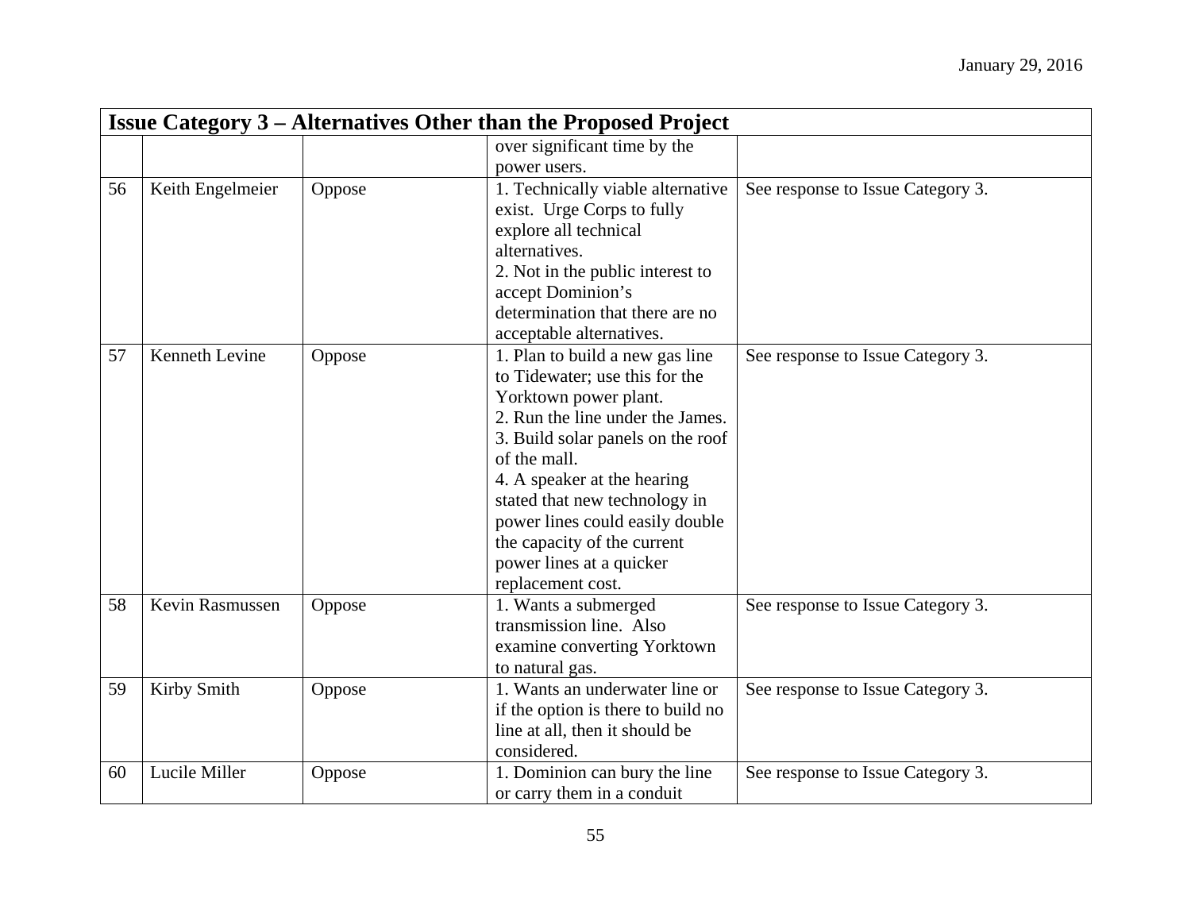| Issue Category 3 – Alternatives Other than the Proposed Project | | | | |
|---|---|---|---|---|
| | | | over significant time by the power users. | |
| 56 | Keith Engelmeier | Oppose | 1. Technically viable alternative exist. Urge Corps to fully explore all technical alternatives.<br>2. Not in the public interest to accept Dominion's determination that there are no acceptable alternatives. | See response to Issue Category 3. |
| 57 | Kenneth Levine | Oppose | 1. Plan to build a new gas line to Tidewater; use this for the Yorktown power plant.<br>2. Run the line under the James.<br>3. Build solar panels on the roof of the mall.<br>4. A speaker at the hearing stated that new technology in power lines could easily double the capacity of the current power lines at a quicker replacement cost. | See response to Issue Category 3. |
| 58 | Kevin Rasmussen | Oppose | 1. Wants a submerged transmission line. Also examine converting Yorktown to natural gas. | See response to Issue Category 3. |
| 59 | Kirby Smith | Oppose | 1. Wants an underwater line or if the option is there to build no line at all, then it should be considered. | See response to Issue Category 3. |
| 60 | Lucile Miller | Oppose | 1. Dominion can bury the line or carry them in a conduit | See response to Issue Category 3. |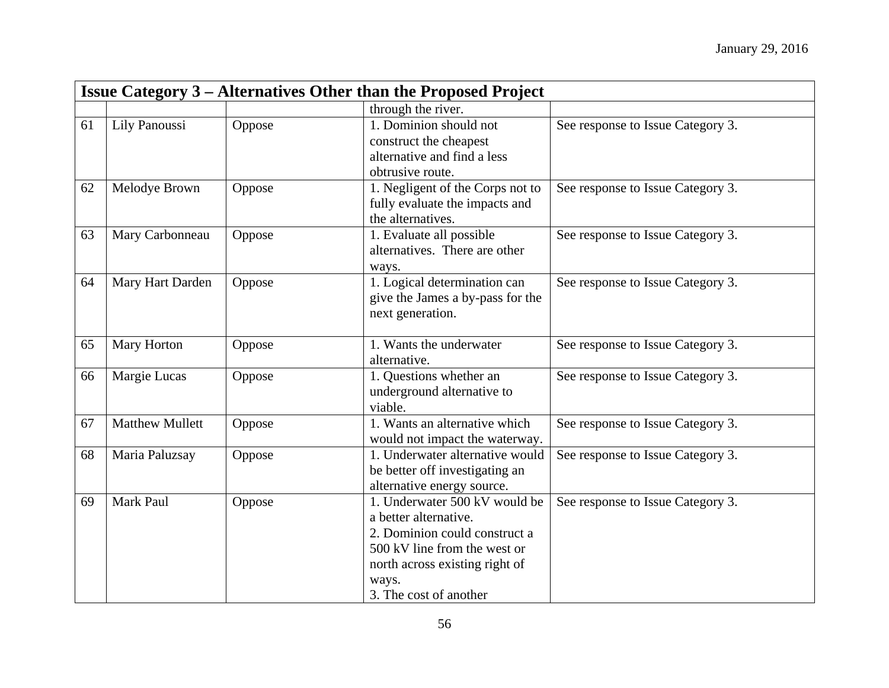| Issue Category 3 – Alternatives Other than the Proposed Project | | | | |
|---|---|---|---|---|
| | | | through the river. | |
| 61 | Lily Panoussi | Oppose | 1. Dominion should not construct the cheapest alternative and find a less obtrusive route. | See response to Issue Category 3. |
| 62 | Melodye Brown | Oppose | 1. Negligent of the Corps not to fully evaluate the impacts and the alternatives. | See response to Issue Category 3. |
| 63 | Mary Carbonneau | Oppose | 1. Evaluate all possible alternatives. There are other ways. | See response to Issue Category 3. |
| 64 | Mary Hart Darden | Oppose | 1. Logical determination can give the James a by-pass for the next generation. | See response to Issue Category 3. |
| 65 | Mary Horton | Oppose | 1. Wants the underwater alternative. | See response to Issue Category 3. |
| 66 | Margie Lucas | Oppose | 1. Questions whether an underground alternative to viable. | See response to Issue Category 3. |
| 67 | Matthew Mullett | Oppose | 1. Wants an alternative which would not impact the waterway. | See response to Issue Category 3. |
| 68 | Maria Paluzsay | Oppose | 1. Underwater alternative would be better off investigating an alternative energy source. | See response to Issue Category 3. |
| 69 | Mark Paul | Oppose | 1. Underwater 500 kV would be a better alternative.<br>2. Dominion could construct a 500 kV line from the west or north across existing right of ways.<br>3. The cost of another | See response to Issue Category 3. |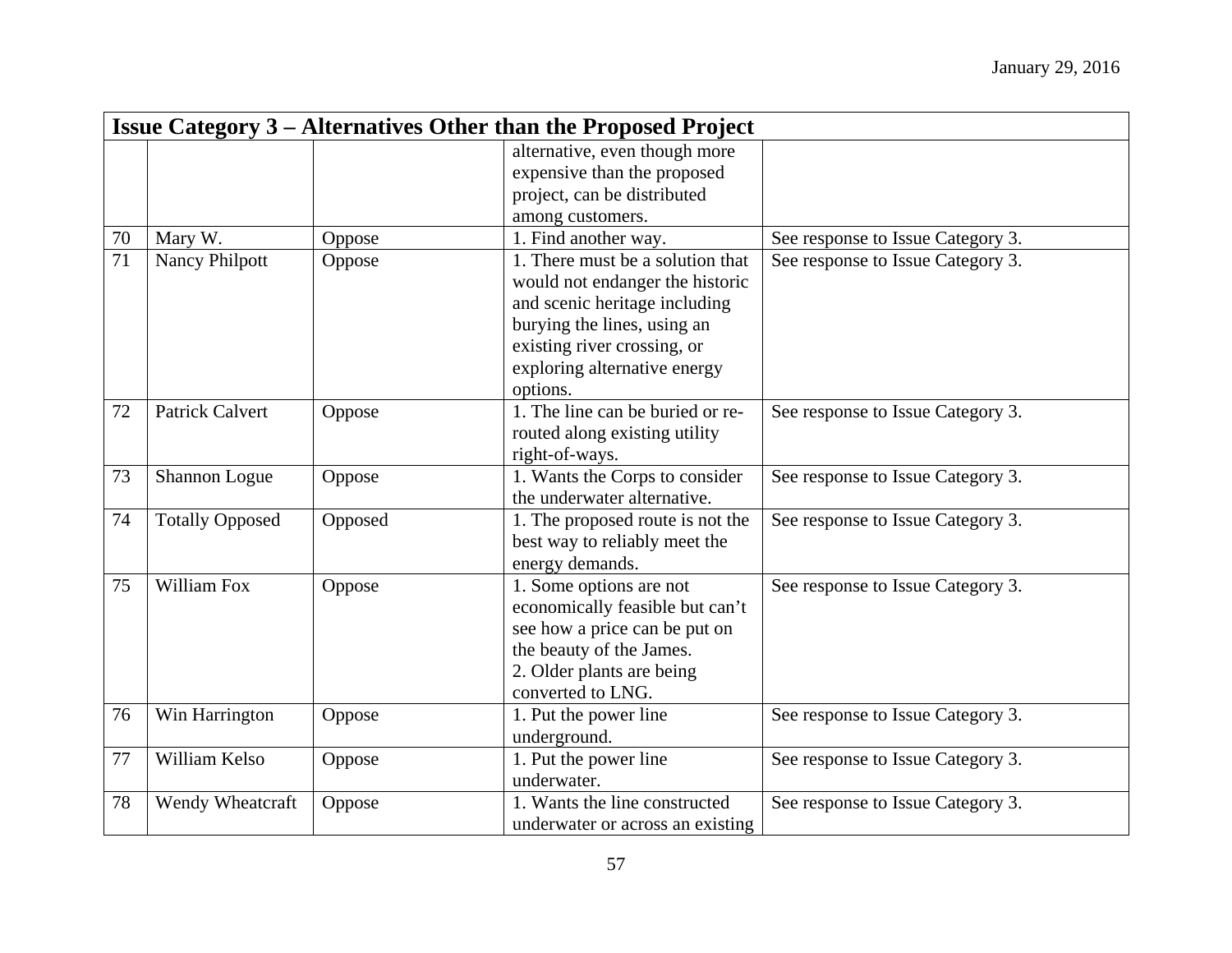## Issue Category 3 – Alternatives Other than the Proposed Project

| | | | | |
|---|---|---|---|---|
| | | | alternative, even though more expensive than the proposed project, can be distributed among customers. | |
| 70 | Mary W. | Oppose | 1. Find another way. | See response to Issue Category 3. |
| 71 | Nancy Philpott | Oppose | 1. There must be a solution that would not endanger the historic and scenic heritage including burying the lines, using an existing river crossing, or exploring alternative energy options. | See response to Issue Category 3. |
| 72 | Patrick Calvert | Oppose | 1. The line can be buried or re-routed along existing utility right-of-ways. | See response to Issue Category 3. |
| 73 | Shannon Logue | Oppose | 1. Wants the Corps to consider the underwater alternative. | See response to Issue Category 3. |
| 74 | Totally Opposed | Opposed | 1. The proposed route is not the best way to reliably meet the energy demands. | See response to Issue Category 3. |
| 75 | William Fox | Oppose | 1. Some options are not economically feasible but can't see how a price can be put on the beauty of the James.<br>2. Older plants are being converted to LNG. | See response to Issue Category 3. |
| 76 | Win Harrington | Oppose | 1. Put the power line underground. | See response to Issue Category 3. |
| 77 | William Kelso | Oppose | 1. Put the power line underwater. | See response to Issue Category 3. |
| 78 | Wendy Wheatcraft | Oppose | 1. Wants the line constructed underwater or across an existing | See response to Issue Category 3. |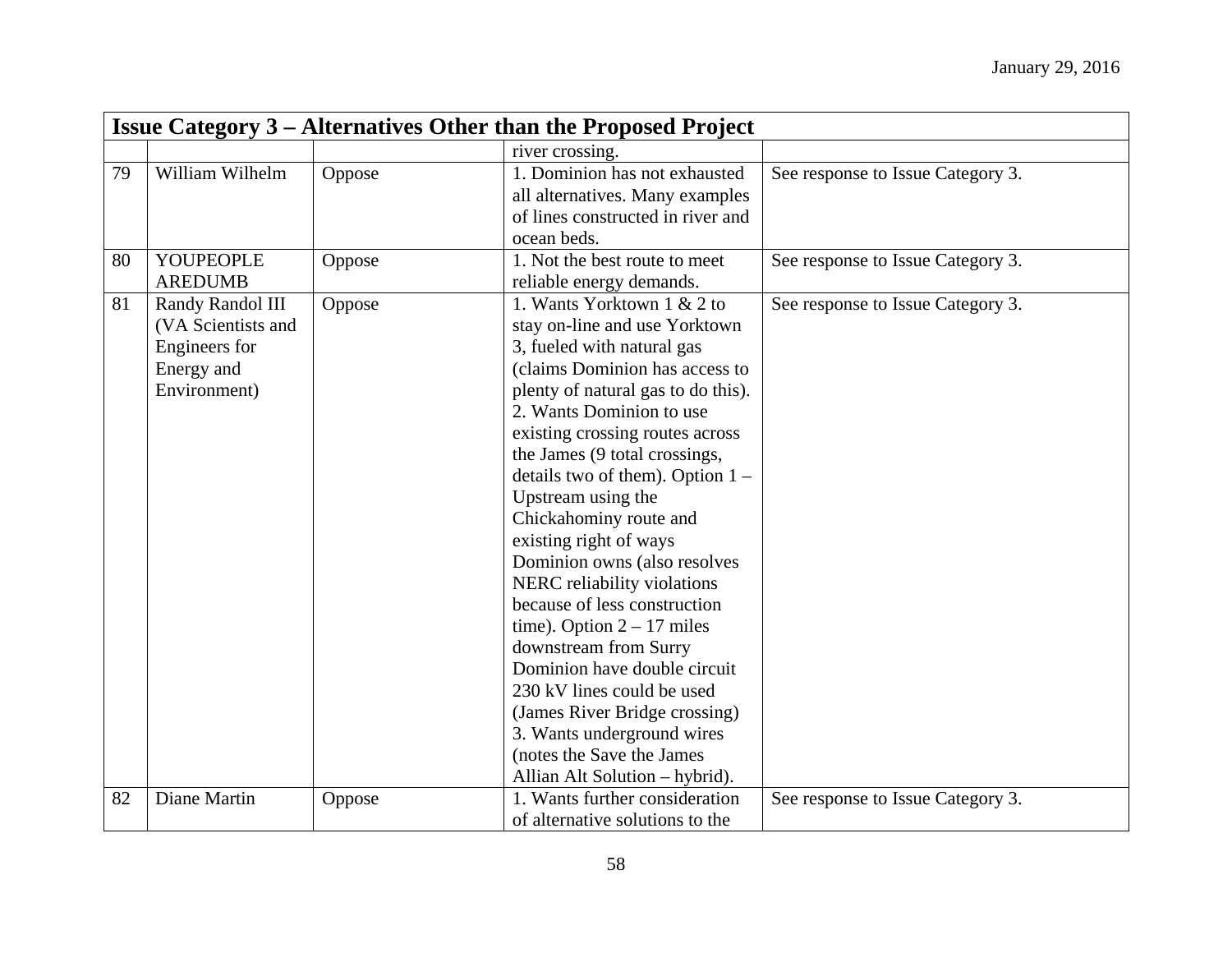| Issue Category 3 – Alternatives Other than the Proposed Project | | | | |
|---|---|---|---|---|
| | | | river crossing. | |
| 79 | William Wilhelm | Oppose | 1. Dominion has not exhausted all alternatives. Many examples of lines constructed in river and ocean beds. | See response to Issue Category 3. |
| 80 | YOUPEOPLE AREDUMB | Oppose | 1. Not the best route to meet reliable energy demands. | See response to Issue Category 3. |
| 81 | Randy Randol III (VA Scientists and Engineers for Energy and Environment) | Oppose | 1. Wants Yorktown 1 & 2 to stay on-line and use Yorktown 3, fueled with natural gas (claims Dominion has access to plenty of natural gas to do this). 2. Wants Dominion to use existing crossing routes across the James (9 total crossings, details two of them). Option 1 – Upstream using the Chickahominy route and existing right of ways Dominion owns (also resolves NERC reliability violations because of less construction time). Option 2 – 17 miles downstream from Surry Dominion have double circuit 230 kV lines could be used (James River Bridge crossing) 3. Wants underground wires (notes the Save the James Allian Alt Solution – hybrid). | See response to Issue Category 3. |
| 82 | Diane Martin | Oppose | 1. Wants further consideration of alternative solutions to the | See response to Issue Category 3. |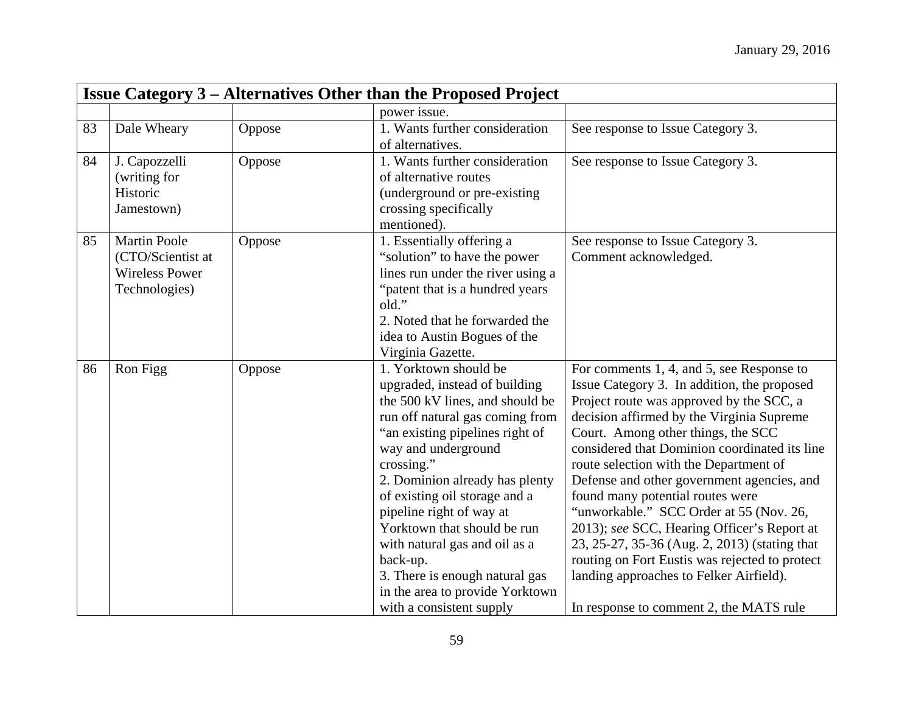| Issue Category 3 – Alternatives Other than the Proposed Project | | | | |
|---|---|---|---|---|
| | | | power issue. | |
| 83 | Dale Wheary | Oppose | 1. Wants further consideration of alternatives. | See response to Issue Category 3. |
| 84 | J. Capozzelli (writing for Historic Jamestown) | Oppose | 1. Wants further consideration of alternative routes (underground or pre-existing crossing specifically mentioned). | See response to Issue Category 3. |
| 85 | Martin Poole (CTO/Scientist at Wireless Power Technologies) | Oppose | 1. Essentially offering a "solution" to have the power lines run under the river using a "patent that is a hundred years old."<br>2. Noted that he forwarded the idea to Austin Bogues of the Virginia Gazette. | See response to Issue Category 3.<br>Comment acknowledged. |
| 86 | Ron Figg | Oppose | 1. Yorktown should be upgraded, instead of building the 500 kV lines, and should be run off natural gas coming from "an existing pipelines right of way and underground crossing."<br>2. Dominion already has plenty of existing oil storage and a pipeline right of way at Yorktown that should be run with natural gas and oil as a back-up.<br>3. There is enough natural gas in the area to provide Yorktown with a consistent supply | For comments 1, 4, and 5, see Response to Issue Category 3. In addition, the proposed Project route was approved by the SCC, a decision affirmed by the Virginia Supreme Court. Among other things, the SCC considered that Dominion coordinated its line route selection with the Department of Defense and other government agencies, and found many potential routes were "unworkable." SCC Order at 55 (Nov. 26, 2013); *see* SCC, Hearing Officer's Report at 23, 25-27, 35-36 (Aug. 2, 2013) (stating that routing on Fort Eustis was rejected to protect landing approaches to Felker Airfield).<br><br>In response to comment 2, the MATS rule |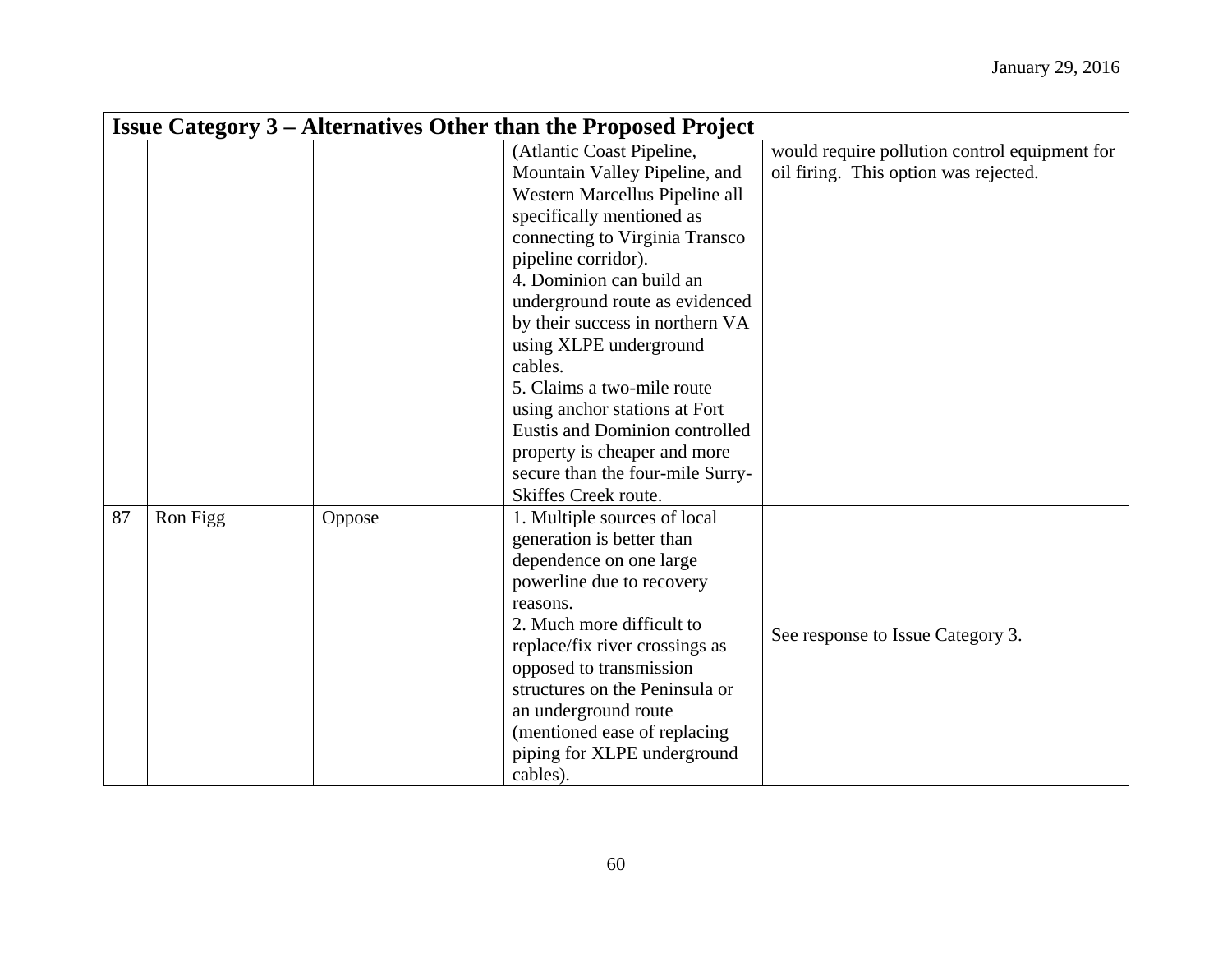| Issue Category 3 – Alternatives Other than the Proposed Project | | | | |
|---|---|---|---|---|
| | | | (Atlantic Coast Pipeline, Mountain Valley Pipeline, and Western Marcellus Pipeline all specifically mentioned as connecting to Virginia Transco pipeline corridor).<br>4. Dominion can build an underground route as evidenced by their success in northern VA using XLPE underground cables.<br>5. Claims a two-mile route using anchor stations at Fort Eustis and Dominion controlled property is cheaper and more secure than the four-mile Surry-Skiffes Creek route. | would require pollution control equipment for oil firing. This option was rejected. |
| 87 | Ron Figg | Oppose | 1. Multiple sources of local generation is better than dependence on one large powerline due to recovery reasons.<br>2. Much more difficult to replace/fix river crossings as opposed to transmission structures on the Peninsula or an underground route (mentioned ease of replacing piping for XLPE underground cables). | See response to Issue Category 3. |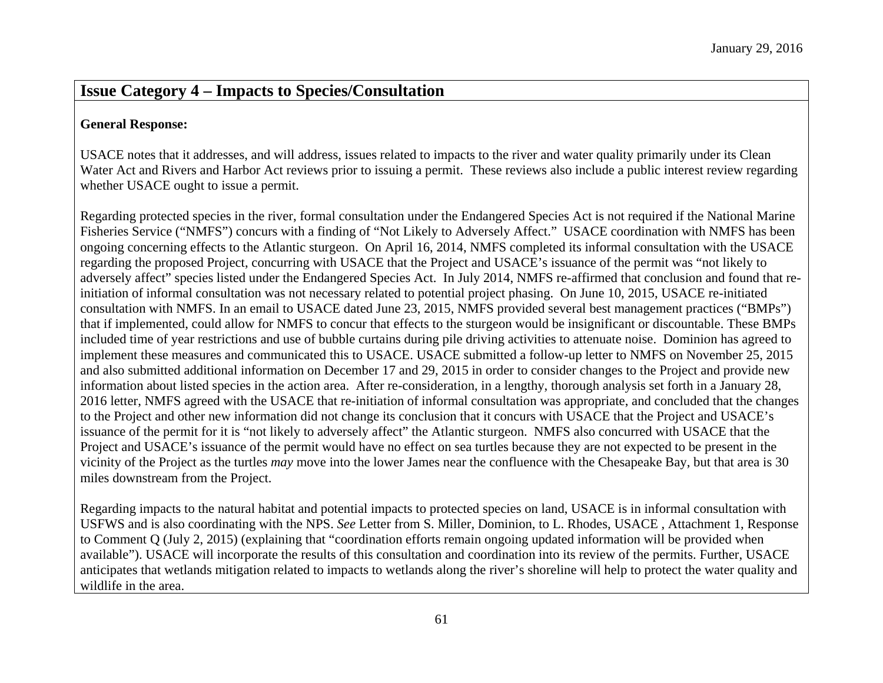January 29, 2016

## Issue Category 4 – Impacts to Species/Consultation

**General Response:**

USACE notes that it addresses, and will address, issues related to impacts to the river and water quality primarily under its Clean Water Act and Rivers and Harbor Act reviews prior to issuing a permit. These reviews also include a public interest review regarding whether USACE ought to issue a permit.

Regarding protected species in the river, formal consultation under the Endangered Species Act is not required if the National Marine Fisheries Service ("NMFS") concurs with a finding of "Not Likely to Adversely Affect." USACE coordination with NMFS has been ongoing concerning effects to the Atlantic sturgeon. On April 16, 2014, NMFS completed its informal consultation with the USACE regarding the proposed Project, concurring with USACE that the Project and USACE's issuance of the permit was "not likely to adversely affect" species listed under the Endangered Species Act. In July 2014, NMFS re-affirmed that conclusion and found that re-initiation of informal consultation was not necessary related to potential project phasing. On June 10, 2015, USACE re-initiated consultation with NMFS. In an email to USACE dated June 23, 2015, NMFS provided several best management practices ("BMPs") that if implemented, could allow for NMFS to concur that effects to the sturgeon would be insignificant or discountable. These BMPs included time of year restrictions and use of bubble curtains during pile driving activities to attenuate noise. Dominion has agreed to implement these measures and communicated this to USACE. USACE submitted a follow-up letter to NMFS on November 25, 2015 and also submitted additional information on December 17 and 29, 2015 in order to consider changes to the Project and provide new information about listed species in the action area. After re-consideration, in a lengthy, thorough analysis set forth in a January 28, 2016 letter, NMFS agreed with the USACE that re-initiation of informal consultation was appropriate, and concluded that the changes to the Project and other new information did not change its conclusion that it concurs with USACE that the Project and USACE's issuance of the permit for it is "not likely to adversely affect" the Atlantic sturgeon. NMFS also concurred with USACE that the Project and USACE's issuance of the permit would have no effect on sea turtles because they are not expected to be present in the vicinity of the Project as the turtles *may* move into the lower James near the confluence with the Chesapeake Bay, but that area is 30 miles downstream from the Project.

Regarding impacts to the natural habitat and potential impacts to protected species on land, USACE is in informal consultation with USFWS and is also coordinating with the NPS. *See* Letter from S. Miller, Dominion, to L. Rhodes, USACE , Attachment 1, Response to Comment Q (July 2, 2015) (explaining that "coordination efforts remain ongoing updated information will be provided when available"). USACE will incorporate the results of this consultation and coordination into its review of the permits. Further, USACE anticipates that wetlands mitigation related to impacts to wetlands along the river's shoreline will help to protect the water quality and wildlife in the area.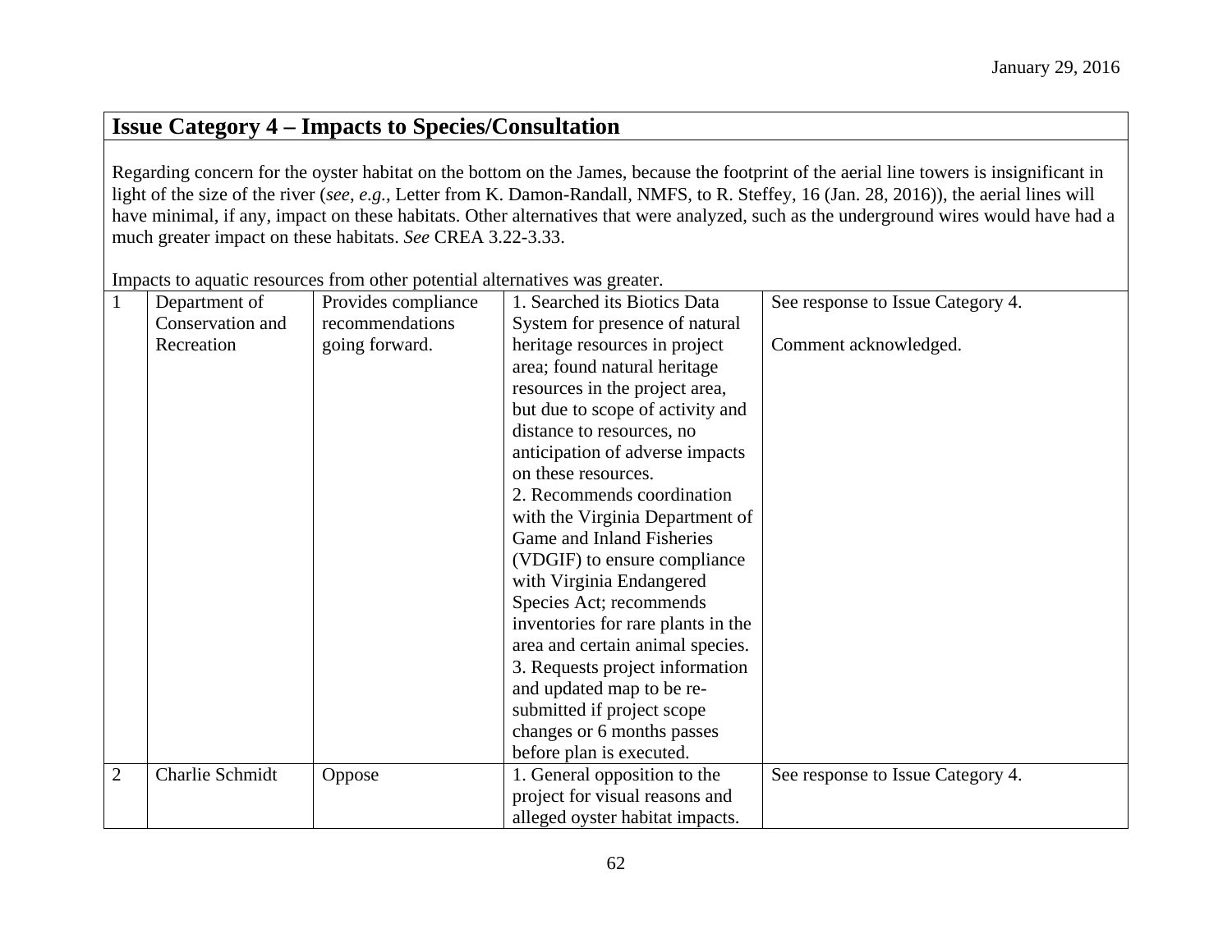January 29, 2016

## Issue Category 4 – Impacts to Species/Consultation

Regarding concern for the oyster habitat on the bottom on the James, because the footprint of the aerial line towers is insignificant in light of the size of the river (*see*, *e.g.*, Letter from K. Damon-Randall, NMFS, to R. Steffey, 16 (Jan. 28, 2016)), the aerial lines will have minimal, if any, impact on these habitats. Other alternatives that were analyzed, such as the underground wires would have had a much greater impact on these habitats. *See* CREA 3.22-3.33.

Impacts to aquatic resources from other potential alternatives was greater.

| | | | | |
|---|---|---|---|---|
| 1 | Department of Conservation and Recreation | Provides compliance recommendations going forward. | 1. Searched its Biotics Data System for presence of natural heritage resources in project area; found natural heritage resources in the project area, but due to scope of activity and distance to resources, no anticipation of adverse impacts on these resources.<br>2. Recommends coordination with the Virginia Department of Game and Inland Fisheries (VDGIF) to ensure compliance with Virginia Endangered Species Act; recommends inventories for rare plants in the area and certain animal species.<br>3. Requests project information and updated map to be re-submitted if project scope changes or 6 months passes before plan is executed. | See response to Issue Category 4.<br><br>Comment acknowledged. |
| 2 | Charlie Schmidt | Oppose | 1. General opposition to the project for visual reasons and alleged oyster habitat impacts. | See response to Issue Category 4. |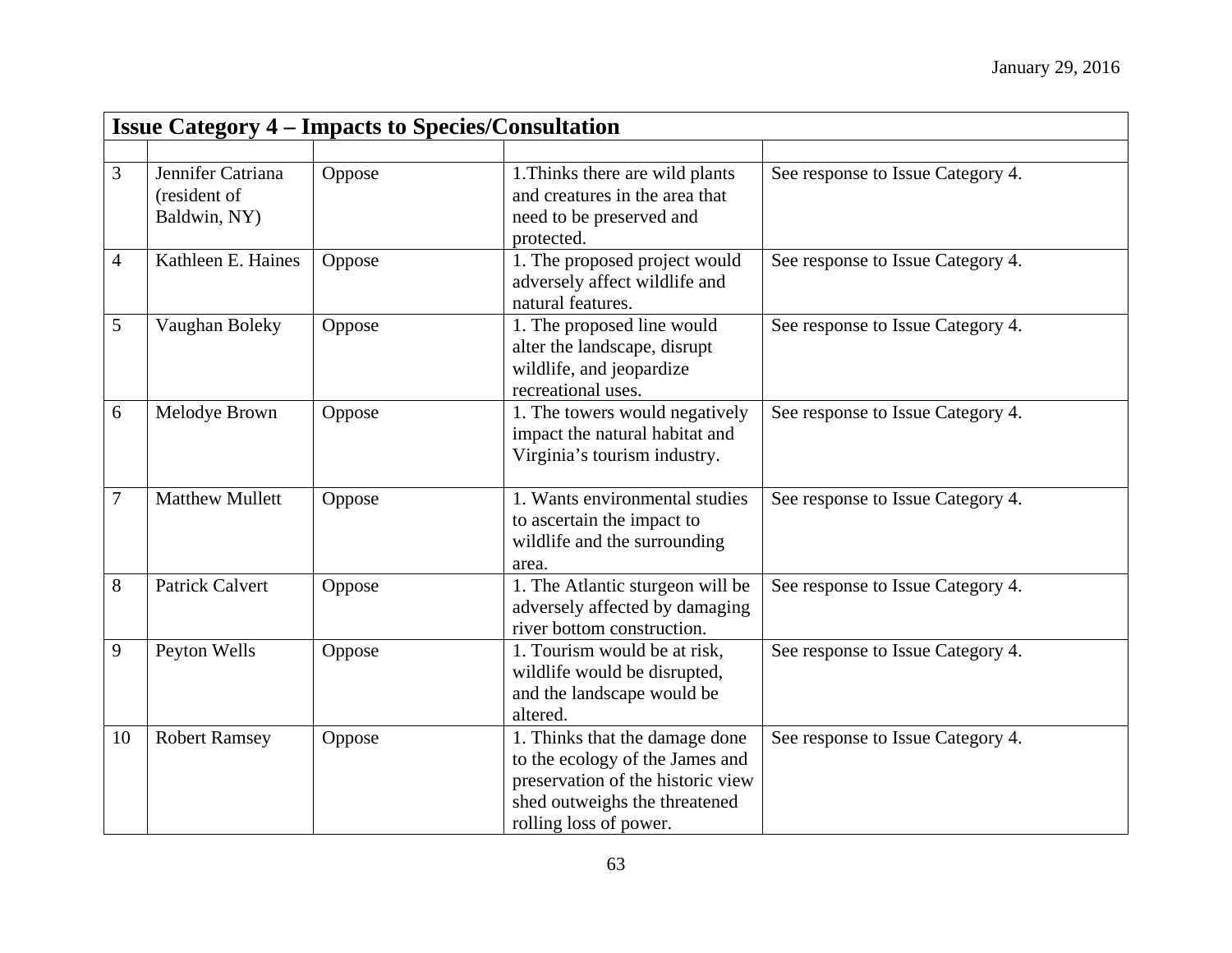| Issue Category 4 – Impacts to Species/Consultation | | | | |
|---|---|---|---|---|
| | | | | |
| 3 | Jennifer Catriana (resident of Baldwin, NY) | Oppose | 1.Thinks there are wild plants and creatures in the area that need to be preserved and protected. | See response to Issue Category 4. |
| 4 | Kathleen E. Haines | Oppose | 1. The proposed project would adversely affect wildlife and natural features. | See response to Issue Category 4. |
| 5 | Vaughan Boleky | Oppose | 1. The proposed line would alter the landscape, disrupt wildlife, and jeopardize recreational uses. | See response to Issue Category 4. |
| 6 | Melodye Brown | Oppose | 1. The towers would negatively impact the natural habitat and Virginia's tourism industry. | See response to Issue Category 4. |
| 7 | Matthew Mullett | Oppose | 1. Wants environmental studies to ascertain the impact to wildlife and the surrounding area. | See response to Issue Category 4. |
| 8 | Patrick Calvert | Oppose | 1. The Atlantic sturgeon will be adversely affected by damaging river bottom construction. | See response to Issue Category 4. |
| 9 | Peyton Wells | Oppose | 1. Tourism would be at risk, wildlife would be disrupted, and the landscape would be altered. | See response to Issue Category 4. |
| 10 | Robert Ramsey | Oppose | 1. Thinks that the damage done to the ecology of the James and preservation of the historic view shed outweighs the threatened rolling loss of power. | See response to Issue Category 4. |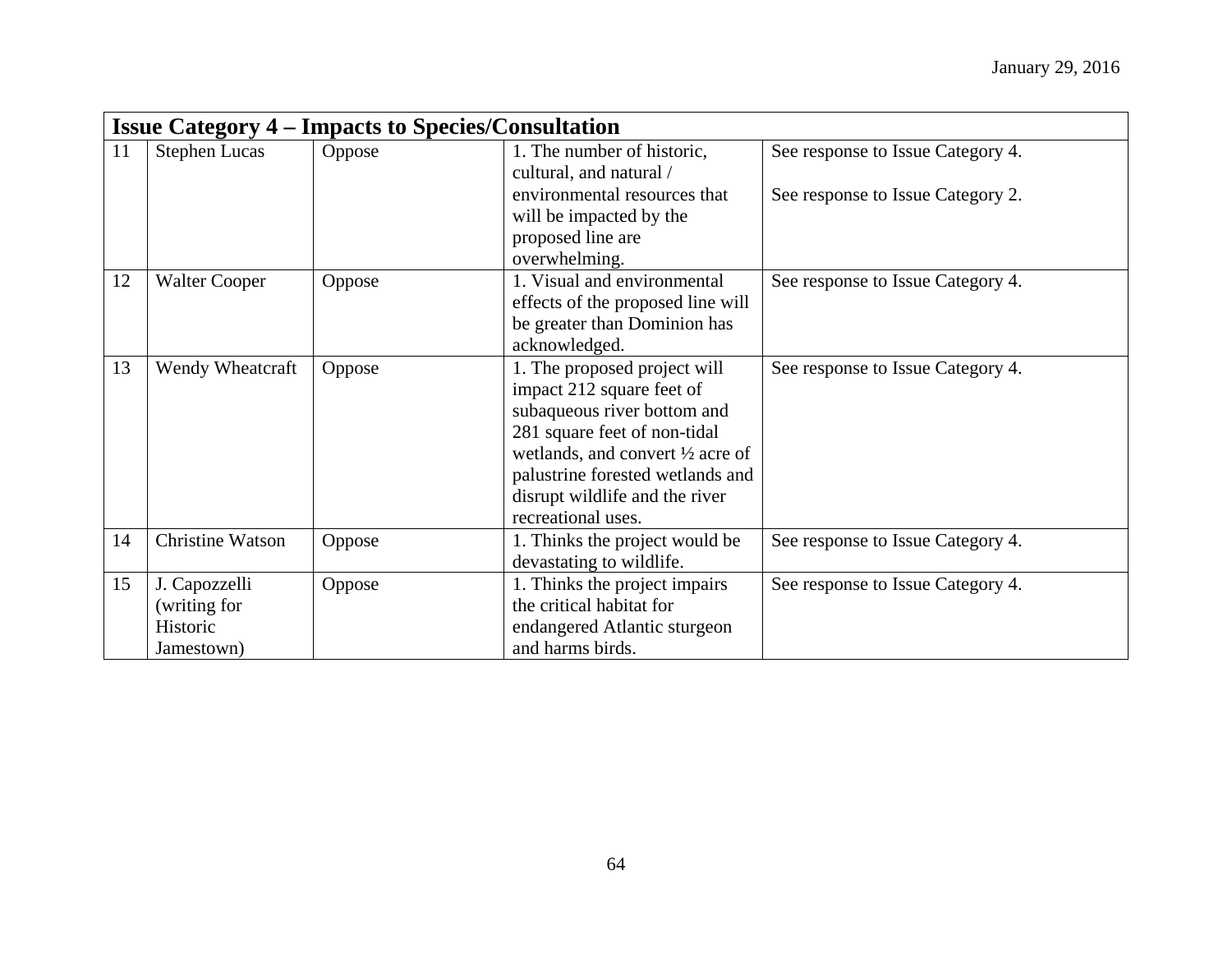| Issue Category 4 – Impacts to Species/Consultation | | | | |
|---|---|---|---|---|
| 11 | Stephen Lucas | Oppose | 1. The number of historic, cultural, and natural / environmental resources that will be impacted by the proposed line are overwhelming. | See response to Issue Category 4.<br><br>See response to Issue Category 2. |
| 12 | Walter Cooper | Oppose | 1. Visual and environmental effects of the proposed line will be greater than Dominion has acknowledged. | See response to Issue Category 4. |
| 13 | Wendy Wheatcraft | Oppose | 1. The proposed project will impact 212 square feet of subaqueous river bottom and 281 square feet of non-tidal wetlands, and convert ½ acre of palustrine forested wetlands and disrupt wildlife and the river recreational uses. | See response to Issue Category 4. |
| 14 | Christine Watson | Oppose | 1. Thinks the project would be devastating to wildlife. | See response to Issue Category 4. |
| 15 | J. Capozzelli (writing for Historic Jamestown) | Oppose | 1. Thinks the project impairs the critical habitat for endangered Atlantic sturgeon and harms birds. | See response to Issue Category 4. |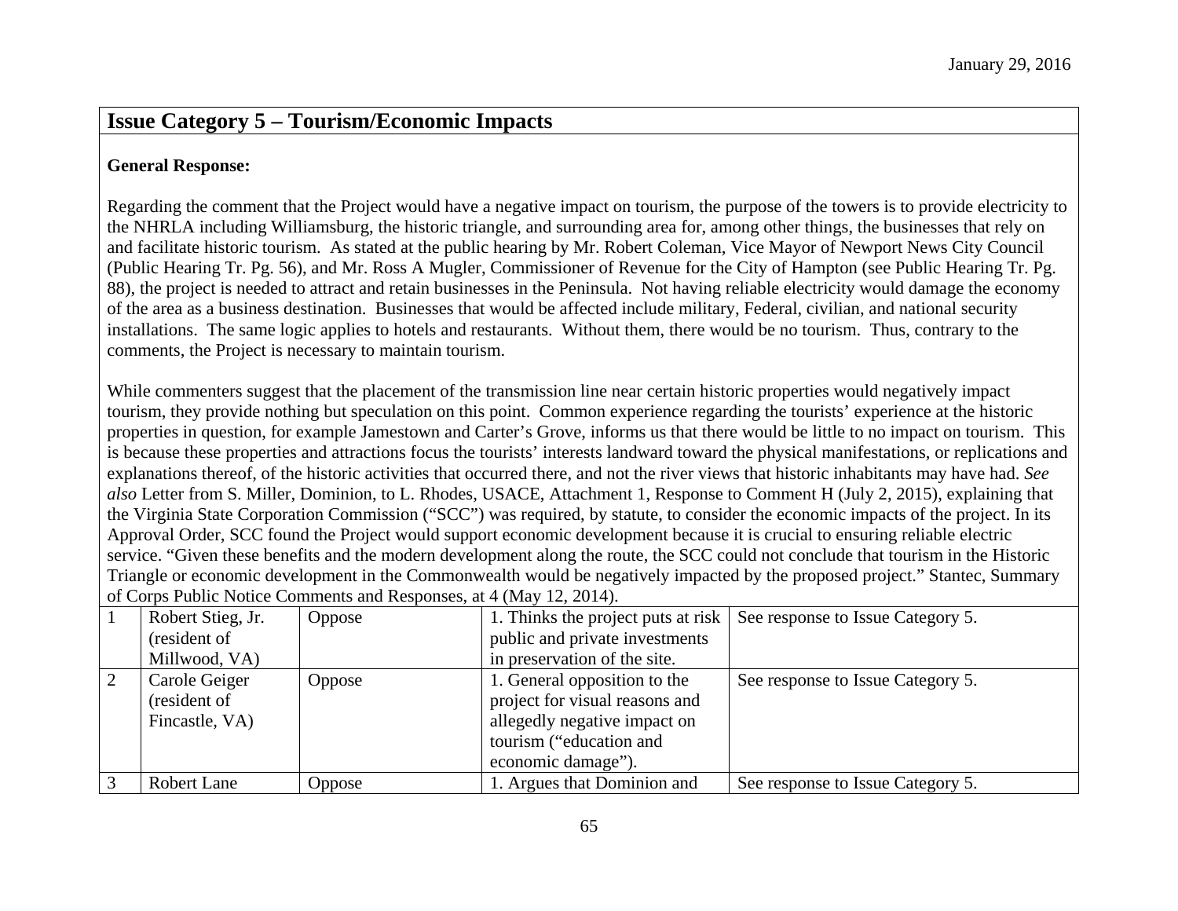## Issue Category 5 – Tourism/Economic Impacts

**General Response:**

Regarding the comment that the Project would have a negative impact on tourism, the purpose of the towers is to provide electricity to the NHRLA including Williamsburg, the historic triangle, and surrounding area for, among other things, the businesses that rely on and facilitate historic tourism. As stated at the public hearing by Mr. Robert Coleman, Vice Mayor of Newport News City Council (Public Hearing Tr. Pg. 56), and Mr. Ross A Mugler, Commissioner of Revenue for the City of Hampton (see Public Hearing Tr. Pg. 88), the project is needed to attract and retain businesses in the Peninsula. Not having reliable electricity would damage the economy of the area as a business destination. Businesses that would be affected include military, Federal, civilian, and national security installations. The same logic applies to hotels and restaurants. Without them, there would be no tourism. Thus, contrary to the comments, the Project is necessary to maintain tourism.

While commenters suggest that the placement of the transmission line near certain historic properties would negatively impact tourism, they provide nothing but speculation on this point. Common experience regarding the tourists' experience at the historic properties in question, for example Jamestown and Carter's Grove, informs us that there would be little to no impact on tourism. This is because these properties and attractions focus the tourists' interests landward toward the physical manifestations, or replications and explanations thereof, of the historic activities that occurred there, and not the river views that historic inhabitants may have had. *See also* Letter from S. Miller, Dominion, to L. Rhodes, USACE, Attachment 1, Response to Comment H (July 2, 2015), explaining that the Virginia State Corporation Commission ("SCC") was required, by statute, to consider the economic impacts of the project. In its Approval Order, SCC found the Project would support economic development because it is crucial to ensuring reliable electric service. "Given these benefits and the modern development along the route, the SCC could not conclude that tourism in the Historic Triangle or economic development in the Commonwealth would be negatively impacted by the proposed project." Stantec, Summary of Corps Public Notice Comments and Responses, at 4 (May 12, 2014).

| | | | | |
|---|---|---|---|---|
| 1 | Robert Stieg, Jr. (resident of Millwood, VA) | Oppose | 1. Thinks the project puts at risk public and private investments in preservation of the site. | See response to Issue Category 5. |
| 2 | Carole Geiger (resident of Fincastle, VA) | Oppose | 1. General opposition to the project for visual reasons and allegedly negative impact on tourism ("education and economic damage"). | See response to Issue Category 5. |
| 3 | Robert Lane | Oppose | 1. Argues that Dominion and | See response to Issue Category 5. |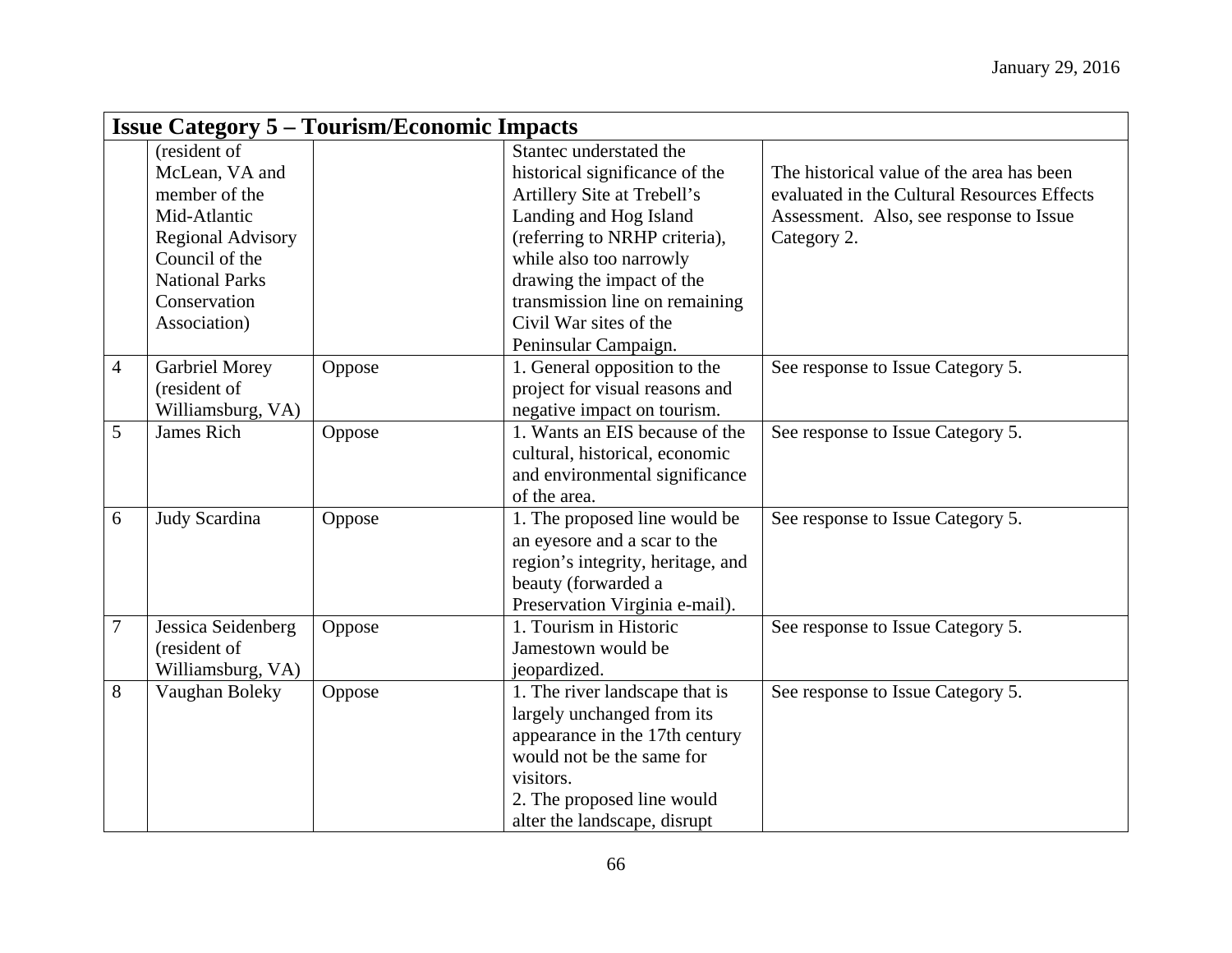| Issue Category 5 – Tourism/Economic Impacts | | | | |
|---|---|---|---|---|
| | (resident of McLean, VA and member of the Mid-Atlantic Regional Advisory Council of the National Parks Conservation Association) | | Stantec understated the historical significance of the Artillery Site at Trebell's Landing and Hog Island (referring to NRHP criteria), while also too narrowly drawing the impact of the transmission line on remaining Civil War sites of the Peninsular Campaign. | The historical value of the area has been evaluated in the Cultural Resources Effects Assessment. Also, see response to Issue Category 2. |
| 4 | Garbriel Morey (resident of Williamsburg, VA) | Oppose | 1. General opposition to the project for visual reasons and negative impact on tourism. | See response to Issue Category 5. |
| 5 | James Rich | Oppose | 1. Wants an EIS because of the cultural, historical, economic and environmental significance of the area. | See response to Issue Category 5. |
| 6 | Judy Scardina | Oppose | 1. The proposed line would be an eyesore and a scar to the region's integrity, heritage, and beauty (forwarded a Preservation Virginia e-mail). | See response to Issue Category 5. |
| 7 | Jessica Seidenberg (resident of Williamsburg, VA) | Oppose | 1. Tourism in Historic Jamestown would be jeopardized. | See response to Issue Category 5. |
| 8 | Vaughan Boleky | Oppose | 1. The river landscape that is largely unchanged from its appearance in the 17th century would not be the same for visitors.<br>2. The proposed line would alter the landscape, disrupt | See response to Issue Category 5. |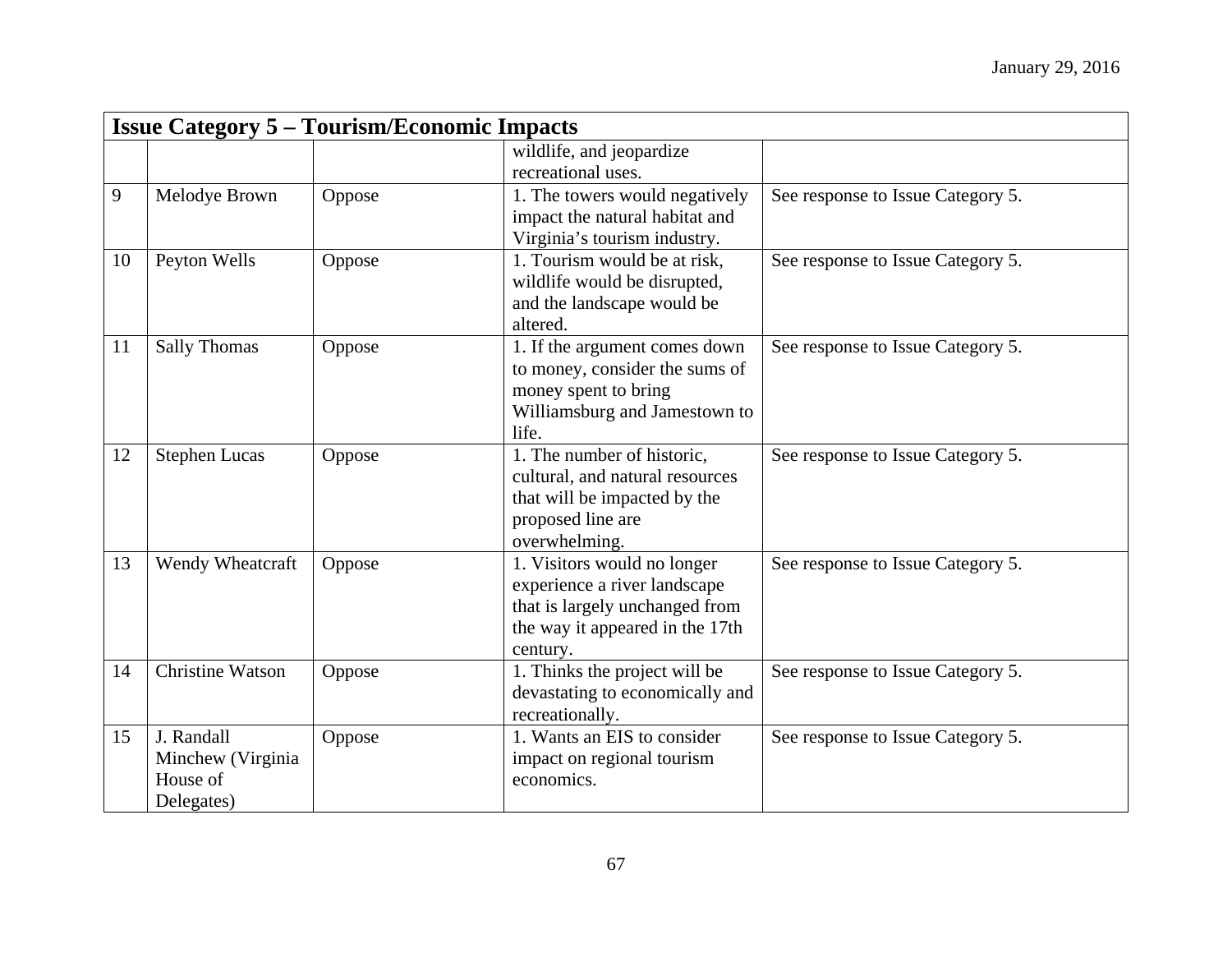| Issue Category 5 – Tourism/Economic Impacts | | | | |
|---|---|---|---|---|
| | | | wildlife, and jeopardize recreational uses. | |
| 9 | Melodye Brown | Oppose | 1. The towers would negatively impact the natural habitat and Virginia's tourism industry. | See response to Issue Category 5. |
| 10 | Peyton Wells | Oppose | 1. Tourism would be at risk, wildlife would be disrupted, and the landscape would be altered. | See response to Issue Category 5. |
| 11 | Sally Thomas | Oppose | 1. If the argument comes down to money, consider the sums of money spent to bring Williamsburg and Jamestown to life. | See response to Issue Category 5. |
| 12 | Stephen Lucas | Oppose | 1. The number of historic, cultural, and natural resources that will be impacted by the proposed line are overwhelming. | See response to Issue Category 5. |
| 13 | Wendy Wheatcraft | Oppose | 1. Visitors would no longer experience a river landscape that is largely unchanged from the way it appeared in the 17th century. | See response to Issue Category 5. |
| 14 | Christine Watson | Oppose | 1. Thinks the project will be devastating to economically and recreationally. | See response to Issue Category 5. |
| 15 | J. Randall Minchew (Virginia House of Delegates) | Oppose | 1. Wants an EIS to consider impact on regional tourism economics. | See response to Issue Category 5. |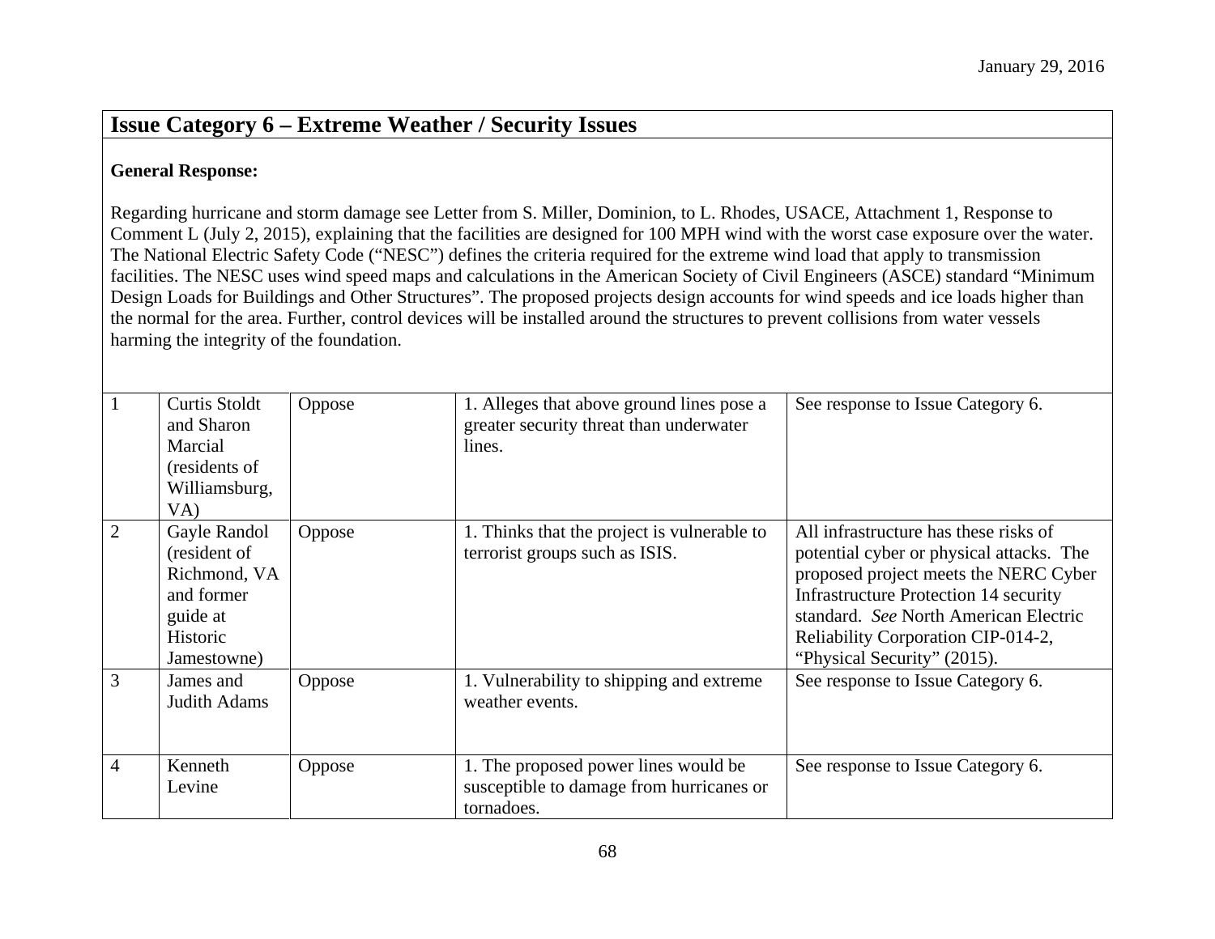## Issue Category 6 – Extreme Weather / Security Issues

**General Response:**

Regarding hurricane and storm damage see Letter from S. Miller, Dominion, to L. Rhodes, USACE, Attachment 1, Response to Comment L (July 2, 2015), explaining that the facilities are designed for 100 MPH wind with the worst case exposure over the water. The National Electric Safety Code ("NESC") defines the criteria required for the extreme wind load that apply to transmission facilities. The NESC uses wind speed maps and calculations in the American Society of Civil Engineers (ASCE) standard "Minimum Design Loads for Buildings and Other Structures". The proposed projects design accounts for wind speeds and ice loads higher than the normal for the area. Further, control devices will be installed around the structures to prevent collisions from water vessels harming the integrity of the foundation.

| | | | | |
|---|---|---|---|---|
| 1 | Curtis Stoldt and Sharon Marcial (residents of Williamsburg, VA) | Oppose | 1. Alleges that above ground lines pose a greater security threat than underwater lines. | See response to Issue Category 6. |
| 2 | Gayle Randol (resident of Richmond, VA and former guide at Historic Jamestowne) | Oppose | 1. Thinks that the project is vulnerable to terrorist groups such as ISIS. | All infrastructure has these risks of potential cyber or physical attacks. The proposed project meets the NERC Cyber Infrastructure Protection 14 security standard. *See* North American Electric Reliability Corporation CIP-014-2, "Physical Security" (2015). |
| 3 | James and Judith Adams | Oppose | 1. Vulnerability to shipping and extreme weather events. | See response to Issue Category 6. |
| 4 | Kenneth Levine | Oppose | 1. The proposed power lines would be susceptible to damage from hurricanes or tornadoes. | See response to Issue Category 6. |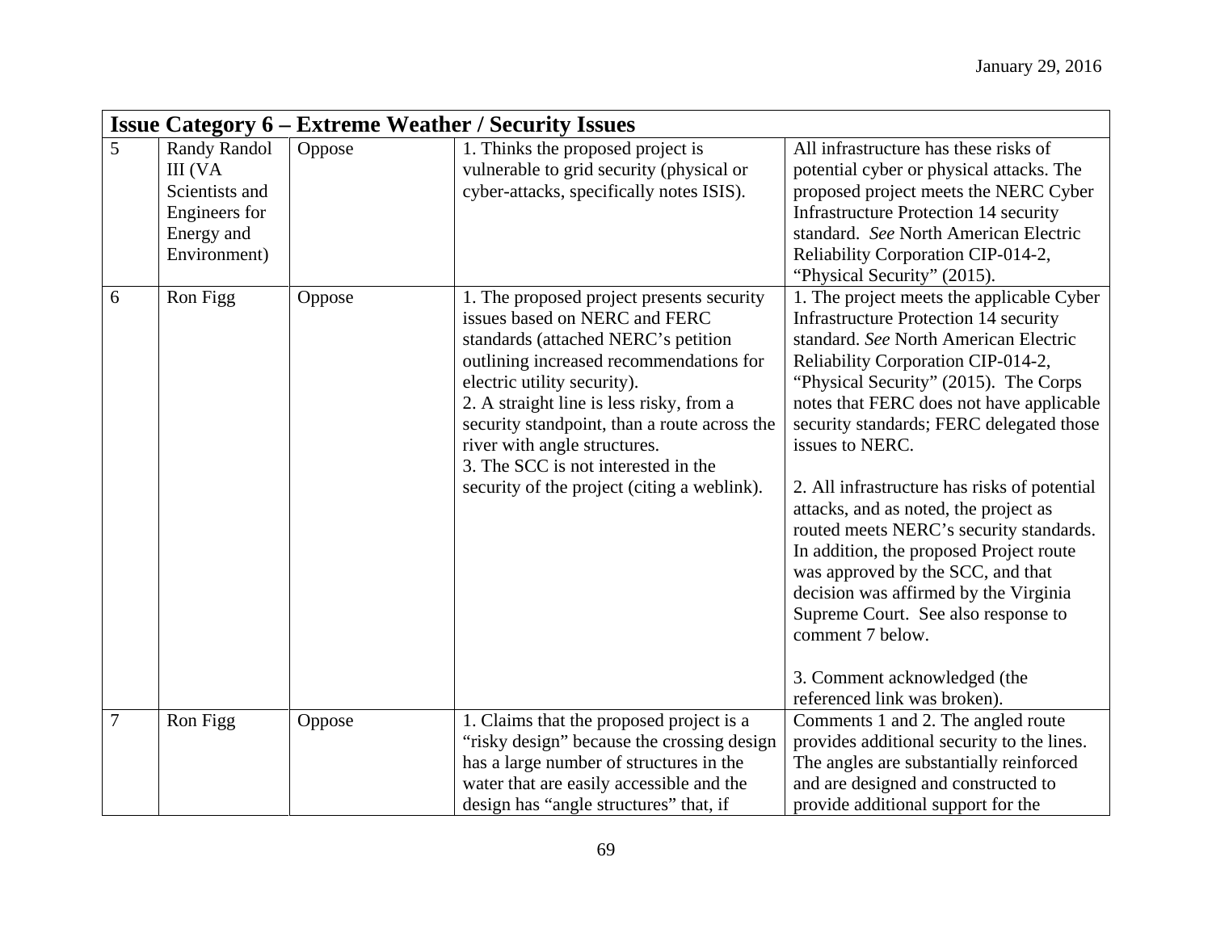| Issue Category 6 – Extreme Weather / Security Issues | | | | |
|---|---|---|---|---|
| 5 | Randy Randol III (VA Scientists and Engineers for Energy and Environment) | Oppose | 1. Thinks the proposed project is vulnerable to grid security (physical or cyber-attacks, specifically notes ISIS). | All infrastructure has these risks of potential cyber or physical attacks. The proposed project meets the NERC Cyber Infrastructure Protection 14 security standard. *See* North American Electric Reliability Corporation CIP-014-2, "Physical Security" (2015). |
| 6 | Ron Figg | Oppose | 1. The proposed project presents security issues based on NERC and FERC standards (attached NERC's petition outlining increased recommendations for electric utility security).<br>2. A straight line is less risky, from a security standpoint, than a route across the river with angle structures.<br>3. The SCC is not interested in the security of the project (citing a weblink). | 1. The project meets the applicable Cyber Infrastructure Protection 14 security standard. *See* North American Electric Reliability Corporation CIP-014-2, "Physical Security" (2015). The Corps notes that FERC does not have applicable security standards; FERC delegated those issues to NERC.<br><br>2. All infrastructure has risks of potential attacks, and as noted, the project as routed meets NERC's security standards. In addition, the proposed Project route was approved by the SCC, and that decision was affirmed by the Virginia Supreme Court. See also response to comment 7 below.<br><br>3. Comment acknowledged (the referenced link was broken). |
| 7 | Ron Figg | Oppose | 1. Claims that the proposed project is a "risky design" because the crossing design has a large number of structures in the water that are easily accessible and the design has "angle structures" that, if | Comments 1 and 2. The angled route provides additional security to the lines. The angles are substantially reinforced and are designed and constructed to provide additional support for the |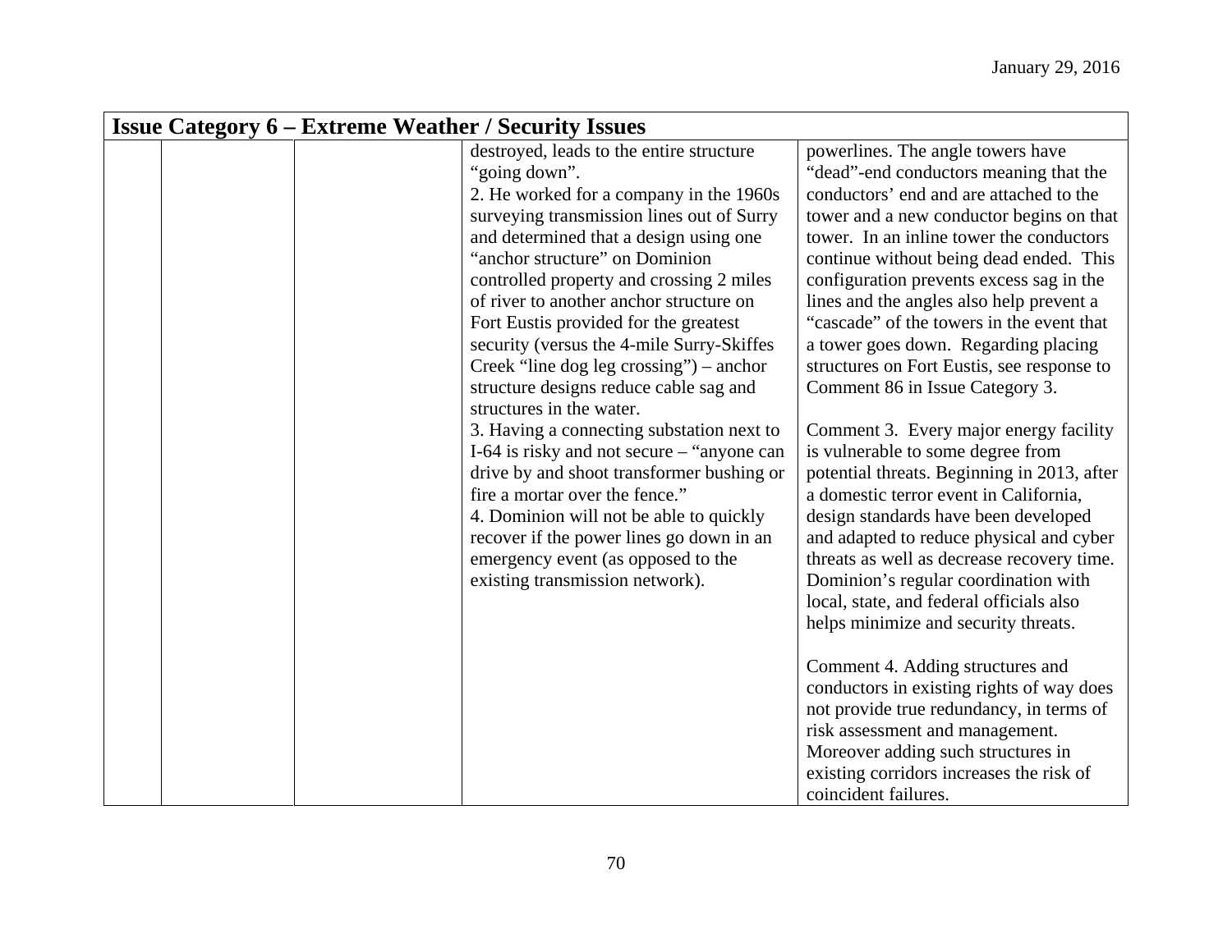| Issue Category 6 – Extreme Weather / Security Issues | | | | |
|---|---|---|---|---|
| | | | destroyed, leads to the entire structure "going down".<br>2. He worked for a company in the 1960s surveying transmission lines out of Surry and determined that a design using one "anchor structure" on Dominion controlled property and crossing 2 miles of river to another anchor structure on Fort Eustis provided for the greatest security (versus the 4-mile Surry-Skiffes Creek "line dog leg crossing") – anchor structure designs reduce cable sag and structures in the water.<br>3. Having a connecting substation next to I-64 is risky and not secure – "anyone can drive by and shoot transformer bushing or fire a mortar over the fence."<br>4. Dominion will not be able to quickly recover if the power lines go down in an emergency event (as opposed to the existing transmission network). | powerlines. The angle towers have "dead"-end conductors meaning that the conductors' end and are attached to the tower and a new conductor begins on that tower. In an inline tower the conductors continue without being dead ended. This configuration prevents excess sag in the lines and the angles also help prevent a "cascade" of the towers in the event that a tower goes down. Regarding placing structures on Fort Eustis, see response to Comment 86 in Issue Category 3.<br><br>Comment 3. Every major energy facility is vulnerable to some degree from potential threats. Beginning in 2013, after a domestic terror event in California, design standards have been developed and adapted to reduce physical and cyber threats as well as decrease recovery time. Dominion's regular coordination with local, state, and federal officials also helps minimize and security threats.<br><br>Comment 4. Adding structures and conductors in existing rights of way does not provide true redundancy, in terms of risk assessment and management. Moreover adding such structures in existing corridors increases the risk of coincident failures. |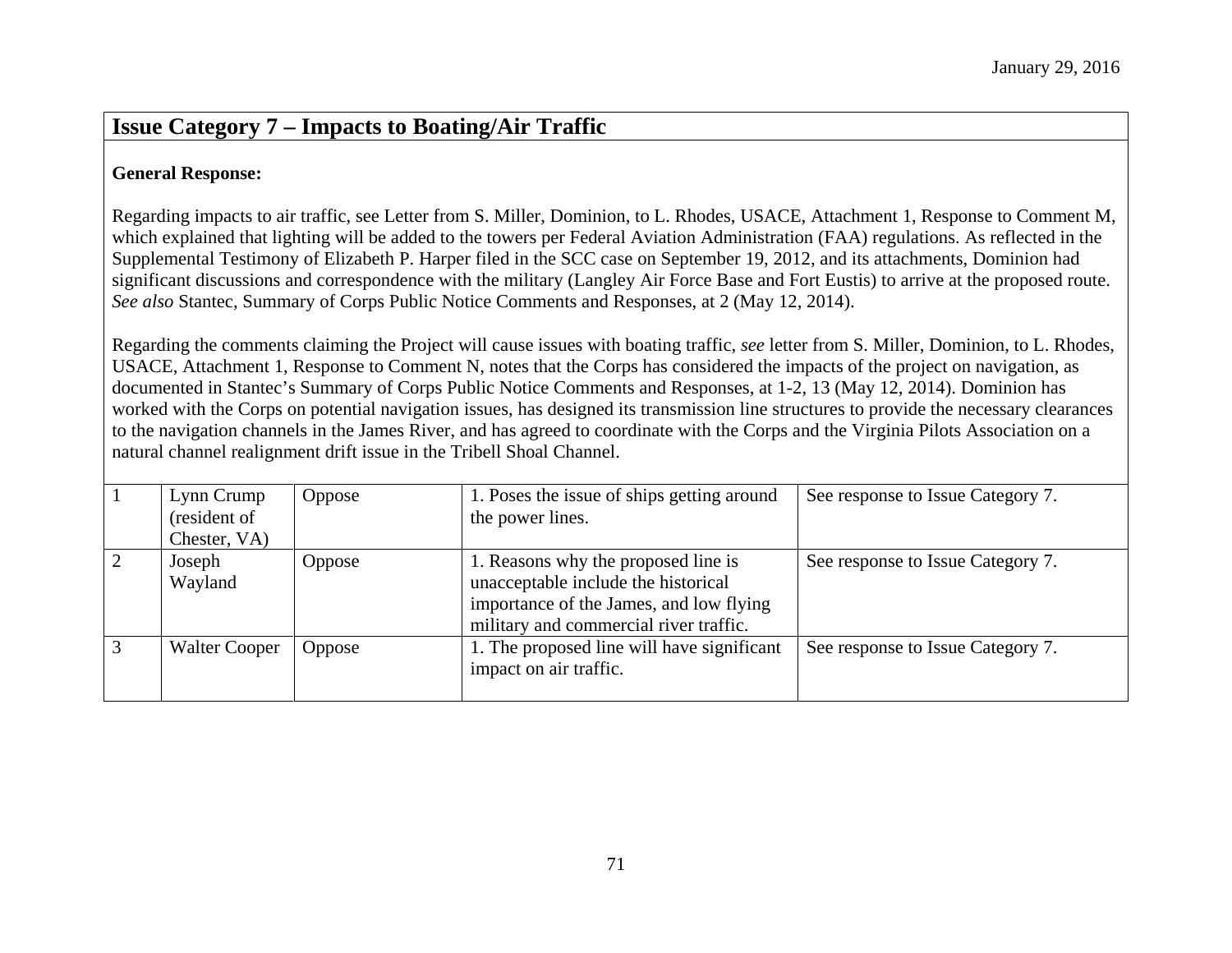January 29, 2016

## Issue Category 7 – Impacts to Boating/Air Traffic

**General Response:**

Regarding impacts to air traffic, see Letter from S. Miller, Dominion, to L. Rhodes, USACE, Attachment 1, Response to Comment M, which explained that lighting will be added to the towers per Federal Aviation Administration (FAA) regulations. As reflected in the Supplemental Testimony of Elizabeth P. Harper filed in the SCC case on September 19, 2012, and its attachments, Dominion had significant discussions and correspondence with the military (Langley Air Force Base and Fort Eustis) to arrive at the proposed route. *See also* Stantec, Summary of Corps Public Notice Comments and Responses, at 2 (May 12, 2014).

Regarding the comments claiming the Project will cause issues with boating traffic, *see* letter from S. Miller, Dominion, to L. Rhodes, USACE, Attachment 1, Response to Comment N, notes that the Corps has considered the impacts of the project on navigation, as documented in Stantec's Summary of Corps Public Notice Comments and Responses, at 1-2, 13 (May 12, 2014). Dominion has worked with the Corps on potential navigation issues, has designed its transmission line structures to provide the necessary clearances to the navigation channels in the James River, and has agreed to coordinate with the Corps and the Virginia Pilots Association on a natural channel realignment drift issue in the Tribell Shoal Channel.

| | | | | |
|---|---|---|---|---|
| 1 | Lynn Crump (resident of Chester, VA) | Oppose | 1. Poses the issue of ships getting around the power lines. | See response to Issue Category 7. |
| 2 | Joseph Wayland | Oppose | 1. Reasons why the proposed line is unacceptable include the historical importance of the James, and low flying military and commercial river traffic. | See response to Issue Category 7. |
| 3 | Walter Cooper | Oppose | 1. The proposed line will have significant impact on air traffic. | See response to Issue Category 7. |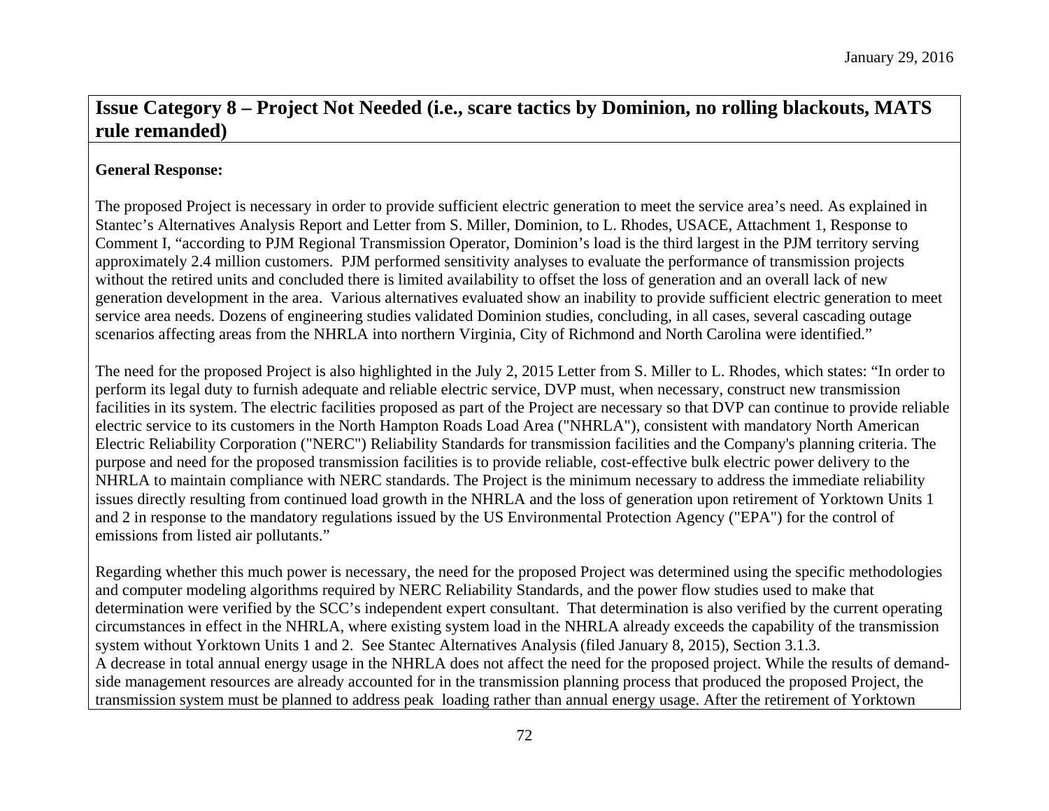## Issue Category 8 – Project Not Needed (i.e., scare tactics by Dominion, no rolling blackouts, MATS rule remanded)

**General Response:**

The proposed Project is necessary in order to provide sufficient electric generation to meet the service area's need. As explained in Stantec's Alternatives Analysis Report and Letter from S. Miller, Dominion, to L. Rhodes, USACE, Attachment 1, Response to Comment I, "according to PJM Regional Transmission Operator, Dominion's load is the third largest in the PJM territory serving approximately 2.4 million customers. PJM performed sensitivity analyses to evaluate the performance of transmission projects without the retired units and concluded there is limited availability to offset the loss of generation and an overall lack of new generation development in the area. Various alternatives evaluated show an inability to provide sufficient electric generation to meet service area needs. Dozens of engineering studies validated Dominion studies, concluding, in all cases, several cascading outage scenarios affecting areas from the NHRLA into northern Virginia, City of Richmond and North Carolina were identified."

The need for the proposed Project is also highlighted in the July 2, 2015 Letter from S. Miller to L. Rhodes, which states: "In order to perform its legal duty to furnish adequate and reliable electric service, DVP must, when necessary, construct new transmission facilities in its system. The electric facilities proposed as part of the Project are necessary so that DVP can continue to provide reliable electric service to its customers in the North Hampton Roads Load Area ("NHRLA"), consistent with mandatory North American Electric Reliability Corporation ("NERC") Reliability Standards for transmission facilities and the Company's planning criteria. The purpose and need for the proposed transmission facilities is to provide reliable, cost-effective bulk electric power delivery to the NHRLA to maintain compliance with NERC standards. The Project is the minimum necessary to address the immediate reliability issues directly resulting from continued load growth in the NHRLA and the loss of generation upon retirement of Yorktown Units 1 and 2 in response to the mandatory regulations issued by the US Environmental Protection Agency ("EPA") for the control of emissions from listed air pollutants."

Regarding whether this much power is necessary, the need for the proposed Project was determined using the specific methodologies and computer modeling algorithms required by NERC Reliability Standards, and the power flow studies used to make that determination were verified by the SCC's independent expert consultant. That determination is also verified by the current operating circumstances in effect in the NHRLA, where existing system load in the NHRLA already exceeds the capability of the transmission system without Yorktown Units 1 and 2. See Stantec Alternatives Analysis (filed January 8, 2015), Section 3.1.3.

A decrease in total annual energy usage in the NHRLA does not affect the need for the proposed project. While the results of demand-side management resources are already accounted for in the transmission planning process that produced the proposed Project, the transmission system must be planned to address peak loading rather than annual energy usage. After the retirement of Yorktown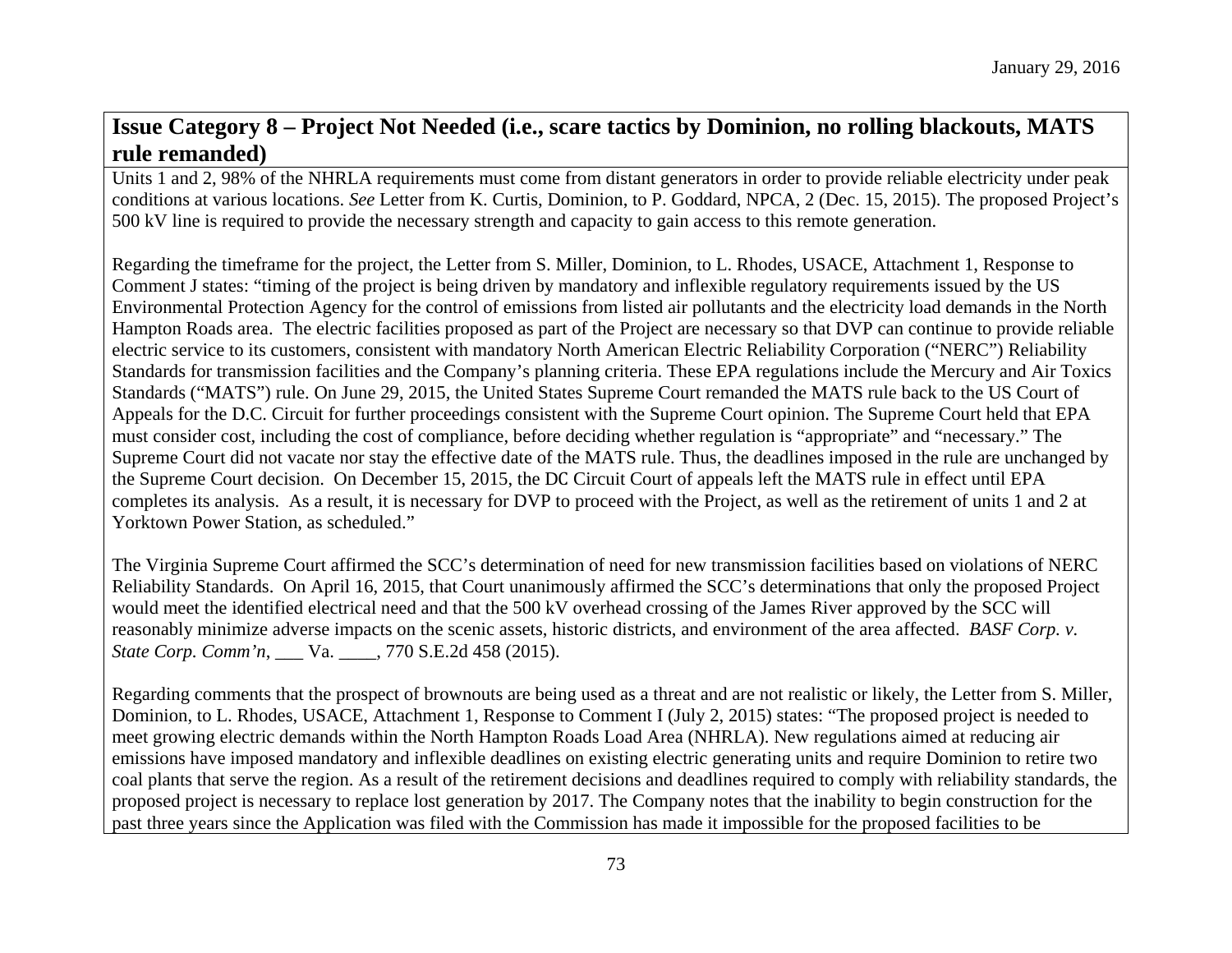## Issue Category 8 – Project Not Needed (i.e., scare tactics by Dominion, no rolling blackouts, MATS rule remanded)

Units 1 and 2, 98% of the NHRLA requirements must come from distant generators in order to provide reliable electricity under peak conditions at various locations. *See* Letter from K. Curtis, Dominion, to P. Goddard, NPCA, 2 (Dec. 15, 2015). The proposed Project's 500 kV line is required to provide the necessary strength and capacity to gain access to this remote generation.

Regarding the timeframe for the project, the Letter from S. Miller, Dominion, to L. Rhodes, USACE, Attachment 1, Response to Comment J states: "timing of the project is being driven by mandatory and inflexible regulatory requirements issued by the US Environmental Protection Agency for the control of emissions from listed air pollutants and the electricity load demands in the North Hampton Roads area. The electric facilities proposed as part of the Project are necessary so that DVP can continue to provide reliable electric service to its customers, consistent with mandatory North American Electric Reliability Corporation ("NERC") Reliability Standards for transmission facilities and the Company's planning criteria. These EPA regulations include the Mercury and Air Toxics Standards ("MATS") rule. On June 29, 2015, the United States Supreme Court remanded the MATS rule back to the US Court of Appeals for the D.C. Circuit for further proceedings consistent with the Supreme Court opinion. The Supreme Court held that EPA must consider cost, including the cost of compliance, before deciding whether regulation is "appropriate" and "necessary." The Supreme Court did not vacate nor stay the effective date of the MATS rule. Thus, the deadlines imposed in the rule are unchanged by the Supreme Court decision. On December 15, 2015, the DC Circuit Court of appeals left the MATS rule in effect until EPA completes its analysis. As a result, it is necessary for DVP to proceed with the Project, as well as the retirement of units 1 and 2 at Yorktown Power Station, as scheduled."

The Virginia Supreme Court affirmed the SCC's determination of need for new transmission facilities based on violations of NERC Reliability Standards. On April 16, 2015, that Court unanimously affirmed the SCC's determinations that only the proposed Project would meet the identified electrical need and that the 500 kV overhead crossing of the James River approved by the SCC will reasonably minimize adverse impacts on the scenic assets, historic districts, and environment of the area affected. *BASF Corp. v. State Corp. Comm'n*, ___ Va. ____, 770 S.E.2d 458 (2015).

Regarding comments that the prospect of brownouts are being used as a threat and are not realistic or likely, the Letter from S. Miller, Dominion, to L. Rhodes, USACE, Attachment 1, Response to Comment I (July 2, 2015) states: "The proposed project is needed to meet growing electric demands within the North Hampton Roads Load Area (NHRLA). New regulations aimed at reducing air emissions have imposed mandatory and inflexible deadlines on existing electric generating units and require Dominion to retire two coal plants that serve the region. As a result of the retirement decisions and deadlines required to comply with reliability standards, the proposed project is necessary to replace lost generation by 2017. The Company notes that the inability to begin construction for the past three years since the Application was filed with the Commission has made it impossible for the proposed facilities to be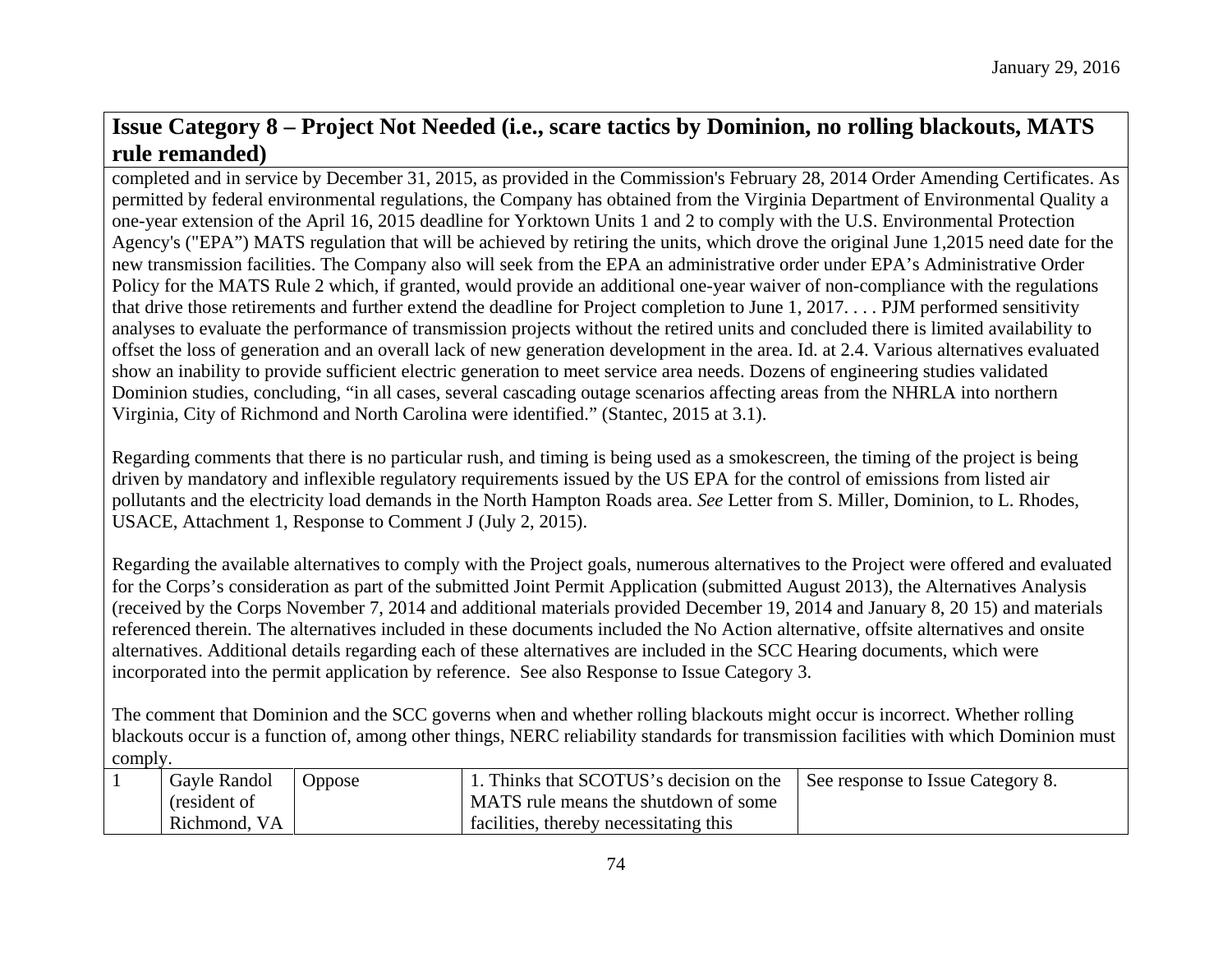## Issue Category 8 – Project Not Needed (i.e., scare tactics by Dominion, no rolling blackouts, MATS rule remanded)

completed and in service by December 31, 2015, as provided in the Commission's February 28, 2014 Order Amending Certificates. As permitted by federal environmental regulations, the Company has obtained from the Virginia Department of Environmental Quality a one-year extension of the April 16, 2015 deadline for Yorktown Units 1 and 2 to comply with the U.S. Environmental Protection Agency's ("EPA”) MATS regulation that will be achieved by retiring the units, which drove the original June 1,2015 need date for the new transmission facilities. The Company also will seek from the EPA an administrative order under EPA’s Administrative Order Policy for the MATS Rule 2 which, if granted, would provide an additional one-year waiver of non-compliance with the regulations that drive those retirements and further extend the deadline for Project completion to June 1, 2017. . . . PJM performed sensitivity analyses to evaluate the performance of transmission projects without the retired units and concluded there is limited availability to offset the loss of generation and an overall lack of new generation development in the area. Id. at 2.4. Various alternatives evaluated show an inability to provide sufficient electric generation to meet service area needs. Dozens of engineering studies validated Dominion studies, concluding, “in all cases, several cascading outage scenarios affecting areas from the NHRLA into northern Virginia, City of Richmond and North Carolina were identified.” (Stantec, 2015 at 3.1).

Regarding comments that there is no particular rush, and timing is being used as a smokescreen, the timing of the project is being driven by mandatory and inflexible regulatory requirements issued by the US EPA for the control of emissions from listed air pollutants and the electricity load demands in the North Hampton Roads area. *See* Letter from S. Miller, Dominion, to L. Rhodes, USACE, Attachment 1, Response to Comment J (July 2, 2015).

Regarding the available alternatives to comply with the Project goals, numerous alternatives to the Project were offered and evaluated for the Corps’s consideration as part of the submitted Joint Permit Application (submitted August 2013), the Alternatives Analysis (received by the Corps November 7, 2014 and additional materials provided December 19, 2014 and January 8, 20 15) and materials referenced therein. The alternatives included in these documents included the No Action alternative, offsite alternatives and onsite alternatives. Additional details regarding each of these alternatives are included in the SCC Hearing documents, which were incorporated into the permit application by reference. See also Response to Issue Category 3.

The comment that Dominion and the SCC governs when and whether rolling blackouts might occur is incorrect. Whether rolling blackouts occur is a function of, among other things, NERC reliability standards for transmission facilities with which Dominion must comply.

| | | | | |
|---|---|---|---|---|
| 1 | Gayle Randol (resident of Richmond, VA | Oppose | 1. Thinks that SCOTUS’s decision on the MATS rule means the shutdown of some facilities, thereby necessitating this | See response to Issue Category 8. |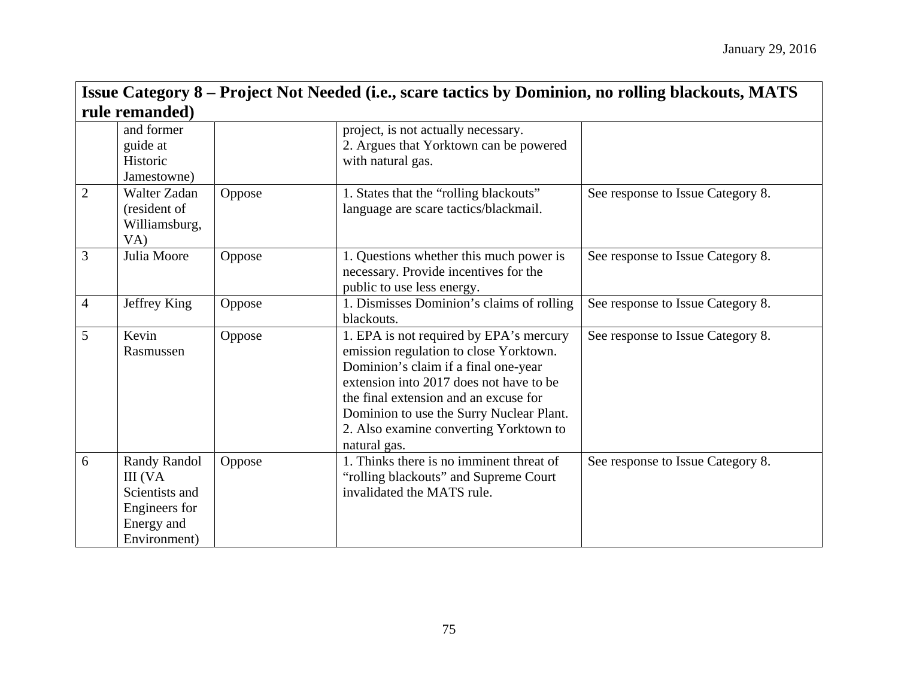January 29, 2016

| **Issue Category 8 – Project Not Needed (i.e., scare tactics by Dominion, no rolling blackouts, MATS rule remanded)** | | | | |
|---|---|---|---|---|
| | and former guide at Historic Jamestowne) | | project, is not actually necessary.<br>2. Argues that Yorktown can be powered with natural gas. | |
| 2 | Walter Zadan (resident of Williamsburg, VA) | Oppose | 1. States that the "rolling blackouts" language are scare tactics/blackmail. | See response to Issue Category 8. |
| 3 | Julia Moore | Oppose | 1. Questions whether this much power is necessary. Provide incentives for the public to use less energy. | See response to Issue Category 8. |
| 4 | Jeffrey King | Oppose | 1. Dismisses Dominion's claims of rolling blackouts. | See response to Issue Category 8. |
| 5 | Kevin Rasmussen | Oppose | 1. EPA is not required by EPA's mercury emission regulation to close Yorktown. Dominion's claim if a final one-year extension into 2017 does not have to be the final extension and an excuse for Dominion to use the Surry Nuclear Plant.<br>2. Also examine converting Yorktown to natural gas. | See response to Issue Category 8. |
| 6 | Randy Randol III (VA Scientists and Engineers for Energy and Environment) | Oppose | 1. Thinks there is no imminent threat of "rolling blackouts" and Supreme Court invalidated the MATS rule. | See response to Issue Category 8. |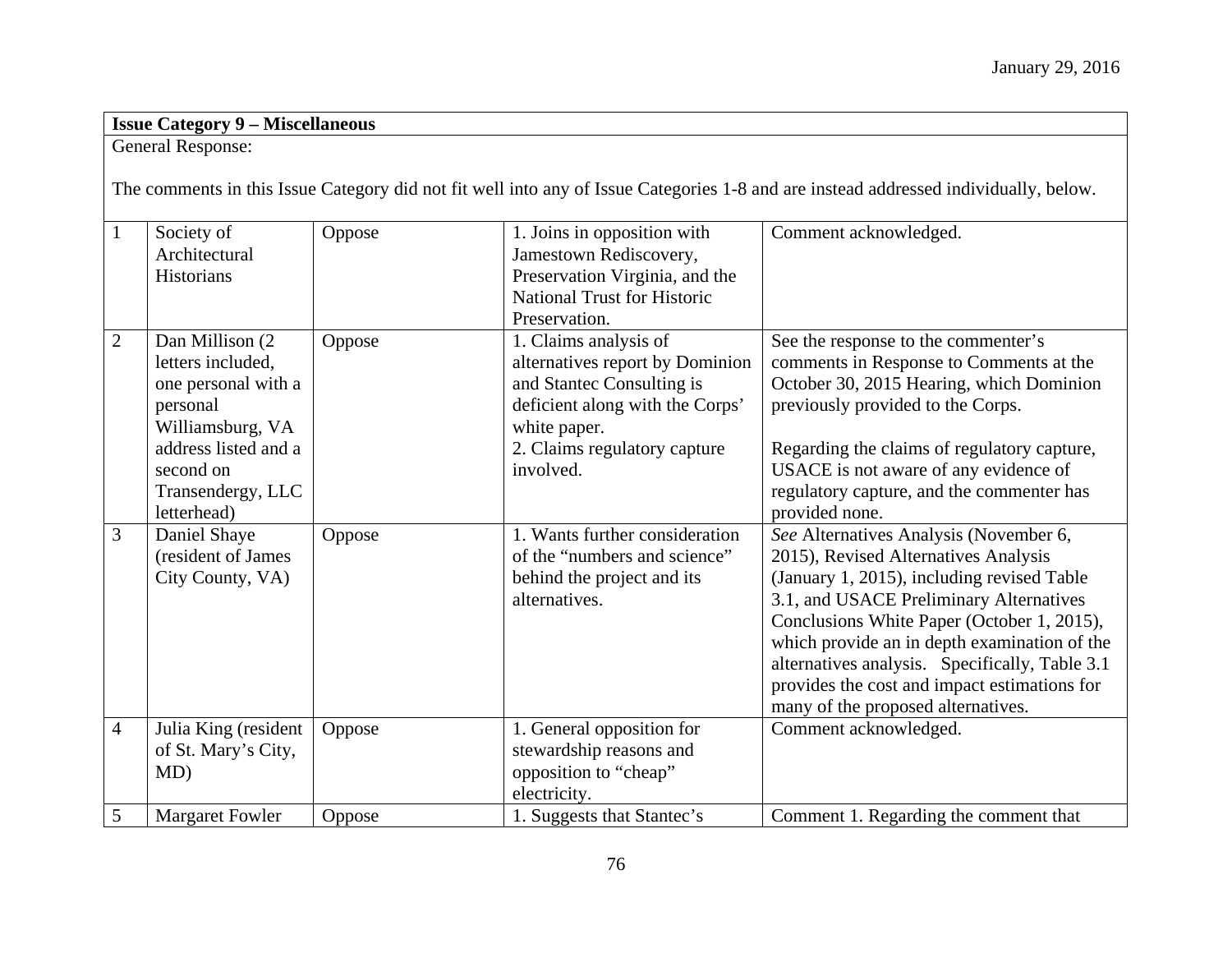| Issue Category 9 – Miscellaneous | | | | |
|---|---|---|---|---|
| General Response:<br><br>The comments in this Issue Category did not fit well into any of Issue Categories 1-8 and are instead addressed individually, below. | | | | |
| 1 | Society of Architectural Historians | Oppose | 1. Joins in opposition with Jamestown Rediscovery, Preservation Virginia, and the National Trust for Historic Preservation. | Comment acknowledged. |
| 2 | Dan Millison (2 letters included, one personal with a personal Williamsburg, VA address listed and a second on Transendergy, LLC letterhead) | Oppose | 1. Claims analysis of alternatives report by Dominion and Stantec Consulting is deficient along with the Corps' white paper.<br>2. Claims regulatory capture involved. | See the response to the commenter's comments in Response to Comments at the October 30, 2015 Hearing, which Dominion previously provided to the Corps.<br><br>Regarding the claims of regulatory capture, USACE is not aware of any evidence of regulatory capture, and the commenter has provided none. |
| 3 | Daniel Shaye (resident of James City County, VA) | Oppose | 1. Wants further consideration of the "numbers and science" behind the project and its alternatives. | *See* Alternatives Analysis (November 6, 2015), Revised Alternatives Analysis (January 1, 2015), including revised Table 3.1, and USACE Preliminary Alternatives Conclusions White Paper (October 1, 2015), which provide an in depth examination of the alternatives analysis. Specifically, Table 3.1 provides the cost and impact estimations for many of the proposed alternatives. |
| 4 | Julia King (resident of St. Mary's City, MD) | Oppose | 1. General opposition for stewardship reasons and opposition to "cheap" electricity. | Comment acknowledged. |
| 5 | Margaret Fowler | Oppose | 1. Suggests that Stantec's | Comment 1. Regarding the comment that |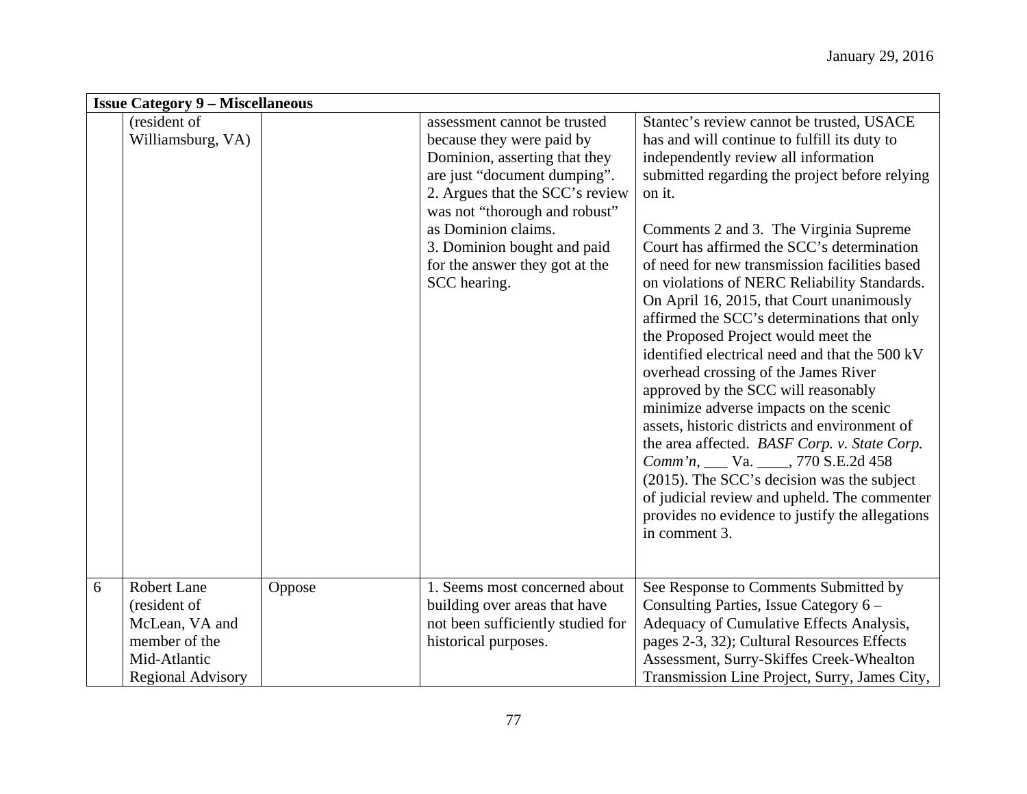| Issue Category 9 – Miscellaneous | | | | |
|---|---|---|---|---|
| | (resident of Williamsburg, VA) | | assessment cannot be trusted because they were paid by Dominion, asserting that they are just "document dumping".<br>2. Argues that the SCC's review was not "thorough and robust" as Dominion claims.<br>3. Dominion bought and paid for the answer they got at the SCC hearing. | Stantec's review cannot be trusted, USACE has and will continue to fulfill its duty to independently review all information submitted regarding the project before relying on it.<br><br>Comments 2 and 3. The Virginia Supreme Court has affirmed the SCC's determination of need for new transmission facilities based on violations of NERC Reliability Standards. On April 16, 2015, that Court unanimously affirmed the SCC's determinations that only the Proposed Project would meet the identified electrical need and that the 500 kV overhead crossing of the James River approved by the SCC will reasonably minimize adverse impacts on the scenic assets, historic districts and environment of the area affected. *BASF Corp. v. State Corp. Comm'n*, ___ Va. ____, 770 S.E.2d 458 (2015). The SCC's decision was the subject of judicial review and upheld. The commenter provides no evidence to justify the allegations in comment 3. |
| 6 | Robert Lane (resident of McLean, VA and member of the Mid-Atlantic Regional Advisory | Oppose | 1. Seems most concerned about building over areas that have not been sufficiently studied for historical purposes. | See Response to Comments Submitted by Consulting Parties, Issue Category 6 – Adequacy of Cumulative Effects Analysis, pages 2-3, 32); Cultural Resources Effects Assessment, Surry-Skiffes Creek-Whealton Transmission Line Project, Surry, James City, |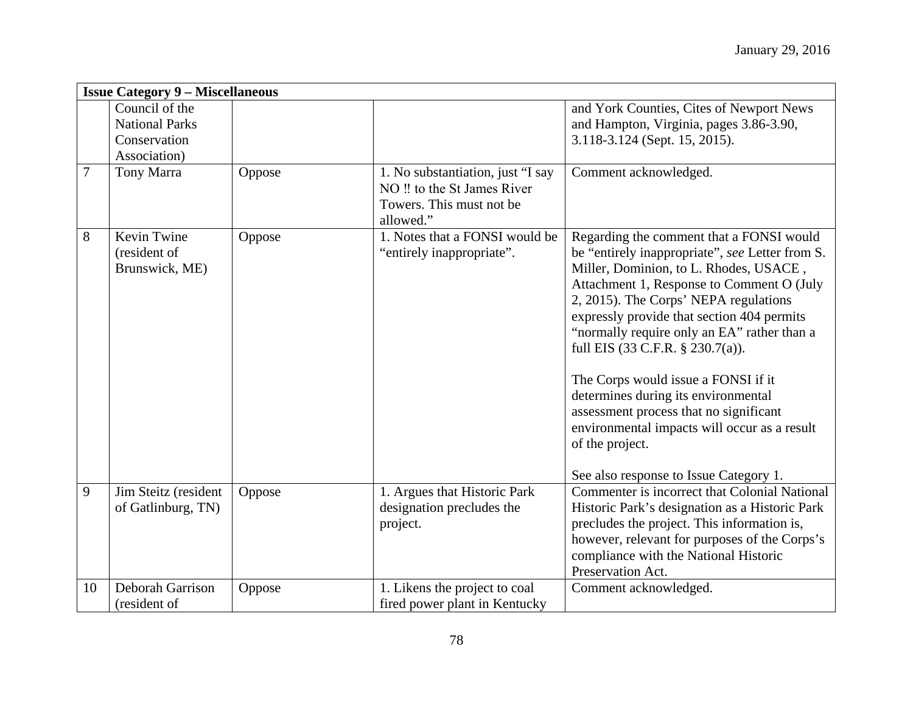January 29, 2016

| Issue Category 9 – Miscellaneous | | | | |
|---|---|---|---|---|
| | Council of the National Parks Conservation Association) | | | and York Counties, Cites of Newport News and Hampton, Virginia, pages 3.86-3.90, 3.118-3.124 (Sept. 15, 2015). |
| 7 | Tony Marra | Oppose | 1. No substantiation, just "I say NO !! to the St James River Towers. This must not be allowed." | Comment acknowledged. |
| 8 | Kevin Twine (resident of Brunswick, ME) | Oppose | 1. Notes that a FONSI would be "entirely inappropriate". | Regarding the comment that a FONSI would be "entirely inappropriate", *see* Letter from S. Miller, Dominion, to L. Rhodes, USACE , Attachment 1, Response to Comment O (July 2, 2015). The Corps' NEPA regulations expressly provide that section 404 permits "normally require only an EA" rather than a full EIS (33 C.F.R. § 230.7(a)).<br><br>The Corps would issue a FONSI if it determines during its environmental assessment process that no significant environmental impacts will occur as a result of the project.<br><br>See also response to Issue Category 1. |
| 9 | Jim Steitz (resident of Gatlinburg, TN) | Oppose | 1. Argues that Historic Park designation precludes the project. | Commenter is incorrect that Colonial National Historic Park's designation as a Historic Park precludes the project. This information is, however, relevant for purposes of the Corps's compliance with the National Historic Preservation Act. |
| 10 | Deborah Garrison (resident of | Oppose | 1. Likens the project to coal fired power plant in Kentucky | Comment acknowledged. |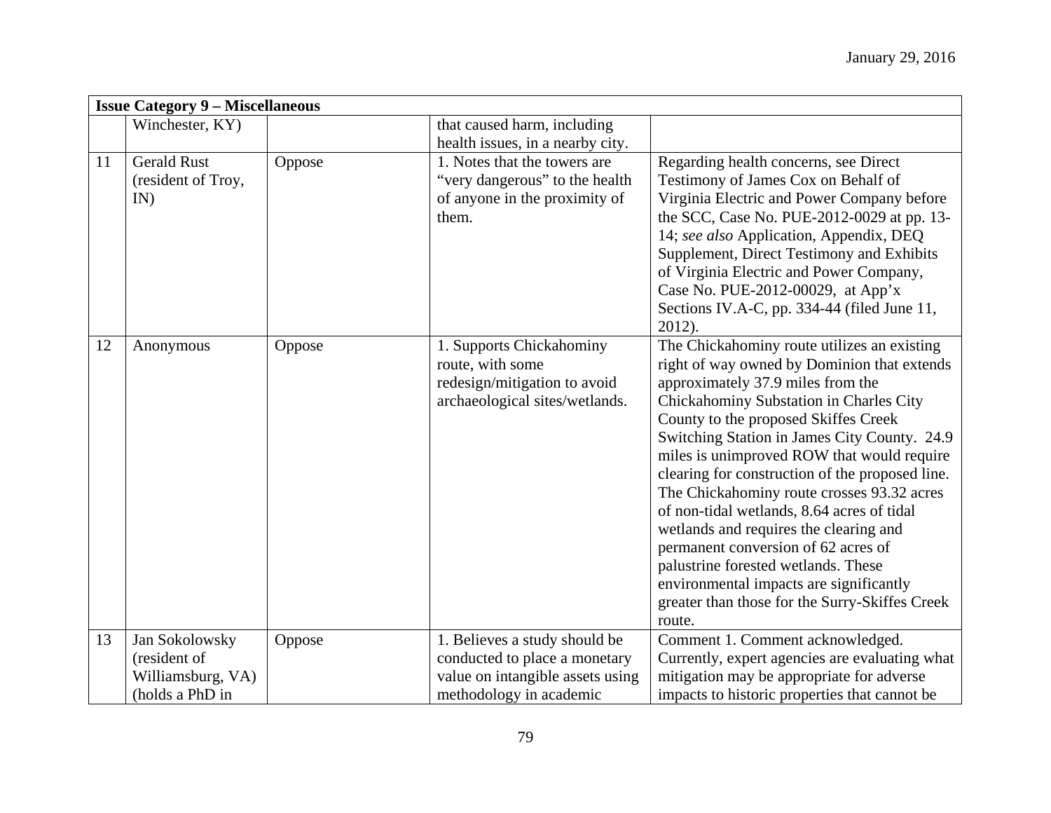| Issue Category 9 – Miscellaneous | | | | |
|---|---|---|---|---|
| | Winchester, KY) | | that caused harm, including health issues, in a nearby city. | |
| 11 | Gerald Rust (resident of Troy, IN) | Oppose | 1. Notes that the towers are "very dangerous" to the health of anyone in the proximity of them. | Regarding health concerns, see Direct Testimony of James Cox on Behalf of Virginia Electric and Power Company before the SCC, Case No. PUE-2012-0029 at pp. 13-14; *see also* Application, Appendix, DEQ Supplement, Direct Testimony and Exhibits of Virginia Electric and Power Company, Case No. PUE-2012-00029, at App'x Sections IV.A-C, pp. 334-44 (filed June 11, 2012). |
| 12 | Anonymous | Oppose | 1. Supports Chickahominy route, with some redesign/mitigation to avoid archaeological sites/wetlands. | The Chickahominy route utilizes an existing right of way owned by Dominion that extends approximately 37.9 miles from the Chickahominy Substation in Charles City County to the proposed Skiffes Creek Switching Station in James City County. 24.9 miles is unimproved ROW that would require clearing for construction of the proposed line. The Chickahominy route crosses 93.32 acres of non-tidal wetlands, 8.64 acres of tidal wetlands and requires the clearing and permanent conversion of 62 acres of palustrine forested wetlands. These environmental impacts are significantly greater than those for the Surry-Skiffes Creek route. |
| 13 | Jan Sokolowsky (resident of Williamsburg, VA) (holds a PhD in | Oppose | 1. Believes a study should be conducted to place a monetary value on intangible assets using methodology in academic | Comment 1. Comment acknowledged. Currently, expert agencies are evaluating what mitigation may be appropriate for adverse impacts to historic properties that cannot be |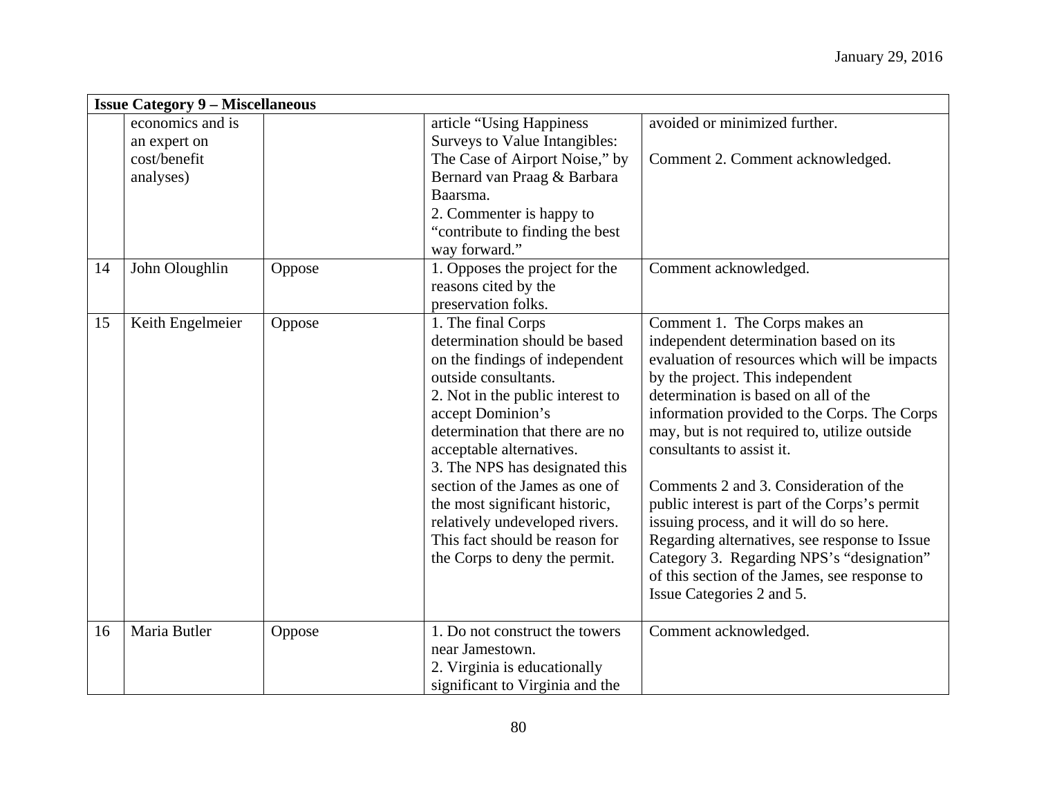| Issue Category 9 – Miscellaneous | | | | |
|---|---|---|---|---|
| | economics and is an expert on cost/benefit analyses) | | article "Using Happiness Surveys to Value Intangibles: The Case of Airport Noise," by Bernard van Praag & Barbara Baarsma.<br>2. Commenter is happy to "contribute to finding the best way forward." | avoided or minimized further.<br><br>Comment 2. Comment acknowledged. |
| 14 | John Oloughlin | Oppose | 1. Opposes the project for the reasons cited by the preservation folks. | Comment acknowledged. |
| 15 | Keith Engelmeier | Oppose | 1. The final Corps determination should be based on the findings of independent outside consultants.<br>2. Not in the public interest to accept Dominion's determination that there are no acceptable alternatives.<br>3. The NPS has designated this section of the James as one of the most significant historic, relatively undeveloped rivers. This fact should be reason for the Corps to deny the permit. | Comment 1. The Corps makes an independent determination based on its evaluation of resources which will be impacts by the project. This independent determination is based on all of the information provided to the Corps. The Corps may, but is not required to, utilize outside consultants to assist it.<br><br>Comments 2 and 3. Consideration of the public interest is part of the Corps's permit issuing process, and it will do so here. Regarding alternatives, see response to Issue Category 3. Regarding NPS's "designation" of this section of the James, see response to Issue Categories 2 and 5. |
| 16 | Maria Butler | Oppose | 1. Do not construct the towers near Jamestown.<br>2. Virginia is educationally significant to Virginia and the | Comment acknowledged. |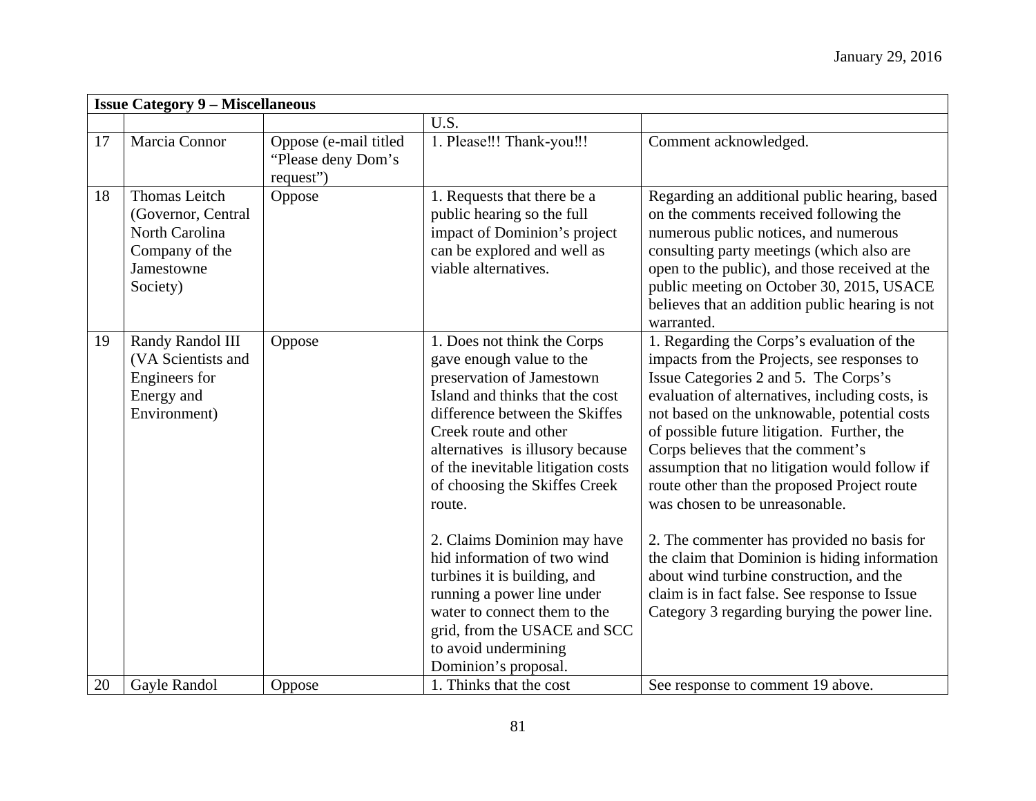| **Issue Category 9 – Miscellaneous** | | | | |
|---|---|---|---|---|
| | | | U.S. | |
| 17 | Marcia Connor | Oppose (e-mail titled "Please deny Dom's request") | 1. Please!!! Thank-you!!! | Comment acknowledged. |
| 18 | Thomas Leitch (Governor, Central North Carolina Company of the Jamestowne Society) | Oppose | 1. Requests that there be a public hearing so the full impact of Dominion's project can be explored and well as viable alternatives. | Regarding an additional public hearing, based on the comments received following the numerous public notices, and numerous consulting party meetings (which also are open to the public), and those received at the public meeting on October 30, 2015, USACE believes that an addition public hearing is not warranted. |
| 19 | Randy Randol III (VA Scientists and Engineers for Energy and Environment) | Oppose | 1. Does not think the Corps gave enough value to the preservation of Jamestown Island and thinks that the cost difference between the Skiffes Creek route and other alternatives is illusory because of the inevitable litigation costs of choosing the Skiffes Creek route.<br><br>2. Claims Dominion may have hid information of two wind turbines it is building, and running a power line under water to connect them to the grid, from the USACE and SCC to avoid undermining Dominion's proposal. | 1. Regarding the Corps's evaluation of the impacts from the Projects, see responses to Issue Categories 2 and 5. The Corps's evaluation of alternatives, including costs, is not based on the unknowable, potential costs of possible future litigation. Further, the Corps believes that the comment's assumption that no litigation would follow if route other than the proposed Project route was chosen to be unreasonable.<br><br>2. The commenter has provided no basis for the claim that Dominion is hiding information about wind turbine construction, and the claim is in fact false. See response to Issue Category 3 regarding burying the power line. |
| 20 | Gayle Randol | Oppose | 1. Thinks that the cost | See response to comment 19 above. |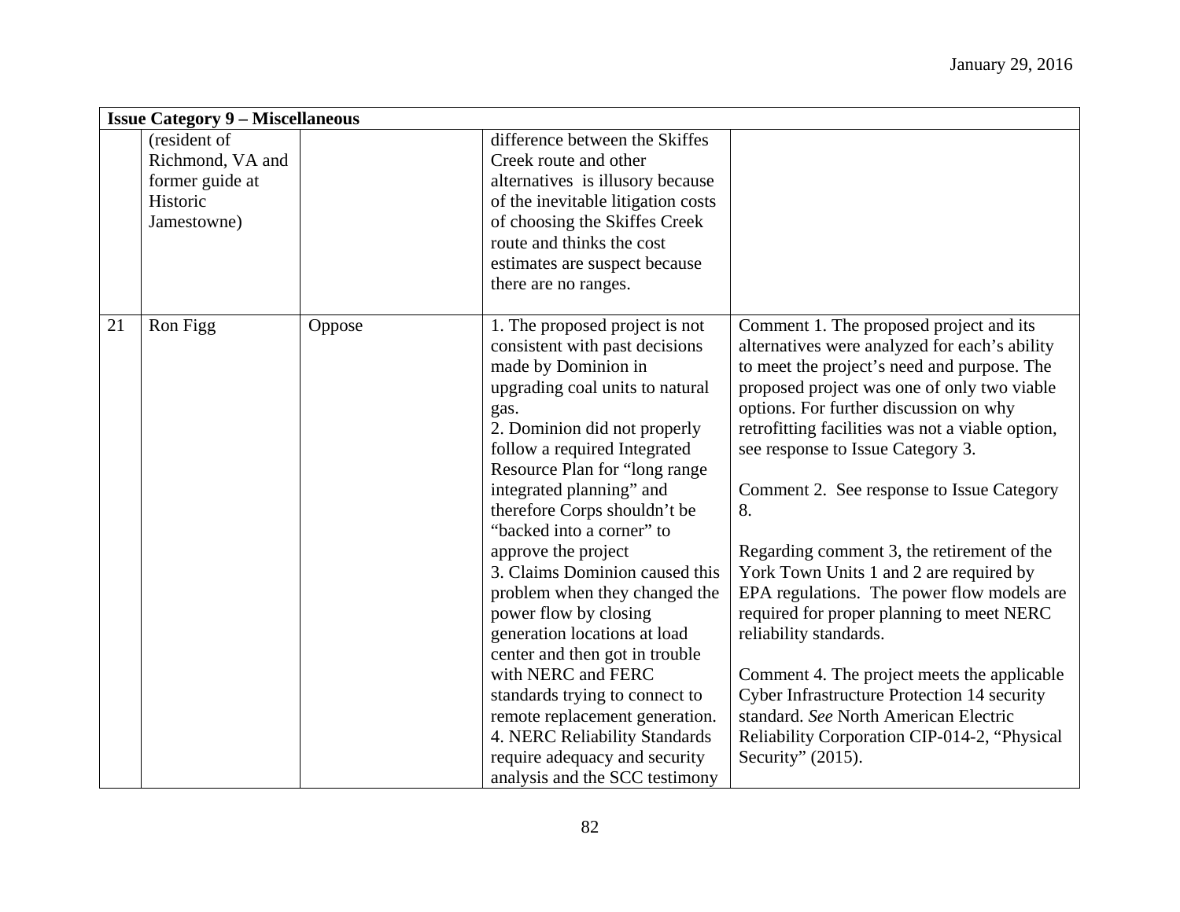| Issue Category 9 – Miscellaneous | | | | |
|---|---|---|---|---|
| | (resident of Richmond, VA and former guide at Historic Jamestowne) | | difference between the Skiffes Creek route and other alternatives is illusory because of the inevitable litigation costs of choosing the Skiffes Creek route and thinks the cost estimates are suspect because there are no ranges. | |
| 21 | Ron Figg | Oppose | 1. The proposed project is not consistent with past decisions made by Dominion in upgrading coal units to natural gas.<br>2. Dominion did not properly follow a required Integrated Resource Plan for "long range integrated planning" and therefore Corps shouldn't be "backed into a corner" to approve the project<br>3. Claims Dominion caused this problem when they changed the power flow by closing generation locations at load center and then got in trouble with NERC and FERC standards trying to connect to remote replacement generation.<br>4. NERC Reliability Standards require adequacy and security analysis and the SCC testimony | Comment 1. The proposed project and its alternatives were analyzed for each's ability to meet the project's need and purpose. The proposed project was one of only two viable options. For further discussion on why retrofitting facilities was not a viable option, see response to Issue Category 3.<br><br>Comment 2. See response to Issue Category 8.<br><br>Regarding comment 3, the retirement of the York Town Units 1 and 2 are required by EPA regulations. The power flow models are required for proper planning to meet NERC reliability standards.<br><br>Comment 4. The project meets the applicable Cyber Infrastructure Protection 14 security standard. *See* North American Electric Reliability Corporation CIP-014-2, "Physical Security" (2015). |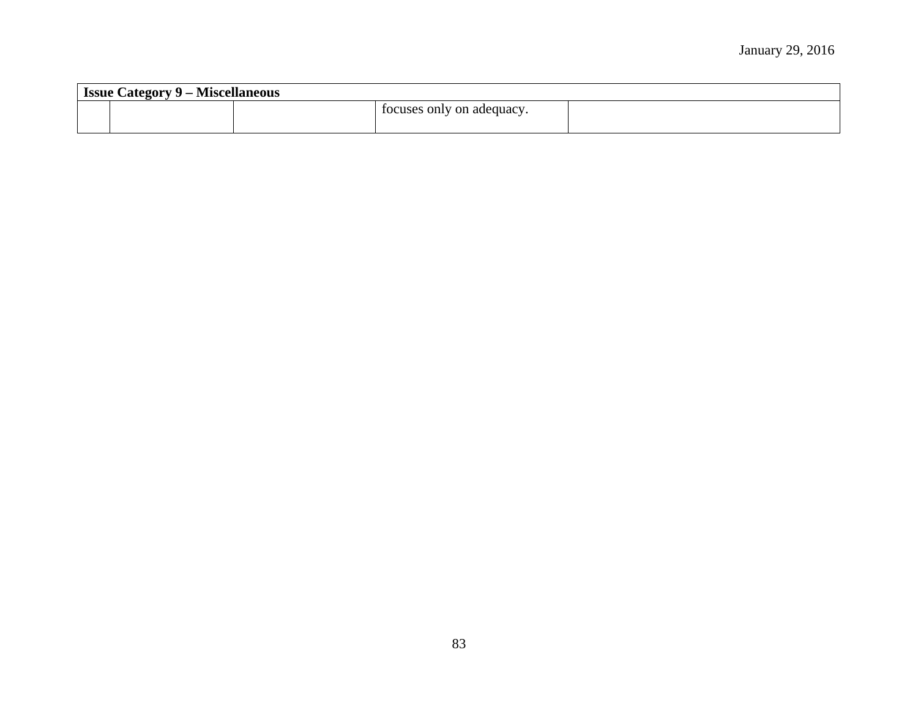| Issue Category 9 – Miscellaneous | | | | |
|---|---|---|---|---|
| | | | focuses only on adequacy. | |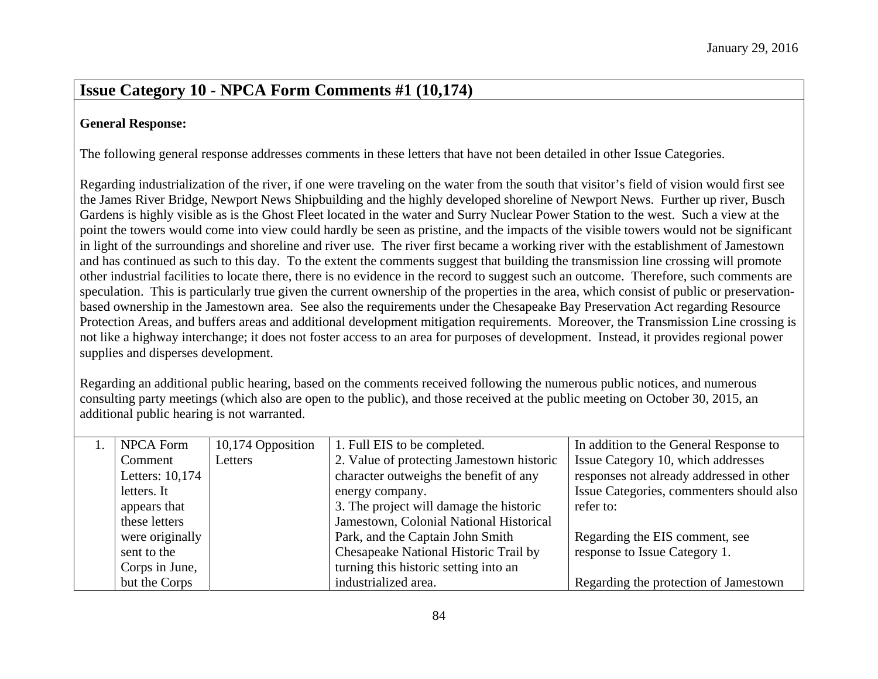## Issue Category 10 - NPCA Form Comments #1 (10,174)

**General Response:**

The following general response addresses comments in these letters that have not been detailed in other Issue Categories.

Regarding industrialization of the river, if one were traveling on the water from the south that visitor's field of vision would first see the James River Bridge, Newport News Shipbuilding and the highly developed shoreline of Newport News. Further up river, Busch Gardens is highly visible as is the Ghost Fleet located in the water and Surry Nuclear Power Station to the west. Such a view at the point the towers would come into view could hardly be seen as pristine, and the impacts of the visible towers would not be significant in light of the surroundings and shoreline and river use. The river first became a working river with the establishment of Jamestown and has continued as such to this day. To the extent the comments suggest that building the transmission line crossing will promote other industrial facilities to locate there, there is no evidence in the record to suggest such an outcome. Therefore, such comments are speculation. This is particularly true given the current ownership of the properties in the area, which consist of public or preservation-based ownership in the Jamestown area. See also the requirements under the Chesapeake Bay Preservation Act regarding Resource Protection Areas, and buffers areas and additional development mitigation requirements. Moreover, the Transmission Line crossing is not like a highway interchange; it does not foster access to an area for purposes of development. Instead, it provides regional power supplies and disperses development.

Regarding an additional public hearing, based on the comments received following the numerous public notices, and numerous consulting party meetings (which also are open to the public), and those received at the public meeting on October 30, 2015, an additional public hearing is not warranted.

| | | | | |
|---|---|---|---|---|
| 1. | NPCA Form Comment Letters: 10,174 letters. It appears that these letters were originally sent to the Corps in June, but the Corps | 10,174 Opposition Letters | 1. Full EIS to be completed.<br>2. Value of protecting Jamestown historic character outweighs the benefit of any energy company.<br>3. The project will damage the historic Jamestown, Colonial National Historical Park, and the Captain John Smith Chesapeake National Historic Trail by turning this historic setting into an industrialized area. | In addition to the General Response to Issue Category 10, which addresses responses not already addressed in other Issue Categories, commenters should also refer to:<br><br>Regarding the EIS comment, see response to Issue Category 1.<br><br>Regarding the protection of Jamestown |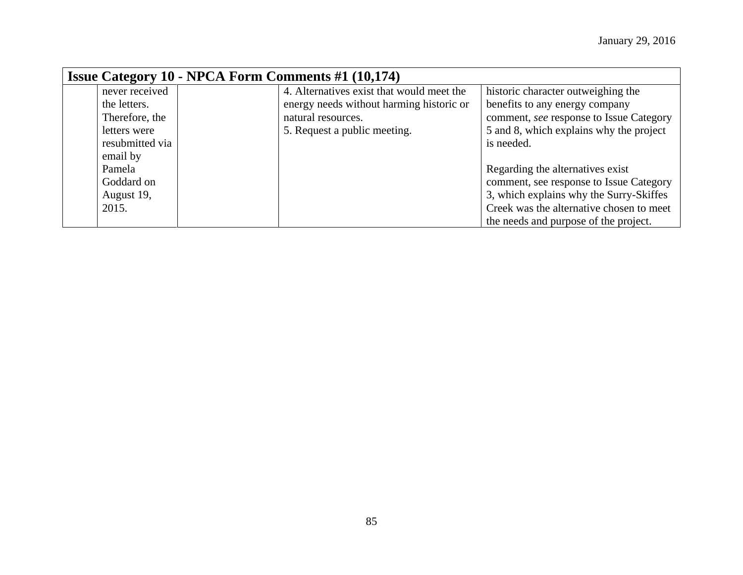| Issue Category 10 - NPCA Form Comments #1 (10,174) | | | | |
|---|---|---|---|---|
| | never received the letters. Therefore, the letters were resubmitted via email by Pamela Goddard on August 19, 2015. | | 4. Alternatives exist that would meet the energy needs without harming historic or natural resources.<br>5. Request a public meeting. | historic character outweighing the benefits to any energy company comment, *see* response to Issue Category 5 and 8, which explains why the project is needed.<br><br>Regarding the alternatives exist comment, see response to Issue Category 3, which explains why the Surry-Skiffes Creek was the alternative chosen to meet the needs and purpose of the project. |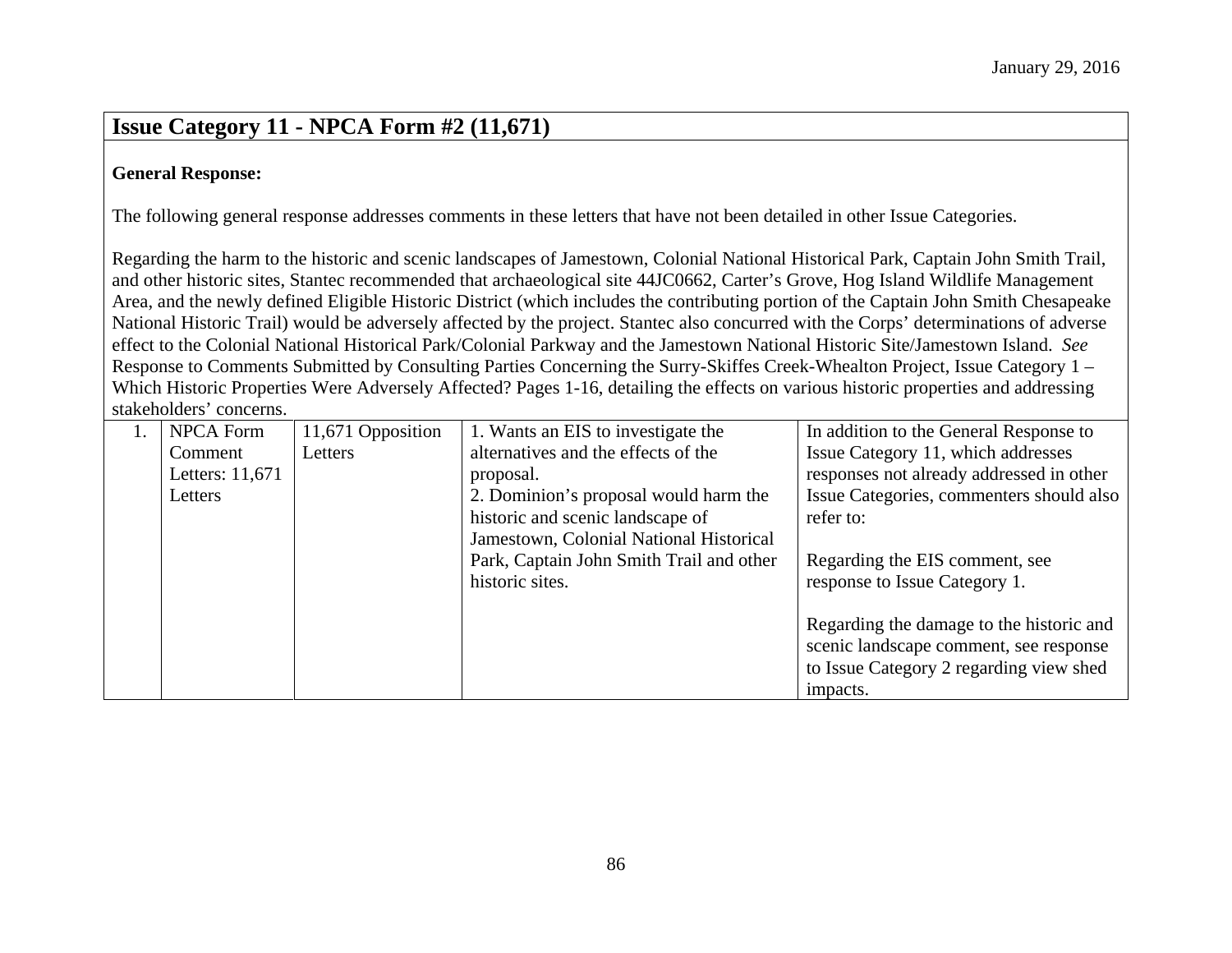January 29, 2016

## Issue Category 11 - NPCA Form #2 (11,671)

**General Response:**

The following general response addresses comments in these letters that have not been detailed in other Issue Categories.

Regarding the harm to the historic and scenic landscapes of Jamestown, Colonial National Historical Park, Captain John Smith Trail, and other historic sites, Stantec recommended that archaeological site 44JC0662, Carter's Grove, Hog Island Wildlife Management Area, and the newly defined Eligible Historic District (which includes the contributing portion of the Captain John Smith Chesapeake National Historic Trail) would be adversely affected by the project. Stantec also concurred with the Corps' determinations of adverse effect to the Colonial National Historical Park/Colonial Parkway and the Jamestown National Historic Site/Jamestown Island. *See* Response to Comments Submitted by Consulting Parties Concerning the Surry-Skiffes Creek-Whealton Project, Issue Category 1 – Which Historic Properties Were Adversely Affected? Pages 1-16, detailing the effects on various historic properties and addressing stakeholders' concerns.

| | | | | |
|---|---|---|---|---|
| 1. | NPCA Form Comment Letters: 11,671 Letters | 11,671 Opposition Letters | 1. Wants an EIS to investigate the alternatives and the effects of the proposal.<br>2. Dominion's proposal would harm the historic and scenic landscape of Jamestown, Colonial National Historical Park, Captain John Smith Trail and other historic sites. | In addition to the General Response to Issue Category 11, which addresses responses not already addressed in other Issue Categories, commenters should also refer to:<br><br>Regarding the EIS comment, see response to Issue Category 1.<br><br>Regarding the damage to the historic and scenic landscape comment, see response to Issue Category 2 regarding view shed impacts. |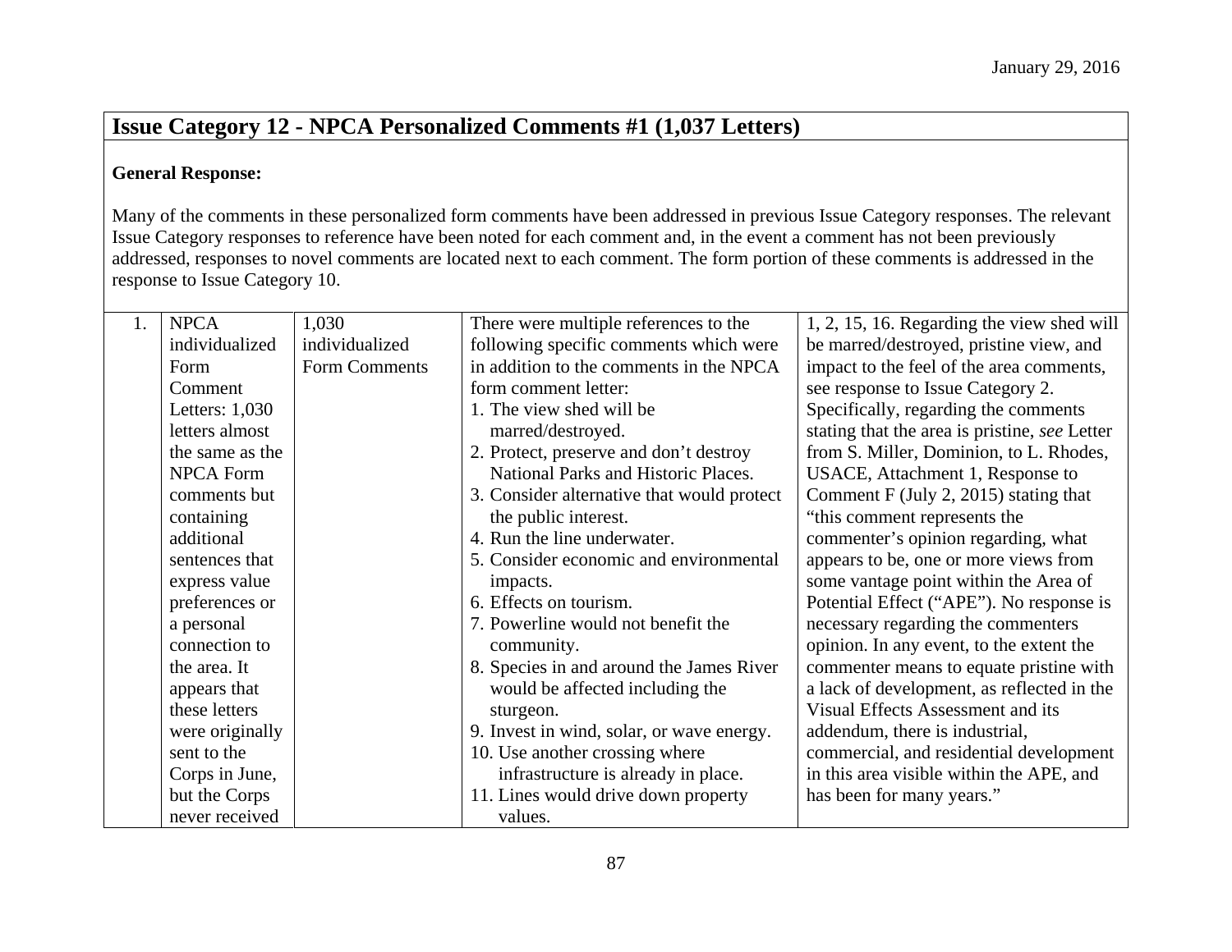| **Issue Category 12 - NPCA Personalized Comments #1 (1,037 Letters)** | | | | |
|---|---|---|---|---|
| **General Response:**<br><br>Many of the comments in these personalized form comments have been addressed in previous Issue Category responses. The relevant Issue Category responses to reference have been noted for each comment and, in the event a comment has not been previously addressed, responses to novel comments are located next to each comment. The form portion of these comments is addressed in the response to Issue Category 10. | | | | |
| 1. | NPCA individualized Form Comment Letters: 1,030 letters almost the same as the NPCA Form comments but containing additional sentences that express value preferences or a personal connection to the area. It appears that these letters were originally sent to the Corps in June, but the Corps never received | 1,030 individualized Form Comments | There were multiple references to the following specific comments which were in addition to the comments in the NPCA form comment letter:<br>1. The view shed will be marred/destroyed.<br>2. Protect, preserve and don't destroy National Parks and Historic Places.<br>3. Consider alternative that would protect the public interest.<br>4. Run the line underwater.<br>5. Consider economic and environmental impacts.<br>6. Effects on tourism.<br>7. Powerline would not benefit the community.<br>8. Species in and around the James River would be affected including the sturgeon.<br>9. Invest in wind, solar, or wave energy.<br>10. Use another crossing where infrastructure is already in place.<br>11. Lines would drive down property values. | 1, 2, 15, 16. Regarding the view shed will be marred/destroyed, pristine view, and impact to the feel of the area comments, see response to Issue Category 2. Specifically, regarding the comments stating that the area is pristine, *see* Letter from S. Miller, Dominion, to L. Rhodes, USACE, Attachment 1, Response to Comment F (July 2, 2015) stating that "this comment represents the commenter's opinion regarding, what appears to be, one or more views from some vantage point within the Area of Potential Effect ("APE"). No response is necessary regarding the commenters opinion. In any event, to the extent the commenter means to equate pristine with a lack of development, as reflected in the Visual Effects Assessment and its addendum, there is industrial, commercial, and residential development in this area visible within the APE, and has been for many years." |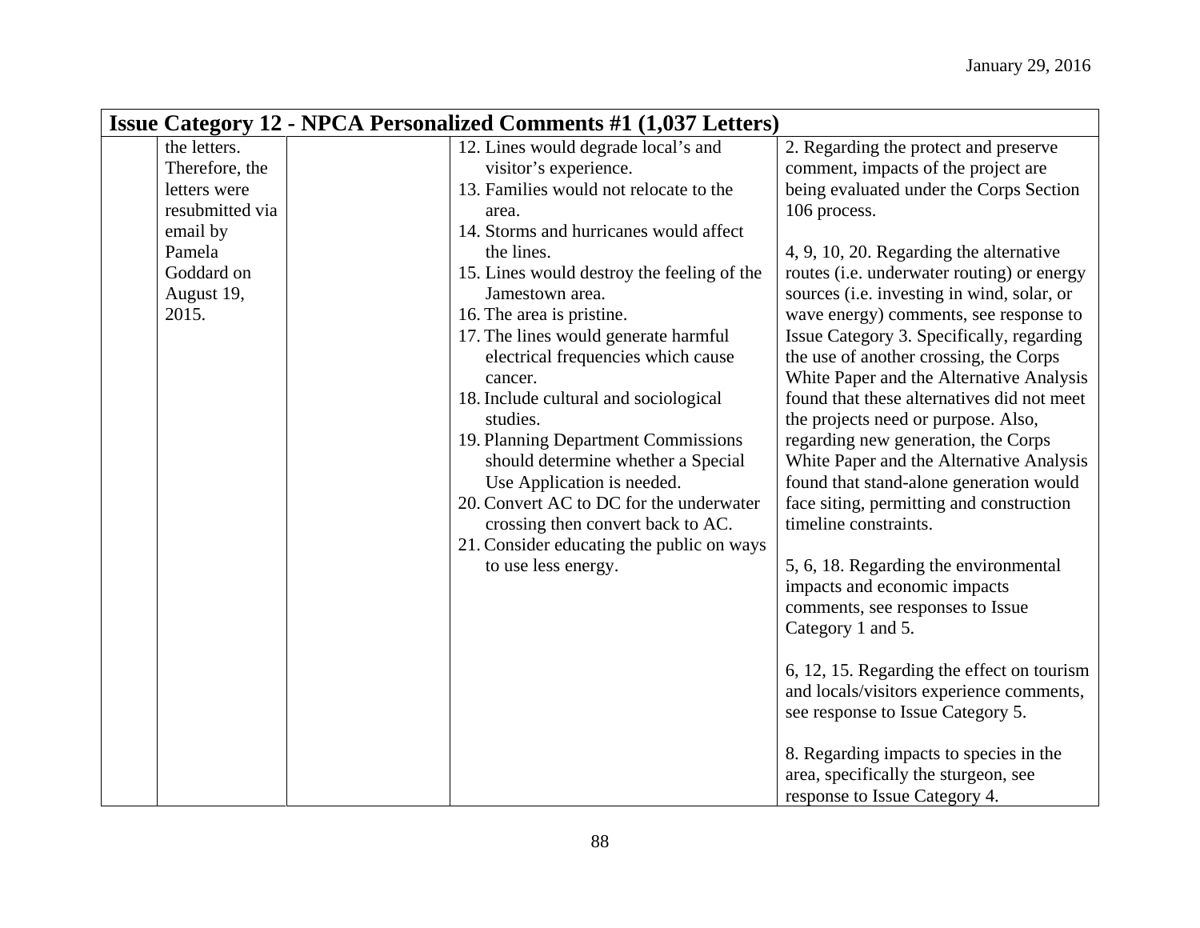| Issue Category 12 - NPCA Personalized Comments #1 (1,037 Letters) | | | | |
|---|---|---|---|---|
| | the letters. Therefore, the letters were resubmitted via email by Pamela Goddard on August 19, 2015. | | 12. Lines would degrade local's and visitor's experience.<br>13. Families would not relocate to the area.<br>14. Storms and hurricanes would affect the lines.<br>15. Lines would destroy the feeling of the Jamestown area.<br>16. The area is pristine.<br>17. The lines would generate harmful electrical frequencies which cause cancer.<br>18. Include cultural and sociological studies.<br>19. Planning Department Commissions should determine whether a Special Use Application is needed.<br>20. Convert AC to DC for the underwater crossing then convert back to AC.<br>21. Consider educating the public on ways to use less energy. | 2. Regarding the protect and preserve comment, impacts of the project are being evaluated under the Corps Section 106 process.<br><br>4, 9, 10, 20. Regarding the alternative routes (i.e. underwater routing) or energy sources (i.e. investing in wind, solar, or wave energy) comments, see response to Issue Category 3. Specifically, regarding the use of another crossing, the Corps White Paper and the Alternative Analysis found that these alternatives did not meet the projects need or purpose. Also, regarding new generation, the Corps White Paper and the Alternative Analysis found that stand-alone generation would face siting, permitting and construction timeline constraints.<br><br>5, 6, 18. Regarding the environmental impacts and economic impacts comments, see responses to Issue Category 1 and 5.<br><br>6, 12, 15. Regarding the effect on tourism and locals/visitors experience comments, see response to Issue Category 5.<br><br>8. Regarding impacts to species in the area, specifically the sturgeon, see response to Issue Category 4. |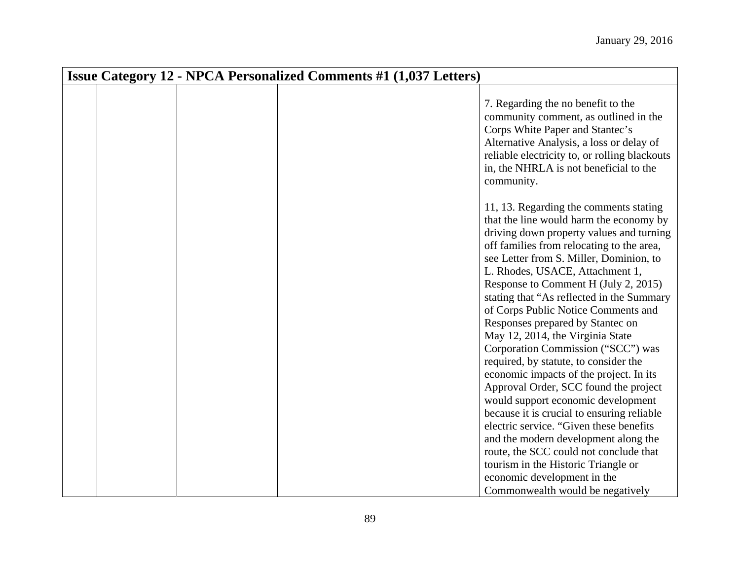| Issue Category 12 - NPCA Personalized Comments #1 (1,037 Letters) | | | | |
|---|---|---|---|---|
| | | | | 7. Regarding the no benefit to the community comment, as outlined in the Corps White Paper and Stantec's Alternative Analysis, a loss or delay of reliable electricity to, or rolling blackouts in, the NHRLA is not beneficial to the community.<br><br>11, 13. Regarding the comments stating that the line would harm the economy by driving down property values and turning off families from relocating to the area, see Letter from S. Miller, Dominion, to L. Rhodes, USACE, Attachment 1, Response to Comment H (July 2, 2015) stating that "As reflected in the Summary of Corps Public Notice Comments and Responses prepared by Stantec on May 12, 2014, the Virginia State Corporation Commission ("SCC") was required, by statute, to consider the economic impacts of the project. In its Approval Order, SCC found the project would support economic development because it is crucial to ensuring reliable electric service. "Given these benefits and the modern development along the route, the SCC could not conclude that tourism in the Historic Triangle or economic development in the Commonwealth would be negatively |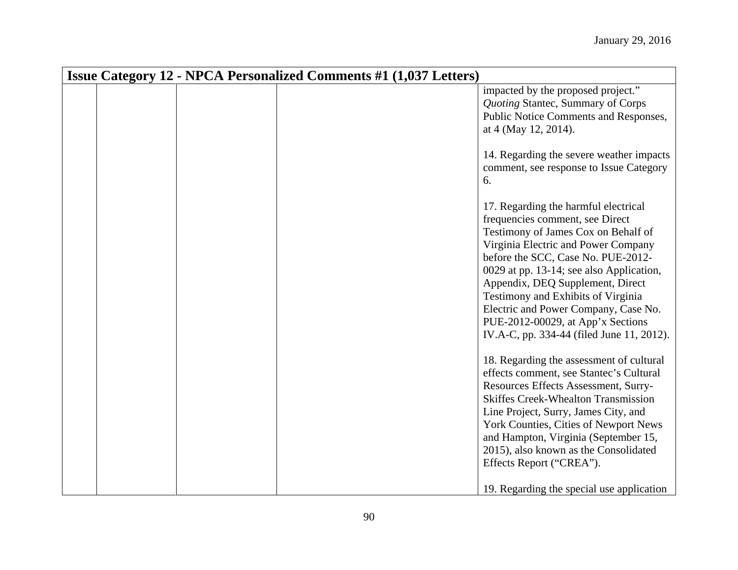| Issue Category 12 - NPCA Personalized Comments #1 (1,037 Letters) | | | | |
|---|---|---|---|---|
| | | | | impacted by the proposed project." *Quoting* Stantec, Summary of Corps Public Notice Comments and Responses, at 4 (May 12, 2014).<br><br>14. Regarding the severe weather impacts comment, see response to Issue Category 6.<br><br>17. Regarding the harmful electrical frequencies comment, see Direct Testimony of James Cox on Behalf of Virginia Electric and Power Company before the SCC, Case No. PUE-2012-0029 at pp. 13-14; see also Application, Appendix, DEQ Supplement, Direct Testimony and Exhibits of Virginia Electric and Power Company, Case No. PUE-2012-00029, at App'x Sections IV.A-C, pp. 334-44 (filed June 11, 2012).<br><br>18. Regarding the assessment of cultural effects comment, see Stantec's Cultural Resources Effects Assessment, Surry-Skiffes Creek-Whealton Transmission Line Project, Surry, James City, and York Counties, Cities of Newport News and Hampton, Virginia (September 15, 2015), also known as the Consolidated Effects Report ("CREA").<br><br>19. Regarding the special use application |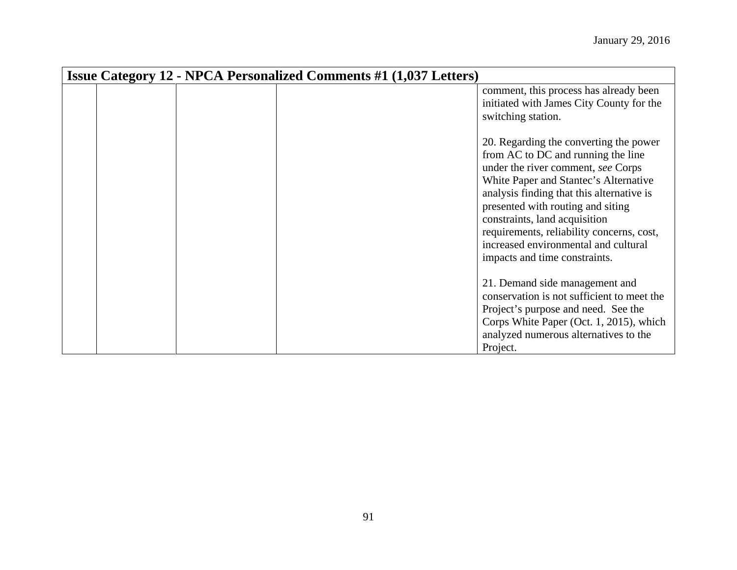| Issue Category 12 - NPCA Personalized Comments #1 (1,037 Letters) | | | | |
|---|---|---|---|---|
| | | | | comment, this process has already been initiated with James City County for the switching station.<br><br>20. Regarding the converting the power from AC to DC and running the line under the river comment, *see* Corps White Paper and Stantec's Alternative analysis finding that this alternative is presented with routing and siting constraints, land acquisition requirements, reliability concerns, cost, increased environmental and cultural impacts and time constraints.<br><br>21. Demand side management and conservation is not sufficient to meet the Project's purpose and need. See the Corps White Paper (Oct. 1, 2015), which analyzed numerous alternatives to the Project. |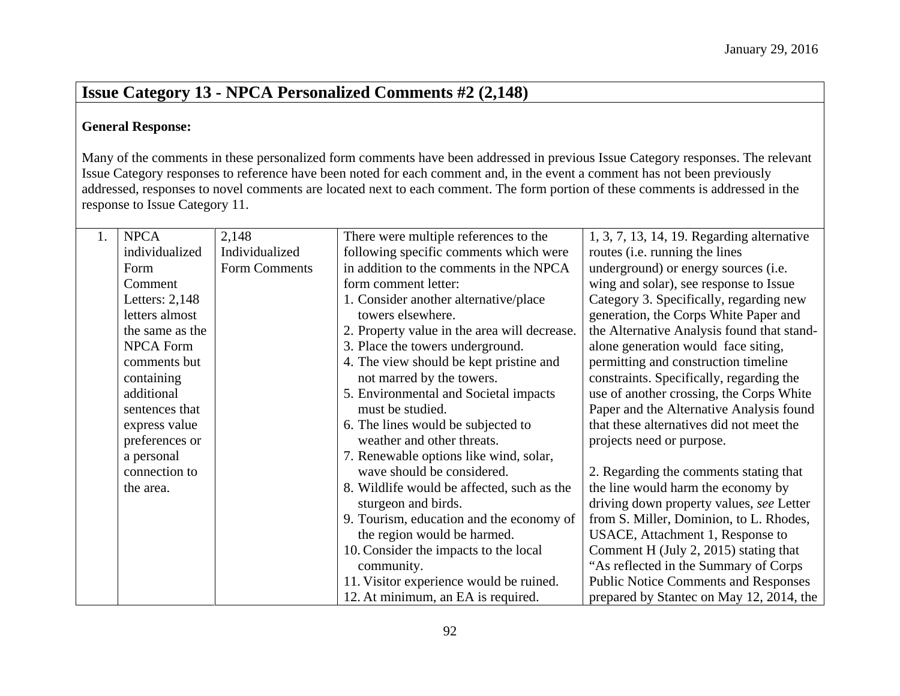## Issue Category 13 - NPCA Personalized Comments #2 (2,148)

**General Response:**

Many of the comments in these personalized form comments have been addressed in previous Issue Category responses. The relevant Issue Category responses to reference have been noted for each comment and, in the event a comment has not been previously addressed, responses to novel comments are located next to each comment. The form portion of these comments is addressed in the response to Issue Category 11.

| | | | | |
|---|---|---|---|---|
| 1. | NPCA individualized Form Comment Letters: 2,148 letters almost the same as the NPCA Form comments but containing additional sentences that express value preferences or a personal connection to the area. | 2,148 Individualized Form Comments | There were multiple references to the following specific comments which were in addition to the comments in the NPCA form comment letter:<br>1. Consider another alternative/place towers elsewhere.<br>2. Property value in the area will decrease.<br>3. Place the towers underground.<br>4. The view should be kept pristine and not marred by the towers.<br>5. Environmental and Societal impacts must be studied.<br>6. The lines would be subjected to weather and other threats.<br>7. Renewable options like wind, solar, wave should be considered.<br>8. Wildlife would be affected, such as the sturgeon and birds.<br>9. Tourism, education and the economy of the region would be harmed.<br>10. Consider the impacts to the local community.<br>11. Visitor experience would be ruined.<br>12. At minimum, an EA is required. | 1, 3, 7, 13, 14, 19. Regarding alternative routes (i.e. running the lines underground) or energy sources (i.e. wing and solar), see response to Issue Category 3. Specifically, regarding new generation, the Corps White Paper and the Alternative Analysis found that stand-alone generation would face siting, permitting and construction timeline constraints. Specifically, regarding the use of another crossing, the Corps White Paper and the Alternative Analysis found that these alternatives did not meet the projects need or purpose.<br><br>2. Regarding the comments stating that the line would harm the economy by driving down property values, *see* Letter from S. Miller, Dominion, to L. Rhodes, USACE, Attachment 1, Response to Comment H (July 2, 2015) stating that "As reflected in the Summary of Corps Public Notice Comments and Responses prepared by Stantec on May 12, 2014, the |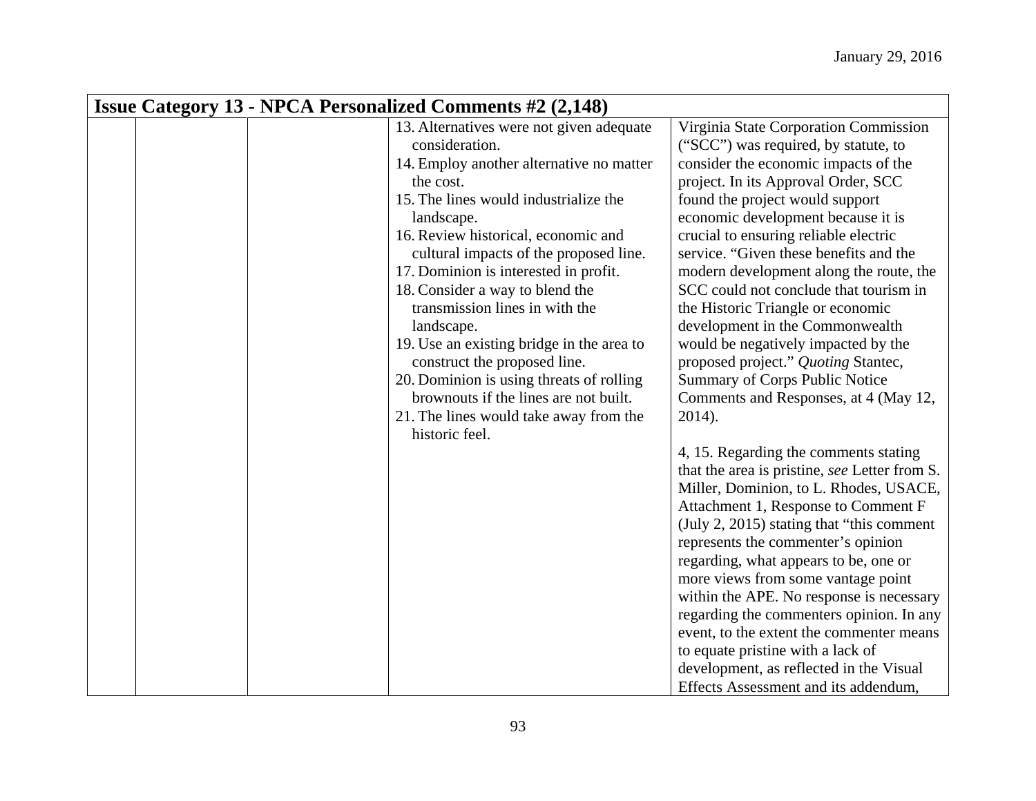| Issue Category 13 - NPCA Personalized Comments #2 (2,148) | | | | |
|---|---|---|---|---|
| | | | 13. Alternatives were not given adequate consideration.<br>14. Employ another alternative no matter the cost.<br>15. The lines would industrialize the landscape.<br>16. Review historical, economic and cultural impacts of the proposed line.<br>17. Dominion is interested in profit.<br>18. Consider a way to blend the transmission lines in with the landscape.<br>19. Use an existing bridge in the area to construct the proposed line.<br>20. Dominion is using threats of rolling brownouts if the lines are not built.<br>21. The lines would take away from the historic feel. | Virginia State Corporation Commission ("SCC") was required, by statute, to consider the economic impacts of the project. In its Approval Order, SCC found the project would support economic development because it is crucial to ensuring reliable electric service. "Given these benefits and the modern development along the route, the SCC could not conclude that tourism in the Historic Triangle or economic development in the Commonwealth would be negatively impacted by the proposed project." *Quoting* Stantec, Summary of Corps Public Notice Comments and Responses, at 4 (May 12, 2014).<br><br>4, 15. Regarding the comments stating that the area is pristine, *see* Letter from S. Miller, Dominion, to L. Rhodes, USACE, Attachment 1, Response to Comment F (July 2, 2015) stating that "this comment represents the commenter's opinion regarding, what appears to be, one or more views from some vantage point within the APE. No response is necessary regarding the commenters opinion. In any event, to the extent the commenter means to equate pristine with a lack of development, as reflected in the Visual Effects Assessment and its addendum, |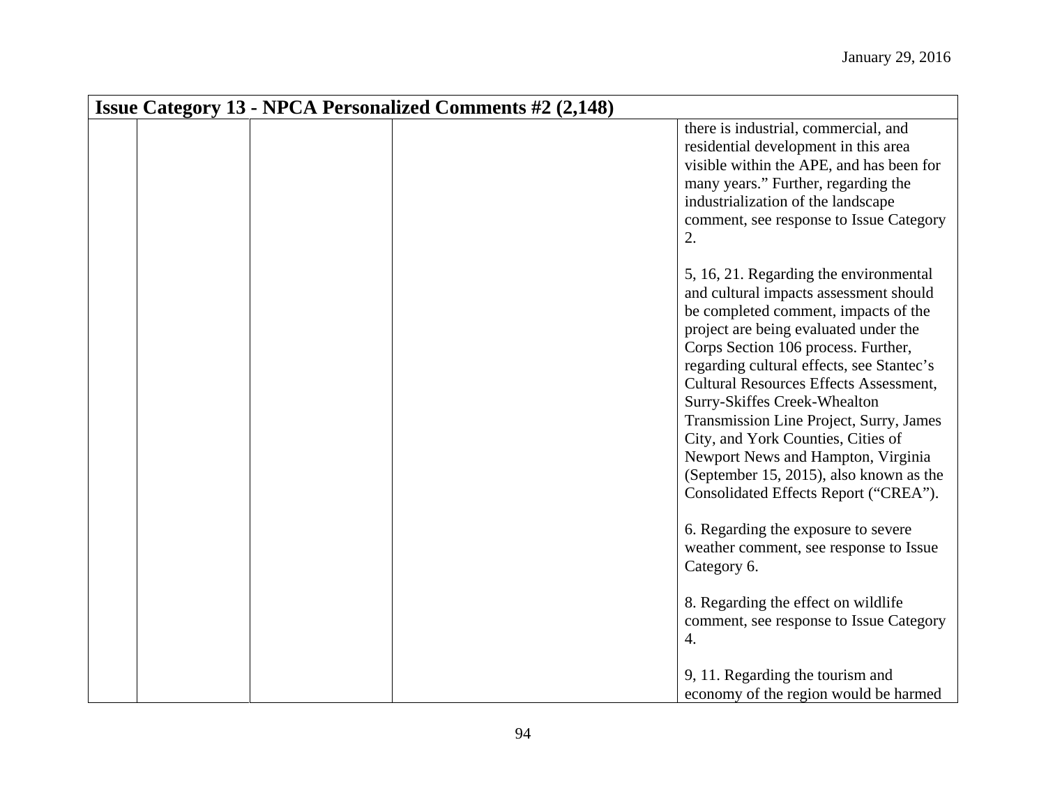| Issue Category 13 - NPCA Personalized Comments #2 (2,148) | | | | |
|---|---|---|---|---|
| | | | | there is industrial, commercial, and residential development in this area visible within the APE, and has been for many years." Further, regarding the industrialization of the landscape comment, see response to Issue Category 2.<br><br>5, 16, 21. Regarding the environmental and cultural impacts assessment should be completed comment, impacts of the project are being evaluated under the Corps Section 106 process. Further, regarding cultural effects, see Stantec's Cultural Resources Effects Assessment, Surry-Skiffes Creek-Whealton Transmission Line Project, Surry, James City, and York Counties, Cities of Newport News and Hampton, Virginia (September 15, 2015), also known as the Consolidated Effects Report ("CREA").<br><br>6. Regarding the exposure to severe weather comment, see response to Issue Category 6.<br><br>8. Regarding the effect on wildlife comment, see response to Issue Category 4.<br><br>9, 11. Regarding the tourism and economy of the region would be harmed |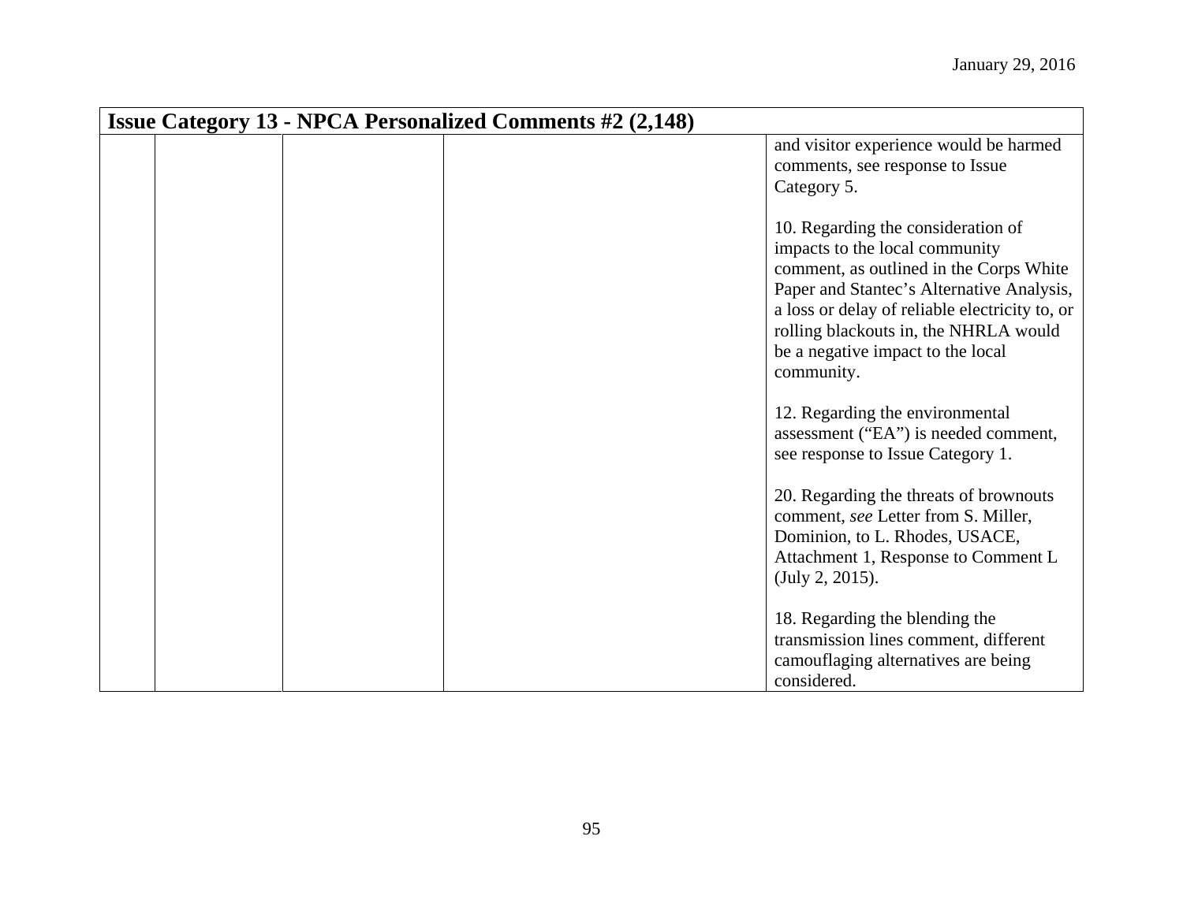January 29, 2016

| Issue Category 13 - NPCA Personalized Comments #2 (2,148) | | | | |
|---|---|---|---|---|
| | | | | and visitor experience would be harmed comments, see response to Issue Category 5.<br><br>10. Regarding the consideration of impacts to the local community comment, as outlined in the Corps White Paper and Stantec's Alternative Analysis, a loss or delay of reliable electricity to, or rolling blackouts in, the NHRLA would be a negative impact to the local community.<br><br>12. Regarding the environmental assessment ("EA") is needed comment, see response to Issue Category 1.<br><br>20. Regarding the threats of brownouts comment, *see* Letter from S. Miller, Dominion, to L. Rhodes, USACE, Attachment 1, Response to Comment L (July 2, 2015).<br><br>18. Regarding the blending the transmission lines comment, different camouflaging alternatives are being considered. |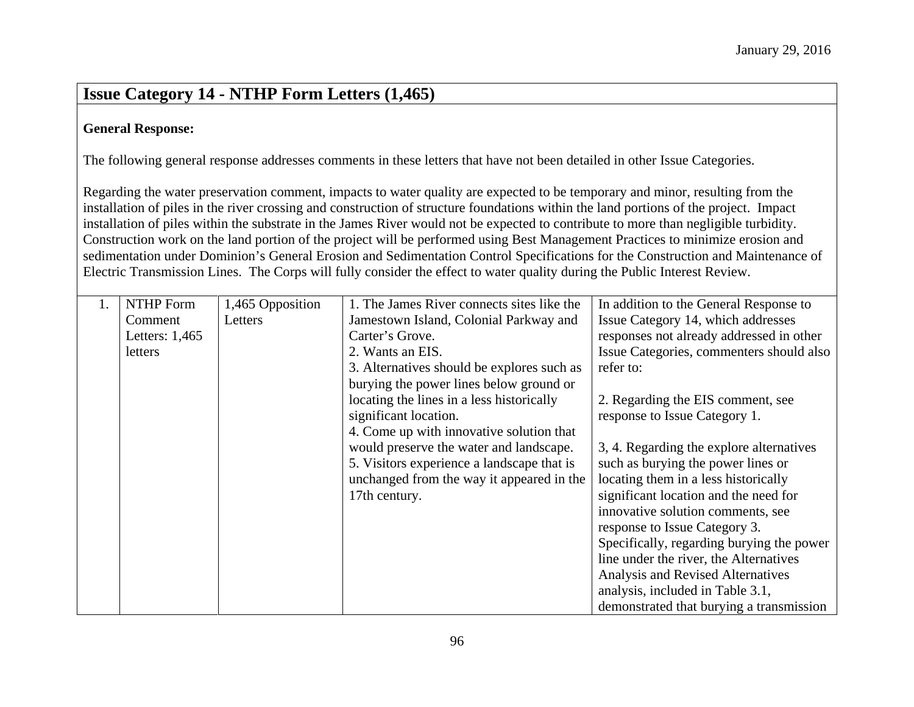## Issue Category 14 - NTHP Form Letters (1,465)

**General Response:**

The following general response addresses comments in these letters that have not been detailed in other Issue Categories.

Regarding the water preservation comment, impacts to water quality are expected to be temporary and minor, resulting from the installation of piles in the river crossing and construction of structure foundations within the land portions of the project. Impact installation of piles within the substrate in the James River would not be expected to contribute to more than negligible turbidity. Construction work on the land portion of the project will be performed using Best Management Practices to minimize erosion and sedimentation under Dominion's General Erosion and Sedimentation Control Specifications for the Construction and Maintenance of Electric Transmission Lines. The Corps will fully consider the effect to water quality during the Public Interest Review.

| | | | | |
|---|---|---|---|---|
| 1. | NTHP Form Comment Letters: 1,465 letters | 1,465 Opposition Letters | 1. The James River connects sites like the Jamestown Island, Colonial Parkway and Carter's Grove.<br>2. Wants an EIS.<br>3. Alternatives should be explores such as burying the power lines below ground or locating the lines in a less historically significant location.<br>4. Come up with innovative solution that would preserve the water and landscape.<br>5. Visitors experience a landscape that is unchanged from the way it appeared in the 17th century. | In addition to the General Response to Issue Category 14, which addresses responses not already addressed in other Issue Categories, commenters should also refer to:<br><br>2. Regarding the EIS comment, see response to Issue Category 1.<br><br>3, 4. Regarding the explore alternatives such as burying the power lines or locating them in a less historically significant location and the need for innovative solution comments, see response to Issue Category 3. Specifically, regarding burying the power line under the river, the Alternatives Analysis and Revised Alternatives analysis, included in Table 3.1, demonstrated that burying a transmission |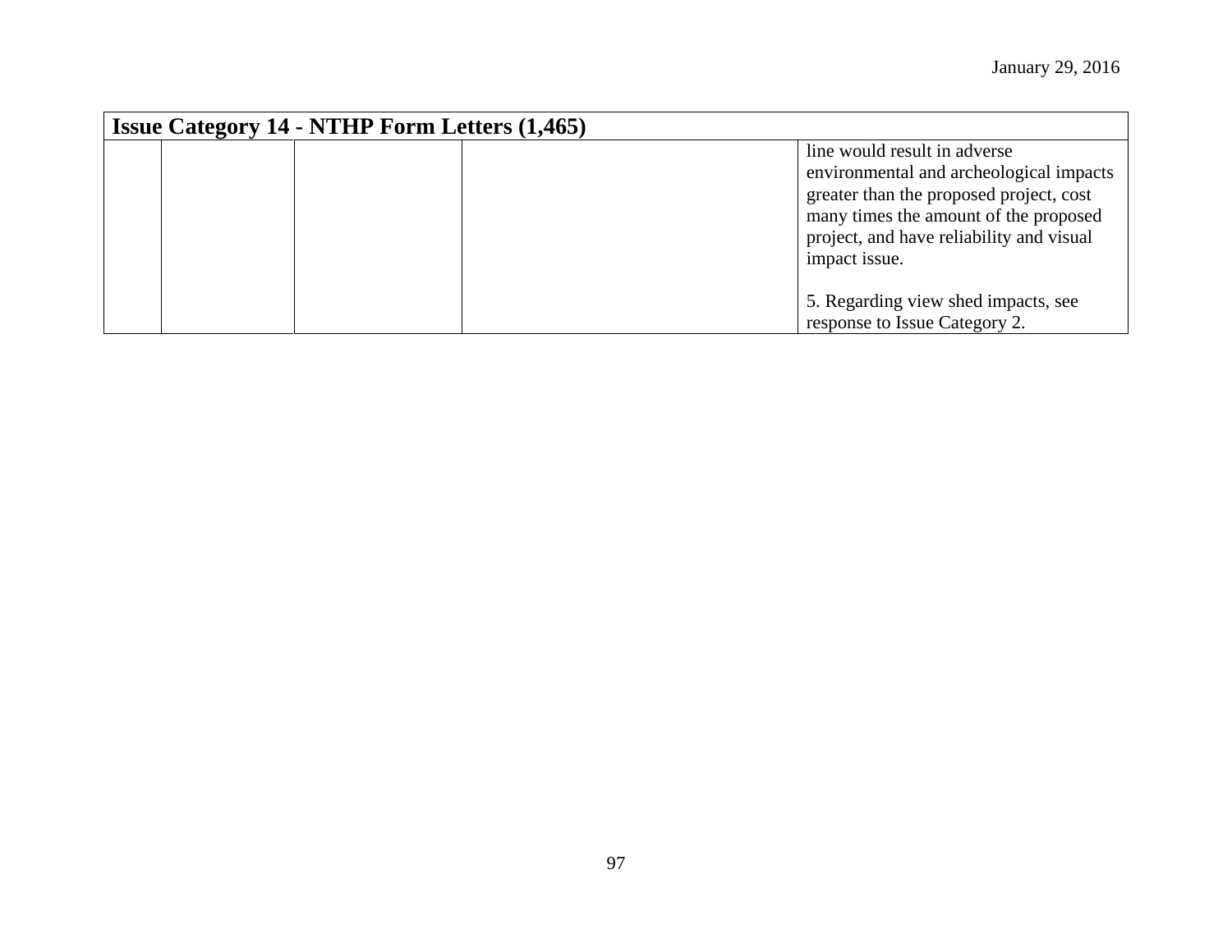| Issue Category 14 - NTHP Form Letters (1,465) | | | | |
|---|---|---|---|---|
| | | | | line would result in adverse environmental and archeological impacts greater than the proposed project, cost many times the amount of the proposed project, and have reliability and visual impact issue.<br><br>5. Regarding view shed impacts, see response to Issue Category 2. |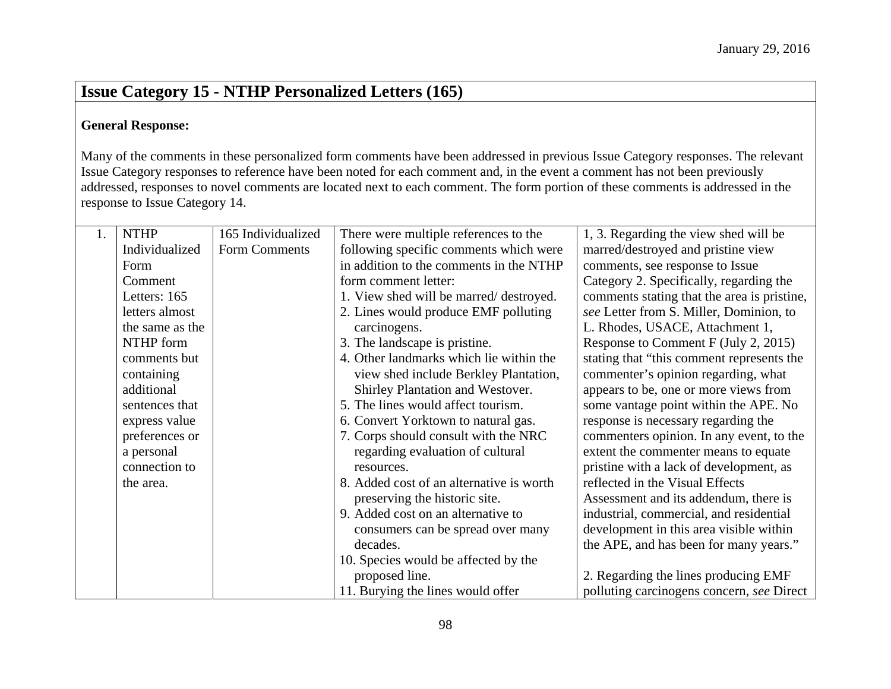| **Issue Category 15 - NTHP Personalized Letters (165)** | | | | |
|---|---|---|---|---|
| **General Response:**<br><br>Many of the comments in these personalized form comments have been addressed in previous Issue Category responses. The relevant Issue Category responses to reference have been noted for each comment and, in the event a comment has not been previously addressed, responses to novel comments are located next to each comment. The form portion of these comments is addressed in the response to Issue Category 14. | | | | |
| 1. | NTHP Individualized Form Comment Letters: 165 letters almost the same as the NTHP form comments but containing additional sentences that express value preferences or a personal connection to the area. | 165 Individualized Form Comments | There were multiple references to the following specific comments which were in addition to the comments in the NTHP form comment letter:<br>1. View shed will be marred/ destroyed.<br>2. Lines would produce EMF polluting carcinogens.<br>3. The landscape is pristine.<br>4. Other landmarks which lie within the view shed include Berkley Plantation, Shirley Plantation and Westover.<br>5. The lines would affect tourism.<br>6. Convert Yorktown to natural gas.<br>7. Corps should consult with the NRC regarding evaluation of cultural resources.<br>8. Added cost of an alternative is worth preserving the historic site.<br>9. Added cost on an alternative to consumers can be spread over many decades.<br>10. Species would be affected by the proposed line.<br>11. Burying the lines would offer | 1, 3. Regarding the view shed will be marred/destroyed and pristine view comments, see response to Issue Category 2. Specifically, regarding the comments stating that the area is pristine, *see* Letter from S. Miller, Dominion, to L. Rhodes, USACE, Attachment 1, Response to Comment F (July 2, 2015) stating that "this comment represents the commenter's opinion regarding, what appears to be, one or more views from some vantage point within the APE. No response is necessary regarding the commenters opinion. In any event, to the extent the commenter means to equate pristine with a lack of development, as reflected in the Visual Effects Assessment and its addendum, there is industrial, commercial, and residential development in this area visible within the APE, and has been for many years."<br><br>2. Regarding the lines producing EMF polluting carcinogens concern, *see* Direct |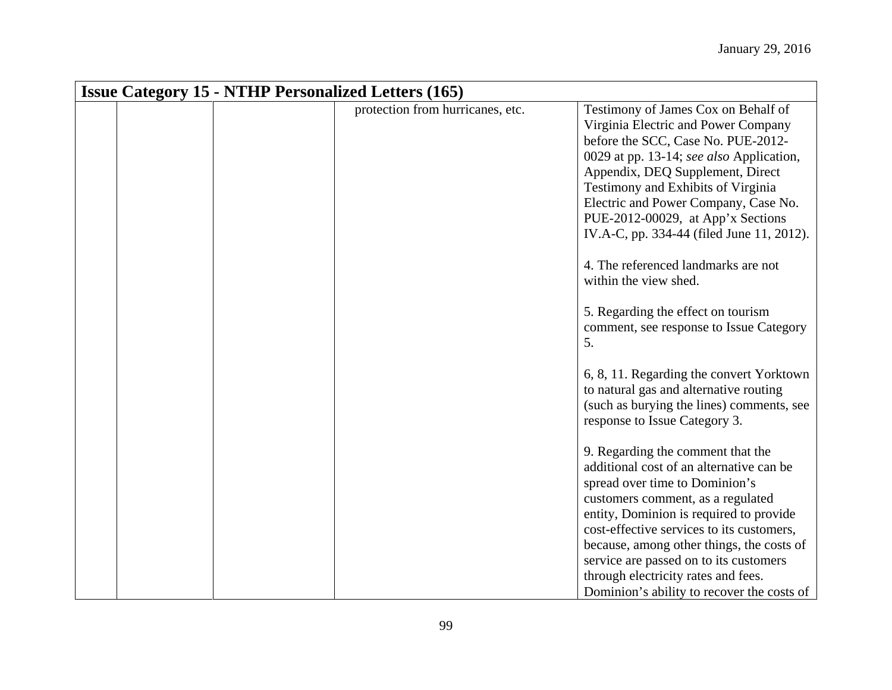| Issue Category 15 - NTHP Personalized Letters (165) | | | | |
|---|---|---|---|---|
| | | | protection from hurricanes, etc. | Testimony of James Cox on Behalf of Virginia Electric and Power Company before the SCC, Case No. PUE-2012-0029 at pp. 13-14; *see also* Application, Appendix, DEQ Supplement, Direct Testimony and Exhibits of Virginia Electric and Power Company, Case No. PUE-2012-00029, at App'x Sections IV.A-C, pp. 334-44 (filed June 11, 2012).<br><br>4. The referenced landmarks are not within the view shed.<br><br>5. Regarding the effect on tourism comment, see response to Issue Category 5.<br><br>6, 8, 11. Regarding the convert Yorktown to natural gas and alternative routing (such as burying the lines) comments, see response to Issue Category 3.<br><br>9. Regarding the comment that the additional cost of an alternative can be spread over time to Dominion's customers comment, as a regulated entity, Dominion is required to provide cost-effective services to its customers, because, among other things, the costs of service are passed on to its customers through electricity rates and fees. Dominion's ability to recover the costs of |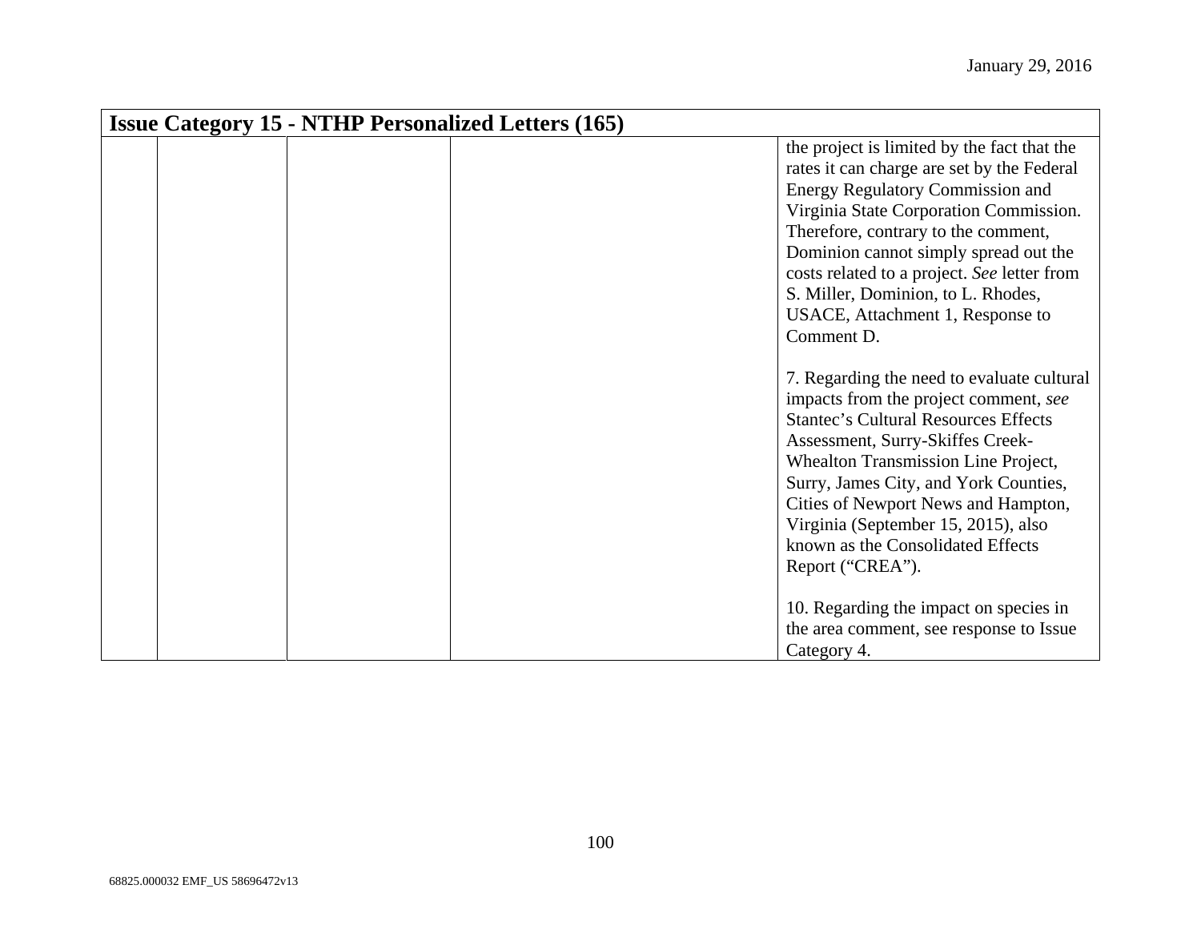| Issue Category 15 - NTHP Personalized Letters (165) | | | | |
|---|---|---|---|---|
| | | | | the project is limited by the fact that the rates it can charge are set by the Federal Energy Regulatory Commission and Virginia State Corporation Commission. Therefore, contrary to the comment, Dominion cannot simply spread out the costs related to a project. *See* letter from S. Miller, Dominion, to L. Rhodes, USACE, Attachment 1, Response to Comment D.<br><br>7. Regarding the need to evaluate cultural impacts from the project comment, *see* Stantec's Cultural Resources Effects Assessment, Surry-Skiffes Creek-Whealton Transmission Line Project, Surry, James City, and York Counties, Cities of Newport News and Hampton, Virginia (September 15, 2015), also known as the Consolidated Effects Report ("CREA").<br><br>10. Regarding the impact on species in the area comment, see response to Issue Category 4. |